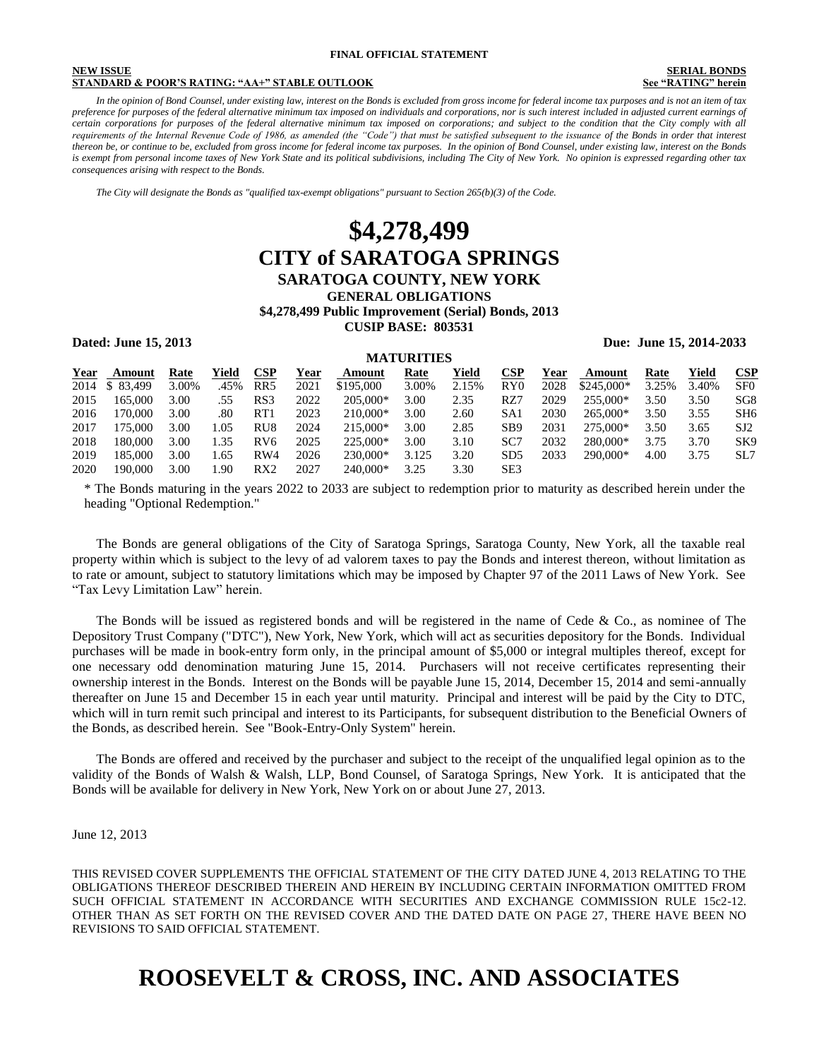**FINAL OFFICIAL STATEMENT**

**NEW ISSUE** | **SERIAL BONDS**

**STANDARD & POOR'S RATING: "AA+" STABLE OUTLOOK** | **See "RATING" herein**

*In the opinion of Bond Counsel, under existing law, interest on the Bonds is excluded from gross income for federal income tax purposes and is not an item of tax preference for purposes of the federal alternative minimum tax imposed on individuals and corporations, nor is such interest included in adjusted current earnings of certain corporations for purposes of the federal alternative minimum tax imposed on corporations; and subject to the condition that the City comply with all requirements of the Internal Revenue Code of 1986, as amended (the "Code") that must be satisfied subsequent to the issuance of the Bonds in order that interest thereon be, or continue to be, excluded from gross income for federal income tax purposes. In the opinion of Bond Counsel, under existing law, interest on the Bonds is exempt from personal income taxes of New York State and its political subdivisions, including The City of New York. No opinion is expressed regarding other tax consequences arising with respect to the Bonds.*

*The City will designate the Bonds as "qualified tax-exempt obligations" pursuant to Section 265(b)(3) of the Code.*

# $4,278,499

# CITY of SARATOGA SPRINGS

## SARATOGA COUNTY, NEW YORK

### GENERAL OBLIGATIONS

**$4,278,499 Public Improvement (Serial) Bonds, 2013**

**CUSIP BASE: 803531**

**Dated: June 15, 2013** | **Due: June 15, 2014-2033**

**MATURITIES**

| Year | Amount | Rate | Yield | CSP | Year | Amount | Rate | Yield | CSP | Year | Amount | Rate | Yield | CSP |
|---|---|---|---|---|---|---|---|---|---|---|---|---|---|---|
| 2014 | $ 83,499 | 3.00% | .45% | RR5 | 2021 | $195,000 | 3.00% | 2.15% | RY0 | 2028 | $245,000* | 3.25% | 3.40% | SF0 |
| 2015 | 165,000 | 3.00 | .55 | RS3 | 2022 | 205,000* | 3.00 | 2.35 | RZ7 | 2029 | 255,000* | 3.50 | 3.50 | SG8 |
| 2016 | 170,000 | 3.00 | .80 | RT1 | 2023 | 210,000* | 3.00 | 2.60 | SA1 | 2030 | 265,000* | 3.50 | 3.55 | SH6 |
| 2017 | 175,000 | 3.00 | 1.05 | RU8 | 2024 | 215,000* | 3.00 | 2.85 | SB9 | 2031 | 275,000* | 3.50 | 3.65 | SJ2 |
| 2018 | 180,000 | 3.00 | 1.35 | RV6 | 2025 | 225,000* | 3.00 | 3.10 | SC7 | 2032 | 280,000* | 3.75 | 3.70 | SK9 |
| 2019 | 185,000 | 3.00 | 1.65 | RW4 | 2026 | 230,000* | 3.125 | 3.20 | SD5 | 2033 | 290,000* | 4.00 | 3.75 | SL7 |
| 2020 | 190,000 | 3.00 | 1.90 | RX2 | 2027 | 240,000* | 3.25 | 3.30 | SE3 | | | | | |

\* The Bonds maturing in the years 2022 to 2033 are subject to redemption prior to maturity as described herein under the heading "Optional Redemption."

The Bonds are general obligations of the City of Saratoga Springs, Saratoga County, New York, all the taxable real property within which is subject to the levy of ad valorem taxes to pay the Bonds and interest thereon, without limitation as to rate or amount, subject to statutory limitations which may be imposed by Chapter 97 of the 2011 Laws of New York. See "Tax Levy Limitation Law" herein.

The Bonds will be issued as registered bonds and will be registered in the name of Cede & Co., as nominee of The Depository Trust Company ("DTC"), New York, New York, which will act as securities depository for the Bonds. Individual purchases will be made in book-entry form only, in the principal amount of $5,000 or integral multiples thereof, except for one necessary odd denomination maturing June 15, 2014. Purchasers will not receive certificates representing their ownership interest in the Bonds. Interest on the Bonds will be payable June 15, 2014, December 15, 2014 and semi-annually thereafter on June 15 and December 15 in each year until maturity. Principal and interest will be paid by the City to DTC, which will in turn remit such principal and interest to its Participants, for subsequent distribution to the Beneficial Owners of the Bonds, as described herein. See "Book-Entry-Only System" herein.

The Bonds are offered and received by the purchaser and subject to the receipt of the unqualified legal opinion as to the validity of the Bonds of Walsh & Walsh, LLP, Bond Counsel, of Saratoga Springs, New York. It is anticipated that the Bonds will be available for delivery in New York, New York on or about June 27, 2013.

June 12, 2013

THIS REVISED COVER SUPPLEMENTS THE OFFICIAL STATEMENT OF THE CITY DATED JUNE 4, 2013 RELATING TO THE OBLIGATIONS THEREOF DESCRIBED THEREIN AND HEREIN BY INCLUDING CERTAIN INFORMATION OMITTED FROM SUCH OFFICIAL STATEMENT IN ACCORDANCE WITH SECURITIES AND EXCHANGE COMMISSION RULE 15c2-12. OTHER THAN AS SET FORTH ON THE REVISED COVER AND THE DATED DATE ON PAGE 27, THERE HAVE BEEN NO REVISIONS TO SAID OFFICIAL STATEMENT.

# ROOSEVELT & CROSS, INC. AND ASSOCIATES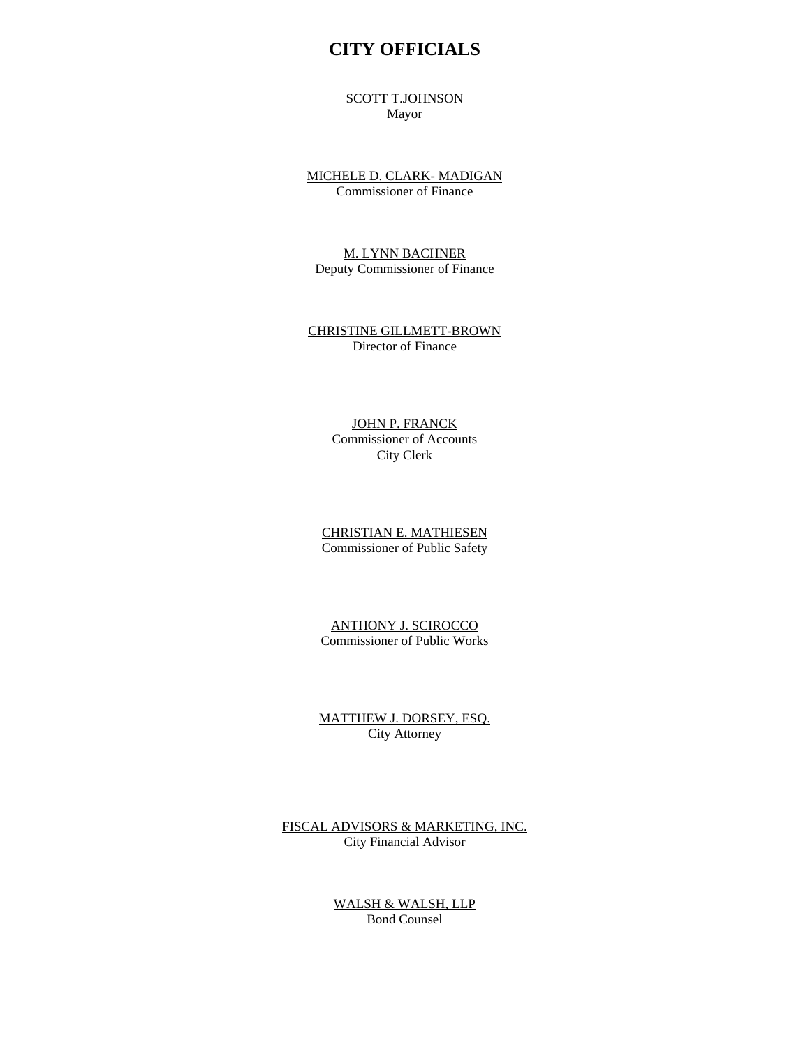# CITY OFFICIALS

SCOTT T.JOHNSON
Mayor

MICHELE D. CLARK- MADIGAN
Commissioner of Finance

M. LYNN BACHNER
Deputy Commissioner of Finance

CHRISTINE GILLMETT-BROWN
Director of Finance

JOHN P. FRANCK
Commissioner of Accounts
City Clerk

CHRISTIAN E. MATHIESEN
Commissioner of Public Safety

ANTHONY J. SCIROCCO
Commissioner of Public Works

MATTHEW J. DORSEY, ESQ.
City Attorney

FISCAL ADVISORS & MARKETING, INC.
City Financial Advisor

WALSH & WALSH, LLP
Bond Counsel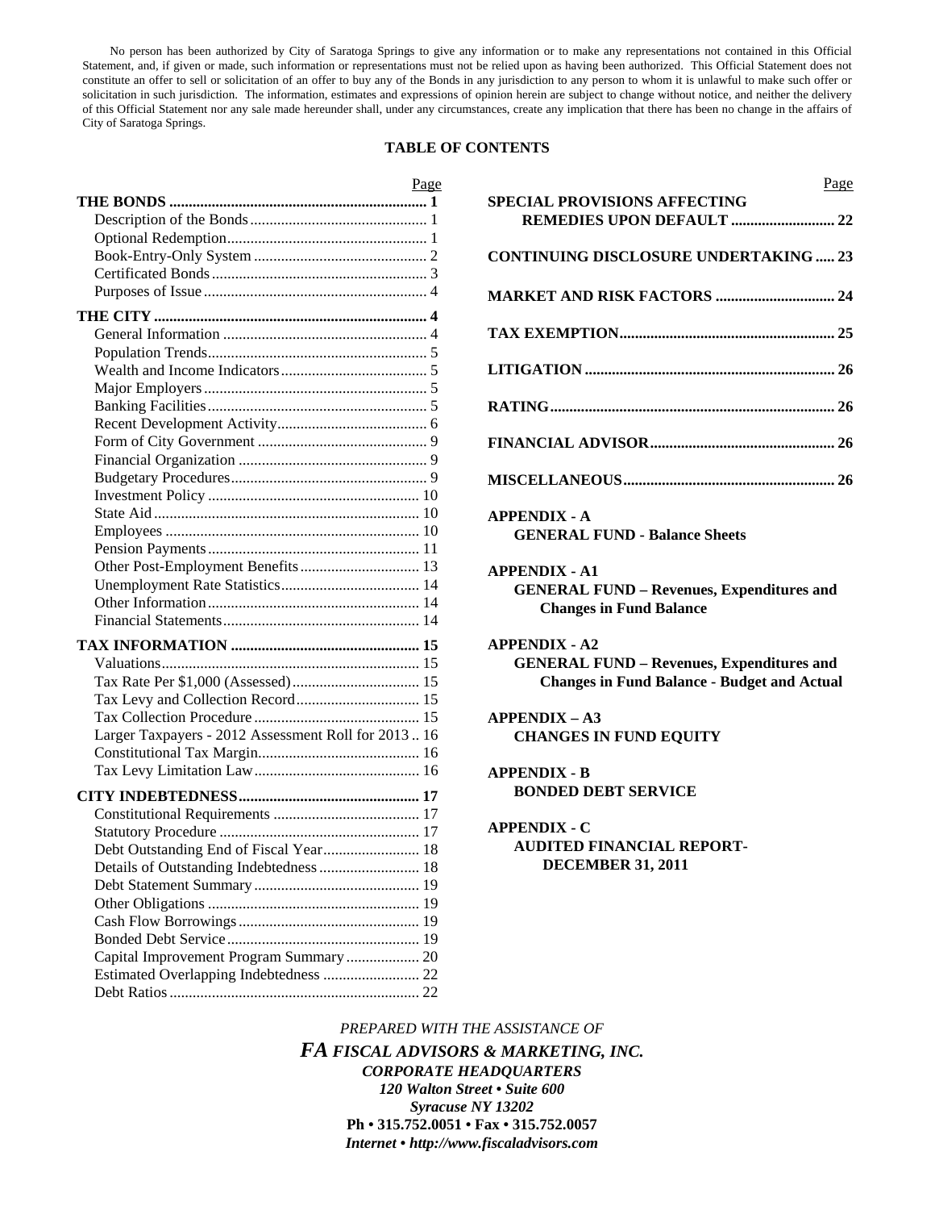No person has been authorized by City of Saratoga Springs to give any information or to make any representations not contained in this Official Statement, and, if given or made, such information or representations must not be relied upon as having been authorized. This Official Statement does not constitute an offer to sell or solicitation of an offer to buy any of the Bonds in any jurisdiction to any person to whom it is unlawful to make such offer or solicitation in such jurisdiction. The information, estimates and expressions of opinion herein are subject to change without notice, and neither the delivery of this Official Statement nor any sale made hereunder shall, under any circumstances, create any implication that there has been no change in the affairs of City of Saratoga Springs.

## TABLE OF CONTENTS

| | Page |
|---|---|
| **THE BONDS** | **1** |
| Description of the Bonds | 1 |
| Optional Redemption | 1 |
| Book-Entry-Only System | 2 |
| Certificated Bonds | 3 |
| Purposes of Issue | 4 |
| **THE CITY** | **4** |
| General Information | 4 |
| Population Trends | 5 |
| Wealth and Income Indicators | 5 |
| Major Employers | 5 |
| Banking Facilities | 5 |
| Recent Development Activity | 6 |
| Form of City Government | 9 |
| Financial Organization | 9 |
| Budgetary Procedures | 9 |
| Investment Policy | 10 |
| State Aid | 10 |
| Employees | 10 |
| Pension Payments | 11 |
| Other Post-Employment Benefits | 13 |
| Unemployment Rate Statistics | 14 |
| Other Information | 14 |
| Financial Statements | 14 |
| **TAX INFORMATION** | **15** |
| Valuations | 15 |
| Tax Rate Per $1,000 (Assessed) | 15 |
| Tax Levy and Collection Record | 15 |
| Tax Collection Procedure | 15 |
| Larger Taxpayers - 2012 Assessment Roll for 2013 | 16 |
| Constitutional Tax Margin | 16 |
| Tax Levy Limitation Law | 16 |
| **CITY INDEBTEDNESS** | **17** |
| Constitutional Requirements | 17 |
| Statutory Procedure | 17 |
| Debt Outstanding End of Fiscal Year | 18 |
| Details of Outstanding Indebtedness | 18 |
| Debt Statement Summary | 19 |
| Other Obligations | 19 |
| Cash Flow Borrowings | 19 |
| Bonded Debt Service | 19 |
| Capital Improvement Program Summary | 20 |
| Estimated Overlapping Indebtedness | 22 |
| Debt Ratios | 22 |

| | Page |
|---|---|
| **SPECIAL PROVISIONS AFFECTING REMEDIES UPON DEFAULT** | **22** |
| **CONTINUING DISCLOSURE UNDERTAKING** | **23** |
| **MARKET AND RISK FACTORS** | **24** |
| **TAX EXEMPTION** | **25** |
| **LITIGATION** | **26** |
| **RATING** | **26** |
| **FINANCIAL ADVISOR** | **26** |
| **MISCELLANEOUS** | **26** |

**APPENDIX - A**
**GENERAL FUND - Balance Sheets**

**APPENDIX - A1**
**GENERAL FUND – Revenues, Expenditures and Changes in Fund Balance**

**APPENDIX - A2**
**GENERAL FUND – Revenues, Expenditures and Changes in Fund Balance - Budget and Actual**

**APPENDIX – A3**
**CHANGES IN FUND EQUITY**

**APPENDIX - B**
**BONDED DEBT SERVICE**

**APPENDIX - C**
**AUDITED FINANCIAL REPORT- DECEMBER 31, 2011**

*PREPARED WITH THE ASSISTANCE OF*

***FA FISCAL ADVISORS & MARKETING, INC.***
***CORPORATE HEADQUARTERS***
***120 Walton Street • Suite 600***
***Syracuse NY 13202***
**Ph • 315.752.0051 • Fax • 315.752.0057**
***Internet • http://www.fiscaladvisors.com***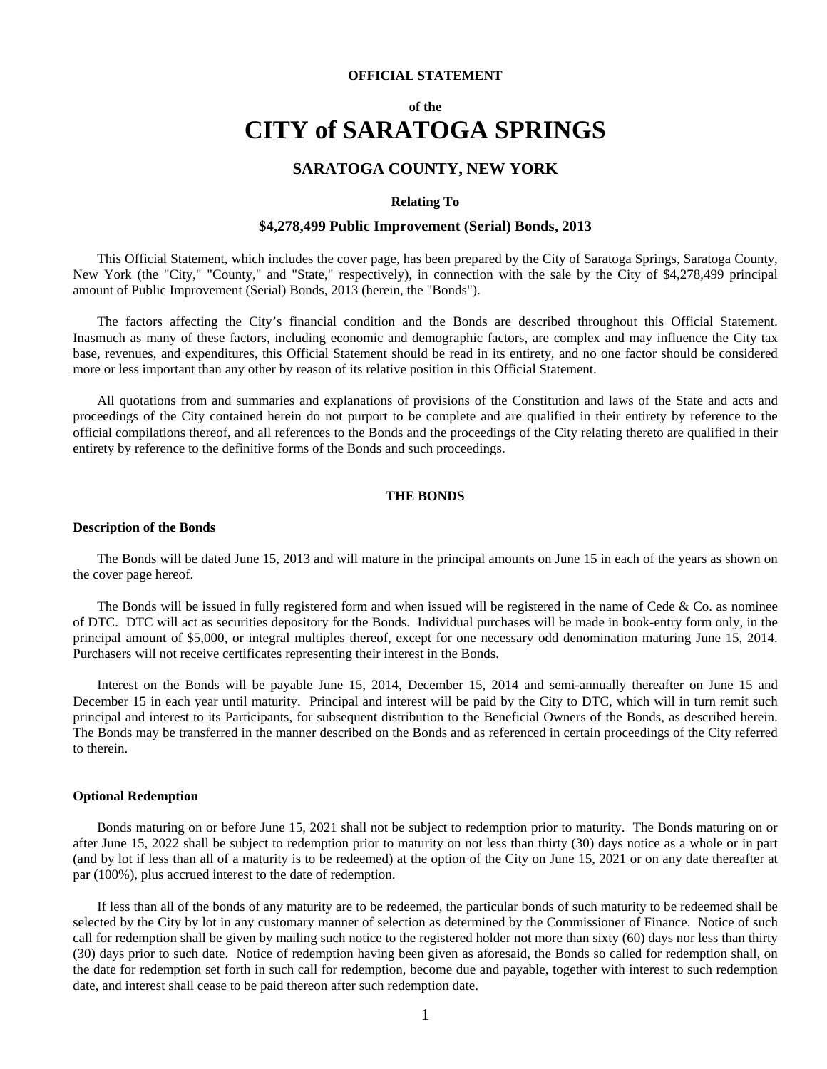**OFFICIAL STATEMENT**

**of the**

# CITY of SARATOGA SPRINGS

## SARATOGA COUNTY, NEW YORK

**Relating To**

### $4,278,499 Public Improvement (Serial) Bonds, 2013

This Official Statement, which includes the cover page, has been prepared by the City of Saratoga Springs, Saratoga County, New York (the "City," "County," and "State," respectively), in connection with the sale by the City of $4,278,499 principal amount of Public Improvement (Serial) Bonds, 2013 (herein, the "Bonds").

The factors affecting the City's financial condition and the Bonds are described throughout this Official Statement. Inasmuch as many of these factors, including economic and demographic factors, are complex and may influence the City tax base, revenues, and expenditures, this Official Statement should be read in its entirety, and no one factor should be considered more or less important than any other by reason of its relative position in this Official Statement.

All quotations from and summaries and explanations of provisions of the Constitution and laws of the State and acts and proceedings of the City contained herein do not purport to be complete and are qualified in their entirety by reference to the official compilations thereof, and all references to the Bonds and the proceedings of the City relating thereto are qualified in their entirety by reference to the definitive forms of the Bonds and such proceedings.

## THE BONDS

### Description of the Bonds

The Bonds will be dated June 15, 2013 and will mature in the principal amounts on June 15 in each of the years as shown on the cover page hereof.

The Bonds will be issued in fully registered form and when issued will be registered in the name of Cede & Co. as nominee of DTC. DTC will act as securities depository for the Bonds. Individual purchases will be made in book-entry form only, in the principal amount of $5,000, or integral multiples thereof, except for one necessary odd denomination maturing June 15, 2014. Purchasers will not receive certificates representing their interest in the Bonds.

Interest on the Bonds will be payable June 15, 2014, December 15, 2014 and semi-annually thereafter on June 15 and December 15 in each year until maturity. Principal and interest will be paid by the City to DTC, which will in turn remit such principal and interest to its Participants, for subsequent distribution to the Beneficial Owners of the Bonds, as described herein. The Bonds may be transferred in the manner described on the Bonds and as referenced in certain proceedings of the City referred to therein.

### Optional Redemption

Bonds maturing on or before June 15, 2021 shall not be subject to redemption prior to maturity. The Bonds maturing on or after June 15, 2022 shall be subject to redemption prior to maturity on not less than thirty (30) days notice as a whole or in part (and by lot if less than all of a maturity is to be redeemed) at the option of the City on June 15, 2021 or on any date thereafter at par (100%), plus accrued interest to the date of redemption.

If less than all of the bonds of any maturity are to be redeemed, the particular bonds of such maturity to be redeemed shall be selected by the City by lot in any customary manner of selection as determined by the Commissioner of Finance. Notice of such call for redemption shall be given by mailing such notice to the registered holder not more than sixty (60) days nor less than thirty (30) days prior to such date. Notice of redemption having been given as aforesaid, the Bonds so called for redemption shall, on the date for redemption set forth in such call for redemption, become due and payable, together with interest to such redemption date, and interest shall cease to be paid thereon after such redemption date.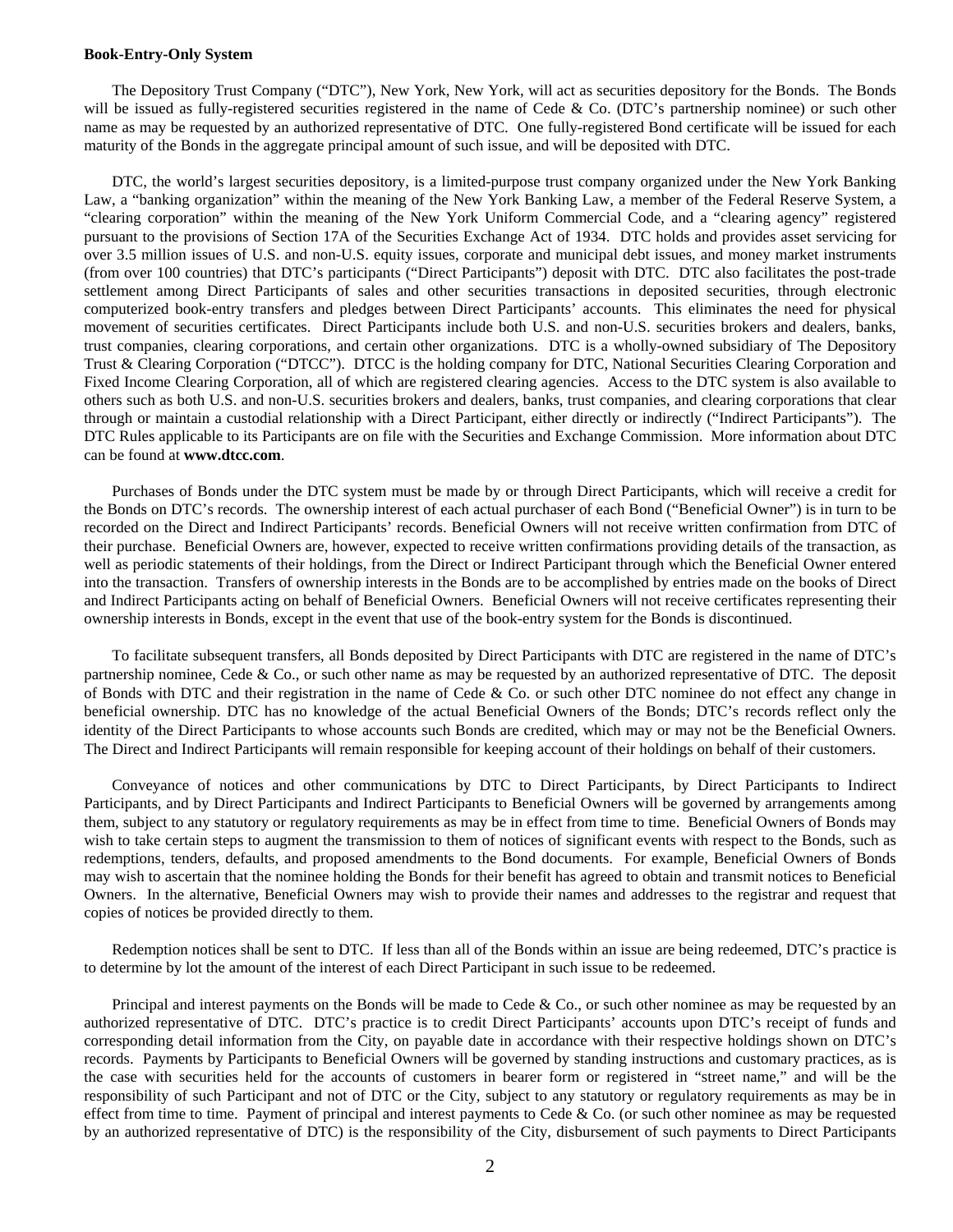**Book-Entry-Only System**

The Depository Trust Company ("DTC"), New York, New York, will act as securities depository for the Bonds. The Bonds will be issued as fully-registered securities registered in the name of Cede & Co. (DTC's partnership nominee) or such other name as may be requested by an authorized representative of DTC. One fully-registered Bond certificate will be issued for each maturity of the Bonds in the aggregate principal amount of such issue, and will be deposited with DTC.

DTC, the world's largest securities depository, is a limited-purpose trust company organized under the New York Banking Law, a "banking organization" within the meaning of the New York Banking Law, a member of the Federal Reserve System, a "clearing corporation" within the meaning of the New York Uniform Commercial Code, and a "clearing agency" registered pursuant to the provisions of Section 17A of the Securities Exchange Act of 1934. DTC holds and provides asset servicing for over 3.5 million issues of U.S. and non-U.S. equity issues, corporate and municipal debt issues, and money market instruments (from over 100 countries) that DTC's participants ("Direct Participants") deposit with DTC. DTC also facilitates the post-trade settlement among Direct Participants of sales and other securities transactions in deposited securities, through electronic computerized book-entry transfers and pledges between Direct Participants' accounts. This eliminates the need for physical movement of securities certificates. Direct Participants include both U.S. and non-U.S. securities brokers and dealers, banks, trust companies, clearing corporations, and certain other organizations. DTC is a wholly-owned subsidiary of The Depository Trust & Clearing Corporation ("DTCC"). DTCC is the holding company for DTC, National Securities Clearing Corporation and Fixed Income Clearing Corporation, all of which are registered clearing agencies. Access to the DTC system is also available to others such as both U.S. and non-U.S. securities brokers and dealers, banks, trust companies, and clearing corporations that clear through or maintain a custodial relationship with a Direct Participant, either directly or indirectly ("Indirect Participants"). The DTC Rules applicable to its Participants are on file with the Securities and Exchange Commission. More information about DTC can be found at **www.dtcc.com**.

Purchases of Bonds under the DTC system must be made by or through Direct Participants, which will receive a credit for the Bonds on DTC's records. The ownership interest of each actual purchaser of each Bond ("Beneficial Owner") is in turn to be recorded on the Direct and Indirect Participants' records. Beneficial Owners will not receive written confirmation from DTC of their purchase. Beneficial Owners are, however, expected to receive written confirmations providing details of the transaction, as well as periodic statements of their holdings, from the Direct or Indirect Participant through which the Beneficial Owner entered into the transaction. Transfers of ownership interests in the Bonds are to be accomplished by entries made on the books of Direct and Indirect Participants acting on behalf of Beneficial Owners. Beneficial Owners will not receive certificates representing their ownership interests in Bonds, except in the event that use of the book-entry system for the Bonds is discontinued.

To facilitate subsequent transfers, all Bonds deposited by Direct Participants with DTC are registered in the name of DTC's partnership nominee, Cede & Co., or such other name as may be requested by an authorized representative of DTC. The deposit of Bonds with DTC and their registration in the name of Cede & Co. or such other DTC nominee do not effect any change in beneficial ownership. DTC has no knowledge of the actual Beneficial Owners of the Bonds; DTC's records reflect only the identity of the Direct Participants to whose accounts such Bonds are credited, which may or may not be the Beneficial Owners. The Direct and Indirect Participants will remain responsible for keeping account of their holdings on behalf of their customers.

Conveyance of notices and other communications by DTC to Direct Participants, by Direct Participants to Indirect Participants, and by Direct Participants and Indirect Participants to Beneficial Owners will be governed by arrangements among them, subject to any statutory or regulatory requirements as may be in effect from time to time. Beneficial Owners of Bonds may wish to take certain steps to augment the transmission to them of notices of significant events with respect to the Bonds, such as redemptions, tenders, defaults, and proposed amendments to the Bond documents. For example, Beneficial Owners of Bonds may wish to ascertain that the nominee holding the Bonds for their benefit has agreed to obtain and transmit notices to Beneficial Owners. In the alternative, Beneficial Owners may wish to provide their names and addresses to the registrar and request that copies of notices be provided directly to them.

Redemption notices shall be sent to DTC. If less than all of the Bonds within an issue are being redeemed, DTC's practice is to determine by lot the amount of the interest of each Direct Participant in such issue to be redeemed.

Principal and interest payments on the Bonds will be made to Cede & Co., or such other nominee as may be requested by an authorized representative of DTC. DTC's practice is to credit Direct Participants' accounts upon DTC's receipt of funds and corresponding detail information from the City, on payable date in accordance with their respective holdings shown on DTC's records. Payments by Participants to Beneficial Owners will be governed by standing instructions and customary practices, as is the case with securities held for the accounts of customers in bearer form or registered in "street name," and will be the responsibility of such Participant and not of DTC or the City, subject to any statutory or regulatory requirements as may be in effect from time to time. Payment of principal and interest payments to Cede & Co. (or such other nominee as may be requested by an authorized representative of DTC) is the responsibility of the City, disbursement of such payments to Direct Participants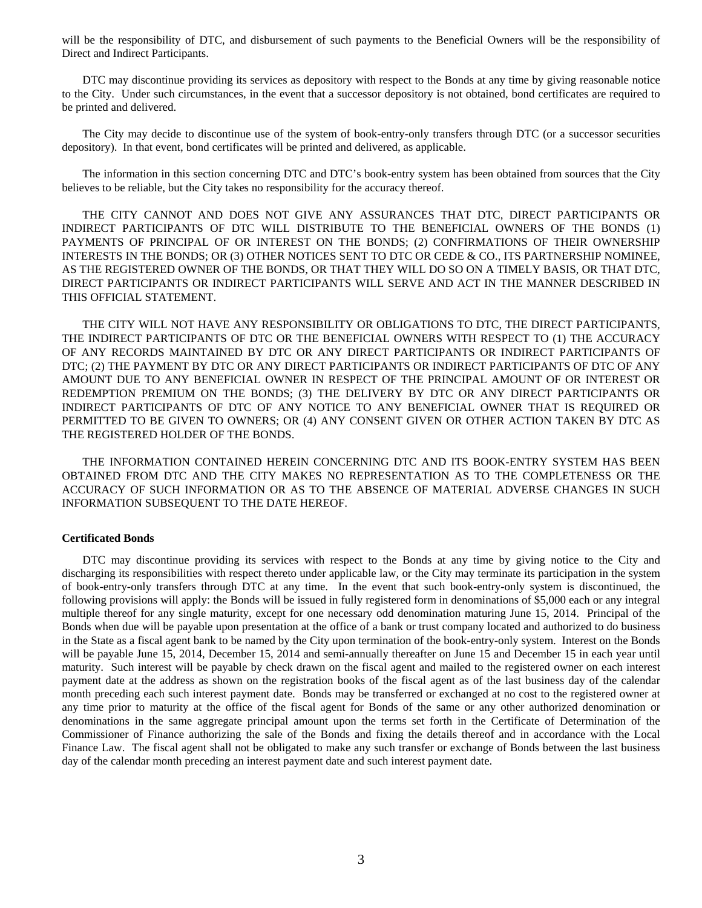will be the responsibility of DTC, and disbursement of such payments to the Beneficial Owners will be the responsibility of Direct and Indirect Participants.

DTC may discontinue providing its services as depository with respect to the Bonds at any time by giving reasonable notice to the City. Under such circumstances, in the event that a successor depository is not obtained, bond certificates are required to be printed and delivered.

The City may decide to discontinue use of the system of book-entry-only transfers through DTC (or a successor securities depository). In that event, bond certificates will be printed and delivered, as applicable.

The information in this section concerning DTC and DTC's book-entry system has been obtained from sources that the City believes to be reliable, but the City takes no responsibility for the accuracy thereof.

THE CITY CANNOT AND DOES NOT GIVE ANY ASSURANCES THAT DTC, DIRECT PARTICIPANTS OR INDIRECT PARTICIPANTS OF DTC WILL DISTRIBUTE TO THE BENEFICIAL OWNERS OF THE BONDS (1) PAYMENTS OF PRINCIPAL OF OR INTEREST ON THE BONDS; (2) CONFIRMATIONS OF THEIR OWNERSHIP INTERESTS IN THE BONDS; OR (3) OTHER NOTICES SENT TO DTC OR CEDE & CO., ITS PARTNERSHIP NOMINEE, AS THE REGISTERED OWNER OF THE BONDS, OR THAT THEY WILL DO SO ON A TIMELY BASIS, OR THAT DTC, DIRECT PARTICIPANTS OR INDIRECT PARTICIPANTS WILL SERVE AND ACT IN THE MANNER DESCRIBED IN THIS OFFICIAL STATEMENT.

THE CITY WILL NOT HAVE ANY RESPONSIBILITY OR OBLIGATIONS TO DTC, THE DIRECT PARTICIPANTS, THE INDIRECT PARTICIPANTS OF DTC OR THE BENEFICIAL OWNERS WITH RESPECT TO (1) THE ACCURACY OF ANY RECORDS MAINTAINED BY DTC OR ANY DIRECT PARTICIPANTS OR INDIRECT PARTICIPANTS OF DTC; (2) THE PAYMENT BY DTC OR ANY DIRECT PARTICIPANTS OR INDIRECT PARTICIPANTS OF DTC OF ANY AMOUNT DUE TO ANY BENEFICIAL OWNER IN RESPECT OF THE PRINCIPAL AMOUNT OF OR INTEREST OR REDEMPTION PREMIUM ON THE BONDS; (3) THE DELIVERY BY DTC OR ANY DIRECT PARTICIPANTS OR INDIRECT PARTICIPANTS OF DTC OF ANY NOTICE TO ANY BENEFICIAL OWNER THAT IS REQUIRED OR PERMITTED TO BE GIVEN TO OWNERS; OR (4) ANY CONSENT GIVEN OR OTHER ACTION TAKEN BY DTC AS THE REGISTERED HOLDER OF THE BONDS.

THE INFORMATION CONTAINED HEREIN CONCERNING DTC AND ITS BOOK-ENTRY SYSTEM HAS BEEN OBTAINED FROM DTC AND THE CITY MAKES NO REPRESENTATION AS TO THE COMPLETENESS OR THE ACCURACY OF SUCH INFORMATION OR AS TO THE ABSENCE OF MATERIAL ADVERSE CHANGES IN SUCH INFORMATION SUBSEQUENT TO THE DATE HEREOF.

**Certificated Bonds**

DTC may discontinue providing its services with respect to the Bonds at any time by giving notice to the City and discharging its responsibilities with respect thereto under applicable law, or the City may terminate its participation in the system of book-entry-only transfers through DTC at any time. In the event that such book-entry-only system is discontinued, the following provisions will apply: the Bonds will be issued in fully registered form in denominations of $5,000 each or any integral multiple thereof for any single maturity, except for one necessary odd denomination maturing June 15, 2014. Principal of the Bonds when due will be payable upon presentation at the office of a bank or trust company located and authorized to do business in the State as a fiscal agent bank to be named by the City upon termination of the book-entry-only system. Interest on the Bonds will be payable June 15, 2014, December 15, 2014 and semi-annually thereafter on June 15 and December 15 in each year until maturity. Such interest will be payable by check drawn on the fiscal agent and mailed to the registered owner on each interest payment date at the address as shown on the registration books of the fiscal agent as of the last business day of the calendar month preceding each such interest payment date. Bonds may be transferred or exchanged at no cost to the registered owner at any time prior to maturity at the office of the fiscal agent for Bonds of the same or any other authorized denomination or denominations in the same aggregate principal amount upon the terms set forth in the Certificate of Determination of the Commissioner of Finance authorizing the sale of the Bonds and fixing the details thereof and in accordance with the Local Finance Law. The fiscal agent shall not be obligated to make any such transfer or exchange of Bonds between the last business day of the calendar month preceding an interest payment date and such interest payment date.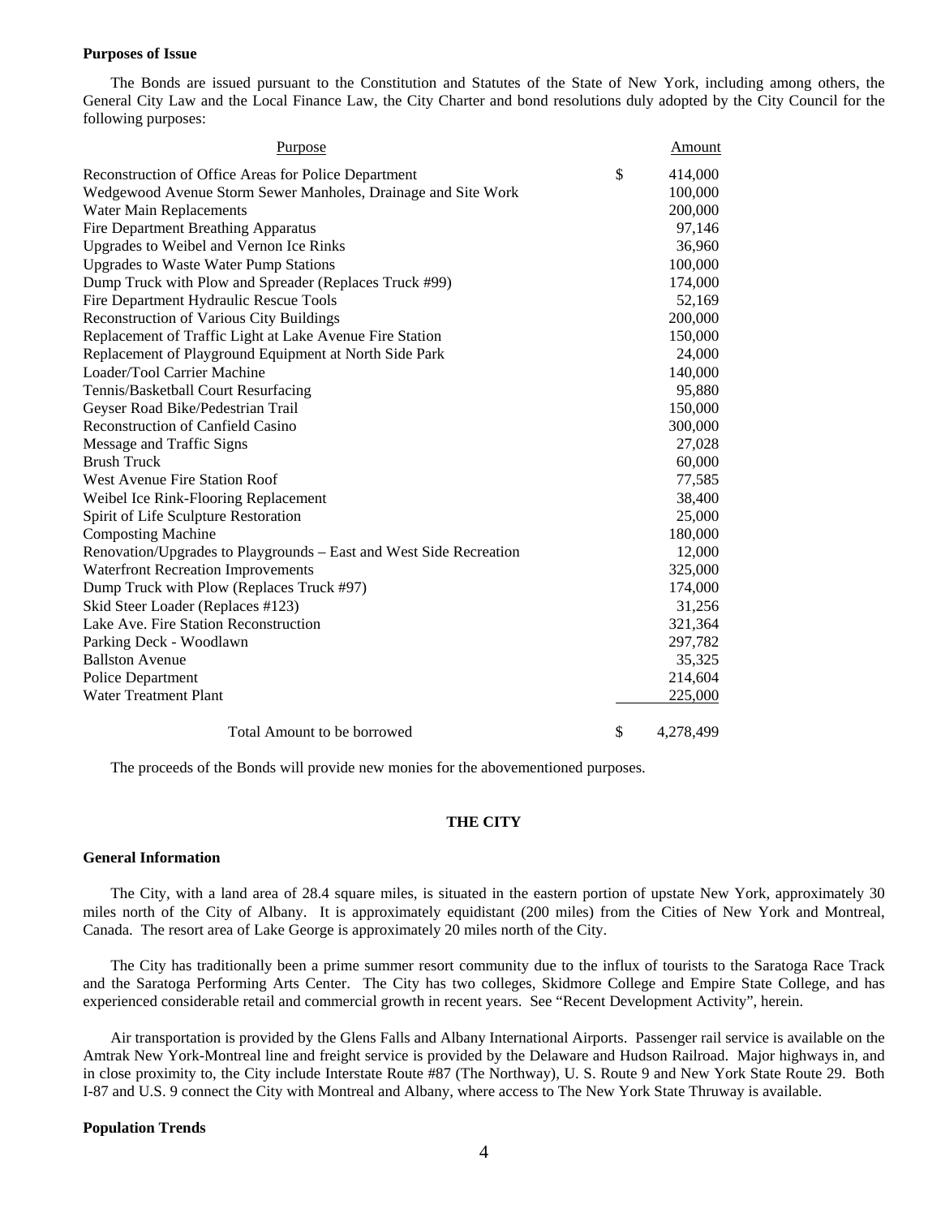**Purposes of Issue**

The Bonds are issued pursuant to the Constitution and Statutes of the State of New York, including among others, the General City Law and the Local Finance Law, the City Charter and bond resolutions duly adopted by the City Council for the following purposes:

| Purpose | Amount |
|---|---|
| Reconstruction of Office Areas for Police Department | $ 414,000 |
| Wedgewood Avenue Storm Sewer Manholes, Drainage and Site Work | 100,000 |
| Water Main Replacements | 200,000 |
| Fire Department Breathing Apparatus | 97,146 |
| Upgrades to Weibel and Vernon Ice Rinks | 36,960 |
| Upgrades to Waste Water Pump Stations | 100,000 |
| Dump Truck with Plow and Spreader (Replaces Truck #99) | 174,000 |
| Fire Department Hydraulic Rescue Tools | 52,169 |
| Reconstruction of Various City Buildings | 200,000 |
| Replacement of Traffic Light at Lake Avenue Fire Station | 150,000 |
| Replacement of Playground Equipment at North Side Park | 24,000 |
| Loader/Tool Carrier Machine | 140,000 |
| Tennis/Basketball Court Resurfacing | 95,880 |
| Geyser Road Bike/Pedestrian Trail | 150,000 |
| Reconstruction of Canfield Casino | 300,000 |
| Message and Traffic Signs | 27,028 |
| Brush Truck | 60,000 |
| West Avenue Fire Station Roof | 77,585 |
| Weibel Ice Rink-Flooring Replacement | 38,400 |
| Spirit of Life Sculpture Restoration | 25,000 |
| Composting Machine | 180,000 |
| Renovation/Upgrades to Playgrounds – East and West Side Recreation | 12,000 |
| Waterfront Recreation Improvements | 325,000 |
| Dump Truck with Plow (Replaces Truck #97) | 174,000 |
| Skid Steer Loader (Replaces #123) | 31,256 |
| Lake Ave. Fire Station Reconstruction | 321,364 |
| Parking Deck - Woodlawn | 297,782 |
| Ballston Avenue | 35,325 |
| Police Department | 214,604 |
| Water Treatment Plant | 225,000 |
| Total Amount to be borrowed | $ 4,278,499 |

The proceeds of the Bonds will provide new monies for the abovementioned purposes.

## THE CITY

**General Information**

The City, with a land area of 28.4 square miles, is situated in the eastern portion of upstate New York, approximately 30 miles north of the City of Albany. It is approximately equidistant (200 miles) from the Cities of New York and Montreal, Canada. The resort area of Lake George is approximately 20 miles north of the City.

The City has traditionally been a prime summer resort community due to the influx of tourists to the Saratoga Race Track and the Saratoga Performing Arts Center. The City has two colleges, Skidmore College and Empire State College, and has experienced considerable retail and commercial growth in recent years. See "Recent Development Activity", herein.

Air transportation is provided by the Glens Falls and Albany International Airports. Passenger rail service is available on the Amtrak New York-Montreal line and freight service is provided by the Delaware and Hudson Railroad. Major highways in, and in close proximity to, the City include Interstate Route #87 (The Northway), U. S. Route 9 and New York State Route 29. Both I-87 and U.S. 9 connect the City with Montreal and Albany, where access to The New York State Thruway is available.

**Population Trends**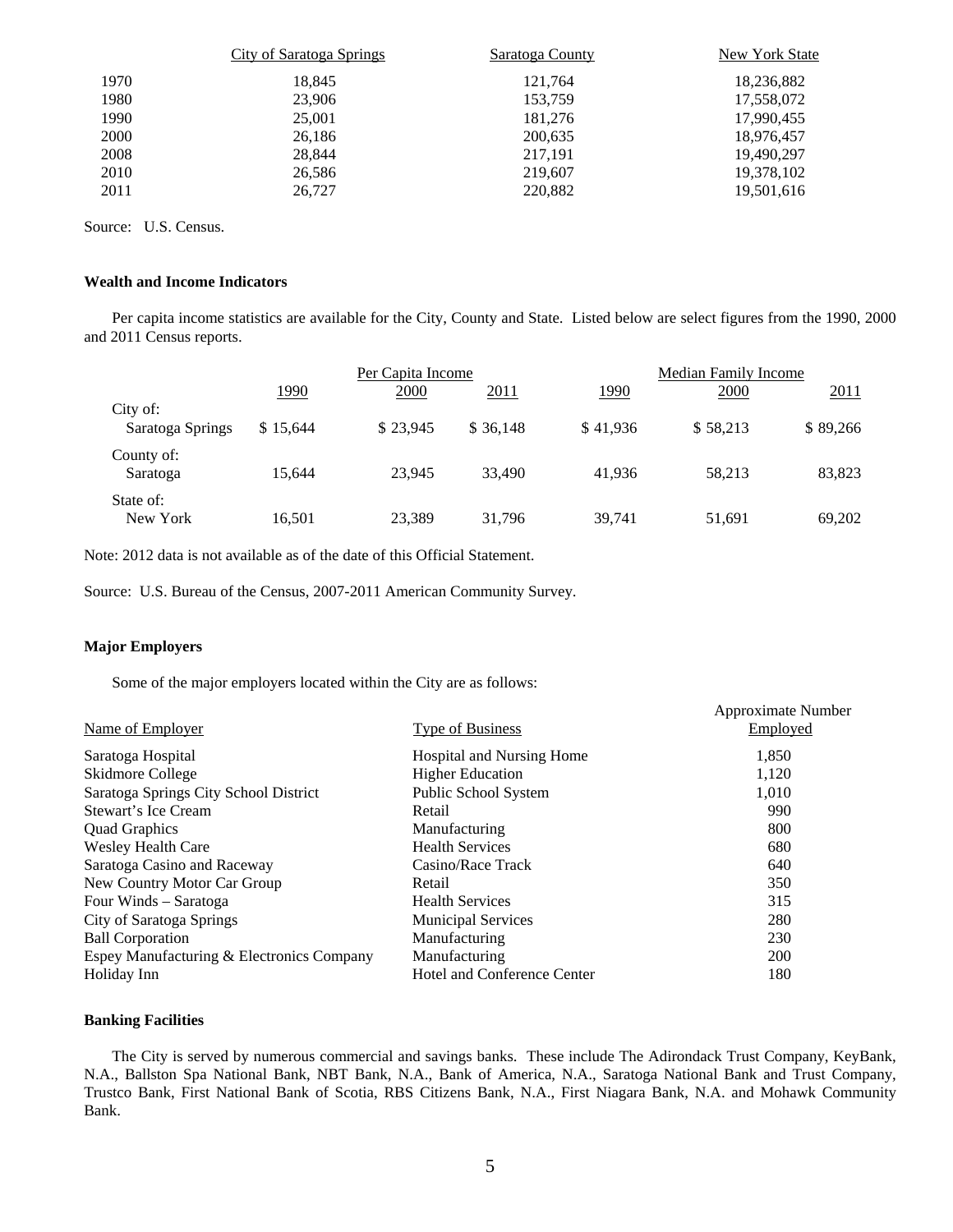| | City of Saratoga Springs | Saratoga County | New York State |
|---|---|---|---|
| 1970 | 18,845 | 121,764 | 18,236,882 |
| 1980 | 23,906 | 153,759 | 17,558,072 |
| 1990 | 25,001 | 181,276 | 17,990,455 |
| 2000 | 26,186 | 200,635 | 18,976,457 |
| 2008 | 28,844 | 217,191 | 19,490,297 |
| 2010 | 26,586 | 219,607 | 19,378,102 |
| 2011 | 26,727 | 220,882 | 19,501,616 |

Source: U.S. Census.

**Wealth and Income Indicators**

Per capita income statistics are available for the City, County and State. Listed below are select figures from the 1990, 2000 and 2011 Census reports.

| | Per Capita Income | | | Median Family Income | | |
|---|---|---|---|---|---|---|
| | 1990 | 2000 | 2011 | 1990 | 2000 | 2011 |
| City of: Saratoga Springs | $ 15,644 | $ 23,945 | $ 36,148 | $ 41,936 | $ 58,213 | $ 89,266 |
| County of: Saratoga | 15,644 | 23,945 | 33,490 | 41,936 | 58,213 | 83,823 |
| State of: New York | 16,501 | 23,389 | 31,796 | 39,741 | 51,691 | 69,202 |

Note: 2012 data is not available as of the date of this Official Statement.

Source: U.S. Bureau of the Census, 2007-2011 American Community Survey.

**Major Employers**

Some of the major employers located within the City are as follows:

| Name of Employer | Type of Business | Approximate Number Employed |
|---|---|---|
| Saratoga Hospital | Hospital and Nursing Home | 1,850 |
| Skidmore College | Higher Education | 1,120 |
| Saratoga Springs City School District | Public School System | 1,010 |
| Stewart's Ice Cream | Retail | 990 |
| Quad Graphics | Manufacturing | 800 |
| Wesley Health Care | Health Services | 680 |
| Saratoga Casino and Raceway | Casino/Race Track | 640 |
| New Country Motor Car Group | Retail | 350 |
| Four Winds – Saratoga | Health Services | 315 |
| City of Saratoga Springs | Municipal Services | 280 |
| Ball Corporation | Manufacturing | 230 |
| Espey Manufacturing & Electronics Company | Manufacturing | 200 |
| Holiday Inn | Hotel and Conference Center | 180 |

**Banking Facilities**

The City is served by numerous commercial and savings banks. These include The Adirondack Trust Company, KeyBank, N.A., Ballston Spa National Bank, NBT Bank, N.A., Bank of America, N.A., Saratoga National Bank and Trust Company, Trustco Bank, First National Bank of Scotia, RBS Citizens Bank, N.A., First Niagara Bank, N.A. and Mohawk Community Bank.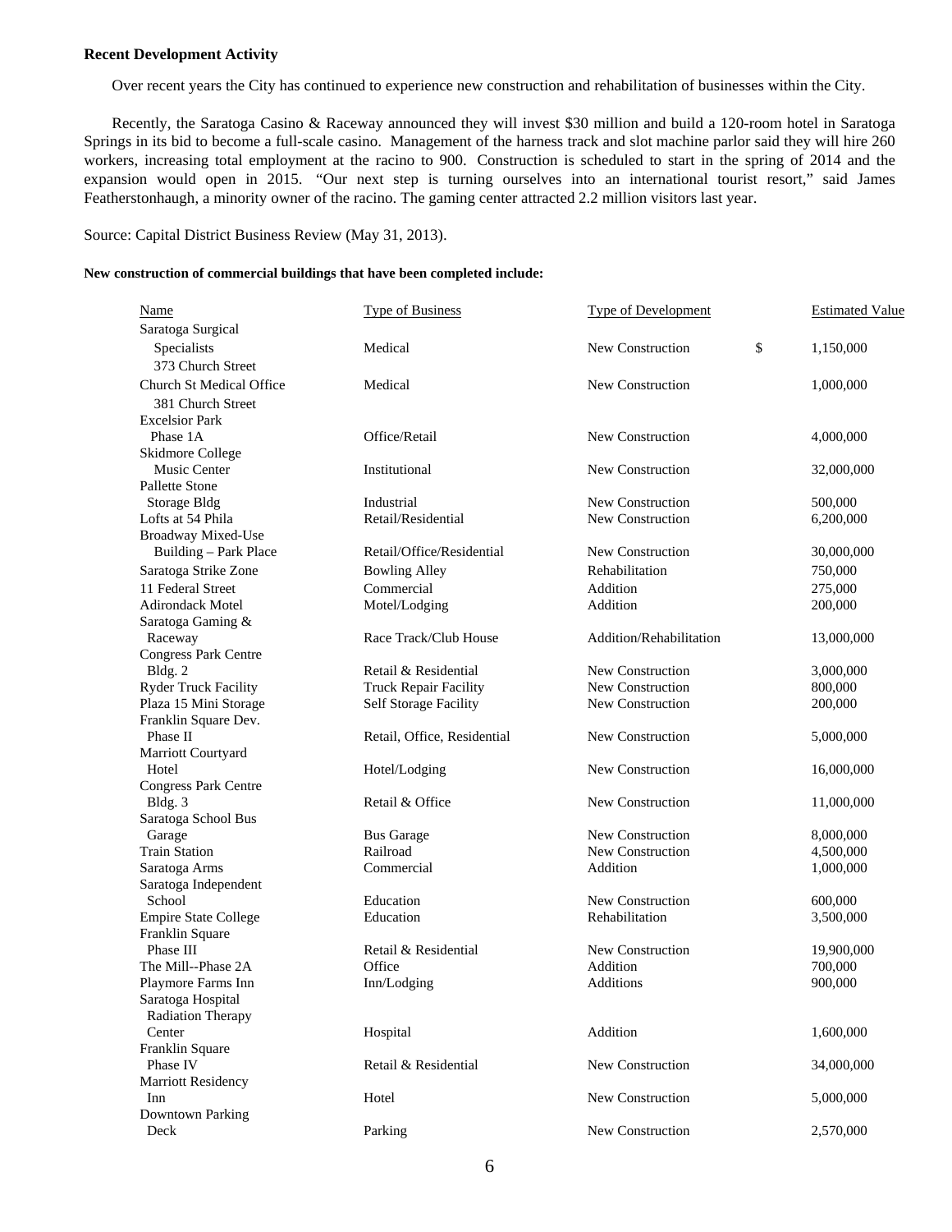**Recent Development Activity**

Over recent years the City has continued to experience new construction and rehabilitation of businesses within the City.

Recently, the Saratoga Casino & Raceway announced they will invest $30 million and build a 120-room hotel in Saratoga Springs in its bid to become a full-scale casino. Management of the harness track and slot machine parlor said they will hire 260 workers, increasing total employment at the racino to 900. Construction is scheduled to start in the spring of 2014 and the expansion would open in 2015. "Our next step is turning ourselves into an international tourist resort," said James Featherstonhaugh, a minority owner of the racino. The gaming center attracted 2.2 million visitors last year.

Source: Capital District Business Review (May 31, 2013).

**New construction of commercial buildings that have been completed include:**

| Name | Type of Business | Type of Development | Estimated Value |
|---|---|---|---|
| Saratoga Surgical Specialists 373 Church Street | Medical | New Construction | $ 1,150,000 |
| Church St Medical Office 381 Church Street | Medical | New Construction | 1,000,000 |
| Excelsior Park Phase 1A | Office/Retail | New Construction | 4,000,000 |
| Skidmore College Music Center | Institutional | New Construction | 32,000,000 |
| Pallette Stone Storage Bldg | Industrial | New Construction | 500,000 |
| Lofts at 54 Phila | Retail/Residential | New Construction | 6,200,000 |
| Broadway Mixed-Use Building – Park Place | Retail/Office/Residential | New Construction | 30,000,000 |
| Saratoga Strike Zone | Bowling Alley | Rehabilitation | 750,000 |
| 11 Federal Street | Commercial | Addition | 275,000 |
| Adirondack Motel | Motel/Lodging | Addition | 200,000 |
| Saratoga Gaming & Raceway | Race Track/Club House | Addition/Rehabilitation | 13,000,000 |
| Congress Park Centre Bldg. 2 | Retail & Residential | New Construction | 3,000,000 |
| Ryder Truck Facility | Truck Repair Facility | New Construction | 800,000 |
| Plaza 15 Mini Storage | Self Storage Facility | New Construction | 200,000 |
| Franklin Square Dev. Phase II | Retail, Office, Residential | New Construction | 5,000,000 |
| Marriott Courtyard Hotel | Hotel/Lodging | New Construction | 16,000,000 |
| Congress Park Centre Bldg. 3 | Retail & Office | New Construction | 11,000,000 |
| Saratoga School Bus Garage | Bus Garage | New Construction | 8,000,000 |
| Train Station | Railroad | New Construction | 4,500,000 |
| Saratoga Arms | Commercial | Addition | 1,000,000 |
| Saratoga Independent School | Education | New Construction | 600,000 |
| Empire State College | Education | Rehabilitation | 3,500,000 |
| Franklin Square Phase III | Retail & Residential | New Construction | 19,900,000 |
| The Mill--Phase 2A | Office | Addition | 700,000 |
| Playmore Farms Inn | Inn/Lodging | Additions | 900,000 |
| Saratoga Hospital Radiation Therapy Center | Hospital | Addition | 1,600,000 |
| Franklin Square Phase IV | Retail & Residential | New Construction | 34,000,000 |
| Marriott Residency Inn | Hotel | New Construction | 5,000,000 |
| Downtown Parking Deck | Parking | New Construction | 2,570,000 |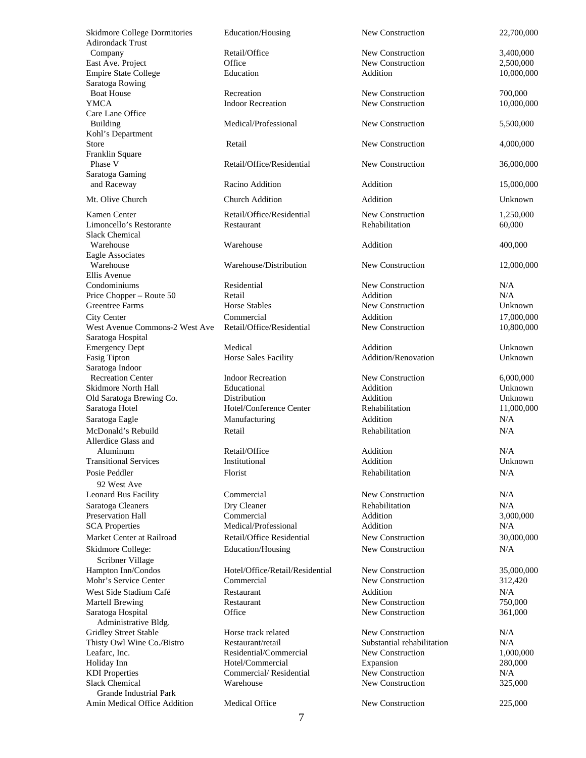| | | | |
|---|---|---|---|
| Skidmore College Dormitories | Education/Housing | New Construction | 22,700,000 |
| Adirondack Trust Company | Retail/Office | New Construction | 3,400,000 |
| East Ave. Project | Office | New Construction | 2,500,000 |
| Empire State College | Education | Addition | 10,000,000 |
| Saratoga Rowing Boat House | Recreation | New Construction | 700,000 |
| YMCA | Indoor Recreation | New Construction | 10,000,000 |
| Care Lane Office Building | Medical/Professional | New Construction | 5,500,000 |
| Kohl's Department Store | Retail | New Construction | 4,000,000 |
| Franklin Square Phase V | Retail/Office/Residential | New Construction | 36,000,000 |
| Saratoga Gaming and Raceway | Racino Addition | Addition | 15,000,000 |
| Mt. Olive Church | Church Addition | Addition | Unknown |
| Kamen Center | Retail/Office/Residential | New Construction | 1,250,000 |
| Limoncello's Restorante | Restaurant | Rehabilitation | 60,000 |
| Slack Chemical Warehouse | Warehouse | Addition | 400,000 |
| Eagle Associates Warehouse | Warehouse/Distribution | New Construction | 12,000,000 |
| Ellis Avenue Condominiums | Residential | New Construction | N/A |
| Price Chopper – Route 50 | Retail | Addition | N/A |
| Greentree Farms | Horse Stables | New Construction | Unknown |
| City Center | Commercial | Addition | 17,000,000 |
| West Avenue Commons-2 West Ave | Retail/Office/Residential | New Construction | 10,800,000 |
| Saratoga Hospital Emergency Dept | Medical | Addition | Unknown |
| Fasig Tipton | Horse Sales Facility | Addition/Renovation | Unknown |
| Saratoga Indoor Recreation Center | Indoor Recreation | New Construction | 6,000,000 |
| Skidmore North Hall | Educational | Addition | Unknown |
| Old Saratoga Brewing Co. | Distribution | Addition | Unknown |
| Saratoga Hotel | Hotel/Conference Center | Rehabilitation | 11,000,000 |
| Saratoga Eagle | Manufacturing | Addition | N/A |
| McDonald's Rebuild | Retail | Rehabilitation | N/A |
| Allerdice Glass and Aluminum | Retail/Office | Addition | N/A |
| Transitional Services | Institutional | Addition | Unknown |
| Posie Peddler 92 West Ave | Florist | Rehabilitation | N/A |
| Leonard Bus Facility | Commercial | New Construction | N/A |
| Saratoga Cleaners | Dry Cleaner | Rehabilitation | N/A |
| Preservation Hall | Commercial | Addition | 3,000,000 |
| SCA Properties | Medical/Professional | Addition | N/A |
| Market Center at Railroad | Retail/Office Residential | New Construction | 30,000,000 |
| Skidmore College: Scribner Village | Education/Housing | New Construction | N/A |
| Hampton Inn/Condos | Hotel/Office/Retail/Residential | New Construction | 35,000,000 |
| Mohr's Service Center | Commercial | New Construction | 312,420 |
| West Side Stadium Café | Restaurant | Addition | N/A |
| Martell Brewing | Restaurant | New Construction | 750,000 |
| Saratoga Hospital Administrative Bldg. | Office | New Construction | 361,000 |
| Gridley Street Stable | Horse track related | New Construction | N/A |
| Thisty Owl Wine Co./Bistro | Restaurant/retail | Substantial rehabilitation | N/A |
| Leafarc, Inc. | Residential/Commercial | New Construction | 1,000,000 |
| Holiday Inn | Hotel/Commercial | Expansion | 280,000 |
| KDI Properties | Commercial/ Residential | New Construction | N/A |
| Slack Chemical Grande Industrial Park | Warehouse | New Construction | 325,000 |
| Amin Medical Office Addition | Medical Office | New Construction | 225,000 |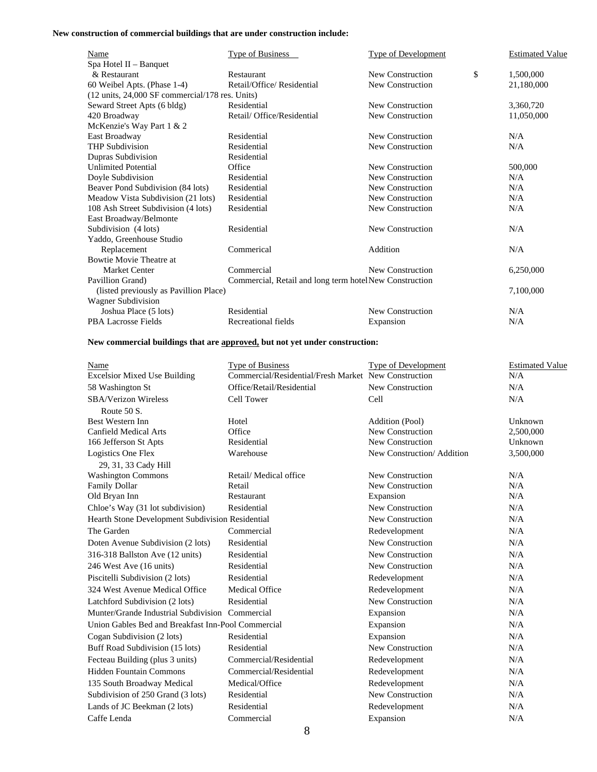**New construction of commercial buildings that are under construction include:**

| Name | Type of Business | Type of Development | Estimated Value |
|---|---|---|---|
| Spa Hotel II – Banquet & Restaurant | Restaurant | New Construction | $ 1,500,000 |
| 60 Weibel Apts. (Phase 1-4) (12 units, 24,000 SF commercial/178 res. Units) | Retail/Office/ Residential | New Construction | 21,180,000 |
| Seward Street Apts (6 bldg) | Residential | New Construction | 3,360,720 |
| 420 Broadway | Retail/ Office/Residential | New Construction | 11,050,000 |
| McKenzie's Way Part 1 & 2 East Broadway | Residential | New Construction | N/A |
| THP Subdivision | Residential | New Construction | N/A |
| Dupras Subdivision | Residential | | |
| Unlimited Potential | Office | New Construction | 500,000 |
| Doyle Subdivision | Residential | New Construction | N/A |
| Beaver Pond Subdivision (84 lots) | Residential | New Construction | N/A |
| Meadow Vista Subdivision (21 lots) | Residential | New Construction | N/A |
| 108 Ash Street Subdivision (4 lots) | Residential | New Construction | N/A |
| East Broadway/Belmonte Subdivision (4 lots) | Residential | New Construction | N/A |
| Yaddo, Greenhouse Studio Replacement | Commerical | Addition | N/A |
| Bowtie Movie Theatre at Market Center | Commercial | New Construction | 6,250,000 |
| Pavillion Grand) (listed previously as Pavillion Place) | Commercial, Retail and long term hotel | New Construction | 7,100,000 |
| Wagner Subdivision Joshua Place (5 lots) | Residential | New Construction | N/A |
| PBA Lacrosse Fields | Recreational fields | Expansion | N/A |

**New commercial buildings that are approved, but not yet under construction:**

| Name | Type of Business | Type of Development | Estimated Value |
|---|---|---|---|
| Excelsior Mixed Use Building | Commercial/Residential/Fresh Market | New Construction | N/A |
| 58 Washington St | Office/Retail/Residential | New Construction | N/A |
| SBA/Verizon Wireless Route 50 S. | Cell Tower | Cell | N/A |
| Best Western Inn | Hotel | Addition (Pool) | Unknown |
| Canfield Medical Arts | Office | New Construction | 2,500,000 |
| 166 Jefferson St Apts | Residential | New Construction | Unknown |
| Logistics One Flex 29, 31, 33 Cady Hill | Warehouse | New Construction/ Addition | 3,500,000 |
| Washington Commons | Retail/ Medical office | New Construction | N/A |
| Family Dollar | Retail | New Construction | N/A |
| Old Bryan Inn | Restaurant | Expansion | N/A |
| Chloe's Way (31 lot subdivision) | Residential | New Construction | N/A |
| Hearth Stone Development Subdivision | Residential | New Construction | N/A |
| The Garden | Commercial | Redevelopment | N/A |
| Doten Avenue Subdivision (2 lots) | Residential | New Construction | N/A |
| 316-318 Ballston Ave (12 units) | Residential | New Construction | N/A |
| 246 West Ave (16 units) | Residential | New Construction | N/A |
| Piscitelli Subdivision (2 lots) | Residential | Redevelopment | N/A |
| 324 West Avenue Medical Office | Medical Office | Redevelopment | N/A |
| Latchford Subdivision (2 lots) | Residential | New Construction | N/A |
| Munter/Grande Industrial Subdivision | Commercial | Expansion | N/A |
| Union Gables Bed and Breakfast Inn-Pool | Commercial | Expansion | N/A |
| Cogan Subdivision (2 lots) | Residential | Expansion | N/A |
| Buff Road Subdivision (15 lots) | Residential | New Construction | N/A |
| Fecteau Building (plus 3 units) | Commercial/Residential | Redevelopment | N/A |
| Hidden Fountain Commons | Commercial/Residential | Redevelopment | N/A |
| 135 South Broadway Medical | Medical/Office | Redevelopment | N/A |
| Subdivision of 250 Grand (3 lots) | Residential | New Construction | N/A |
| Lands of JC Beekman (2 lots) | Residential | Redevelopment | N/A |
| Caffe Lenda | Commercial | Expansion | N/A |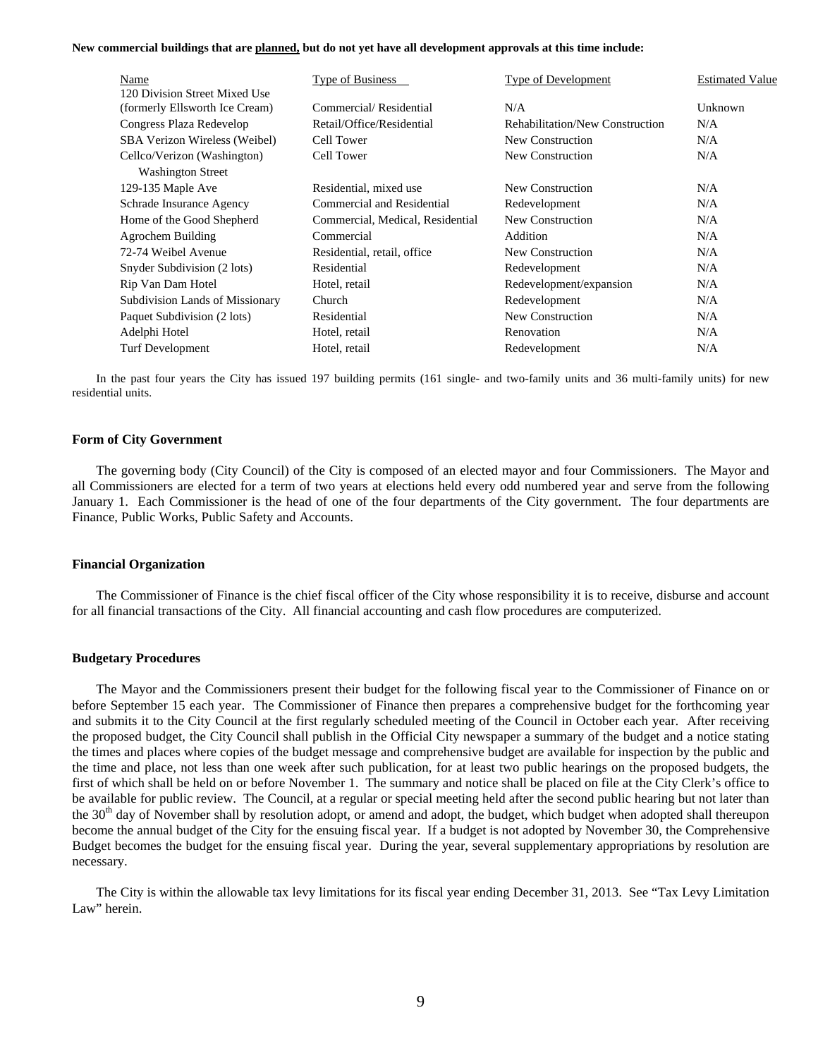**New commercial buildings that are planned, but do not yet have all development approvals at this time include:**

| Name | Type of Business | Type of Development | Estimated Value |
|---|---|---|---|
| 120 Division Street Mixed Use (formerly Ellsworth Ice Cream) | Commercial/ Residential | N/A | Unknown |
| Congress Plaza Redevelop | Retail/Office/Residential | Rehabilitation/New Construction | N/A |
| SBA Verizon Wireless (Weibel) | Cell Tower | New Construction | N/A |
| Cellco/Verizon (Washington) Washington Street | Cell Tower | New Construction | N/A |
| 129-135 Maple Ave | Residential, mixed use | New Construction | N/A |
| Schrade Insurance Agency | Commercial and Residential | Redevelopment | N/A |
| Home of the Good Shepherd | Commercial, Medical, Residential | New Construction | N/A |
| Agrochem Building | Commercial | Addition | N/A |
| 72-74 Weibel Avenue | Residential, retail, office | New Construction | N/A |
| Snyder Subdivision (2 lots) | Residential | Redevelopment | N/A |
| Rip Van Dam Hotel | Hotel, retail | Redevelopment/expansion | N/A |
| Subdivision Lands of Missionary | Church | Redevelopment | N/A |
| Paquet Subdivision (2 lots) | Residential | New Construction | N/A |
| Adelphi Hotel | Hotel, retail | Renovation | N/A |
| Turf Development | Hotel, retail | Redevelopment | N/A |

In the past four years the City has issued 197 building permits (161 single- and two-family units and 36 multi-family units) for new residential units.

**Form of City Government**

The governing body (City Council) of the City is composed of an elected mayor and four Commissioners. The Mayor and all Commissioners are elected for a term of two years at elections held every odd numbered year and serve from the following January 1. Each Commissioner is the head of one of the four departments of the City government. The four departments are Finance, Public Works, Public Safety and Accounts.

**Financial Organization**

The Commissioner of Finance is the chief fiscal officer of the City whose responsibility it is to receive, disburse and account for all financial transactions of the City. All financial accounting and cash flow procedures are computerized.

**Budgetary Procedures**

The Mayor and the Commissioners present their budget for the following fiscal year to the Commissioner of Finance on or before September 15 each year. The Commissioner of Finance then prepares a comprehensive budget for the forthcoming year and submits it to the City Council at the first regularly scheduled meeting of the Council in October each year. After receiving the proposed budget, the City Council shall publish in the Official City newspaper a summary of the budget and a notice stating the times and places where copies of the budget message and comprehensive budget are available for inspection by the public and the time and place, not less than one week after such publication, for at least two public hearings on the proposed budgets, the first of which shall be held on or before November 1. The summary and notice shall be placed on file at the City Clerk's office to be available for public review. The Council, at a regular or special meeting held after the second public hearing but not later than the 30th day of November shall by resolution adopt, or amend and adopt, the budget, which budget when adopted shall thereupon become the annual budget of the City for the ensuing fiscal year. If a budget is not adopted by November 30, the Comprehensive Budget becomes the budget for the ensuing fiscal year. During the year, several supplementary appropriations by resolution are necessary.

The City is within the allowable tax levy limitations for its fiscal year ending December 31, 2013. See "Tax Levy Limitation Law" herein.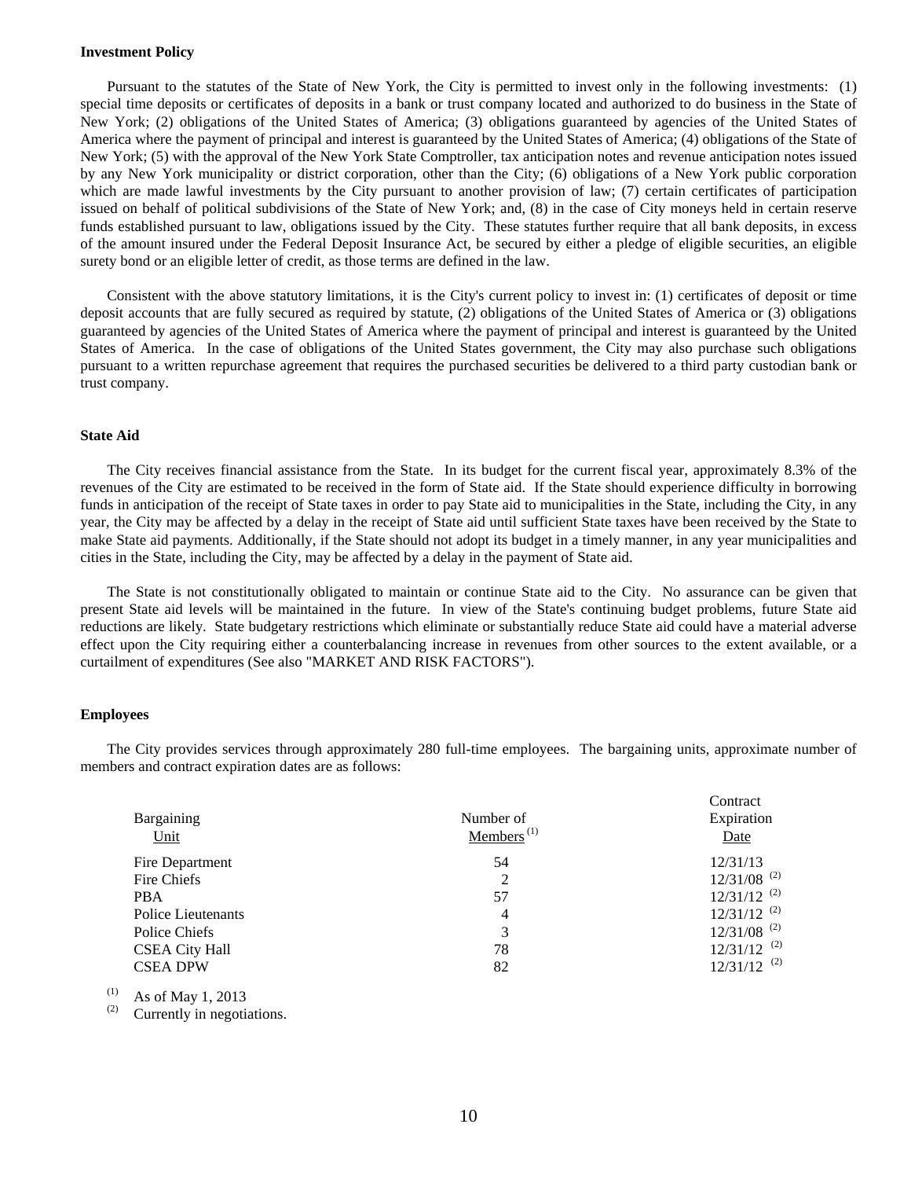**Investment Policy**

Pursuant to the statutes of the State of New York, the City is permitted to invest only in the following investments: (1) special time deposits or certificates of deposits in a bank or trust company located and authorized to do business in the State of New York; (2) obligations of the United States of America; (3) obligations guaranteed by agencies of the United States of America where the payment of principal and interest is guaranteed by the United States of America; (4) obligations of the State of New York; (5) with the approval of the New York State Comptroller, tax anticipation notes and revenue anticipation notes issued by any New York municipality or district corporation, other than the City; (6) obligations of a New York public corporation which are made lawful investments by the City pursuant to another provision of law; (7) certain certificates of participation issued on behalf of political subdivisions of the State of New York; and, (8) in the case of City moneys held in certain reserve funds established pursuant to law, obligations issued by the City. These statutes further require that all bank deposits, in excess of the amount insured under the Federal Deposit Insurance Act, be secured by either a pledge of eligible securities, an eligible surety bond or an eligible letter of credit, as those terms are defined in the law.

Consistent with the above statutory limitations, it is the City's current policy to invest in: (1) certificates of deposit or time deposit accounts that are fully secured as required by statute, (2) obligations of the United States of America or (3) obligations guaranteed by agencies of the United States of America where the payment of principal and interest is guaranteed by the United States of America. In the case of obligations of the United States government, the City may also purchase such obligations pursuant to a written repurchase agreement that requires the purchased securities be delivered to a third party custodian bank or trust company.

**State Aid**

The City receives financial assistance from the State. In its budget for the current fiscal year, approximately 8.3% of the revenues of the City are estimated to be received in the form of State aid. If the State should experience difficulty in borrowing funds in anticipation of the receipt of State taxes in order to pay State aid to municipalities in the State, including the City, in any year, the City may be affected by a delay in the receipt of State aid until sufficient State taxes have been received by the State to make State aid payments. Additionally, if the State should not adopt its budget in a timely manner, in any year municipalities and cities in the State, including the City, may be affected by a delay in the payment of State aid.

The State is not constitutionally obligated to maintain or continue State aid to the City. No assurance can be given that present State aid levels will be maintained in the future. In view of the State's continuing budget problems, future State aid reductions are likely. State budgetary restrictions which eliminate or substantially reduce State aid could have a material adverse effect upon the City requiring either a counterbalancing increase in revenues from other sources to the extent available, or a curtailment of expenditures (See also "MARKET AND RISK FACTORS").

**Employees**

The City provides services through approximately 280 full-time employees. The bargaining units, approximate number of members and contract expiration dates are as follows:

| Bargaining Unit | Number of Members [1] | Contract Expiration Date |
|---|---|---|
| Fire Department | 54 | 12/31/13 |
| Fire Chiefs | 2 | 12/31/08 [2] |
| PBA | 57 | 12/31/12 [2] |
| Police Lieutenants | 4 | 12/31/12 [2] |
| Police Chiefs | 3 | 12/31/08 [2] |
| CSEA City Hall | 78 | 12/31/12 [2] |
| CSEA DPW | 82 | 12/31/12 [2] |

[1] As of May 1, 2013
[2] Currently in negotiations.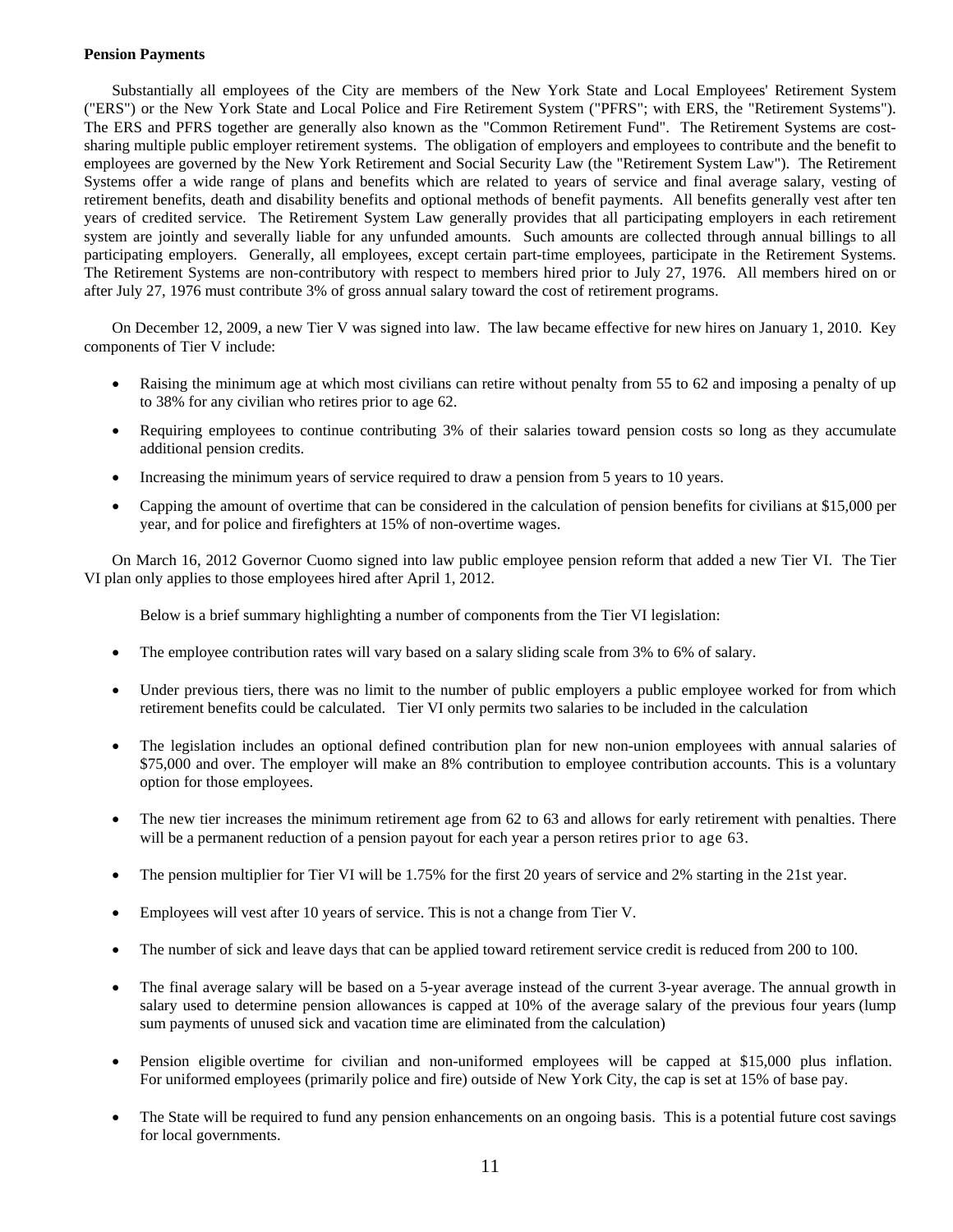**Pension Payments**

Substantially all employees of the City are members of the New York State and Local Employees' Retirement System ("ERS") or the New York State and Local Police and Fire Retirement System ("PFRS"; with ERS, the "Retirement Systems"). The ERS and PFRS together are generally also known as the "Common Retirement Fund". The Retirement Systems are cost-sharing multiple public employer retirement systems. The obligation of employers and employees to contribute and the benefit to employees are governed by the New York Retirement and Social Security Law (the "Retirement System Law"). The Retirement Systems offer a wide range of plans and benefits which are related to years of service and final average salary, vesting of retirement benefits, death and disability benefits and optional methods of benefit payments. All benefits generally vest after ten years of credited service. The Retirement System Law generally provides that all participating employers in each retirement system are jointly and severally liable for any unfunded amounts. Such amounts are collected through annual billings to all participating employers. Generally, all employees, except certain part-time employees, participate in the Retirement Systems. The Retirement Systems are non-contributory with respect to members hired prior to July 27, 1976. All members hired on or after July 27, 1976 must contribute 3% of gross annual salary toward the cost of retirement programs.

On December 12, 2009, a new Tier V was signed into law. The law became effective for new hires on January 1, 2010. Key components of Tier V include:

- Raising the minimum age at which most civilians can retire without penalty from 55 to 62 and imposing a penalty of up to 38% for any civilian who retires prior to age 62.
- Requiring employees to continue contributing 3% of their salaries toward pension costs so long as they accumulate additional pension credits.
- Increasing the minimum years of service required to draw a pension from 5 years to 10 years.
- Capping the amount of overtime that can be considered in the calculation of pension benefits for civilians at $15,000 per year, and for police and firefighters at 15% of non-overtime wages.

On March 16, 2012 Governor Cuomo signed into law public employee pension reform that added a new Tier VI. The Tier VI plan only applies to those employees hired after April 1, 2012.

Below is a brief summary highlighting a number of components from the Tier VI legislation:

- The employee contribution rates will vary based on a salary sliding scale from 3% to 6% of salary.
- Under previous tiers, there was no limit to the number of public employers a public employee worked for from which retirement benefits could be calculated. Tier VI only permits two salaries to be included in the calculation
- The legislation includes an optional defined contribution plan for new non-union employees with annual salaries of $75,000 and over. The employer will make an 8% contribution to employee contribution accounts. This is a voluntary option for those employees.
- The new tier increases the minimum retirement age from 62 to 63 and allows for early retirement with penalties. There will be a permanent reduction of a pension payout for each year a person retires prior to age 63.
- The pension multiplier for Tier VI will be 1.75% for the first 20 years of service and 2% starting in the 21st year.
- Employees will vest after 10 years of service. This is not a change from Tier V.
- The number of sick and leave days that can be applied toward retirement service credit is reduced from 200 to 100.
- The final average salary will be based on a 5-year average instead of the current 3-year average. The annual growth in salary used to determine pension allowances is capped at 10% of the average salary of the previous four years (lump sum payments of unused sick and vacation time are eliminated from the calculation)
- Pension eligible overtime for civilian and non-uniformed employees will be capped at $15,000 plus inflation. For uniformed employees (primarily police and fire) outside of New York City, the cap is set at 15% of base pay.
- The State will be required to fund any pension enhancements on an ongoing basis. This is a potential future cost savings for local governments.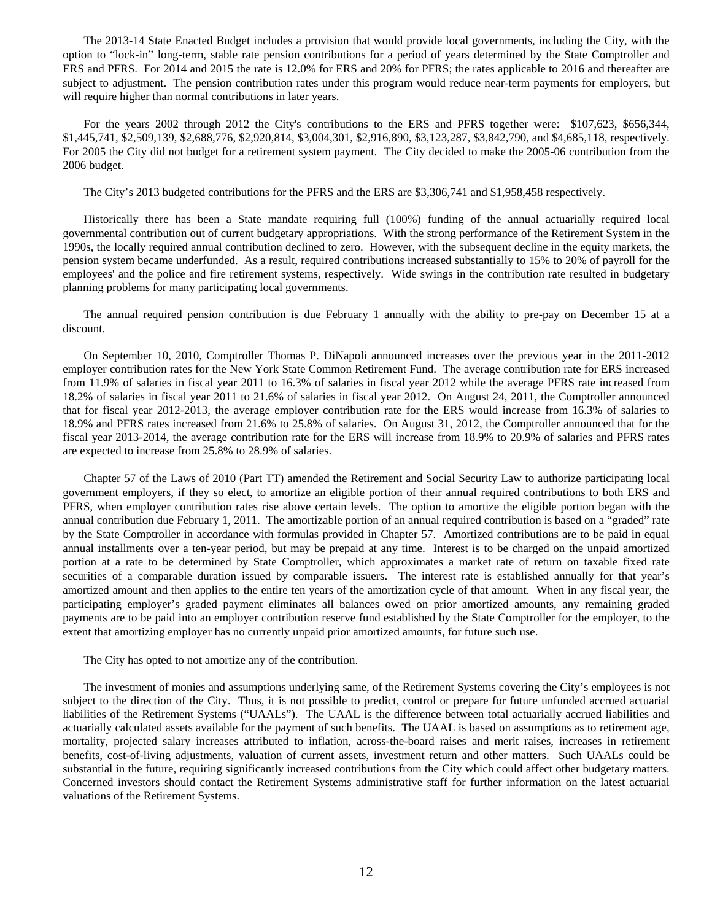The 2013-14 State Enacted Budget includes a provision that would provide local governments, including the City, with the option to "lock-in" long-term, stable rate pension contributions for a period of years determined by the State Comptroller and ERS and PFRS. For 2014 and 2015 the rate is 12.0% for ERS and 20% for PFRS; the rates applicable to 2016 and thereafter are subject to adjustment. The pension contribution rates under this program would reduce near-term payments for employers, but will require higher than normal contributions in later years.

For the years 2002 through 2012 the City's contributions to the ERS and PFRS together were: $107,623, $656,344, $1,445,741, $2,509,139, $2,688,776, $2,920,814, $3,004,301, $2,916,890, $3,123,287, $3,842,790, and $4,685,118, respectively. For 2005 the City did not budget for a retirement system payment. The City decided to make the 2005-06 contribution from the 2006 budget.

The City's 2013 budgeted contributions for the PFRS and the ERS are $3,306,741 and $1,958,458 respectively.

Historically there has been a State mandate requiring full (100%) funding of the annual actuarially required local governmental contribution out of current budgetary appropriations. With the strong performance of the Retirement System in the 1990s, the locally required annual contribution declined to zero. However, with the subsequent decline in the equity markets, the pension system became underfunded. As a result, required contributions increased substantially to 15% to 20% of payroll for the employees' and the police and fire retirement systems, respectively. Wide swings in the contribution rate resulted in budgetary planning problems for many participating local governments.

The annual required pension contribution is due February 1 annually with the ability to pre-pay on December 15 at a discount.

On September 10, 2010, Comptroller Thomas P. DiNapoli announced increases over the previous year in the 2011-2012 employer contribution rates for the New York State Common Retirement Fund. The average contribution rate for ERS increased from 11.9% of salaries in fiscal year 2011 to 16.3% of salaries in fiscal year 2012 while the average PFRS rate increased from 18.2% of salaries in fiscal year 2011 to 21.6% of salaries in fiscal year 2012. On August 24, 2011, the Comptroller announced that for fiscal year 2012-2013, the average employer contribution rate for the ERS would increase from 16.3% of salaries to 18.9% and PFRS rates increased from 21.6% to 25.8% of salaries. On August 31, 2012, the Comptroller announced that for the fiscal year 2013-2014, the average contribution rate for the ERS will increase from 18.9% to 20.9% of salaries and PFRS rates are expected to increase from 25.8% to 28.9% of salaries.

Chapter 57 of the Laws of 2010 (Part TT) amended the Retirement and Social Security Law to authorize participating local government employers, if they so elect, to amortize an eligible portion of their annual required contributions to both ERS and PFRS, when employer contribution rates rise above certain levels. The option to amortize the eligible portion began with the annual contribution due February 1, 2011. The amortizable portion of an annual required contribution is based on a "graded" rate by the State Comptroller in accordance with formulas provided in Chapter 57. Amortized contributions are to be paid in equal annual installments over a ten-year period, but may be prepaid at any time. Interest is to be charged on the unpaid amortized portion at a rate to be determined by State Comptroller, which approximates a market rate of return on taxable fixed rate securities of a comparable duration issued by comparable issuers. The interest rate is established annually for that year's amortized amount and then applies to the entire ten years of the amortization cycle of that amount. When in any fiscal year, the participating employer's graded payment eliminates all balances owed on prior amortized amounts, any remaining graded payments are to be paid into an employer contribution reserve fund established by the State Comptroller for the employer, to the extent that amortizing employer has no currently unpaid prior amortized amounts, for future such use.

The City has opted to not amortize any of the contribution.

The investment of monies and assumptions underlying same, of the Retirement Systems covering the City's employees is not subject to the direction of the City. Thus, it is not possible to predict, control or prepare for future unfunded accrued actuarial liabilities of the Retirement Systems ("UAALs"). The UAAL is the difference between total actuarially accrued liabilities and actuarially calculated assets available for the payment of such benefits. The UAAL is based on assumptions as to retirement age, mortality, projected salary increases attributed to inflation, across-the-board raises and merit raises, increases in retirement benefits, cost-of-living adjustments, valuation of current assets, investment return and other matters. Such UAALs could be substantial in the future, requiring significantly increased contributions from the City which could affect other budgetary matters. Concerned investors should contact the Retirement Systems administrative staff for further information on the latest actuarial valuations of the Retirement Systems.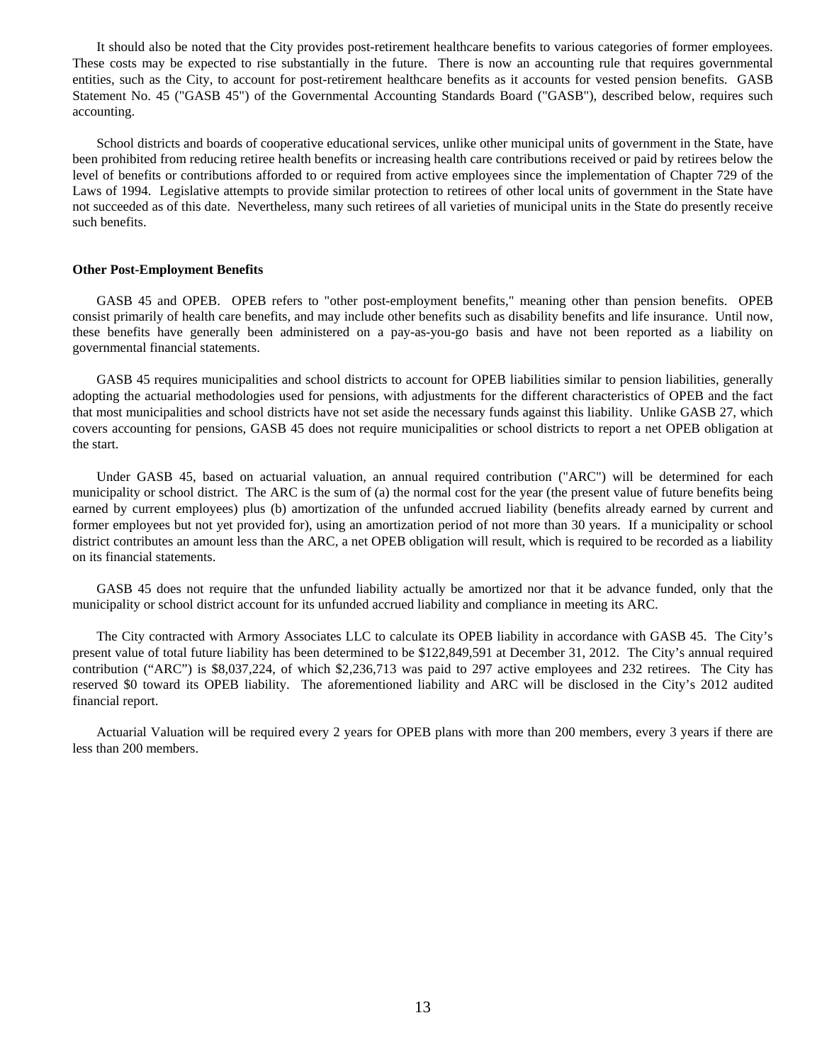It should also be noted that the City provides post-retirement healthcare benefits to various categories of former employees. These costs may be expected to rise substantially in the future. There is now an accounting rule that requires governmental entities, such as the City, to account for post-retirement healthcare benefits as it accounts for vested pension benefits. GASB Statement No. 45 ("GASB 45") of the Governmental Accounting Standards Board ("GASB"), described below, requires such accounting.

School districts and boards of cooperative educational services, unlike other municipal units of government in the State, have been prohibited from reducing retiree health benefits or increasing health care contributions received or paid by retirees below the level of benefits or contributions afforded to or required from active employees since the implementation of Chapter 729 of the Laws of 1994. Legislative attempts to provide similar protection to retirees of other local units of government in the State have not succeeded as of this date. Nevertheless, many such retirees of all varieties of municipal units in the State do presently receive such benefits.

**Other Post-Employment Benefits**

GASB 45 and OPEB. OPEB refers to "other post-employment benefits," meaning other than pension benefits. OPEB consist primarily of health care benefits, and may include other benefits such as disability benefits and life insurance. Until now, these benefits have generally been administered on a pay-as-you-go basis and have not been reported as a liability on governmental financial statements.

GASB 45 requires municipalities and school districts to account for OPEB liabilities similar to pension liabilities, generally adopting the actuarial methodologies used for pensions, with adjustments for the different characteristics of OPEB and the fact that most municipalities and school districts have not set aside the necessary funds against this liability. Unlike GASB 27, which covers accounting for pensions, GASB 45 does not require municipalities or school districts to report a net OPEB obligation at the start.

Under GASB 45, based on actuarial valuation, an annual required contribution ("ARC") will be determined for each municipality or school district. The ARC is the sum of (a) the normal cost for the year (the present value of future benefits being earned by current employees) plus (b) amortization of the unfunded accrued liability (benefits already earned by current and former employees but not yet provided for), using an amortization period of not more than 30 years. If a municipality or school district contributes an amount less than the ARC, a net OPEB obligation will result, which is required to be recorded as a liability on its financial statements.

GASB 45 does not require that the unfunded liability actually be amortized nor that it be advance funded, only that the municipality or school district account for its unfunded accrued liability and compliance in meeting its ARC.

The City contracted with Armory Associates LLC to calculate its OPEB liability in accordance with GASB 45. The City's present value of total future liability has been determined to be $122,849,591 at December 31, 2012. The City's annual required contribution ("ARC") is $8,037,224, of which $2,236,713 was paid to 297 active employees and 232 retirees. The City has reserved $0 toward its OPEB liability. The aforementioned liability and ARC will be disclosed in the City's 2012 audited financial report.

Actuarial Valuation will be required every 2 years for OPEB plans with more than 200 members, every 3 years if there are less than 200 members.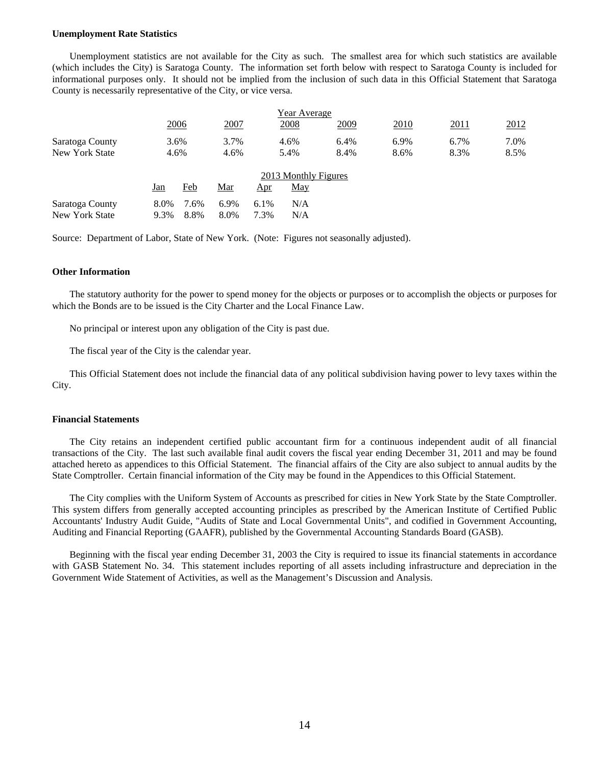#### Unemployment Rate Statistics

Unemployment statistics are not available for the City as such. The smallest area for which such statistics are available (which includes the City) is Saratoga County. The information set forth below with respect to Saratoga County is included for informational purposes only. It should not be implied from the inclusion of such data in this Official Statement that Saratoga County is necessarily representative of the City, or vice versa.

| | Year Average | | | | | | |
|---|---|---|---|---|---|---|---|
| | 2006 | 2007 | 2008 | 2009 | 2010 | 2011 | 2012 |
| Saratoga County | 3.6% | 3.7% | 4.6% | 6.4% | 6.9% | 6.7% | 7.0% |
| New York State | 4.6% | 4.6% | 5.4% | 8.4% | 8.6% | 8.3% | 8.5% |

| | 2013 Monthly Figures | | | | |
|---|---|---|---|---|---|
| | Jan | Feb | Mar | Apr | May |
| Saratoga County | 8.0% | 7.6% | 6.9% | 6.1% | N/A |
| New York State | 9.3% | 8.8% | 8.0% | 7.3% | N/A |

Source: Department of Labor, State of New York. (Note: Figures not seasonally adjusted).

#### Other Information

The statutory authority for the power to spend money for the objects or purposes or to accomplish the objects or purposes for which the Bonds are to be issued is the City Charter and the Local Finance Law.

No principal or interest upon any obligation of the City is past due.

The fiscal year of the City is the calendar year.

This Official Statement does not include the financial data of any political subdivision having power to levy taxes within the City.

#### Financial Statements

The City retains an independent certified public accountant firm for a continuous independent audit of all financial transactions of the City. The last such available final audit covers the fiscal year ending December 31, 2011 and may be found attached hereto as appendices to this Official Statement. The financial affairs of the City are also subject to annual audits by the State Comptroller. Certain financial information of the City may be found in the Appendices to this Official Statement.

The City complies with the Uniform System of Accounts as prescribed for cities in New York State by the State Comptroller. This system differs from generally accepted accounting principles as prescribed by the American Institute of Certified Public Accountants' Industry Audit Guide, "Audits of State and Local Governmental Units", and codified in Government Accounting, Auditing and Financial Reporting (GAAFR), published by the Governmental Accounting Standards Board (GASB).

Beginning with the fiscal year ending December 31, 2003 the City is required to issue its financial statements in accordance with GASB Statement No. 34. This statement includes reporting of all assets including infrastructure and depreciation in the Government Wide Statement of Activities, as well as the Management's Discussion and Analysis.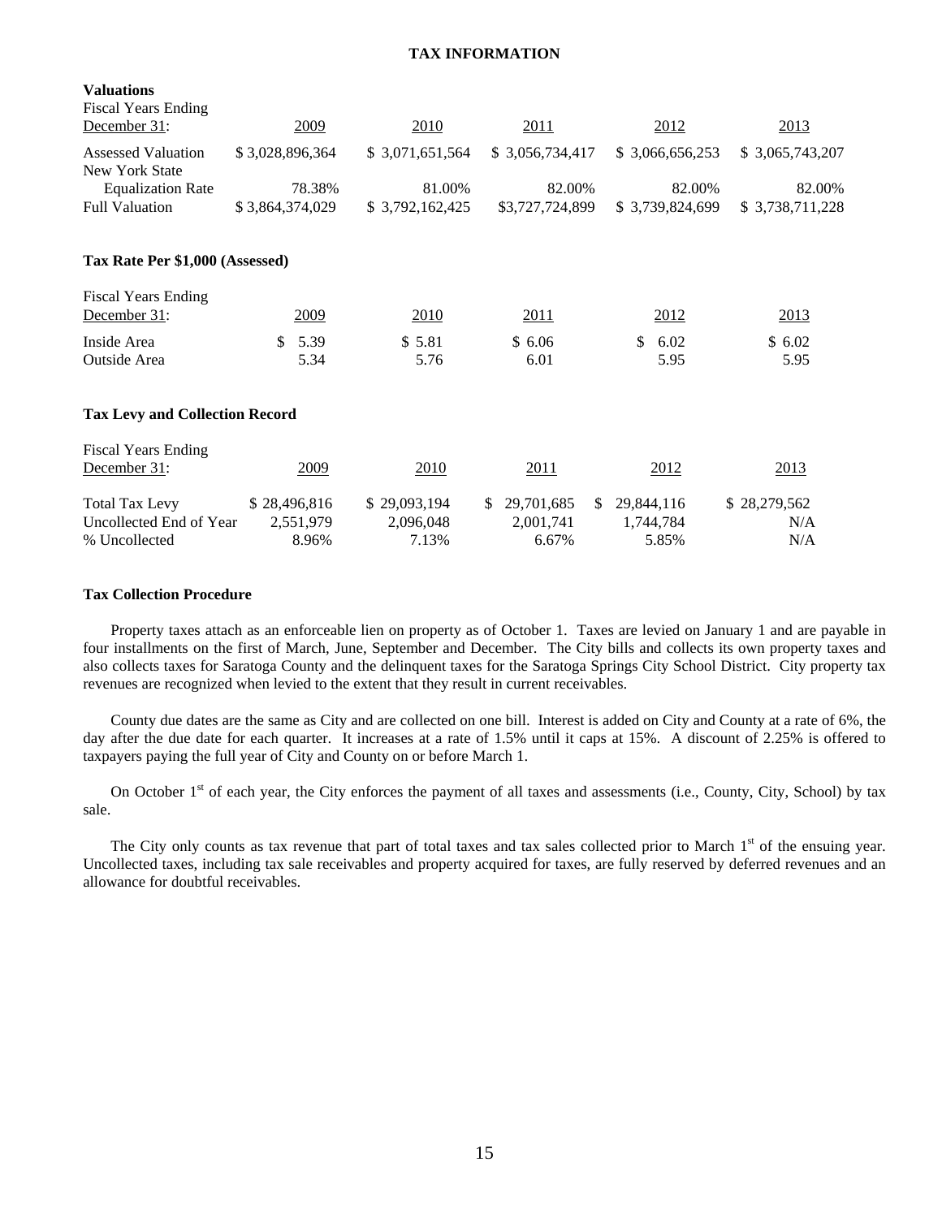# TAX INFORMATION

### Valuations

| Fiscal Years Ending December 31: | 2009 | 2010 | 2011 | 2012 | 2013 |
|---|---|---|---|---|---|
| Assessed Valuation | $ 3,028,896,364 | $ 3,071,651,564 | $ 3,056,734,417 | $ 3,066,656,253 | $ 3,065,743,207 |
| New York State Equalization Rate | 78.38% | 81.00% | 82.00% | 82.00% | 82.00% |
| Full Valuation | $ 3,864,374,029 | $ 3,792,162,425 | $3,727,724,899 | $ 3,739,824,699 | $ 3,738,711,228 |

### Tax Rate Per $1,000 (Assessed)

| Fiscal Years Ending December 31: | 2009 | 2010 | 2011 | 2012 | 2013 |
|---|---|---|---|---|---|
| Inside Area | $ 5.39 | $ 5.81 | $ 6.06 | $ 6.02 | $ 6.02 |
| Outside Area | 5.34 | 5.76 | 6.01 | 5.95 | 5.95 |

### Tax Levy and Collection Record

| Fiscal Years Ending December 31: | 2009 | 2010 | 2011 | 2012 | 2013 |
|---|---|---|---|---|---|
| Total Tax Levy | $ 28,496,816 | $ 29,093,194 | $ 29,701,685 | $ 29,844,116 | $ 28,279,562 |
| Uncollected End of Year | 2,551,979 | 2,096,048 | 2,001,741 | 1,744,784 | N/A |
| % Uncollected | 8.96% | 7.13% | 6.67% | 5.85% | N/A |

### Tax Collection Procedure

Property taxes attach as an enforceable lien on property as of October 1. Taxes are levied on January 1 and are payable in four installments on the first of March, June, September and December. The City bills and collects its own property taxes and also collects taxes for Saratoga County and the delinquent taxes for the Saratoga Springs City School District. City property tax revenues are recognized when levied to the extent that they result in current receivables.

County due dates are the same as City and are collected on one bill. Interest is added on City and County at a rate of 6%, the day after the due date for each quarter. It increases at a rate of 1.5% until it caps at 15%. A discount of 2.25% is offered to taxpayers paying the full year of City and County on or before March 1.

On October 1st of each year, the City enforces the payment of all taxes and assessments (i.e., County, City, School) by tax sale.

The City only counts as tax revenue that part of total taxes and tax sales collected prior to March 1st of the ensuing year. Uncollected taxes, including tax sale receivables and property acquired for taxes, are fully reserved by deferred revenues and an allowance for doubtful receivables.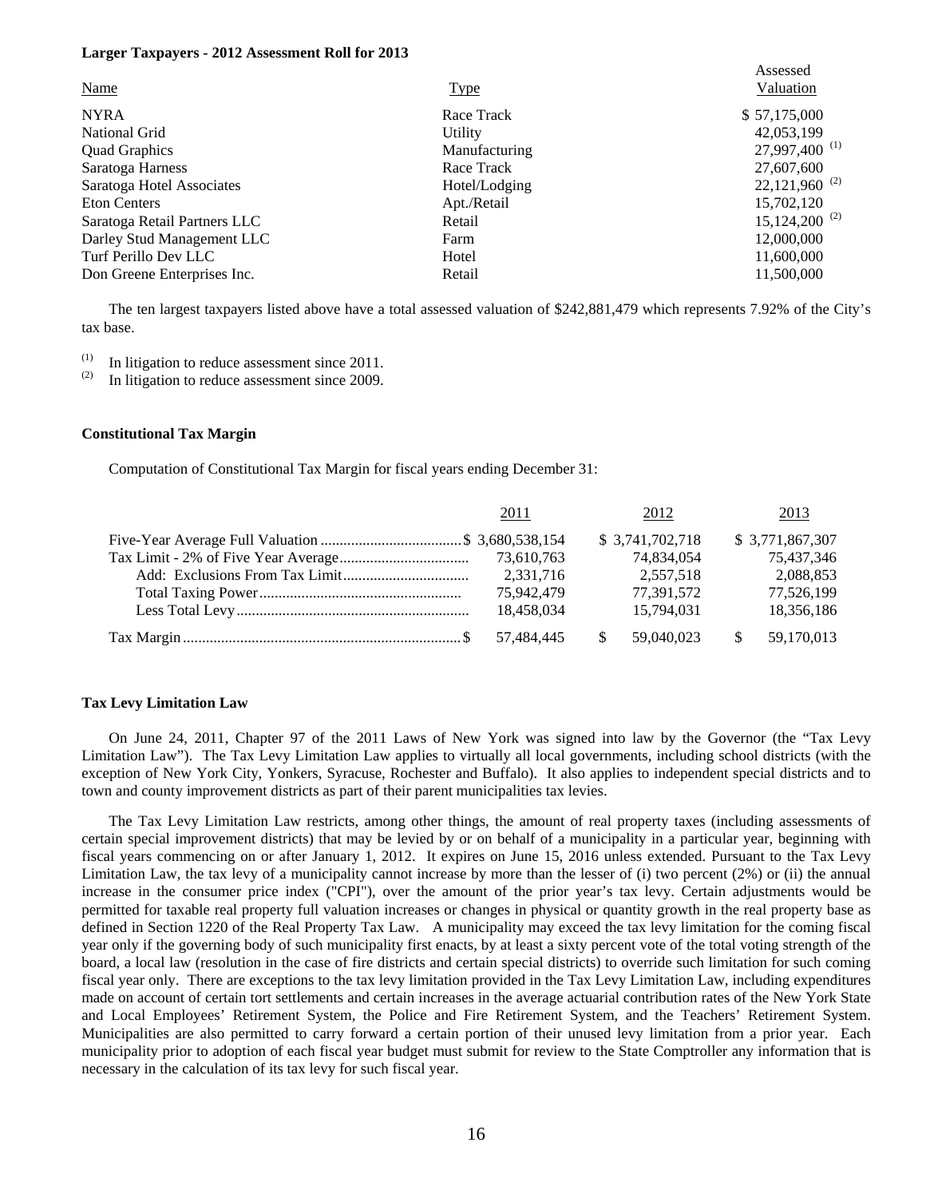**Larger Taxpayers - 2012 Assessment Roll for 2013**

| Name | Type | Assessed Valuation |
|---|---|---|
| NYRA | Race Track | $ 57,175,000 |
| National Grid | Utility | 42,053,199 |
| Quad Graphics | Manufacturing | 27,997,400 [(1)] |
| Saratoga Harness | Race Track | 27,607,600 |
| Saratoga Hotel Associates | Hotel/Lodging | 22,121,960 [(2)] |
| Eton Centers | Apt./Retail | 15,702,120 |
| Saratoga Retail Partners LLC | Retail | 15,124,200 [(2)] |
| Darley Stud Management LLC | Farm | 12,000,000 |
| Turf Perillo Dev LLC | Hotel | 11,600,000 |
| Don Greene Enterprises Inc. | Retail | 11,500,000 |

The ten largest taxpayers listed above have a total assessed valuation of $242,881,479 which represents 7.92% of the City's tax base.

[(1)] In litigation to reduce assessment since 2011.
[(2)] In litigation to reduce assessment since 2009.

**Constitutional Tax Margin**

Computation of Constitutional Tax Margin for fiscal years ending December 31:

| | 2011 | 2012 | 2013 |
|---|---|---|---|
| Five-Year Average Full Valuation | $ 3,680,538,154 | $ 3,741,702,718 | $ 3,771,867,307 |
| Tax Limit - 2% of Five Year Average | 73,610,763 | 74,834,054 | 75,437,346 |
| Add: Exclusions From Tax Limit | 2,331,716 | 2,557,518 | 2,088,853 |
| Total Taxing Power | 75,942,479 | 77,391,572 | 77,526,199 |
| Less Total Levy | 18,458,034 | 15,794,031 | 18,356,186 |
| Tax Margin | $ 57,484,445 | $ 59,040,023 | $ 59,170,013 |

**Tax Levy Limitation Law**

On June 24, 2011, Chapter 97 of the 2011 Laws of New York was signed into law by the Governor (the "Tax Levy Limitation Law"). The Tax Levy Limitation Law applies to virtually all local governments, including school districts (with the exception of New York City, Yonkers, Syracuse, Rochester and Buffalo). It also applies to independent special districts and to town and county improvement districts as part of their parent municipalities tax levies.

The Tax Levy Limitation Law restricts, among other things, the amount of real property taxes (including assessments of certain special improvement districts) that may be levied by or on behalf of a municipality in a particular year, beginning with fiscal years commencing on or after January 1, 2012. It expires on June 15, 2016 unless extended. Pursuant to the Tax Levy Limitation Law, the tax levy of a municipality cannot increase by more than the lesser of (i) two percent (2%) or (ii) the annual increase in the consumer price index ("CPI"), over the amount of the prior year's tax levy. Certain adjustments would be permitted for taxable real property full valuation increases or changes in physical or quantity growth in the real property base as defined in Section 1220 of the Real Property Tax Law. A municipality may exceed the tax levy limitation for the coming fiscal year only if the governing body of such municipality first enacts, by at least a sixty percent vote of the total voting strength of the board, a local law (resolution in the case of fire districts and certain special districts) to override such limitation for such coming fiscal year only. There are exceptions to the tax levy limitation provided in the Tax Levy Limitation Law, including expenditures made on account of certain tort settlements and certain increases in the average actuarial contribution rates of the New York State and Local Employees' Retirement System, the Police and Fire Retirement System, and the Teachers' Retirement System. Municipalities are also permitted to carry forward a certain portion of their unused levy limitation from a prior year. Each municipality prior to adoption of each fiscal year budget must submit for review to the State Comptroller any information that is necessary in the calculation of its tax levy for such fiscal year.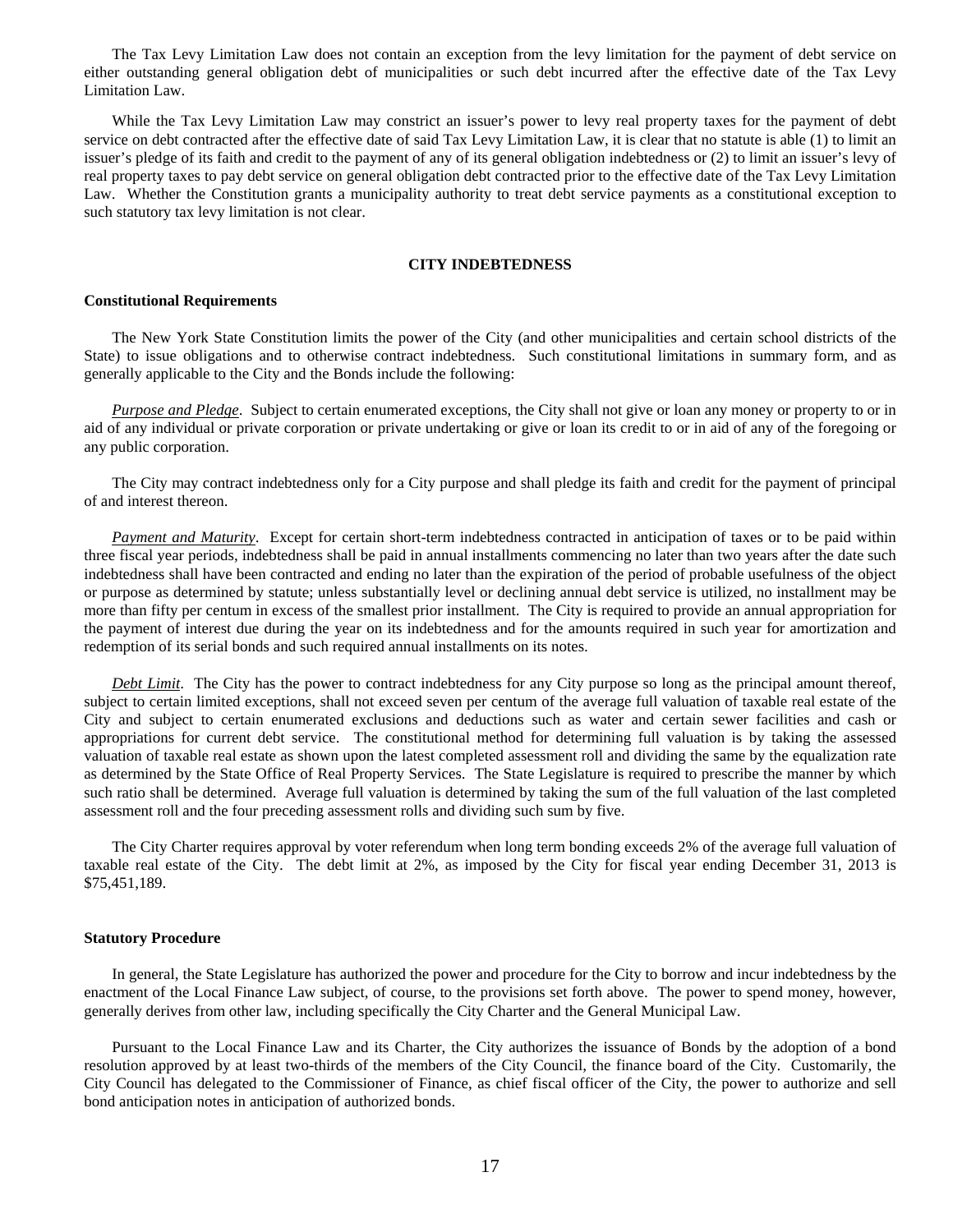The Tax Levy Limitation Law does not contain an exception from the levy limitation for the payment of debt service on either outstanding general obligation debt of municipalities or such debt incurred after the effective date of the Tax Levy Limitation Law.

While the Tax Levy Limitation Law may constrict an issuer's power to levy real property taxes for the payment of debt service on debt contracted after the effective date of said Tax Levy Limitation Law, it is clear that no statute is able (1) to limit an issuer's pledge of its faith and credit to the payment of any of its general obligation indebtedness or (2) to limit an issuer's levy of real property taxes to pay debt service on general obligation debt contracted prior to the effective date of the Tax Levy Limitation Law. Whether the Constitution grants a municipality authority to treat debt service payments as a constitutional exception to such statutory tax levy limitation is not clear.

## CITY INDEBTEDNESS

### Constitutional Requirements

The New York State Constitution limits the power of the City (and other municipalities and certain school districts of the State) to issue obligations and to otherwise contract indebtedness. Such constitutional limitations in summary form, and as generally applicable to the City and the Bonds include the following:

*Purpose and Pledge*. Subject to certain enumerated exceptions, the City shall not give or loan any money or property to or in aid of any individual or private corporation or private undertaking or give or loan its credit to or in aid of any of the foregoing or any public corporation.

The City may contract indebtedness only for a City purpose and shall pledge its faith and credit for the payment of principal of and interest thereon.

*Payment and Maturity*. Except for certain short-term indebtedness contracted in anticipation of taxes or to be paid within three fiscal year periods, indebtedness shall be paid in annual installments commencing no later than two years after the date such indebtedness shall have been contracted and ending no later than the expiration of the period of probable usefulness of the object or purpose as determined by statute; unless substantially level or declining annual debt service is utilized, no installment may be more than fifty per centum in excess of the smallest prior installment. The City is required to provide an annual appropriation for the payment of interest due during the year on its indebtedness and for the amounts required in such year for amortization and redemption of its serial bonds and such required annual installments on its notes.

*Debt Limit*. The City has the power to contract indebtedness for any City purpose so long as the principal amount thereof, subject to certain limited exceptions, shall not exceed seven per centum of the average full valuation of taxable real estate of the City and subject to certain enumerated exclusions and deductions such as water and certain sewer facilities and cash or appropriations for current debt service. The constitutional method for determining full valuation is by taking the assessed valuation of taxable real estate as shown upon the latest completed assessment roll and dividing the same by the equalization rate as determined by the State Office of Real Property Services. The State Legislature is required to prescribe the manner by which such ratio shall be determined. Average full valuation is determined by taking the sum of the full valuation of the last completed assessment roll and the four preceding assessment rolls and dividing such sum by five.

The City Charter requires approval by voter referendum when long term bonding exceeds 2% of the average full valuation of taxable real estate of the City. The debt limit at 2%, as imposed by the City for fiscal year ending December 31, 2013 is $75,451,189.

### Statutory Procedure

In general, the State Legislature has authorized the power and procedure for the City to borrow and incur indebtedness by the enactment of the Local Finance Law subject, of course, to the provisions set forth above. The power to spend money, however, generally derives from other law, including specifically the City Charter and the General Municipal Law.

Pursuant to the Local Finance Law and its Charter, the City authorizes the issuance of Bonds by the adoption of a bond resolution approved by at least two-thirds of the members of the City Council, the finance board of the City. Customarily, the City Council has delegated to the Commissioner of Finance, as chief fiscal officer of the City, the power to authorize and sell bond anticipation notes in anticipation of authorized bonds.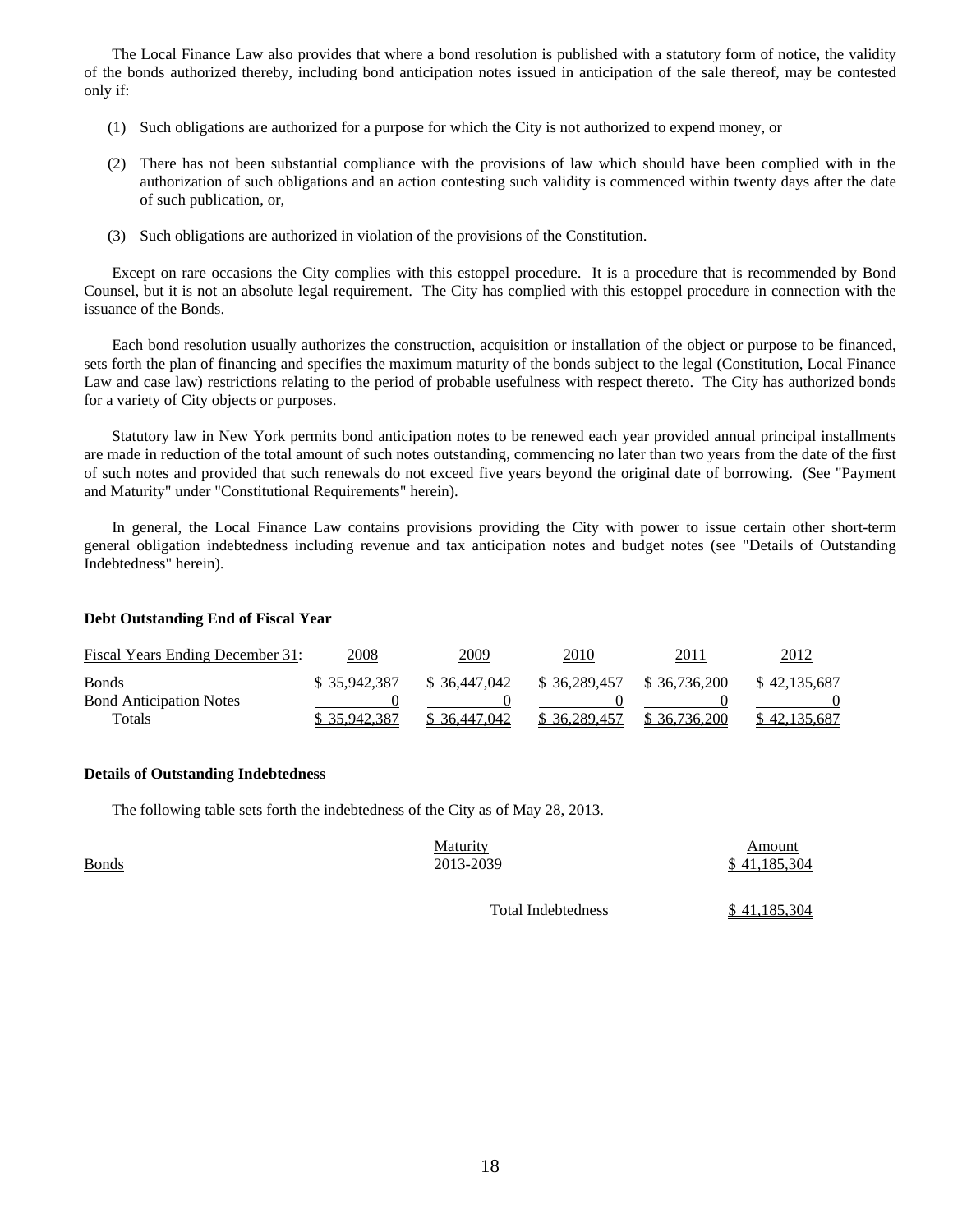The Local Finance Law also provides that where a bond resolution is published with a statutory form of notice, the validity of the bonds authorized thereby, including bond anticipation notes issued in anticipation of the sale thereof, may be contested only if:

(1) Such obligations are authorized for a purpose for which the City is not authorized to expend money, or

(2) There has not been substantial compliance with the provisions of law which should have been complied with in the authorization of such obligations and an action contesting such validity is commenced within twenty days after the date of such publication, or,

(3) Such obligations are authorized in violation of the provisions of the Constitution.

Except on rare occasions the City complies with this estoppel procedure. It is a procedure that is recommended by Bond Counsel, but it is not an absolute legal requirement. The City has complied with this estoppel procedure in connection with the issuance of the Bonds.

Each bond resolution usually authorizes the construction, acquisition or installation of the object or purpose to be financed, sets forth the plan of financing and specifies the maximum maturity of the bonds subject to the legal (Constitution, Local Finance Law and case law) restrictions relating to the period of probable usefulness with respect thereto. The City has authorized bonds for a variety of City objects or purposes.

Statutory law in New York permits bond anticipation notes to be renewed each year provided annual principal installments are made in reduction of the total amount of such notes outstanding, commencing no later than two years from the date of the first of such notes and provided that such renewals do not exceed five years beyond the original date of borrowing. (See "Payment and Maturity" under "Constitutional Requirements" herein).

In general, the Local Finance Law contains provisions providing the City with power to issue certain other short-term general obligation indebtedness including revenue and tax anticipation notes and budget notes (see "Details of Outstanding Indebtedness" herein).

**Debt Outstanding End of Fiscal Year**

| Fiscal Years Ending December 31: | 2008 | 2009 | 2010 | 2011 | 2012 |
|---|---|---|---|---|---|
| Bonds | $ 35,942,387 | $ 36,447,042 | $ 36,289,457 | $ 36,736,200 | $ 42,135,687 |
| Bond Anticipation Notes | 0 | 0 | 0 | 0 | 0 |
| Totals | $ 35,942,387 | $ 36,447,042 | $ 36,289,457 | $ 36,736,200 | $ 42,135,687 |

**Details of Outstanding Indebtedness**

The following table sets forth the indebtedness of the City as of May 28, 2013.

| | Maturity | Amount |
|---|---|---|
| Bonds | 2013-2039 | $ 41,185,304 |
| | Total Indebtedness | $ 41,185,304 |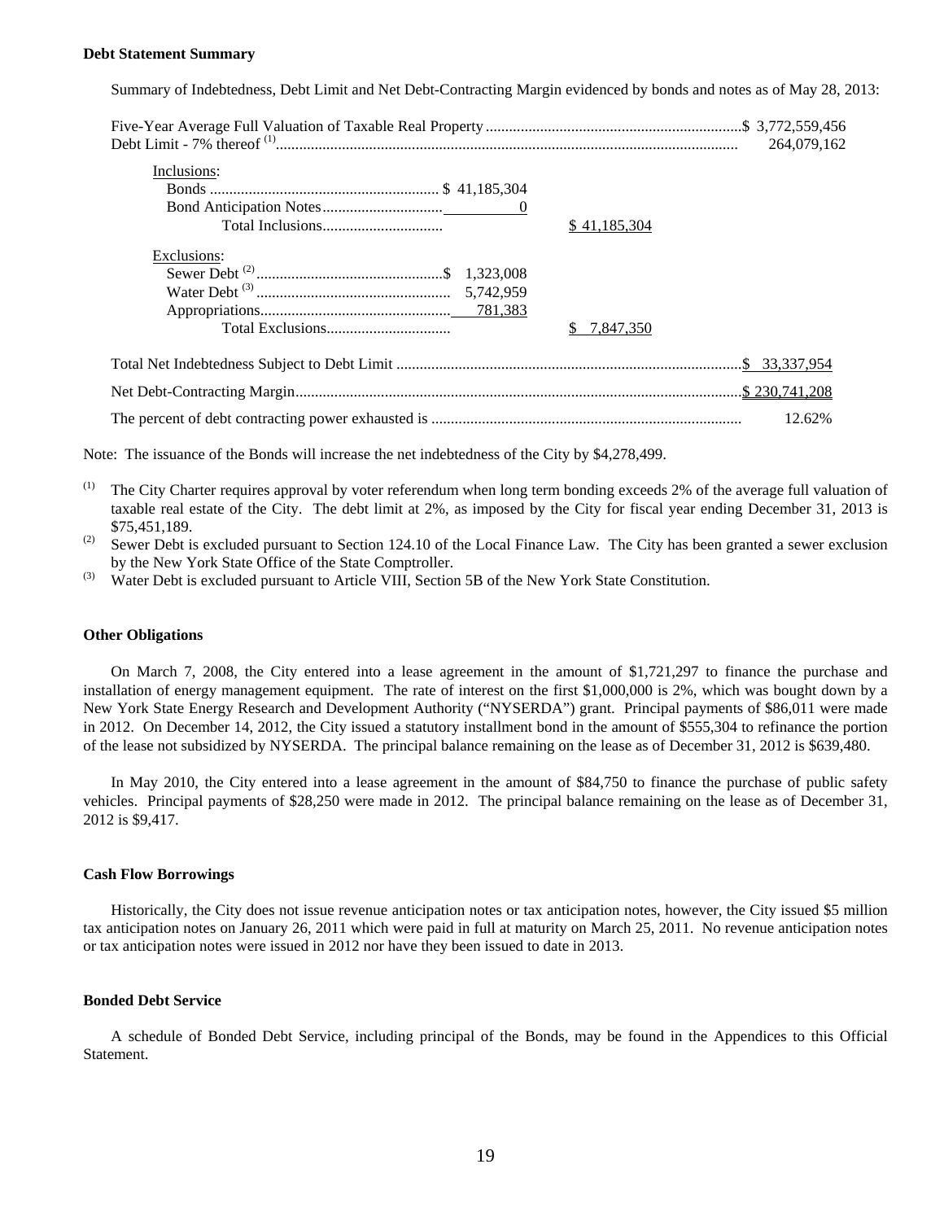**Debt Statement Summary**

Summary of Indebtedness, Debt Limit and Net Debt-Contracting Margin evidenced by bonds and notes as of May 28, 2013:

| | | | |
|---|---|---|---|
| Five-Year Average Full Valuation of Taxable Real Property | | | $ 3,772,559,456 |
| Debt Limit - 7% thereof [(1)] | | | 264,079,162 |
| Inclusions: | | | |
| Bonds | $ 41,185,304 | | |
| Bond Anticipation Notes | 0 | | |
| Total Inclusions | | $ 41,185,304 | |
| Exclusions: | | | |
| Sewer Debt [(2)] | $ 1,323,008 | | |
| Water Debt [(3)] | 5,742,959 | | |
| Appropriations | 781,383 | | |
| Total Exclusions | | $ 7,847,350 | |
| Total Net Indebtedness Subject to Debt Limit | | | $ 33,337,954 |
| Net Debt-Contracting Margin | | | $ 230,741,208 |
| The percent of debt contracting power exhausted is | | | 12.62% |

Note: The issuance of the Bonds will increase the net indebtedness of the City by $4,278,499.

(1) The City Charter requires approval by voter referendum when long term bonding exceeds 2% of the average full valuation of taxable real estate of the City. The debt limit at 2%, as imposed by the City for fiscal year ending December 31, 2013 is $75,451,189.

(2) Sewer Debt is excluded pursuant to Section 124.10 of the Local Finance Law. The City has been granted a sewer exclusion by the New York State Office of the State Comptroller.

(3) Water Debt is excluded pursuant to Article VIII, Section 5B of the New York State Constitution.

**Other Obligations**

On March 7, 2008, the City entered into a lease agreement in the amount of $1,721,297 to finance the purchase and installation of energy management equipment. The rate of interest on the first $1,000,000 is 2%, which was bought down by a New York State Energy Research and Development Authority ("NYSERDA") grant. Principal payments of $86,011 were made in 2012. On December 14, 2012, the City issued a statutory installment bond in the amount of $555,304 to refinance the portion of the lease not subsidized by NYSERDA. The principal balance remaining on the lease as of December 31, 2012 is $639,480.

In May 2010, the City entered into a lease agreement in the amount of $84,750 to finance the purchase of public safety vehicles. Principal payments of $28,250 were made in 2012. The principal balance remaining on the lease as of December 31, 2012 is $9,417.

**Cash Flow Borrowings**

Historically, the City does not issue revenue anticipation notes or tax anticipation notes, however, the City issued $5 million tax anticipation notes on January 26, 2011 which were paid in full at maturity on March 25, 2011. No revenue anticipation notes or tax anticipation notes were issued in 2012 nor have they been issued to date in 2013.

**Bonded Debt Service**

A schedule of Bonded Debt Service, including principal of the Bonds, may be found in the Appendices to this Official Statement.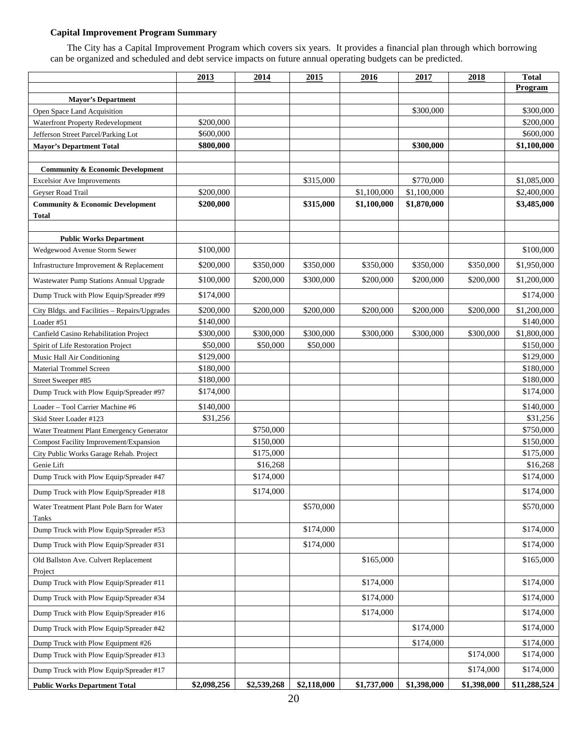**Capital Improvement Program Summary**

The City has a Capital Improvement Program which covers six years. It provides a financial plan through which borrowing can be organized and scheduled and debt service impacts on future annual operating budgets can be predicted.

| | 2013 | 2014 | 2015 | 2016 | 2017 | 2018 | Total Program |
|---|---|---|---|---|---|---|---|
| **Mayor's Department** | | | | | | | |
| Open Space Land Acquisition | | | | | $300,000 | | $300,000 |
| Waterfront Property Redevelopment | $200,000 | | | | | | $200,000 |
| Jefferson Street Parcel/Parking Lot | $600,000 | | | | | | $600,000 |
| **Mayor's Department Total** | **$800,000** | | | | **$300,000** | | **$1,100,000** |
| | | | | | | | |
| **Community & Economic Development** | | | | | | | |
| Excelsior Ave Improvements | | | $315,000 | | $770,000 | | $1,085,000 |
| Geyser Road Trail | $200,000 | | | $1,100,000 | $1,100,000 | | $2,400,000 |
| **Community & Economic Development Total** | **$200,000** | | **$315,000** | **$1,100,000** | **$1,870,000** | | **$3,485,000** |
| | | | | | | | |
| **Public Works Department** | | | | | | | |
| Wedgewood Avenue Storm Sewer | $100,000 | | | | | | $100,000 |
| Infrastructure Improvement & Replacement | $200,000 | $350,000 | $350,000 | $350,000 | $350,000 | $350,000 | $1,950,000 |
| Wastewater Pump Stations Annual Upgrade | $100,000 | $200,000 | $300,000 | $200,000 | $200,000 | $200,000 | $1,200,000 |
| Dump Truck with Plow Equip/Spreader #99 | $174,000 | | | | | | $174,000 |
| City Bldgs. and Facilities – Repairs/Upgrades | $200,000 | $200,000 | $200,000 | $200,000 | $200,000 | $200,000 | $1,200,000 |
| Loader #51 | $140,000 | | | | | | $140,000 |
| Canfield Casino Rehabilitation Project | $300,000 | $300,000 | $300,000 | $300,000 | $300,000 | $300,000 | $1,800,000 |
| Spirit of Life Restoration Project | $50,000 | $50,000 | $50,000 | | | | $150,000 |
| Music Hall Air Conditioning | $129,000 | | | | | | $129,000 |
| Material Trommel Screen | $180,000 | | | | | | $180,000 |
| Street Sweeper #85 | $180,000 | | | | | | $180,000 |
| Dump Truck with Plow Equip/Spreader #97 | $174,000 | | | | | | $174,000 |
| Loader – Tool Carrier Machine #6 | $140,000 | | | | | | $140,000 |
| Skid Steer Loader #123 | $31,256 | | | | | | $31,256 |
| Water Treatment Plant Emergency Generator | | $750,000 | | | | | $750,000 |
| Compost Facility Improvement/Expansion | | $150,000 | | | | | $150,000 |
| City Public Works Garage Rehab. Project | | $175,000 | | | | | $175,000 |
| Genie Lift | | $16,268 | | | | | $16,268 |
| Dump Truck with Plow Equip/Spreader #47 | | $174,000 | | | | | $174,000 |
| Dump Truck with Plow Equip/Spreader #18 | | $174,000 | | | | | $174,000 |
| Water Treatment Plant Pole Barn for Water Tanks | | | $570,000 | | | | $570,000 |
| Dump Truck with Plow Equip/Spreader #53 | | | $174,000 | | | | $174,000 |
| Dump Truck with Plow Equip/Spreader #31 | | | $174,000 | | | | $174,000 |
| Old Ballston Ave. Culvert Replacement Project | | | | $165,000 | | | $165,000 |
| Dump Truck with Plow Equip/Spreader #11 | | | | $174,000 | | | $174,000 |
| Dump Truck with Plow Equip/Spreader #34 | | | | $174,000 | | | $174,000 |
| Dump Truck with Plow Equip/Spreader #16 | | | | $174,000 | | | $174,000 |
| Dump Truck with Plow Equip/Spreader #42 | | | | | $174,000 | | $174,000 |
| Dump Truck with Plow Equipment #26 | | | | | $174,000 | | $174,000 |
| Dump Truck with Plow Equip/Spreader #13 | | | | | | $174,000 | $174,000 |
| Dump Truck with Plow Equip/Spreader #17 | | | | | | $174,000 | $174,000 |
| **Public Works Department Total** | **$2,098,256** | **$2,539,268** | **$2,118,000** | **$1,737,000** | **$1,398,000** | **$1,398,000** | **$11,288,524** |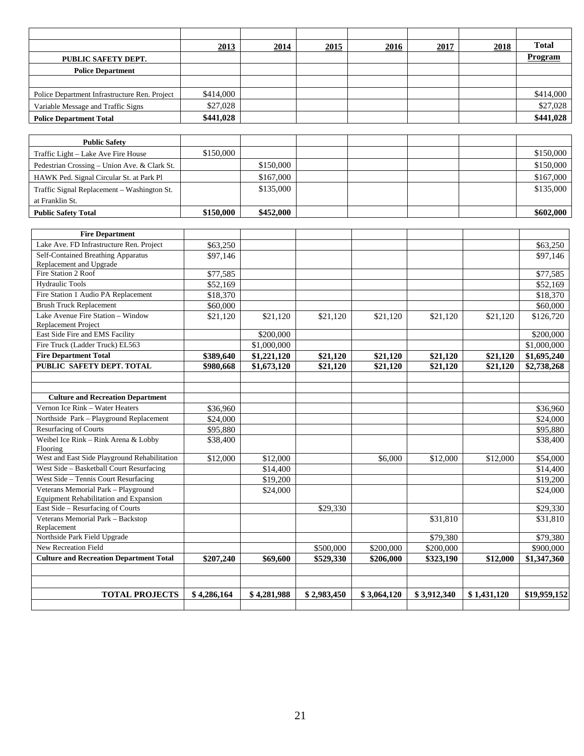| | 2013 | 2014 | 2015 | 2016 | 2017 | 2018 | Total Program |
|---|---|---|---|---|---|---|---|
| **PUBLIC SAFETY DEPT.** | | | | | | | |
| **Police Department** | | | | | | | |
| | | | | | | | |
| Police Department Infrastructure Ren. Project | $414,000 | | | | | | $414,000 |
| Variable Message and Traffic Signs | $27,028 | | | | | | $27,028 |
| **Police Department Total** | **$441,028** | | | | | | **$441,028** |
| | | | | | | | |
| **Public Safety** | | | | | | | |
| Traffic Light – Lake Ave Fire House | $150,000 | | | | | | $150,000 |
| Pedestrian Crossing – Union Ave. & Clark St. | | $150,000 | | | | | $150,000 |
| HAWK Ped. Signal Circular St. at Park Pl | | $167,000 | | | | | $167,000 |
| Traffic Signal Replacement – Washington St. at Franklin St. | | $135,000 | | | | | $135,000 |
| **Public Safety Total** | **$150,000** | **$452,000** | | | | | **$602,000** |
| | | | | | | | |
| **Fire Department** | | | | | | | |
| Lake Ave. FD Infrastructure Ren. Project | $63,250 | | | | | | $63,250 |
| Self-Contained Breathing Apparatus Replacement and Upgrade | $97,146 | | | | | | $97,146 |
| Fire Station 2 Roof | $77,585 | | | | | | $77,585 |
| Hydraulic Tools | $52,169 | | | | | | $52,169 |
| Fire Station 1 Audio PA Replacement | $18,370 | | | | | | $18,370 |
| Brush Truck Replacement | $60,000 | | | | | | $60,000 |
| Lake Avenue Fire Station – Window Replacement Project | $21,120 | $21,120 | $21,120 | $21,120 | $21,120 | $21,120 | $126,720 |
| East Side Fire and EMS Facility | | $200,000 | | | | | $200,000 |
| Fire Truck (Ladder Truck) EL563 | | $1,000,000 | | | | | $1,000,000 |
| **Fire Department Total** | **$389,640** | **$1,221,120** | **$21,120** | **$21,120** | **$21,120** | **$21,120** | **$1,695,240** |
| **PUBLIC SAFETY DEPT. TOTAL** | **$980,668** | **$1,673,120** | **$21,120** | **$21,120** | **$21,120** | **$21,120** | **$2,738,268** |
| | | | | | | | |
| | | | | | | | |
| **Culture and Recreation Department** | | | | | | | |
| Vernon Ice Rink – Water Heaters | $36,960 | | | | | | $36,960 |
| Northside Park – Playground Replacement | $24,000 | | | | | | $24,000 |
| Resurfacing of Courts | $95,880 | | | | | | $95,880 |
| Weibel Ice Rink – Rink Arena & Lobby Flooring | $38,400 | | | | | | $38,400 |
| West and East Side Playground Rehabilitation | $12,000 | $12,000 | | $6,000 | $12,000 | $12,000 | $54,000 |
| West Side – Basketball Court Resurfacing | | $14,400 | | | | | $14,400 |
| West Side – Tennis Court Resurfacing | | $19,200 | | | | | $19,200 |
| Veterans Memorial Park – Playground Equipment Rehabilitation and Expansion | | $24,000 | | | | | $24,000 |
| East Side – Resurfacing of Courts | | | $29,330 | | | | $29,330 |
| Veterans Memorial Park – Backstop Replacement | | | | | $31,810 | | $31,810 |
| Northside Park Field Upgrade | | | | | $79,380 | | $79,380 |
| New Recreation Field | | | $500,000 | $200,000 | $200,000 | | $900,000 |
| **Culture and Recreation Department Total** | **$207,240** | **$69,600** | **$529,330** | **$206,000** | **$323,190** | **$12,000** | **$1,347,360** |
| | | | | | | | |
| | | | | | | | |
| **TOTAL PROJECTS** | **$ 4,286,164** | **$ 4,281,988** | **$ 2,983,450** | **$ 3,064,120** | **$ 3,912,340** | **$ 1,431,120** | **$19,959,152** |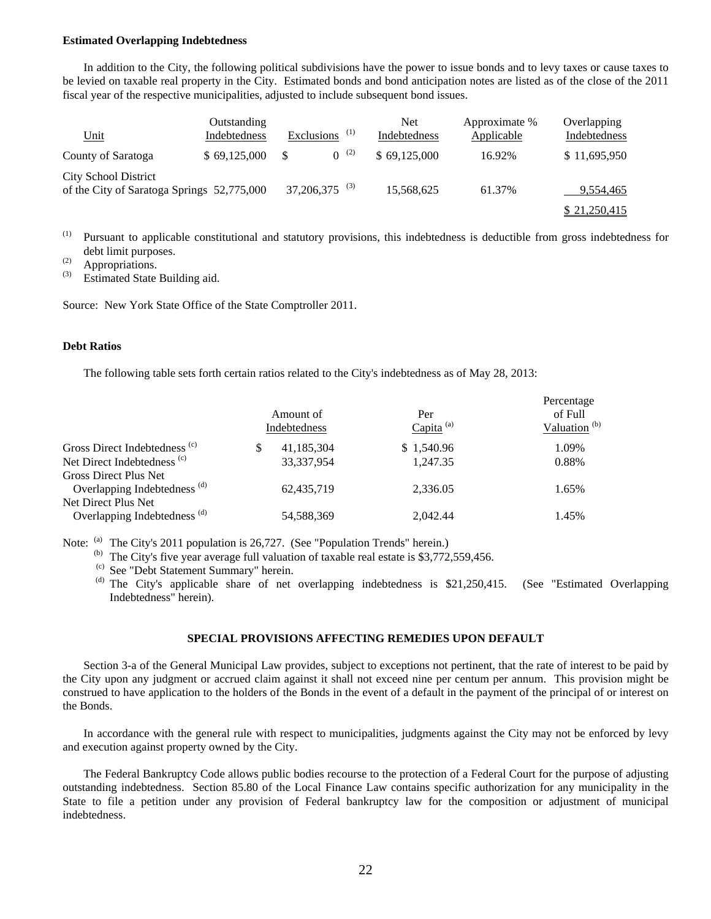**Estimated Overlapping Indebtedness**

In addition to the City, the following political subdivisions have the power to issue bonds and to levy taxes or cause taxes to be levied on taxable real property in the City. Estimated bonds and bond anticipation notes are listed as of the close of the 2011 fiscal year of the respective municipalities, adjusted to include subsequent bond issues.

| Unit | Outstanding Indebtedness | Exclusions [(1)] | Net Indebtedness | Approximate % Applicable | Overlapping Indebtedness |
|---|---|---|---|---|---|
| County of Saratoga | $ 69,125,000 | $ 0 [(2)] | $ 69,125,000 | 16.92% | $ 11,695,950 |
| City School District of the City of Saratoga Springs | 52,775,000 | 37,206,375 [(3)] | 15,568,625 | 61.37% | 9,554,465 |
| | | | | | $ 21,250,415 |

(1) Pursuant to applicable constitutional and statutory provisions, this indebtedness is deductible from gross indebtedness for debt limit purposes.
(2) Appropriations.
(3) Estimated State Building aid.

Source: New York State Office of the State Comptroller 2011.

**Debt Ratios**

The following table sets forth certain ratios related to the City's indebtedness as of May 28, 2013:

| | Amount of Indebtedness | Per Capita [(a)] | Percentage of Full Valuation [(b)] |
|---|---|---|---|
| Gross Direct Indebtedness [(c)] | $ 41,185,304 | $ 1,540.96 | 1.09% |
| Net Direct Indebtedness [(c)] | 33,337,954 | 1,247.35 | 0.88% |
| Gross Direct Plus Net Overlapping Indebtedness [(d)] | 62,435,719 | 2,336.05 | 1.65% |
| Net Direct Plus Net Overlapping Indebtedness [(d)] | 54,588,369 | 2,042.44 | 1.45% |

Note: (a) The City's 2011 population is 26,727. (See "Population Trends" herein.)
(b) The City's five year average full valuation of taxable real estate is $3,772,559,456.
(c) See "Debt Statement Summary" herein.
(d) The City's applicable share of net overlapping indebtedness is $21,250,415. (See "Estimated Overlapping Indebtedness" herein).

## SPECIAL PROVISIONS AFFECTING REMEDIES UPON DEFAULT

Section 3-a of the General Municipal Law provides, subject to exceptions not pertinent, that the rate of interest to be paid by the City upon any judgment or accrued claim against it shall not exceed nine per centum per annum. This provision might be construed to have application to the holders of the Bonds in the event of a default in the payment of the principal of or interest on the Bonds.

In accordance with the general rule with respect to municipalities, judgments against the City may not be enforced by levy and execution against property owned by the City.

The Federal Bankruptcy Code allows public bodies recourse to the protection of a Federal Court for the purpose of adjusting outstanding indebtedness. Section 85.80 of the Local Finance Law contains specific authorization for any municipality in the State to file a petition under any provision of Federal bankruptcy law for the composition or adjustment of municipal indebtedness.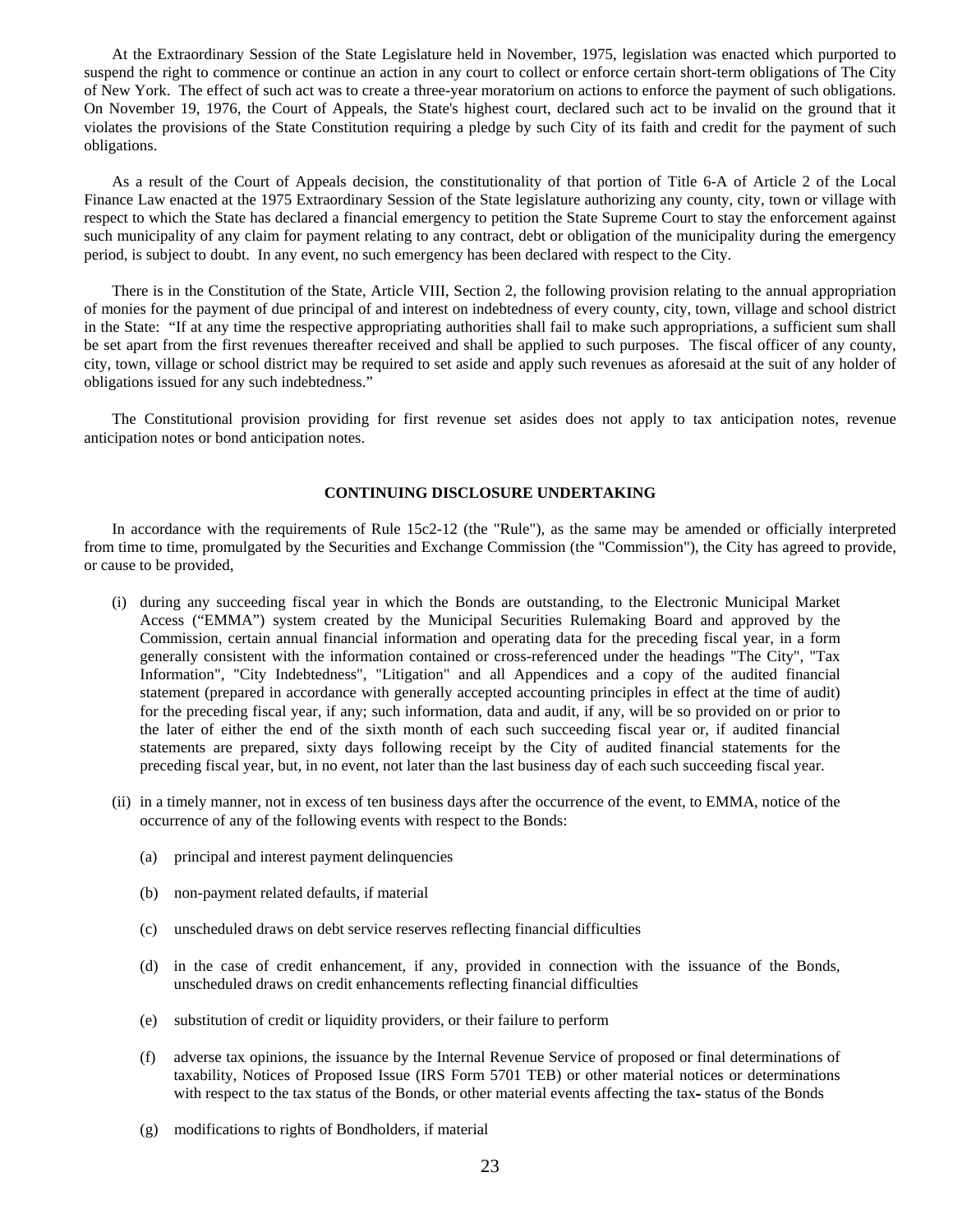At the Extraordinary Session of the State Legislature held in November, 1975, legislation was enacted which purported to suspend the right to commence or continue an action in any court to collect or enforce certain short-term obligations of The City of New York. The effect of such act was to create a three-year moratorium on actions to enforce the payment of such obligations. On November 19, 1976, the Court of Appeals, the State's highest court, declared such act to be invalid on the ground that it violates the provisions of the State Constitution requiring a pledge by such City of its faith and credit for the payment of such obligations.

As a result of the Court of Appeals decision, the constitutionality of that portion of Title 6-A of Article 2 of the Local Finance Law enacted at the 1975 Extraordinary Session of the State legislature authorizing any county, city, town or village with respect to which the State has declared a financial emergency to petition the State Supreme Court to stay the enforcement against such municipality of any claim for payment relating to any contract, debt or obligation of the municipality during the emergency period, is subject to doubt. In any event, no such emergency has been declared with respect to the City.

There is in the Constitution of the State, Article VIII, Section 2, the following provision relating to the annual appropriation of monies for the payment of due principal of and interest on indebtedness of every county, city, town, village and school district in the State: "If at any time the respective appropriating authorities shall fail to make such appropriations, a sufficient sum shall be set apart from the first revenues thereafter received and shall be applied to such purposes. The fiscal officer of any county, city, town, village or school district may be required to set aside and apply such revenues as aforesaid at the suit of any holder of obligations issued for any such indebtedness."

The Constitutional provision providing for first revenue set asides does not apply to tax anticipation notes, revenue anticipation notes or bond anticipation notes.

## CONTINUING DISCLOSURE UNDERTAKING

In accordance with the requirements of Rule 15c2-12 (the "Rule"), as the same may be amended or officially interpreted from time to time, promulgated by the Securities and Exchange Commission (the "Commission"), the City has agreed to provide, or cause to be provided,

(i) during any succeeding fiscal year in which the Bonds are outstanding, to the Electronic Municipal Market Access ("EMMA") system created by the Municipal Securities Rulemaking Board and approved by the Commission, certain annual financial information and operating data for the preceding fiscal year, in a form generally consistent with the information contained or cross-referenced under the headings "The City", "Tax Information", "City Indebtedness", "Litigation" and all Appendices and a copy of the audited financial statement (prepared in accordance with generally accepted accounting principles in effect at the time of audit) for the preceding fiscal year, if any; such information, data and audit, if any, will be so provided on or prior to the later of either the end of the sixth month of each such succeeding fiscal year or, if audited financial statements are prepared, sixty days following receipt by the City of audited financial statements for the preceding fiscal year, but, in no event, not later than the last business day of each such succeeding fiscal year.

(ii) in a timely manner, not in excess of ten business days after the occurrence of the event, to EMMA, notice of the occurrence of any of the following events with respect to the Bonds:

(a) principal and interest payment delinquencies

(b) non-payment related defaults, if material

(c) unscheduled draws on debt service reserves reflecting financial difficulties

(d) in the case of credit enhancement, if any, provided in connection with the issuance of the Bonds, unscheduled draws on credit enhancements reflecting financial difficulties

(e) substitution of credit or liquidity providers, or their failure to perform

(f) adverse tax opinions, the issuance by the Internal Revenue Service of proposed or final determinations of taxability, Notices of Proposed Issue (IRS Form 5701 TEB) or other material notices or determinations with respect to the tax status of the Bonds, or other material events affecting the tax- status of the Bonds

(g) modifications to rights of Bondholders, if material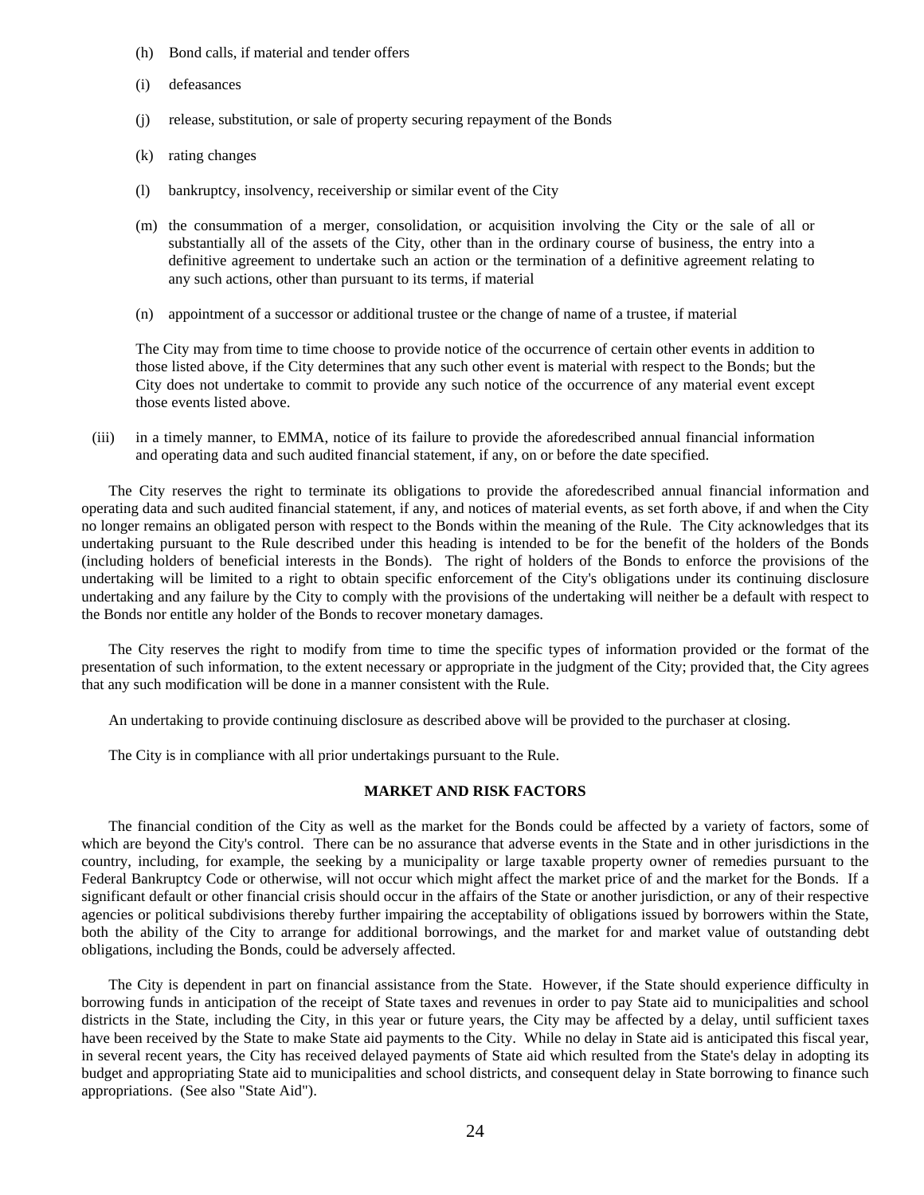(h) Bond calls, if material and tender offers

(i) defeasances

(j) release, substitution, or sale of property securing repayment of the Bonds

(k) rating changes

(l) bankruptcy, insolvency, receivership or similar event of the City

(m) the consummation of a merger, consolidation, or acquisition involving the City or the sale of all or substantially all of the assets of the City, other than in the ordinary course of business, the entry into a definitive agreement to undertake such an action or the termination of a definitive agreement relating to any such actions, other than pursuant to its terms, if material

(n) appointment of a successor or additional trustee or the change of name of a trustee, if material

The City may from time to time choose to provide notice of the occurrence of certain other events in addition to those listed above, if the City determines that any such other event is material with respect to the Bonds; but the City does not undertake to commit to provide any such notice of the occurrence of any material event except those events listed above.

(iii) in a timely manner, to EMMA, notice of its failure to provide the aforedescribed annual financial information and operating data and such audited financial statement, if any, on or before the date specified.

The City reserves the right to terminate its obligations to provide the aforedescribed annual financial information and operating data and such audited financial statement, if any, and notices of material events, as set forth above, if and when the City no longer remains an obligated person with respect to the Bonds within the meaning of the Rule. The City acknowledges that its undertaking pursuant to the Rule described under this heading is intended to be for the benefit of the holders of the Bonds (including holders of beneficial interests in the Bonds). The right of holders of the Bonds to enforce the provisions of the undertaking will be limited to a right to obtain specific enforcement of the City's obligations under its continuing disclosure undertaking and any failure by the City to comply with the provisions of the undertaking will neither be a default with respect to the Bonds nor entitle any holder of the Bonds to recover monetary damages.

The City reserves the right to modify from time to time the specific types of information provided or the format of the presentation of such information, to the extent necessary or appropriate in the judgment of the City; provided that, the City agrees that any such modification will be done in a manner consistent with the Rule.

An undertaking to provide continuing disclosure as described above will be provided to the purchaser at closing.

The City is in compliance with all prior undertakings pursuant to the Rule.

## MARKET AND RISK FACTORS

The financial condition of the City as well as the market for the Bonds could be affected by a variety of factors, some of which are beyond the City's control. There can be no assurance that adverse events in the State and in other jurisdictions in the country, including, for example, the seeking by a municipality or large taxable property owner of remedies pursuant to the Federal Bankruptcy Code or otherwise, will not occur which might affect the market price of and the market for the Bonds. If a significant default or other financial crisis should occur in the affairs of the State or another jurisdiction, or any of their respective agencies or political subdivisions thereby further impairing the acceptability of obligations issued by borrowers within the State, both the ability of the City to arrange for additional borrowings, and the market for and market value of outstanding debt obligations, including the Bonds, could be adversely affected.

The City is dependent in part on financial assistance from the State. However, if the State should experience difficulty in borrowing funds in anticipation of the receipt of State taxes and revenues in order to pay State aid to municipalities and school districts in the State, including the City, in this year or future years, the City may be affected by a delay, until sufficient taxes have been received by the State to make State aid payments to the City. While no delay in State aid is anticipated this fiscal year, in several recent years, the City has received delayed payments of State aid which resulted from the State's delay in adopting its budget and appropriating State aid to municipalities and school districts, and consequent delay in State borrowing to finance such appropriations. (See also "State Aid").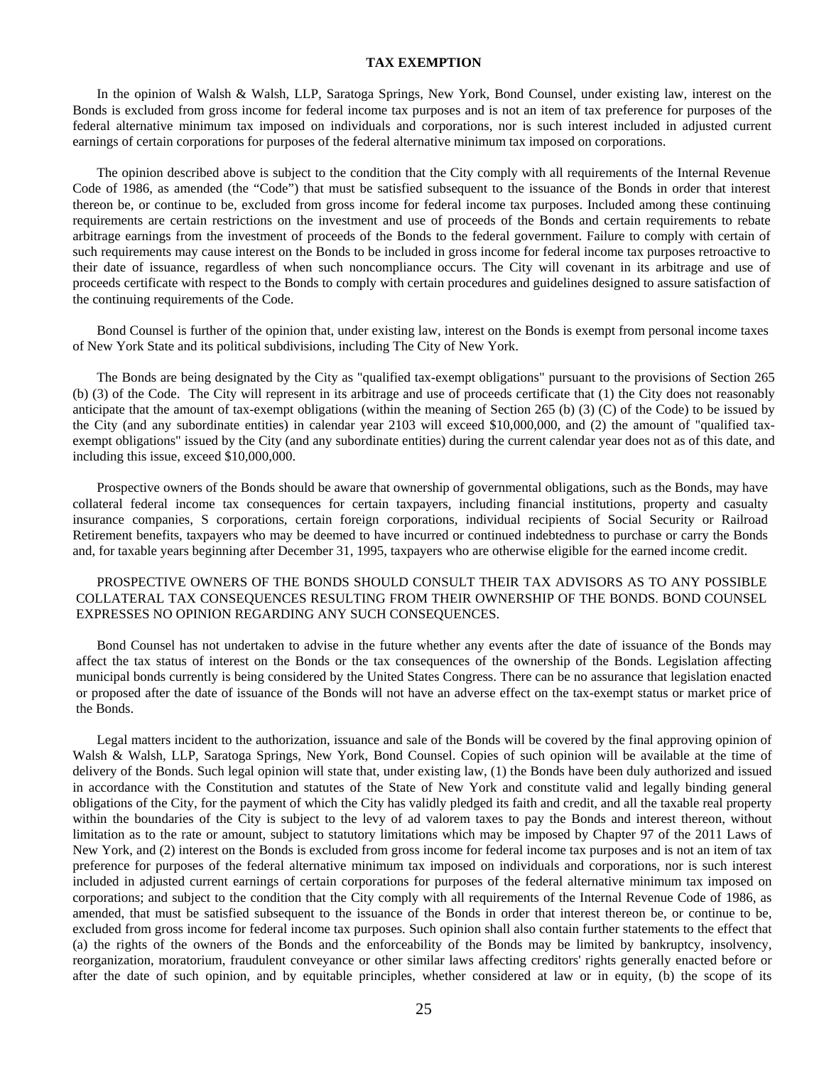## TAX EXEMPTION

In the opinion of Walsh & Walsh, LLP, Saratoga Springs, New York, Bond Counsel, under existing law, interest on the Bonds is excluded from gross income for federal income tax purposes and is not an item of tax preference for purposes of the federal alternative minimum tax imposed on individuals and corporations, nor is such interest included in adjusted current earnings of certain corporations for purposes of the federal alternative minimum tax imposed on corporations.

The opinion described above is subject to the condition that the City comply with all requirements of the Internal Revenue Code of 1986, as amended (the "Code") that must be satisfied subsequent to the issuance of the Bonds in order that interest thereon be, or continue to be, excluded from gross income for federal income tax purposes. Included among these continuing requirements are certain restrictions on the investment and use of proceeds of the Bonds and certain requirements to rebate arbitrage earnings from the investment of proceeds of the Bonds to the federal government. Failure to comply with certain of such requirements may cause interest on the Bonds to be included in gross income for federal income tax purposes retroactive to their date of issuance, regardless of when such noncompliance occurs. The City will covenant in its arbitrage and use of proceeds certificate with respect to the Bonds to comply with certain procedures and guidelines designed to assure satisfaction of the continuing requirements of the Code.

Bond Counsel is further of the opinion that, under existing law, interest on the Bonds is exempt from personal income taxes of New York State and its political subdivisions, including The City of New York.

The Bonds are being designated by the City as "qualified tax-exempt obligations" pursuant to the provisions of Section 265 (b) (3) of the Code. The City will represent in its arbitrage and use of proceeds certificate that (1) the City does not reasonably anticipate that the amount of tax-exempt obligations (within the meaning of Section 265 (b) (3) (C) of the Code) to be issued by the City (and any subordinate entities) in calendar year 2103 will exceed $10,000,000, and (2) the amount of "qualified tax-exempt obligations" issued by the City (and any subordinate entities) during the current calendar year does not as of this date, and including this issue, exceed $10,000,000.

Prospective owners of the Bonds should be aware that ownership of governmental obligations, such as the Bonds, may have collateral federal income tax consequences for certain taxpayers, including financial institutions, property and casualty insurance companies, S corporations, certain foreign corporations, individual recipients of Social Security or Railroad Retirement benefits, taxpayers who may be deemed to have incurred or continued indebtedness to purchase or carry the Bonds and, for taxable years beginning after December 31, 1995, taxpayers who are otherwise eligible for the earned income credit.

PROSPECTIVE OWNERS OF THE BONDS SHOULD CONSULT THEIR TAX ADVISORS AS TO ANY POSSIBLE COLLATERAL TAX CONSEQUENCES RESULTING FROM THEIR OWNERSHIP OF THE BONDS. BOND COUNSEL EXPRESSES NO OPINION REGARDING ANY SUCH CONSEQUENCES.

Bond Counsel has not undertaken to advise in the future whether any events after the date of issuance of the Bonds may affect the tax status of interest on the Bonds or the tax consequences of the ownership of the Bonds. Legislation affecting municipal bonds currently is being considered by the United States Congress. There can be no assurance that legislation enacted or proposed after the date of issuance of the Bonds will not have an adverse effect on the tax-exempt status or market price of the Bonds.

Legal matters incident to the authorization, issuance and sale of the Bonds will be covered by the final approving opinion of Walsh & Walsh, LLP, Saratoga Springs, New York, Bond Counsel. Copies of such opinion will be available at the time of delivery of the Bonds. Such legal opinion will state that, under existing law, (1) the Bonds have been duly authorized and issued in accordance with the Constitution and statutes of the State of New York and constitute valid and legally binding general obligations of the City, for the payment of which the City has validly pledged its faith and credit, and all the taxable real property within the boundaries of the City is subject to the levy of ad valorem taxes to pay the Bonds and interest thereon, without limitation as to the rate or amount, subject to statutory limitations which may be imposed by Chapter 97 of the 2011 Laws of New York, and (2) interest on the Bonds is excluded from gross income for federal income tax purposes and is not an item of tax preference for purposes of the federal alternative minimum tax imposed on individuals and corporations, nor is such interest included in adjusted current earnings of certain corporations for purposes of the federal alternative minimum tax imposed on corporations; and subject to the condition that the City comply with all requirements of the Internal Revenue Code of 1986, as amended, that must be satisfied subsequent to the issuance of the Bonds in order that interest thereon be, or continue to be, excluded from gross income for federal income tax purposes. Such opinion shall also contain further statements to the effect that (a) the rights of the owners of the Bonds and the enforceability of the Bonds may be limited by bankruptcy, insolvency, reorganization, moratorium, fraudulent conveyance or other similar laws affecting creditors' rights generally enacted before or after the date of such opinion, and by equitable principles, whether considered at law or in equity, (b) the scope of its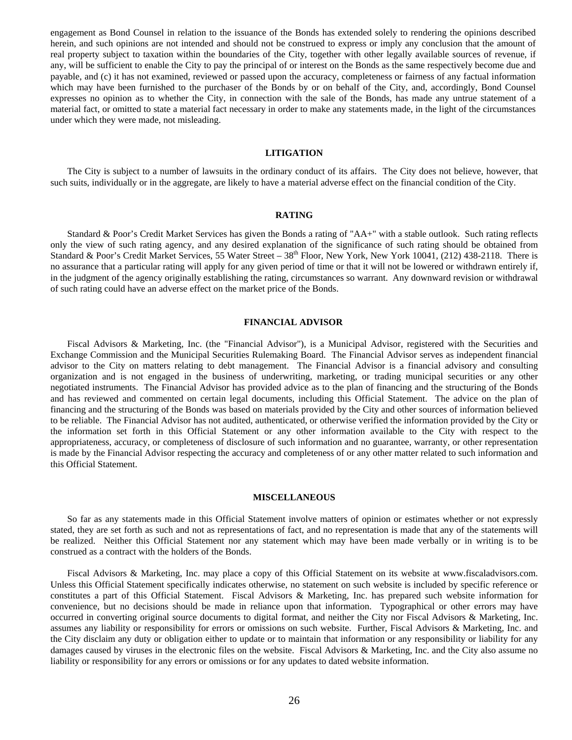engagement as Bond Counsel in relation to the issuance of the Bonds has extended solely to rendering the opinions described herein, and such opinions are not intended and should not be construed to express or imply any conclusion that the amount of real property subject to taxation within the boundaries of the City, together with other legally available sources of revenue, if any, will be sufficient to enable the City to pay the principal of or interest on the Bonds as the same respectively become due and payable, and (c) it has not examined, reviewed or passed upon the accuracy, completeness or fairness of any factual information which may have been furnished to the purchaser of the Bonds by or on behalf of the City, and, accordingly, Bond Counsel expresses no opinion as to whether the City, in connection with the sale of the Bonds, has made any untrue statement of a material fact, or omitted to state a material fact necessary in order to make any statements made, in the light of the circumstances under which they were made, not misleading.

## LITIGATION

The City is subject to a number of lawsuits in the ordinary conduct of its affairs. The City does not believe, however, that such suits, individually or in the aggregate, are likely to have a material adverse effect on the financial condition of the City.

## RATING

Standard & Poor's Credit Market Services has given the Bonds a rating of "AA+" with a stable outlook. Such rating reflects only the view of such rating agency, and any desired explanation of the significance of such rating should be obtained from Standard & Poor's Credit Market Services, 55 Water Street – 38th Floor, New York, New York 10041, (212) 438-2118. There is no assurance that a particular rating will apply for any given period of time or that it will not be lowered or withdrawn entirely if, in the judgment of the agency originally establishing the rating, circumstances so warrant. Any downward revision or withdrawal of such rating could have an adverse effect on the market price of the Bonds.

## FINANCIAL ADVISOR

Fiscal Advisors & Marketing, Inc. (the "Financial Advisor"), is a Municipal Advisor, registered with the Securities and Exchange Commission and the Municipal Securities Rulemaking Board. The Financial Advisor serves as independent financial advisor to the City on matters relating to debt management. The Financial Advisor is a financial advisory and consulting organization and is not engaged in the business of underwriting, marketing, or trading municipal securities or any other negotiated instruments. The Financial Advisor has provided advice as to the plan of financing and the structuring of the Bonds and has reviewed and commented on certain legal documents, including this Official Statement. The advice on the plan of financing and the structuring of the Bonds was based on materials provided by the City and other sources of information believed to be reliable. The Financial Advisor has not audited, authenticated, or otherwise verified the information provided by the City or the information set forth in this Official Statement or any other information available to the City with respect to the appropriateness, accuracy, or completeness of disclosure of such information and no guarantee, warranty, or other representation is made by the Financial Advisor respecting the accuracy and completeness of or any other matter related to such information and this Official Statement.

## MISCELLANEOUS

So far as any statements made in this Official Statement involve matters of opinion or estimates whether or not expressly stated, they are set forth as such and not as representations of fact, and no representation is made that any of the statements will be realized. Neither this Official Statement nor any statement which may have been made verbally or in writing is to be construed as a contract with the holders of the Bonds.

Fiscal Advisors & Marketing, Inc. may place a copy of this Official Statement on its website at www.fiscaladvisors.com. Unless this Official Statement specifically indicates otherwise, no statement on such website is included by specific reference or constitutes a part of this Official Statement. Fiscal Advisors & Marketing, Inc. has prepared such website information for convenience, but no decisions should be made in reliance upon that information. Typographical or other errors may have occurred in converting original source documents to digital format, and neither the City nor Fiscal Advisors & Marketing, Inc. assumes any liability or responsibility for errors or omissions on such website. Further, Fiscal Advisors & Marketing, Inc. and the City disclaim any duty or obligation either to update or to maintain that information or any responsibility or liability for any damages caused by viruses in the electronic files on the website. Fiscal Advisors & Marketing, Inc. and the City also assume no liability or responsibility for any errors or omissions or for any updates to dated website information.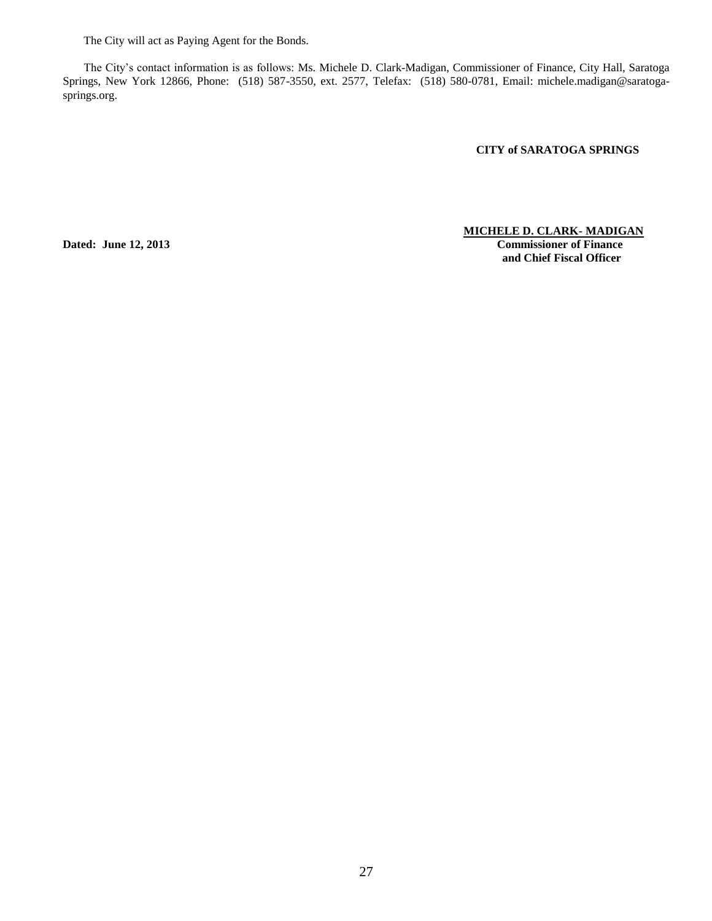The City will act as Paying Agent for the Bonds.

The City's contact information is as follows: Ms. Michele D. Clark-Madigan, Commissioner of Finance, City Hall, Saratoga Springs, New York 12866, Phone: (518) 587-3550, ext. 2577, Telefax: (518) 580-0781, Email: michele.madigan@saratoga-springs.org.

**CITY of SARATOGA SPRINGS**

**MICHELE D. CLARK- MADIGAN**
**Commissioner of Finance**
**and Chief Fiscal Officer**

**Dated: June 12, 2013**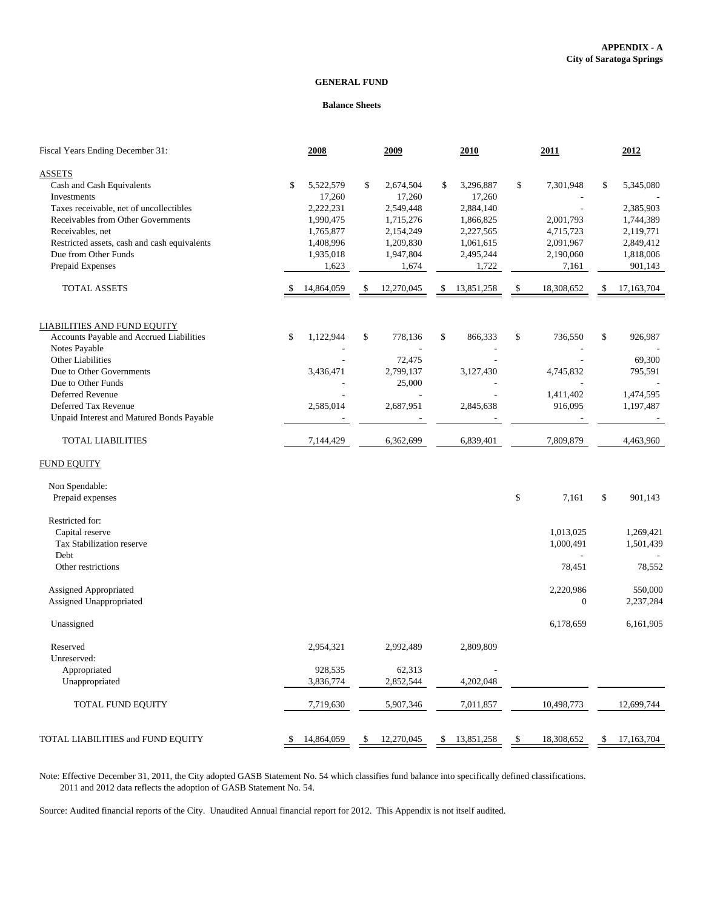**APPENDIX - A**
**City of Saratoga Springs**

## GENERAL FUND

### Balance Sheets

| Fiscal Years Ending December 31: | 2008 | 2009 | 2010 | 2011 | 2012 |
|---|---|---|---|---|---|
| ASSETS | | | | | |
| Cash and Cash Equivalents | $ 5,522,579 | $ 2,674,504 | $ 3,296,887 | $ 7,301,948 | $ 5,345,080 |
| Investments | 17,260 | 17,260 | 17,260 | - | - |
| Taxes receivable, net of uncollectibles | 2,222,231 | 2,549,448 | 2,884,140 | - | 2,385,903 |
| Receivables from Other Governments | 1,990,475 | 1,715,276 | 1,866,825 | 2,001,793 | 1,744,389 |
| Receivables, net | 1,765,877 | 2,154,249 | 2,227,565 | 4,715,723 | 2,119,771 |
| Restricted assets, cash and cash equivalents | 1,408,996 | 1,209,830 | 1,061,615 | 2,091,967 | 2,849,412 |
| Due from Other Funds | 1,935,018 | 1,947,804 | 2,495,244 | 2,190,060 | 1,818,006 |
| Prepaid Expenses | 1,623 | 1,674 | 1,722 | 7,161 | 901,143 |
| TOTAL ASSETS | $ 14,864,059 | $ 12,270,045 | $ 13,851,258 | $ 18,308,652 | $ 17,163,704 |
| LIABILITIES AND FUND EQUITY | | | | | |
| Accounts Payable and Accrued Liabilities | $ 1,122,944 | $ 778,136 | $ 866,333 | $ 736,550 | $ 926,987 |
| Notes Payable | - | - | - | - | - |
| Other Liabilities | - | 72,475 | - | - | 69,300 |
| Due to Other Governments | 3,436,471 | 2,799,137 | 3,127,430 | 4,745,832 | 795,591 |
| Due to Other Funds | - | 25,000 | - | - | - |
| Deferred Revenue | - | - | - | 1,411,402 | 1,474,595 |
| Deferred Tax Revenue | 2,585,014 | 2,687,951 | 2,845,638 | 916,095 | 1,197,487 |
| Unpaid Interest and Matured Bonds Payable | - | - | - | - | - |
| TOTAL LIABILITIES | 7,144,429 | 6,362,699 | 6,839,401 | 7,809,879 | 4,463,960 |
| FUND EQUITY | | | | | |
| Non Spendable: | | | | | |
| Prepaid expenses | | | | $ 7,161 | $ 901,143 |
| Restricted for: | | | | | |
| Capital reserve | | | | 1,013,025 | 1,269,421 |
| Tax Stabilization reserve | | | | 1,000,491 | 1,501,439 |
| Debt | | | | - | - |
| Other restrictions | | | | 78,451 | 78,552 |
| Assigned Appropriated | | | | 2,220,986 | 550,000 |
| Assigned Unappropriated | | | | 0 | 2,237,284 |
| Unassigned | | | | 6,178,659 | 6,161,905 |
| Reserved | 2,954,321 | 2,992,489 | 2,809,809 | | |
| Unreserved: | | | | | |
| Appropriated | 928,535 | 62,313 | - | | |
| Unappropriated | 3,836,774 | 2,852,544 | 4,202,048 | | |
| TOTAL FUND EQUITY | 7,719,630 | 5,907,346 | 7,011,857 | 10,498,773 | 12,699,744 |
| TOTAL LIABILITIES and FUND EQUITY | $ 14,864,059 | $ 12,270,045 | $ 13,851,258 | $ 18,308,652 | $ 17,163,704 |

Note: Effective December 31, 2011, the City adopted GASB Statement No. 54 which classifies fund balance into specifically defined classifications. 2011 and 2012 data reflects the adoption of GASB Statement No. 54.

Source: Audited financial reports of the City. Unaudited Annual financial report for 2012. This Appendix is not itself audited.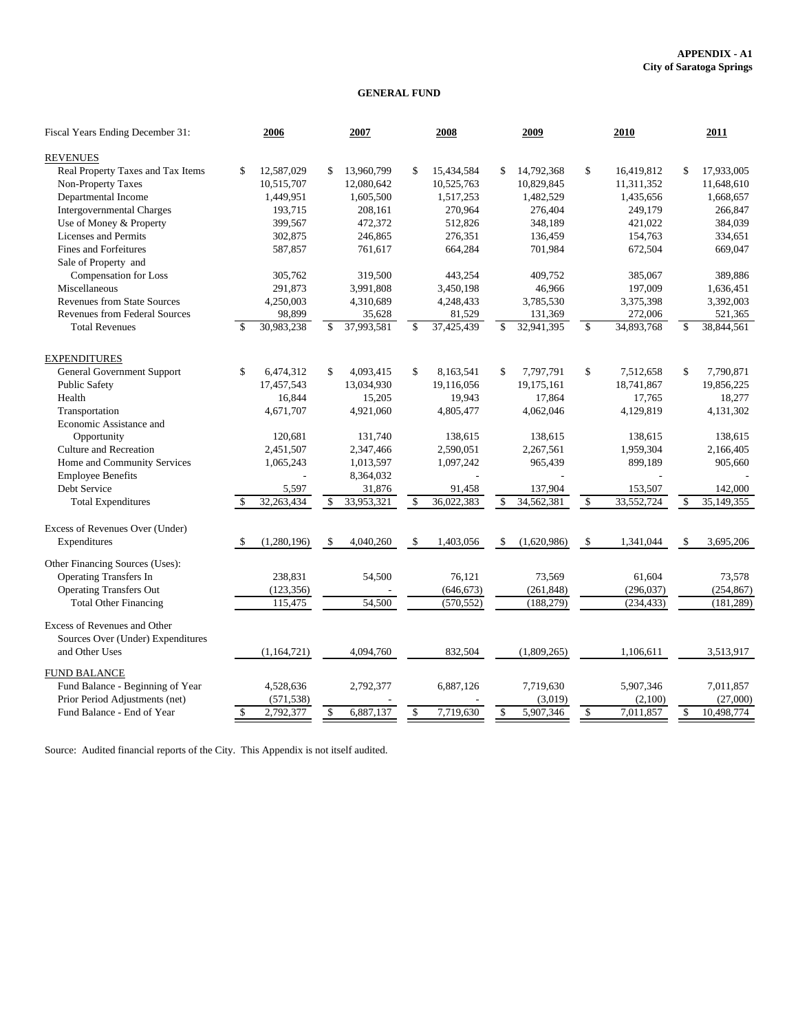**APPENDIX - A1**
**City of Saratoga Springs**

## GENERAL FUND

| Fiscal Years Ending December 31: | 2006 | 2007 | 2008 | 2009 | 2010 | 2011 |
|---|---|---|---|---|---|---|
| REVENUES | | | | | | |
| Real Property Taxes and Tax Items | $ 12,587,029 | $ 13,960,799 | $ 15,434,584 | $ 14,792,368 | $ 16,419,812 | $ 17,933,005 |
| Non-Property Taxes | 10,515,707 | 12,080,642 | 10,525,763 | 10,829,845 | 11,311,352 | 11,648,610 |
| Departmental Income | 1,449,951 | 1,605,500 | 1,517,253 | 1,482,529 | 1,435,656 | 1,668,657 |
| Intergovernmental Charges | 193,715 | 208,161 | 270,964 | 276,404 | 249,179 | 266,847 |
| Use of Money & Property | 399,567 | 472,372 | 512,826 | 348,189 | 421,022 | 384,039 |
| Licenses and Permits | 302,875 | 246,865 | 276,351 | 136,459 | 154,763 | 334,651 |
| Fines and Forfeitures | 587,857 | 761,617 | 664,284 | 701,984 | 672,504 | 669,047 |
| Sale of Property and Compensation for Loss | 305,762 | 319,500 | 443,254 | 409,752 | 385,067 | 389,886 |
| Miscellaneous | 291,873 | 3,991,808 | 3,450,198 | 46,966 | 197,009 | 1,636,451 |
| Revenues from State Sources | 4,250,003 | 4,310,689 | 4,248,433 | 3,785,530 | 3,375,398 | 3,392,003 |
| Revenues from Federal Sources | 98,899 | 35,628 | 81,529 | 131,369 | 272,006 | 521,365 |
| Total Revenues | $ 30,983,238 | $ 37,993,581 | $ 37,425,439 | $ 32,941,395 | $ 34,893,768 | $ 38,844,561 |
| EXPENDITURES | | | | | | |
| General Government Support | $ 6,474,312 | $ 4,093,415 | $ 8,163,541 | $ 7,797,791 | $ 7,512,658 | $ 7,790,871 |
| Public Safety | 17,457,543 | 13,034,930 | 19,116,056 | 19,175,161 | 18,741,867 | 19,856,225 |
| Health | 16,844 | 15,205 | 19,943 | 17,864 | 17,765 | 18,277 |
| Transportation | 4,671,707 | 4,921,060 | 4,805,477 | 4,062,046 | 4,129,819 | 4,131,302 |
| Economic Assistance and Opportunity | 120,681 | 131,740 | 138,615 | 138,615 | 138,615 | 138,615 |
| Culture and Recreation | 2,451,507 | 2,347,466 | 2,590,051 | 2,267,561 | 1,959,304 | 2,166,405 |
| Home and Community Services | 1,065,243 | 1,013,597 | 1,097,242 | 965,439 | 899,189 | 905,660 |
| Employee Benefits | - | 8,364,032 | - | - | - | - |
| Debt Service | 5,597 | 31,876 | 91,458 | 137,904 | 153,507 | 142,000 |
| Total Expenditures | $ 32,263,434 | $ 33,953,321 | $ 36,022,383 | $ 34,562,381 | $ 33,552,724 | $ 35,149,355 |
| Excess of Revenues Over (Under) Expenditures | $ (1,280,196) | $ 4,040,260 | $ 1,403,056 | $ (1,620,986) | $ 1,341,044 | $ 3,695,206 |
| Other Financing Sources (Uses): | | | | | | |
| Operating Transfers In | 238,831 | 54,500 | 76,121 | 73,569 | 61,604 | 73,578 |
| Operating Transfers Out | (123,356) | - | (646,673) | (261,848) | (296,037) | (254,867) |
| Total Other Financing | 115,475 | 54,500 | (570,552) | (188,279) | (234,433) | (181,289) |
| Excess of Revenues and Other Sources Over (Under) Expenditures and Other Uses | (1,164,721) | 4,094,760 | 832,504 | (1,809,265) | 1,106,611 | 3,513,917 |
| FUND BALANCE | | | | | | |
| Fund Balance - Beginning of Year | 4,528,636 | 2,792,377 | 6,887,126 | 7,719,630 | 5,907,346 | 7,011,857 |
| Prior Period Adjustments (net) | (571,538) | - | - | (3,019) | (2,100) | (27,000) |
| Fund Balance - End of Year | $ 2,792,377 | $ 6,887,137 | $ 7,719,630 | $ 5,907,346 | $ 7,011,857 | $ 10,498,774 |

Source: Audited financial reports of the City. This Appendix is not itself audited.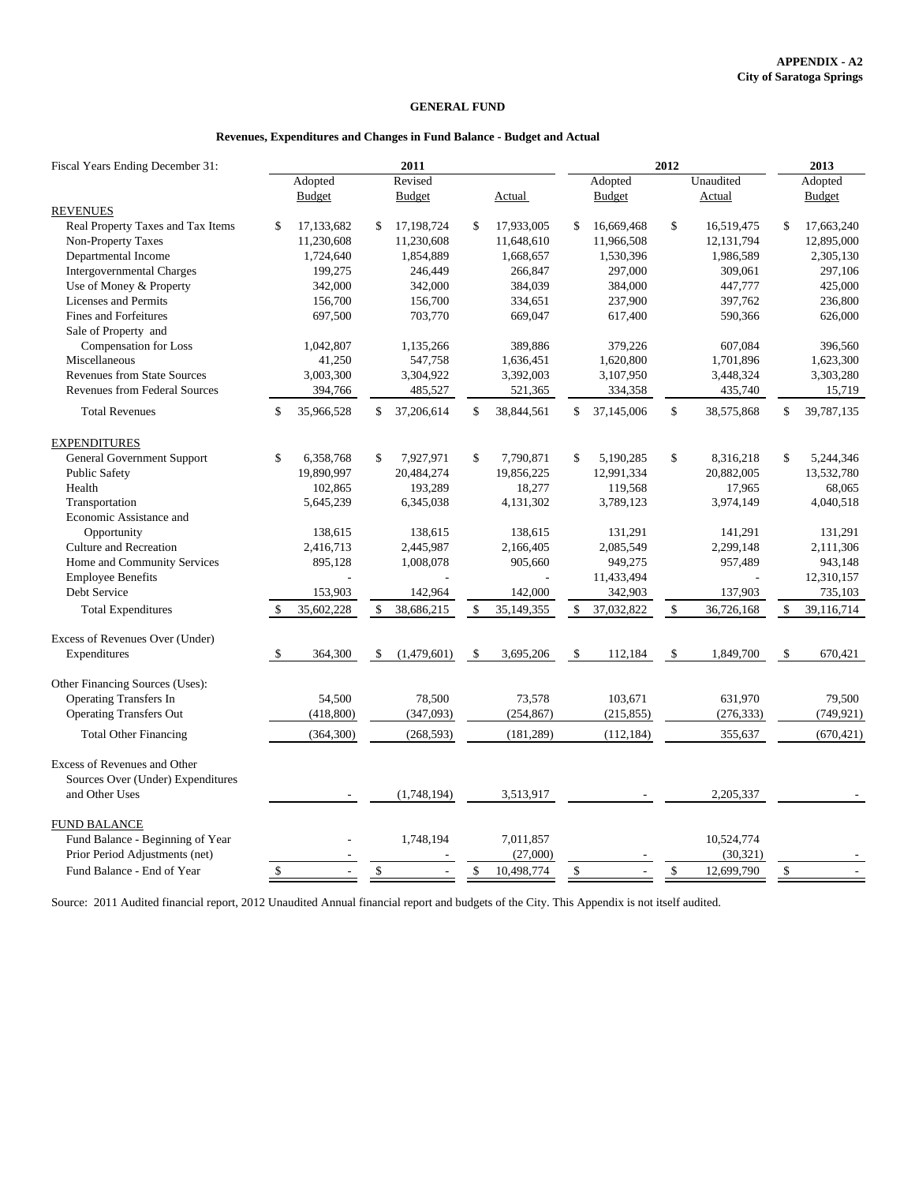**APPENDIX - A2**
**City of Saratoga Springs**

## GENERAL FUND

### Revenues, Expenditures and Changes in Fund Balance - Budget and Actual

| Fiscal Years Ending December 31: | 2011 | | | 2012 | | 2013 |
|---|---|---|---|---|---|---|
| | Adopted Budget | Revised Budget | Actual | Adopted Budget | Unaudited Actual | Adopted Budget |
| **REVENUES** | | | | | | |
| Real Property Taxes and Tax Items | $ 17,133,682 | $ 17,198,724 | $ 17,933,005 | $ 16,669,468 | $ 16,519,475 | $ 17,663,240 |
| Non-Property Taxes | 11,230,608 | 11,230,608 | 11,648,610 | 11,966,508 | 12,131,794 | 12,895,000 |
| Departmental Income | 1,724,640 | 1,854,889 | 1,668,657 | 1,530,396 | 1,986,589 | 2,305,130 |
| Intergovernmental Charges | 199,275 | 246,449 | 266,847 | 297,000 | 309,061 | 297,106 |
| Use of Money & Property | 342,000 | 342,000 | 384,039 | 384,000 | 447,777 | 425,000 |
| Licenses and Permits | 156,700 | 156,700 | 334,651 | 237,900 | 397,762 | 236,800 |
| Fines and Forfeitures | 697,500 | 703,770 | 669,047 | 617,400 | 590,366 | 626,000 |
| Sale of Property and Compensation for Loss | 1,042,807 | 1,135,266 | 389,886 | 379,226 | 607,084 | 396,560 |
| Miscellaneous | 41,250 | 547,758 | 1,636,451 | 1,620,800 | 1,701,896 | 1,623,300 |
| Revenues from State Sources | 3,003,300 | 3,304,922 | 3,392,003 | 3,107,950 | 3,448,324 | 3,303,280 |
| Revenues from Federal Sources | 394,766 | 485,527 | 521,365 | 334,358 | 435,740 | 15,719 |
| Total Revenues | $ 35,966,528 | $ 37,206,614 | $ 38,844,561 | $ 37,145,006 | $ 38,575,868 | $ 39,787,135 |
| **EXPENDITURES** | | | | | | |
| General Government Support | $ 6,358,768 | $ 7,927,971 | $ 7,790,871 | $ 5,190,285 | $ 8,316,218 | $ 5,244,346 |
| Public Safety | 19,890,997 | 20,484,274 | 19,856,225 | 12,991,334 | 20,882,005 | 13,532,780 |
| Health | 102,865 | 193,289 | 18,277 | 119,568 | 17,965 | 68,065 |
| Transportation | 5,645,239 | 6,345,038 | 4,131,302 | 3,789,123 | 3,974,149 | 4,040,518 |
| Economic Assistance and Opportunity | 138,615 | 138,615 | 138,615 | 131,291 | 141,291 | 131,291 |
| Culture and Recreation | 2,416,713 | 2,445,987 | 2,166,405 | 2,085,549 | 2,299,148 | 2,111,306 |
| Home and Community Services | 895,128 | 1,008,078 | 905,660 | 949,275 | 957,489 | 943,148 |
| Employee Benefits | - | - | - | 11,433,494 | - | 12,310,157 |
| Debt Service | 153,903 | 142,964 | 142,000 | 342,903 | 137,903 | 735,103 |
| Total Expenditures | $ 35,602,228 | $ 38,686,215 | $ 35,149,355 | $ 37,032,822 | $ 36,726,168 | $ 39,116,714 |
| Excess of Revenues Over (Under) Expenditures | $ 364,300 | $ (1,479,601) | $ 3,695,206 | $ 112,184 | $ 1,849,700 | $ 670,421 |
| Other Financing Sources (Uses): | | | | | | |
| Operating Transfers In | 54,500 | 78,500 | 73,578 | 103,671 | 631,970 | 79,500 |
| Operating Transfers Out | (418,800) | (347,093) | (254,867) | (215,855) | (276,333) | (749,921) |
| Total Other Financing | (364,300) | (268,593) | (181,289) | (112,184) | 355,637 | (670,421) |
| Excess of Revenues and Other Sources Over (Under) Expenditures and Other Uses | - | (1,748,194) | 3,513,917 | - | 2,205,337 | - |
| **FUND BALANCE** | | | | | | |
| Fund Balance - Beginning of Year | - | 1,748,194 | 7,011,857 | | 10,524,774 | |
| Prior Period Adjustments (net) | - | - | (27,000) | - | (30,321) | - |
| Fund Balance - End of Year | $ - | $ - | $ 10,498,774 | $ - | $ 12,699,790 | $ - |

Source: 2011 Audited financial report, 2012 Unaudited Annual financial report and budgets of the City. This Appendix is not itself audited.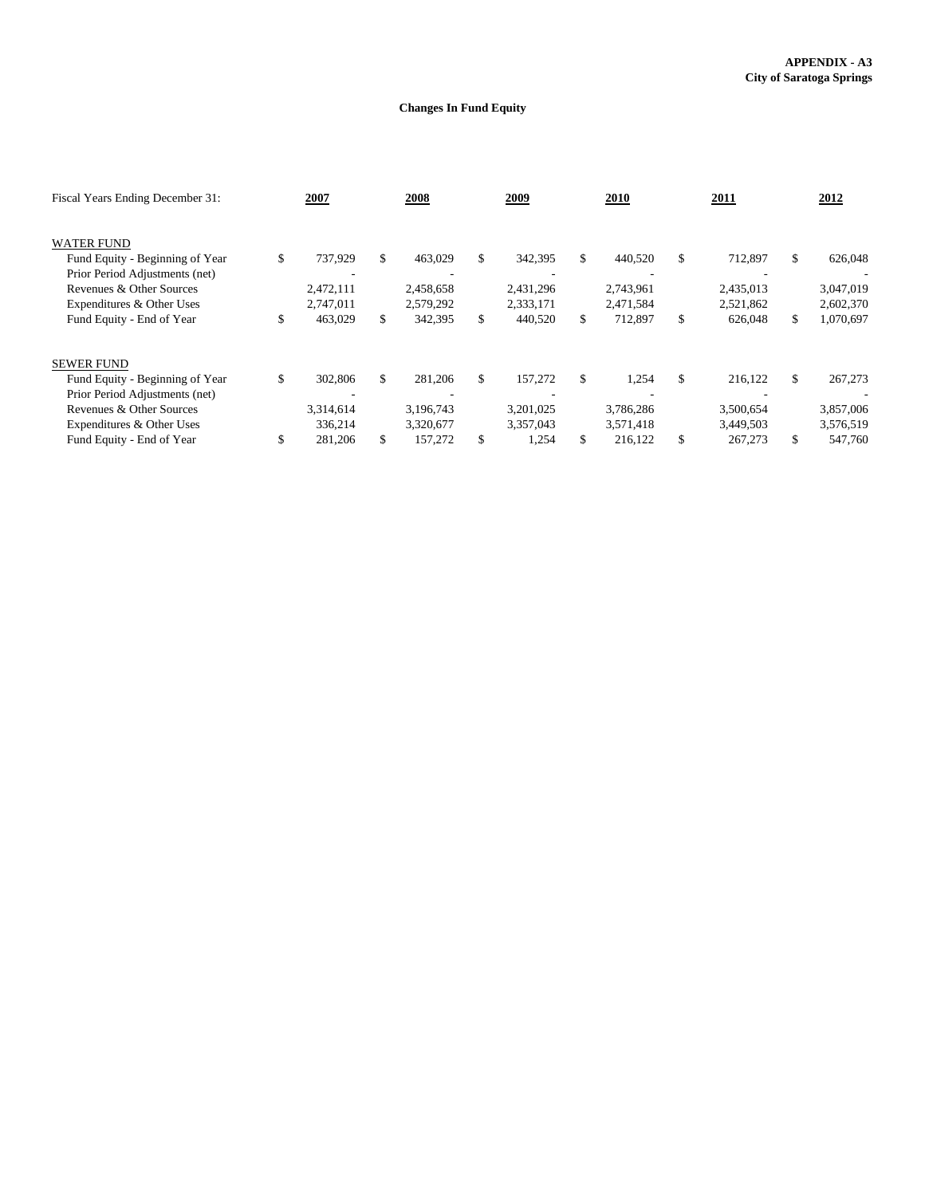**APPENDIX - A3**
**City of Saratoga Springs**

**Changes In Fund Equity**

| Fiscal Years Ending December 31: | 2007 | 2008 | 2009 | 2010 | 2011 | 2012 |
|---|---|---|---|---|---|---|
| WATER FUND | | | | | | |
| Fund Equity - Beginning of Year | $ 737,929 | $ 463,029 | $ 342,395 | $ 440,520 | $ 712,897 | $ 626,048 |
| Prior Period Adjustments (net) | - | - | - | - | - | - |
| Revenues & Other Sources | 2,472,111 | 2,458,658 | 2,431,296 | 2,743,961 | 2,435,013 | 3,047,019 |
| Expenditures & Other Uses | 2,747,011 | 2,579,292 | 2,333,171 | 2,471,584 | 2,521,862 | 2,602,370 |
| Fund Equity - End of Year | $ 463,029 | $ 342,395 | $ 440,520 | $ 712,897 | $ 626,048 | $ 1,070,697 |
| SEWER FUND | | | | | | |
| Fund Equity - Beginning of Year | $ 302,806 | $ 281,206 | $ 157,272 | $ 1,254 | $ 216,122 | $ 267,273 |
| Prior Period Adjustments (net) | - | - | - | - | - | - |
| Revenues & Other Sources | 3,314,614 | 3,196,743 | 3,201,025 | 3,786,286 | 3,500,654 | 3,857,006 |
| Expenditures & Other Uses | 336,214 | 3,320,677 | 3,357,043 | 3,571,418 | 3,449,503 | 3,576,519 |
| Fund Equity - End of Year | $ 281,206 | $ 157,272 | $ 1,254 | $ 216,122 | $ 267,273 | $ 547,760 |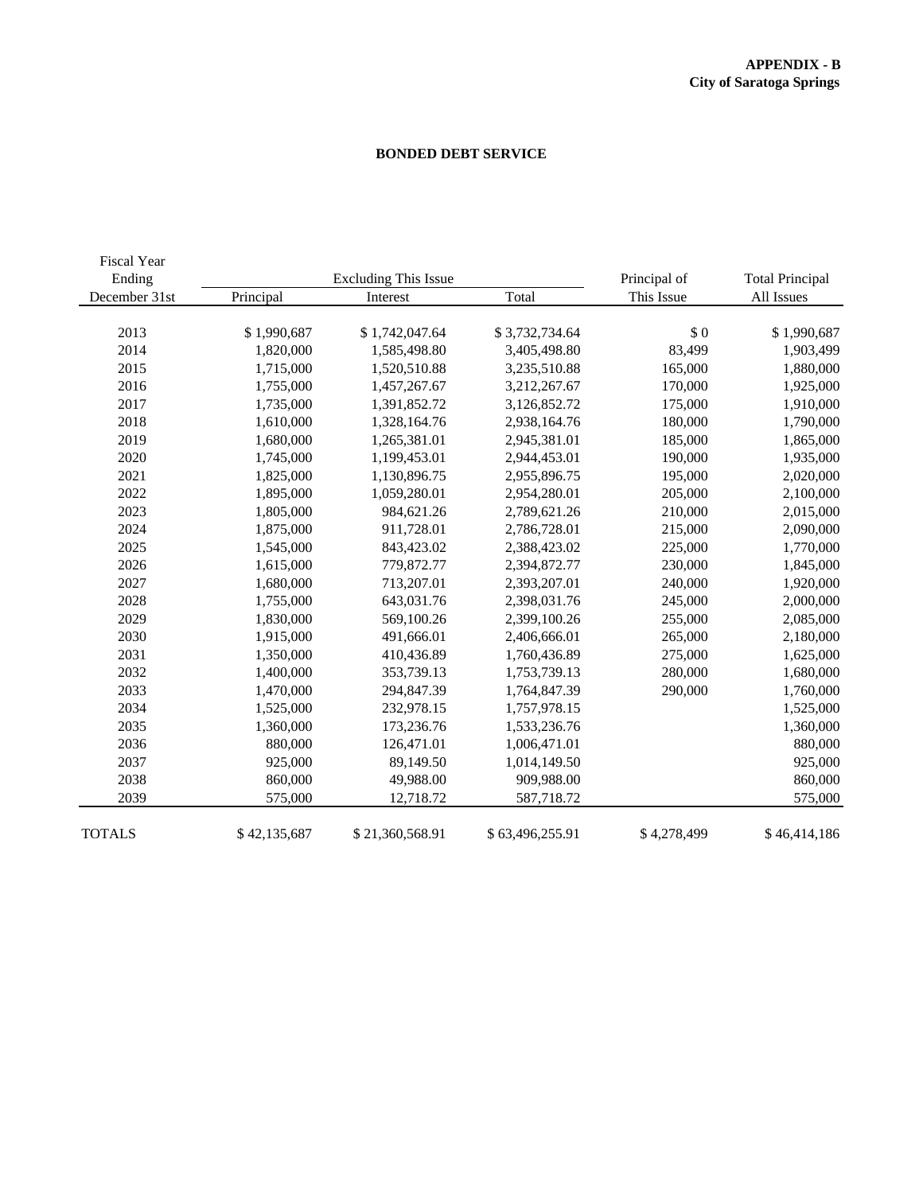**APPENDIX - B**
**City of Saratoga Springs**

## BONDED DEBT SERVICE

| Fiscal Year Ending December 31st | Excluding This Issue Principal | Interest | Total | Principal of This Issue | Total Principal All Issues |
|---|---|---|---|---|---|
| 2013 | $ 1,990,687 | $ 1,742,047.64 | $ 3,732,734.64 | $ 0 | $ 1,990,687 |
| 2014 | 1,820,000 | 1,585,498.80 | 3,405,498.80 | 83,499 | 1,903,499 |
| 2015 | 1,715,000 | 1,520,510.88 | 3,235,510.88 | 165,000 | 1,880,000 |
| 2016 | 1,755,000 | 1,457,267.67 | 3,212,267.67 | 170,000 | 1,925,000 |
| 2017 | 1,735,000 | 1,391,852.72 | 3,126,852.72 | 175,000 | 1,910,000 |
| 2018 | 1,610,000 | 1,328,164.76 | 2,938,164.76 | 180,000 | 1,790,000 |
| 2019 | 1,680,000 | 1,265,381.01 | 2,945,381.01 | 185,000 | 1,865,000 |
| 2020 | 1,745,000 | 1,199,453.01 | 2,944,453.01 | 190,000 | 1,935,000 |
| 2021 | 1,825,000 | 1,130,896.75 | 2,955,896.75 | 195,000 | 2,020,000 |
| 2022 | 1,895,000 | 1,059,280.01 | 2,954,280.01 | 205,000 | 2,100,000 |
| 2023 | 1,805,000 | 984,621.26 | 2,789,621.26 | 210,000 | 2,015,000 |
| 2024 | 1,875,000 | 911,728.01 | 2,786,728.01 | 215,000 | 2,090,000 |
| 2025 | 1,545,000 | 843,423.02 | 2,388,423.02 | 225,000 | 1,770,000 |
| 2026 | 1,615,000 | 779,872.77 | 2,394,872.77 | 230,000 | 1,845,000 |
| 2027 | 1,680,000 | 713,207.01 | 2,393,207.01 | 240,000 | 1,920,000 |
| 2028 | 1,755,000 | 643,031.76 | 2,398,031.76 | 245,000 | 2,000,000 |
| 2029 | 1,830,000 | 569,100.26 | 2,399,100.26 | 255,000 | 2,085,000 |
| 2030 | 1,915,000 | 491,666.01 | 2,406,666.01 | 265,000 | 2,180,000 |
| 2031 | 1,350,000 | 410,436.89 | 1,760,436.89 | 275,000 | 1,625,000 |
| 2032 | 1,400,000 | 353,739.13 | 1,753,739.13 | 280,000 | 1,680,000 |
| 2033 | 1,470,000 | 294,847.39 | 1,764,847.39 | 290,000 | 1,760,000 |
| 2034 | 1,525,000 | 232,978.15 | 1,757,978.15 | | 1,525,000 |
| 2035 | 1,360,000 | 173,236.76 | 1,533,236.76 | | 1,360,000 |
| 2036 | 880,000 | 126,471.01 | 1,006,471.01 | | 880,000 |
| 2037 | 925,000 | 89,149.50 | 1,014,149.50 | | 925,000 |
| 2038 | 860,000 | 49,988.00 | 909,988.00 | | 860,000 |
| 2039 | 575,000 | 12,718.72 | 587,718.72 | | 575,000 |
| TOTALS | $ 42,135,687 | $ 21,360,568.91 | $ 63,496,255.91 | $ 4,278,499 | $ 46,414,186 |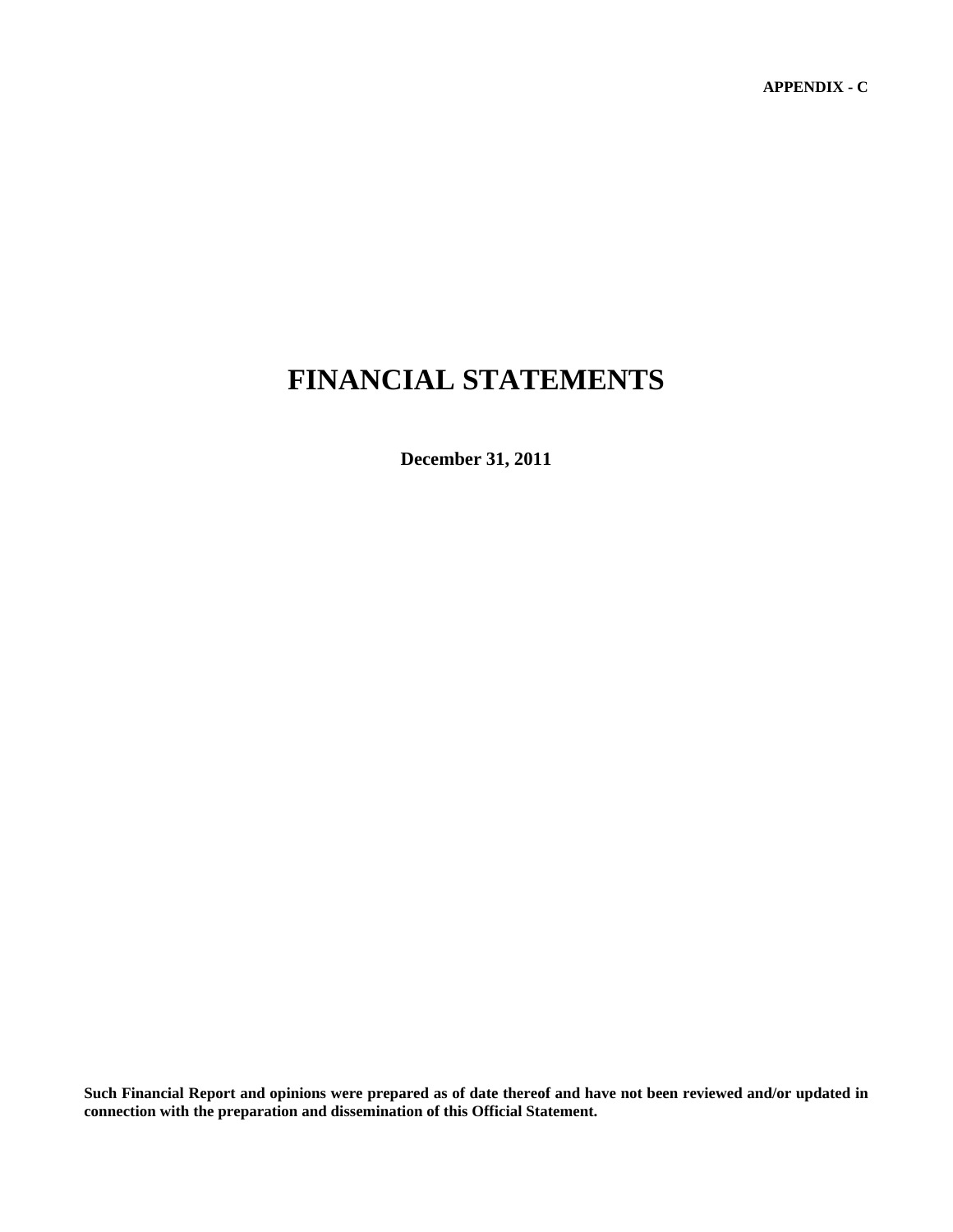**APPENDIX - C**

# FINANCIAL STATEMENTS

**December 31, 2011**

**Such Financial Report and opinions were prepared as of date thereof and have not been reviewed and/or updated in connection with the preparation and dissemination of this Official Statement.**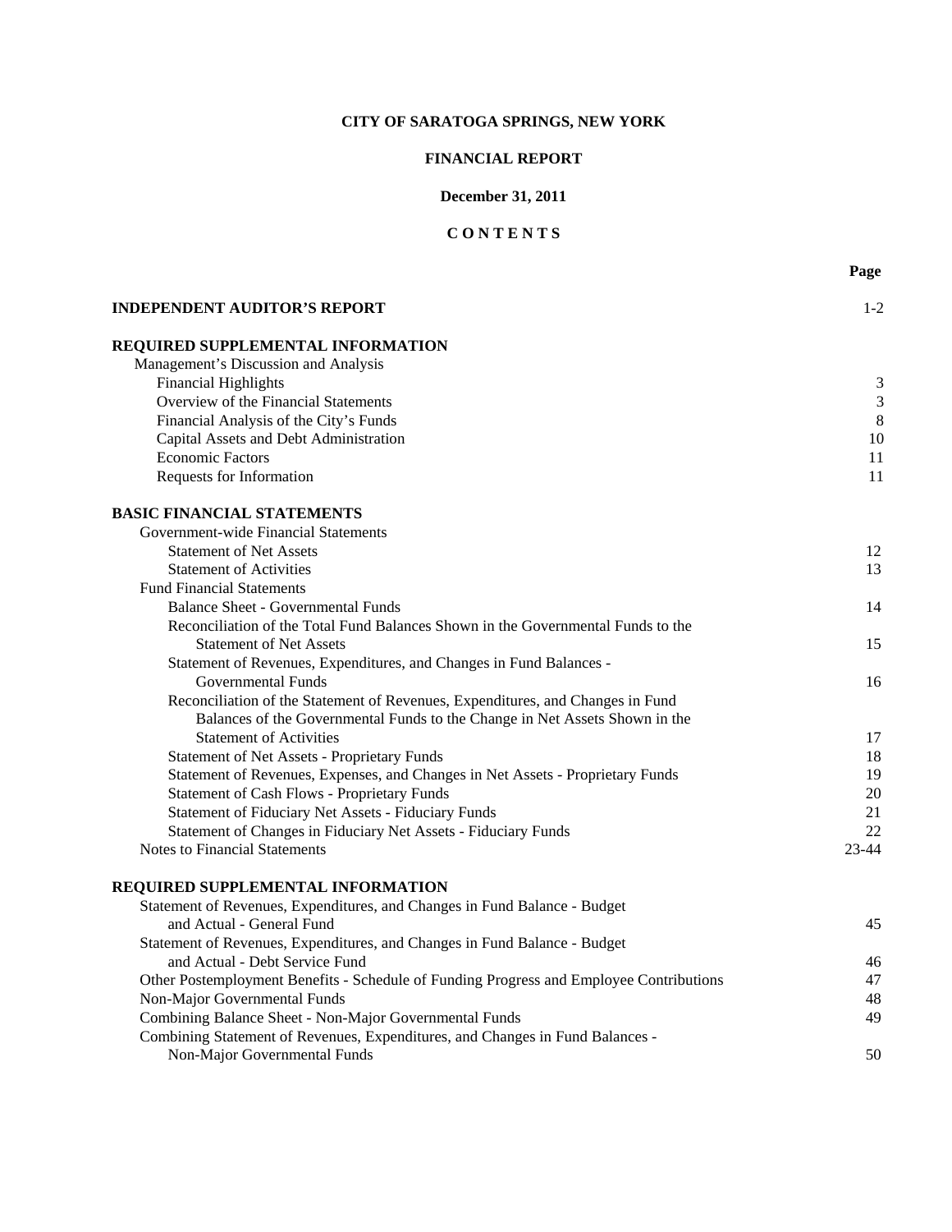# CITY OF SARATOGA SPRINGS, NEW YORK

## FINANCIAL REPORT

### December 31, 2011

### C O N T E N T S

| | Page |
|---|---|
| **INDEPENDENT AUDITOR'S REPORT** | 1-2 |
| **REQUIRED SUPPLEMENTAL INFORMATION** | |
| Management's Discussion and Analysis | |
| Financial Highlights | 3 |
| Overview of the Financial Statements | 3 |
| Financial Analysis of the City's Funds | 8 |
| Capital Assets and Debt Administration | 10 |
| Economic Factors | 11 |
| Requests for Information | 11 |
| **BASIC FINANCIAL STATEMENTS** | |
| Government-wide Financial Statements | |
| Statement of Net Assets | 12 |
| Statement of Activities | 13 |
| Fund Financial Statements | |
| Balance Sheet - Governmental Funds | 14 |
| Reconciliation of the Total Fund Balances Shown in the Governmental Funds to the Statement of Net Assets | 15 |
| Statement of Revenues, Expenditures, and Changes in Fund Balances - Governmental Funds | 16 |
| Reconciliation of the Statement of Revenues, Expenditures, and Changes in Fund Balances of the Governmental Funds to the Change in Net Assets Shown in the Statement of Activities | 17 |
| Statement of Net Assets - Proprietary Funds | 18 |
| Statement of Revenues, Expenses, and Changes in Net Assets - Proprietary Funds | 19 |
| Statement of Cash Flows - Proprietary Funds | 20 |
| Statement of Fiduciary Net Assets - Fiduciary Funds | 21 |
| Statement of Changes in Fiduciary Net Assets - Fiduciary Funds | 22 |
| Notes to Financial Statements | 23-44 |
| **REQUIRED SUPPLEMENTAL INFORMATION** | |
| Statement of Revenues, Expenditures, and Changes in Fund Balance - Budget and Actual - General Fund | 45 |
| Statement of Revenues, Expenditures, and Changes in Fund Balance - Budget and Actual - Debt Service Fund | 46 |
| Other Postemployment Benefits - Schedule of Funding Progress and Employee Contributions | 47 |
| Non-Major Governmental Funds | 48 |
| Combining Balance Sheet - Non-Major Governmental Funds | 49 |
| Combining Statement of Revenues, Expenditures, and Changes in Fund Balances - Non-Major Governmental Funds | 50 |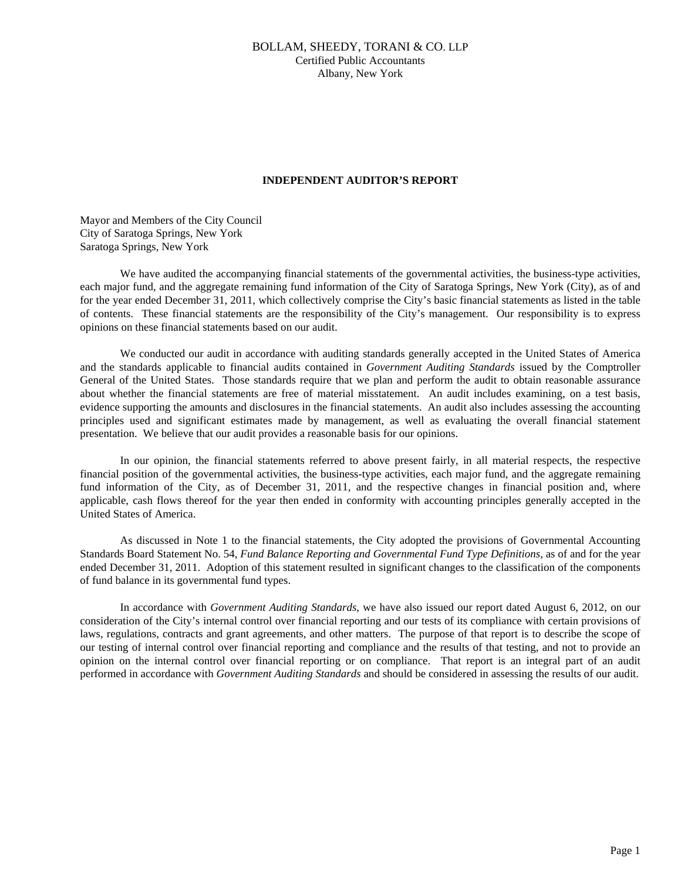BOLLAM, SHEEDY, TORANI & CO. LLP
Certified Public Accountants
Albany, New York

# INDEPENDENT AUDITOR'S REPORT

Mayor and Members of the City Council
City of Saratoga Springs, New York
Saratoga Springs, New York

We have audited the accompanying financial statements of the governmental activities, the business-type activities, each major fund, and the aggregate remaining fund information of the City of Saratoga Springs, New York (City), as of and for the year ended December 31, 2011, which collectively comprise the City's basic financial statements as listed in the table of contents. These financial statements are the responsibility of the City's management. Our responsibility is to express opinions on these financial statements based on our audit.

We conducted our audit in accordance with auditing standards generally accepted in the United States of America and the standards applicable to financial audits contained in *Government Auditing Standards* issued by the Comptroller General of the United States. Those standards require that we plan and perform the audit to obtain reasonable assurance about whether the financial statements are free of material misstatement. An audit includes examining, on a test basis, evidence supporting the amounts and disclosures in the financial statements. An audit also includes assessing the accounting principles used and significant estimates made by management, as well as evaluating the overall financial statement presentation. We believe that our audit provides a reasonable basis for our opinions.

In our opinion, the financial statements referred to above present fairly, in all material respects, the respective financial position of the governmental activities, the business-type activities, each major fund, and the aggregate remaining fund information of the City, as of December 31, 2011, and the respective changes in financial position and, where applicable, cash flows thereof for the year then ended in conformity with accounting principles generally accepted in the United States of America.

As discussed in Note 1 to the financial statements, the City adopted the provisions of Governmental Accounting Standards Board Statement No. 54, *Fund Balance Reporting and Governmental Fund Type Definitions,* as of and for the year ended December 31, 2011. Adoption of this statement resulted in significant changes to the classification of the components of fund balance in its governmental fund types.

In accordance with *Government Auditing Standards*, we have also issued our report dated August 6, 2012, on our consideration of the City's internal control over financial reporting and our tests of its compliance with certain provisions of laws, regulations, contracts and grant agreements, and other matters. The purpose of that report is to describe the scope of our testing of internal control over financial reporting and compliance and the results of that testing, and not to provide an opinion on the internal control over financial reporting or on compliance. That report is an integral part of an audit performed in accordance with *Government Auditing Standards* and should be considered in assessing the results of our audit.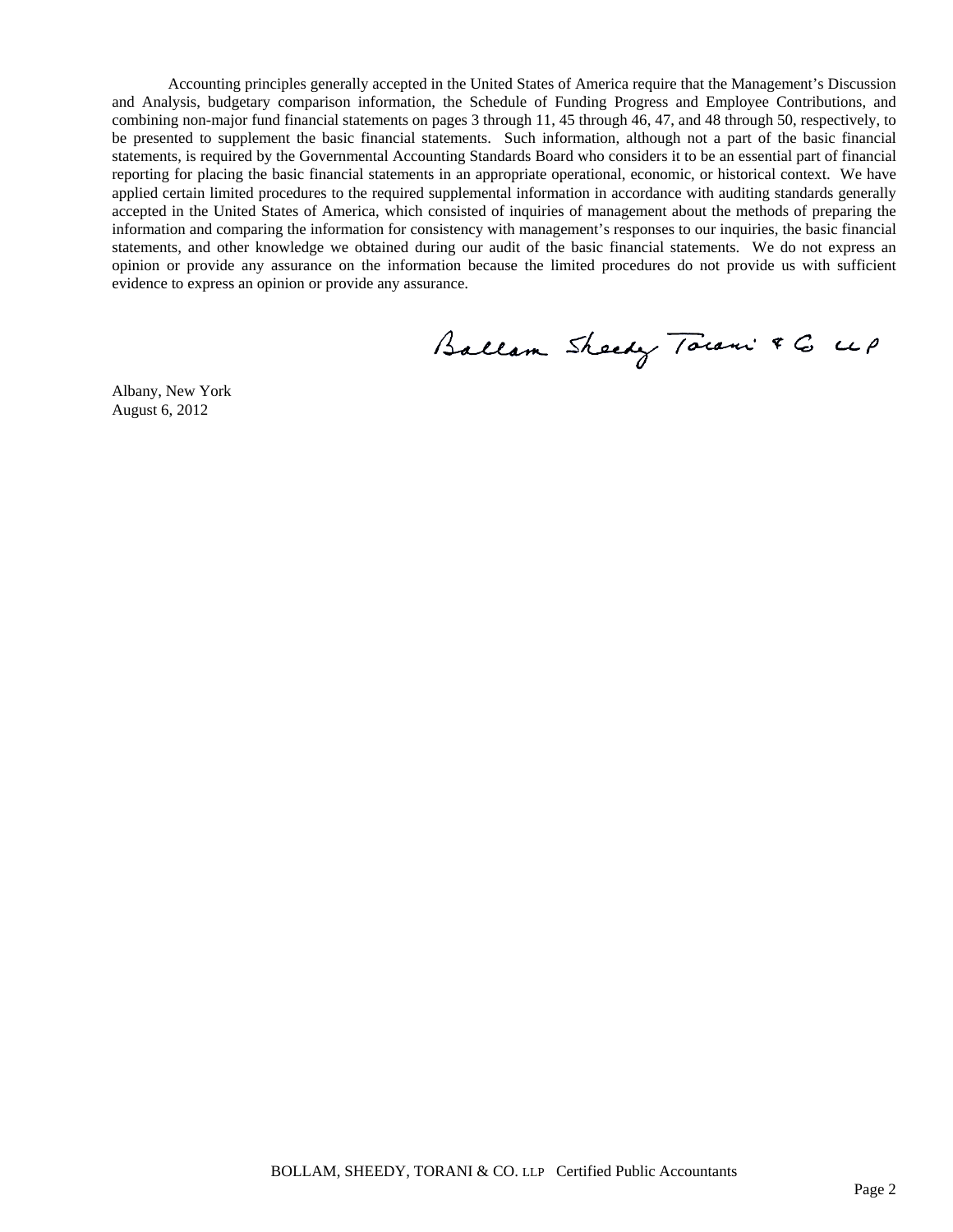Accounting principles generally accepted in the United States of America require that the Management's Discussion and Analysis, budgetary comparison information, the Schedule of Funding Progress and Employee Contributions, and combining non-major fund financial statements on pages 3 through 11, 45 through 46, 47, and 48 through 50, respectively, to be presented to supplement the basic financial statements. Such information, although not a part of the basic financial statements, is required by the Governmental Accounting Standards Board who considers it to be an essential part of financial reporting for placing the basic financial statements in an appropriate operational, economic, or historical context. We have applied certain limited procedures to the required supplemental information in accordance with auditing standards generally accepted in the United States of America, which consisted of inquiries of management about the methods of preparing the information and comparing the information for consistency with management's responses to our inquiries, the basic financial statements, and other knowledge we obtained during our audit of the basic financial statements. We do not express an opinion or provide any assurance on the information because the limited procedures do not provide us with sufficient evidence to express an opinion or provide any assurance.

Bollam Sheedy Torani & Co LLP

Albany, New York
August 6, 2012

BOLLAM, SHEEDY, TORANI & CO. LLP Certified Public Accountants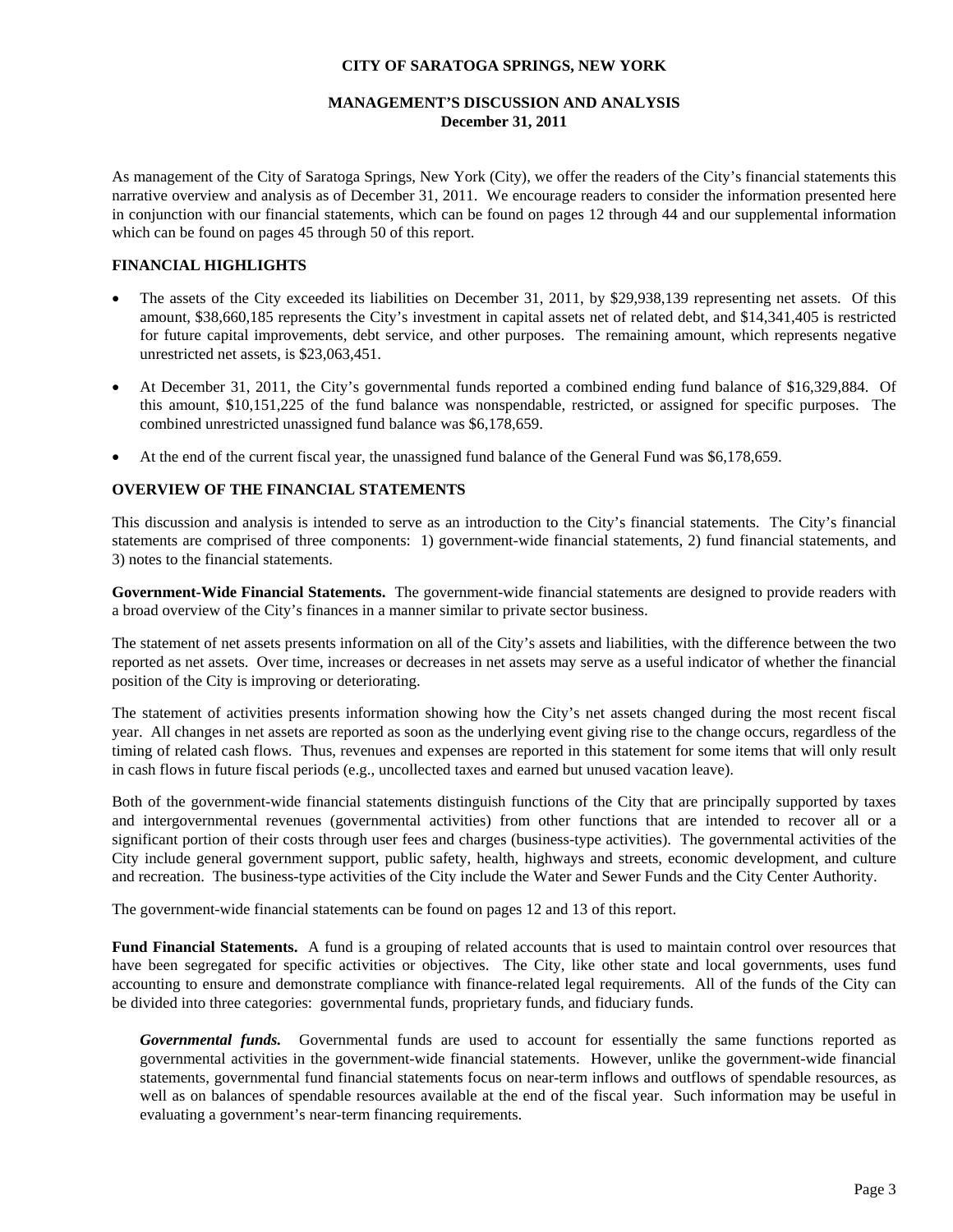# CITY OF SARATOGA SPRINGS, NEW YORK

## MANAGEMENT'S DISCUSSION AND ANALYSIS
**December 31, 2011**

As management of the City of Saratoga Springs, New York (City), we offer the readers of the City's financial statements this narrative overview and analysis as of December 31, 2011. We encourage readers to consider the information presented here in conjunction with our financial statements, which can be found on pages 12 through 44 and our supplemental information which can be found on pages 45 through 50 of this report.

### FINANCIAL HIGHLIGHTS

- The assets of the City exceeded its liabilities on December 31, 2011, by $29,938,139 representing net assets. Of this amount, $38,660,185 represents the City's investment in capital assets net of related debt, and $14,341,405 is restricted for future capital improvements, debt service, and other purposes. The remaining amount, which represents negative unrestricted net assets, is $23,063,451.
- At December 31, 2011, the City's governmental funds reported a combined ending fund balance of $16,329,884. Of this amount, $10,151,225 of the fund balance was nonspendable, restricted, or assigned for specific purposes. The combined unrestricted unassigned fund balance was $6,178,659.
- At the end of the current fiscal year, the unassigned fund balance of the General Fund was $6,178,659.

### OVERVIEW OF THE FINANCIAL STATEMENTS

This discussion and analysis is intended to serve as an introduction to the City's financial statements. The City's financial statements are comprised of three components: 1) government-wide financial statements, 2) fund financial statements, and 3) notes to the financial statements.

**Government-Wide Financial Statements.** The government-wide financial statements are designed to provide readers with a broad overview of the City's finances in a manner similar to private sector business.

The statement of net assets presents information on all of the City's assets and liabilities, with the difference between the two reported as net assets. Over time, increases or decreases in net assets may serve as a useful indicator of whether the financial position of the City is improving or deteriorating.

The statement of activities presents information showing how the City's net assets changed during the most recent fiscal year. All changes in net assets are reported as soon as the underlying event giving rise to the change occurs, regardless of the timing of related cash flows. Thus, revenues and expenses are reported in this statement for some items that will only result in cash flows in future fiscal periods (e.g., uncollected taxes and earned but unused vacation leave).

Both of the government-wide financial statements distinguish functions of the City that are principally supported by taxes and intergovernmental revenues (governmental activities) from other functions that are intended to recover all or a significant portion of their costs through user fees and charges (business-type activities). The governmental activities of the City include general government support, public safety, health, highways and streets, economic development, and culture and recreation. The business-type activities of the City include the Water and Sewer Funds and the City Center Authority.

The government-wide financial statements can be found on pages 12 and 13 of this report.

**Fund Financial Statements.** A fund is a grouping of related accounts that is used to maintain control over resources that have been segregated for specific activities or objectives. The City, like other state and local governments, uses fund accounting to ensure and demonstrate compliance with finance-related legal requirements. All of the funds of the City can be divided into three categories: governmental funds, proprietary funds, and fiduciary funds.

***Governmental funds.*** Governmental funds are used to account for essentially the same functions reported as governmental activities in the government-wide financial statements. However, unlike the government-wide financial statements, governmental fund financial statements focus on near-term inflows and outflows of spendable resources, as well as on balances of spendable resources available at the end of the fiscal year. Such information may be useful in evaluating a government's near-term financing requirements.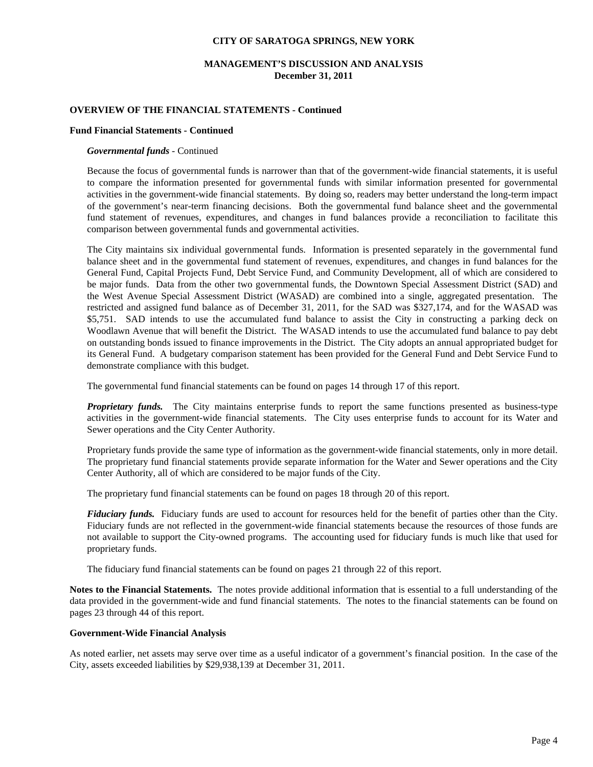**CITY OF SARATOGA SPRINGS, NEW YORK**

**MANAGEMENT'S DISCUSSION AND ANALYSIS**
**December 31, 2011**

**OVERVIEW OF THE FINANCIAL STATEMENTS - Continued**

**Fund Financial Statements - Continued**

***Governmental funds*** - Continued

Because the focus of governmental funds is narrower than that of the government-wide financial statements, it is useful to compare the information presented for governmental funds with similar information presented for governmental activities in the government-wide financial statements. By doing so, readers may better understand the long-term impact of the government's near-term financing decisions. Both the governmental fund balance sheet and the governmental fund statement of revenues, expenditures, and changes in fund balances provide a reconciliation to facilitate this comparison between governmental funds and governmental activities.

The City maintains six individual governmental funds. Information is presented separately in the governmental fund balance sheet and in the governmental fund statement of revenues, expenditures, and changes in fund balances for the General Fund, Capital Projects Fund, Debt Service Fund, and Community Development, all of which are considered to be major funds. Data from the other two governmental funds, the Downtown Special Assessment District (SAD) and the West Avenue Special Assessment District (WASAD) are combined into a single, aggregated presentation. The restricted and assigned fund balance as of December 31, 2011, for the SAD was $327,174, and for the WASAD was $5,751. SAD intends to use the accumulated fund balance to assist the City in constructing a parking deck on Woodlawn Avenue that will benefit the District. The WASAD intends to use the accumulated fund balance to pay debt on outstanding bonds issued to finance improvements in the District. The City adopts an annual appropriated budget for its General Fund. A budgetary comparison statement has been provided for the General Fund and Debt Service Fund to demonstrate compliance with this budget.

The governmental fund financial statements can be found on pages 14 through 17 of this report.

***Proprietary funds.*** The City maintains enterprise funds to report the same functions presented as business-type activities in the government-wide financial statements. The City uses enterprise funds to account for its Water and Sewer operations and the City Center Authority.

Proprietary funds provide the same type of information as the government-wide financial statements, only in more detail. The proprietary fund financial statements provide separate information for the Water and Sewer operations and the City Center Authority, all of which are considered to be major funds of the City.

The proprietary fund financial statements can be found on pages 18 through 20 of this report.

***Fiduciary funds.*** Fiduciary funds are used to account for resources held for the benefit of parties other than the City. Fiduciary funds are not reflected in the government-wide financial statements because the resources of those funds are not available to support the City-owned programs. The accounting used for fiduciary funds is much like that used for proprietary funds.

The fiduciary fund financial statements can be found on pages 21 through 22 of this report.

**Notes to the Financial Statements.** The notes provide additional information that is essential to a full understanding of the data provided in the government-wide and fund financial statements. The notes to the financial statements can be found on pages 23 through 44 of this report.

**Government-Wide Financial Analysis**

As noted earlier, net assets may serve over time as a useful indicator of a government's financial position. In the case of the City, assets exceeded liabilities by $29,938,139 at December 31, 2011.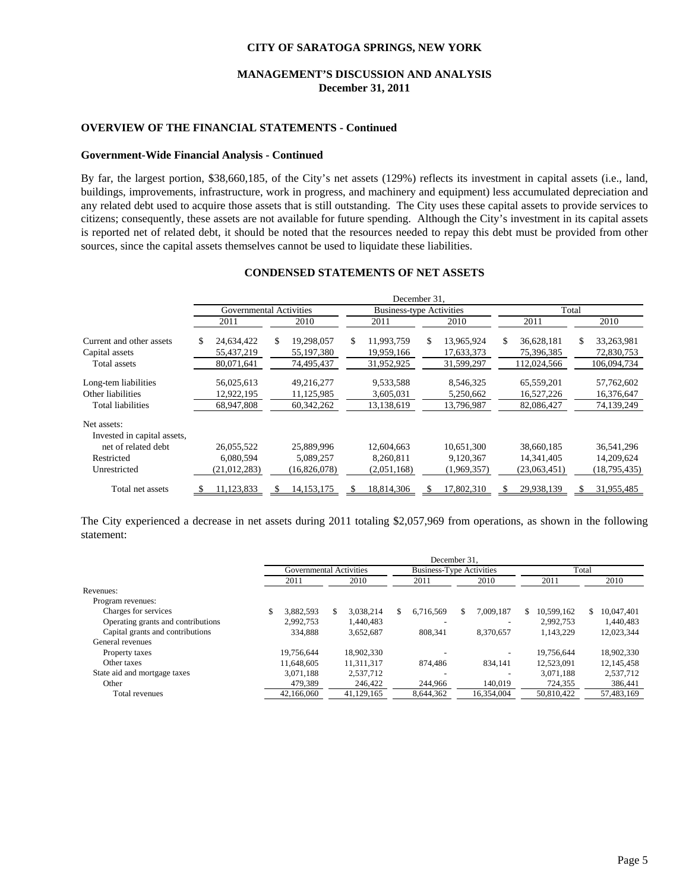CITY OF SARATOGA SPRINGS, NEW YORK

MANAGEMENT'S DISCUSSION AND ANALYSIS
December 31, 2011

## OVERVIEW OF THE FINANCIAL STATEMENTS - Continued

### Government-Wide Financial Analysis - Continued

By far, the largest portion, $38,660,185, of the City's net assets (129%) reflects its investment in capital assets (i.e., land, buildings, improvements, infrastructure, work in progress, and machinery and equipment) less accumulated depreciation and any related debt used to acquire those assets that is still outstanding. The City uses these capital assets to provide services to citizens; consequently, these assets are not available for future spending. Although the City's investment in its capital assets is reported net of related debt, it should be noted that the resources needed to repay this debt must be provided from other sources, since the capital assets themselves cannot be used to liquidate these liabilities.

**CONDENSED STATEMENTS OF NET ASSETS**

| | December 31, | | | | | |
|---|---|---|---|---|---|---|
| | Governmental Activities | | Business-type Activities | | Total | |
| | 2011 | 2010 | 2011 | 2010 | 2011 | 2010 |
| Current and other assets | $ 24,634,422 | $ 19,298,057 | $ 11,993,759 | $ 13,965,924 | $ 36,628,181 | $ 33,263,981 |
| Capital assets | 55,437,219 | 55,197,380 | 19,959,166 | 17,633,373 | 75,396,385 | 72,830,753 |
| Total assets | 80,071,641 | 74,495,437 | 31,952,925 | 31,599,297 | 112,024,566 | 106,094,734 |
| Long-tem liabilities | 56,025,613 | 49,216,277 | 9,533,588 | 8,546,325 | 65,559,201 | 57,762,602 |
| Other liabilities | 12,922,195 | 11,125,985 | 3,605,031 | 5,250,662 | 16,527,226 | 16,376,647 |
| Total liabilities | 68,947,808 | 60,342,262 | 13,138,619 | 13,796,987 | 82,086,427 | 74,139,249 |
| Net assets: | | | | | | |
| Invested in capital assets, net of related debt | 26,055,522 | 25,889,996 | 12,604,663 | 10,651,300 | 38,660,185 | 36,541,296 |
| Restricted | 6,080,594 | 5,089,257 | 8,260,811 | 9,120,367 | 14,341,405 | 14,209,624 |
| Unrestricted | (21,012,283) | (16,826,078) | (2,051,168) | (1,969,357) | (23,063,451) | (18,795,435) |
| Total net assets | $ 11,123,833 | $ 14,153,175 | $ 18,814,306 | $ 17,802,310 | $ 29,938,139 | $ 31,955,485 |

The City experienced a decrease in net assets during 2011 totaling $2,057,969 from operations, as shown in the following statement:

| | December 31, | | | | | |
|---|---|---|---|---|---|---|
| | Governmental Activities | | Business-Type Activities | | Total | |
| | 2011 | 2010 | 2011 | 2010 | 2011 | 2010 |
| Revenues: | | | | | | |
| Program revenues: | | | | | | |
| Charges for services | $ 3,882,593 | $ 3,038,214 | $ 6,716,569 | $ 7,009,187 | $ 10,599,162 | $ 10,047,401 |
| Operating grants and contributions | 2,992,753 | 1,440,483 | - | - | 2,992,753 | 1,440,483 |
| Capital grants and contributions | 334,888 | 3,652,687 | 808,341 | 8,370,657 | 1,143,229 | 12,023,344 |
| General revenues | | | | | | |
| Property taxes | 19,756,644 | 18,902,330 | - | - | 19,756,644 | 18,902,330 |
| Other taxes | 11,648,605 | 11,311,317 | 874,486 | 834,141 | 12,523,091 | 12,145,458 |
| State aid and mortgage taxes | 3,071,188 | 2,537,712 | - | - | 3,071,188 | 2,537,712 |
| Other | 479,389 | 246,422 | 244,966 | 140,019 | 724,355 | 386,441 |
| Total revenues | 42,166,060 | 41,129,165 | 8,644,362 | 16,354,004 | 50,810,422 | 57,483,169 |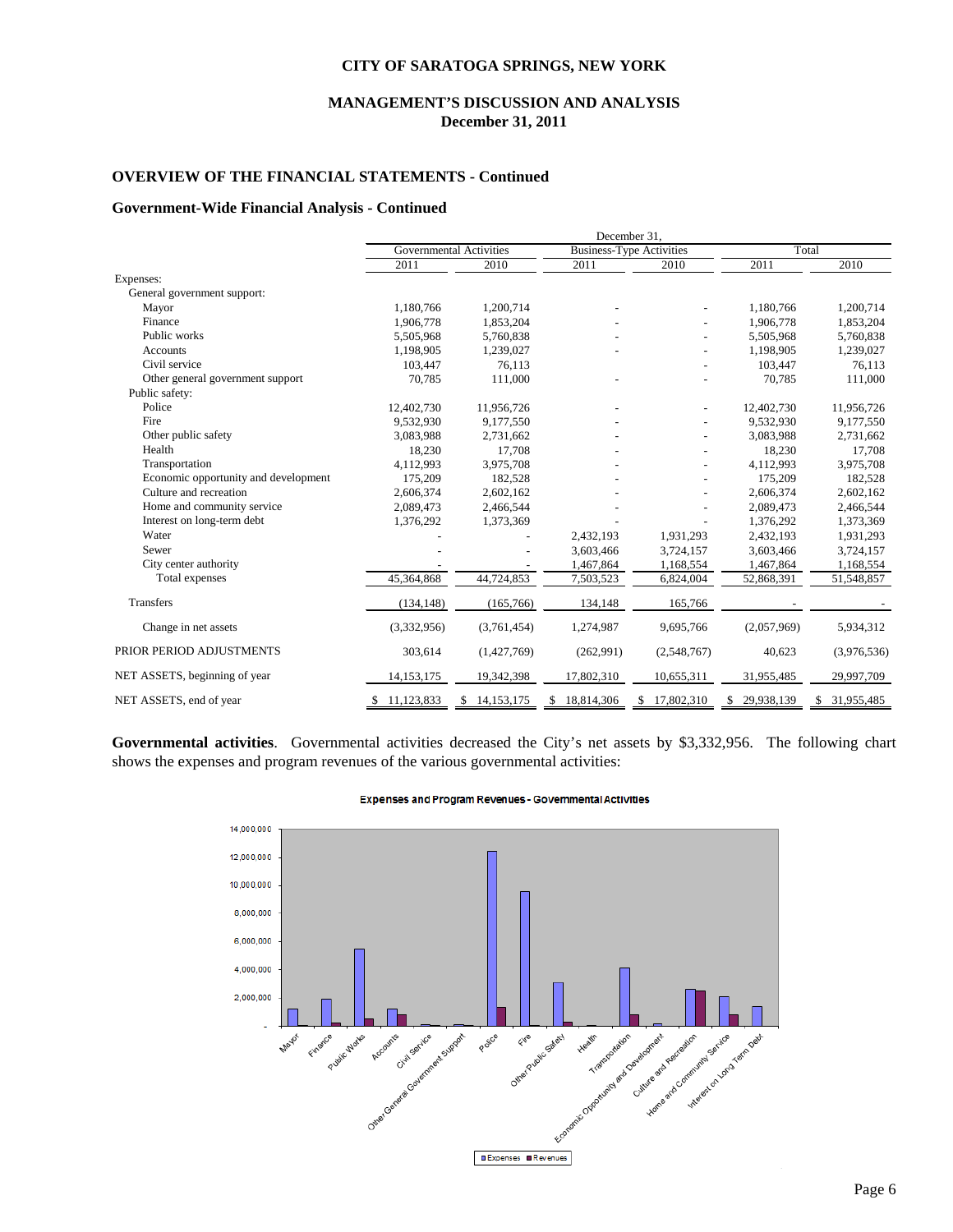## CITY OF SARATOGA SPRINGS, NEW YORK

### MANAGEMENT'S DISCUSSION AND ANALYSIS
### December 31, 2011

## OVERVIEW OF THE FINANCIAL STATEMENTS - Continued

### Government-Wide Financial Analysis - Continued

| | December 31, | | | | | |
|---|---|---|---|---|---|---|
| | Governmental Activities | | Business-Type Activities | | Total | |
| | 2011 | 2010 | 2011 | 2010 | 2011 | 2010 |
| Expenses: | | | | | | |
| General government support: | | | | | | |
| Mayor | 1,180,766 | 1,200,714 | - | - | 1,180,766 | 1,200,714 |
| Finance | 1,906,778 | 1,853,204 | - | - | 1,906,778 | 1,853,204 |
| Public works | 5,505,968 | 5,760,838 | - | - | 5,505,968 | 5,760,838 |
| Accounts | 1,198,905 | 1,239,027 | - | - | 1,198,905 | 1,239,027 |
| Civil service | 103,447 | 76,113 | | - | 103,447 | 76,113 |
| Other general government support | 70,785 | 111,000 | - | - | 70,785 | 111,000 |
| Public safety: | | | | | | |
| Police | 12,402,730 | 11,956,726 | - | - | 12,402,730 | 11,956,726 |
| Fire | 9,532,930 | 9,177,550 | - | - | 9,532,930 | 9,177,550 |
| Other public safety | 3,083,988 | 2,731,662 | - | - | 3,083,988 | 2,731,662 |
| Health | 18,230 | 17,708 | - | - | 18,230 | 17,708 |
| Transportation | 4,112,993 | 3,975,708 | - | - | 4,112,993 | 3,975,708 |
| Economic opportunity and development | 175,209 | 182,528 | - | - | 175,209 | 182,528 |
| Culture and recreation | 2,606,374 | 2,602,162 | - | - | 2,606,374 | 2,602,162 |
| Home and community service | 2,089,473 | 2,466,544 | - | - | 2,089,473 | 2,466,544 |
| Interest on long-term debt | 1,376,292 | 1,373,369 | - | - | 1,376,292 | 1,373,369 |
| Water | - | - | 2,432,193 | 1,931,293 | 2,432,193 | 1,931,293 |
| Sewer | - | - | 3,603,466 | 3,724,157 | 3,603,466 | 3,724,157 |
| City center authority | - | - | 1,467,864 | 1,168,554 | 1,467,864 | 1,168,554 |
| Total expenses | 45,364,868 | 44,724,853 | 7,503,523 | 6,824,004 | 52,868,391 | 51,548,857 |
| Transfers | (134,148) | (165,766) | 134,148 | 165,766 | - | - |
| Change in net assets | (3,332,956) | (3,761,454) | 1,274,987 | 9,695,766 | (2,057,969) | 5,934,312 |
| PRIOR PERIOD ADJUSTMENTS | 303,614 | (1,427,769) | (262,991) | (2,548,767) | 40,623 | (3,976,536) |
| NET ASSETS, beginning of year | 14,153,175 | 19,342,398 | 17,802,310 | 10,655,311 | 31,955,485 | 29,997,709 |
| NET ASSETS, end of year | $ 11,123,833 | $ 14,153,175 | $ 18,814,306 | $ 17,802,310 | $ 29,938,139 | $ 31,955,485 |

**Governmental activities**. Governmental activities decreased the City's net assets by $3,332,956. The following chart shows the expenses and program revenues of the various governmental activities:

Expenses and Program Revenues - Governmental Activities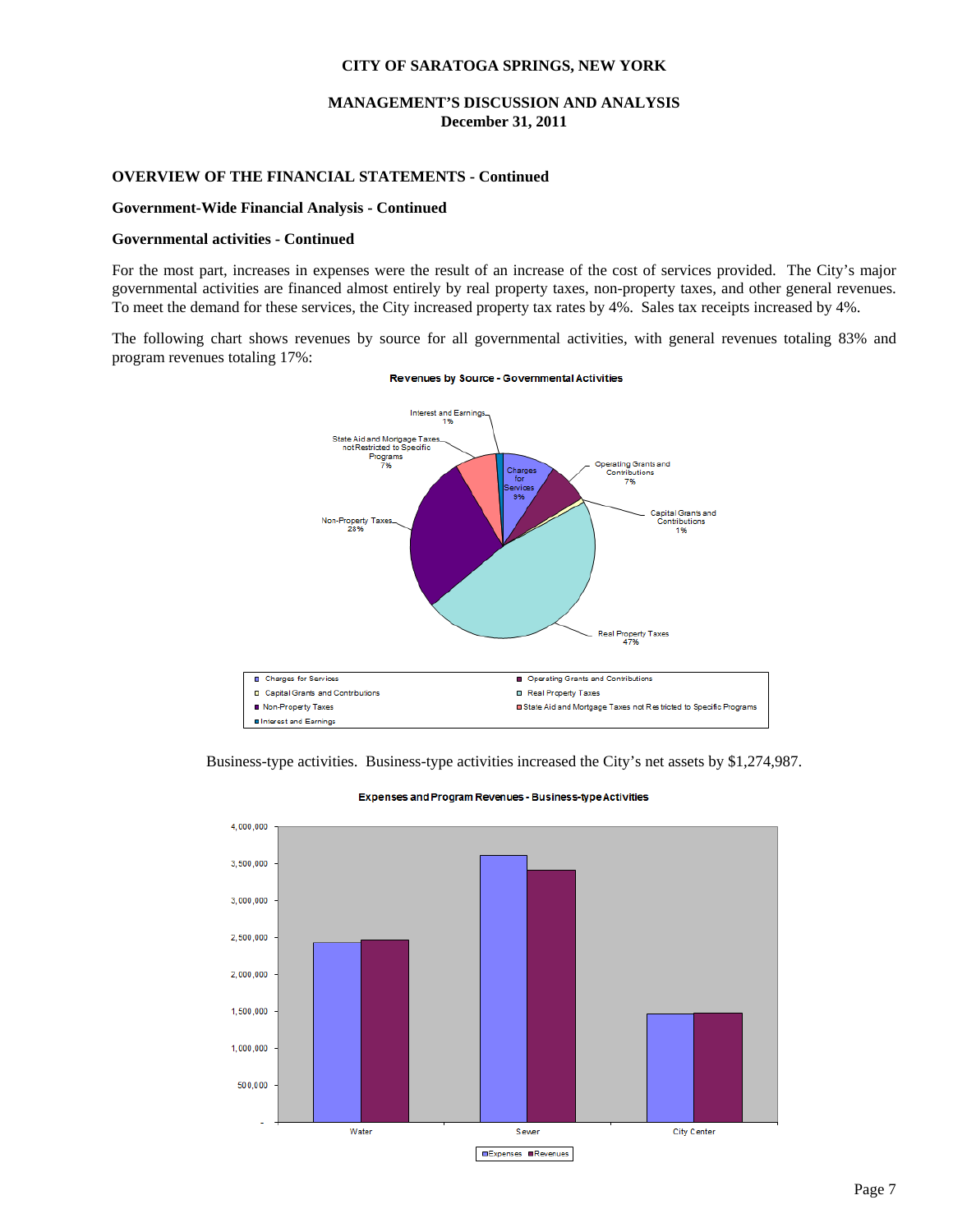### OVERVIEW OF THE FINANCIAL STATEMENTS - Continued

#### Government-Wide Financial Analysis - Continued

#### Governmental activities - Continued

For the most part, increases in expenses were the result of an increase of the cost of services provided. The City's major governmental activities are financed almost entirely by real property taxes, non-property taxes, and other general revenues. To meet the demand for these services, the City increased property tax rates by 4%. Sales tax receipts increased by 4%.

The following chart shows revenues by source for all governmental activities, with general revenues totaling 83% and program revenues totaling 17%:

**Revenues by Source - Governmental Activities**

| Source | Percent |
|---|---|
| Charges for Services | 9% |
| Operating Grants and Contributions | 7% |
| Capital Grants and Contributions | 1% |
| Real Property Taxes | 47% |
| Non-Property Taxes | 28% |
| State Aid and Mortgage Taxes not Restricted to Specific Programs | 7% |
| Interest and Earnings | 1% |

Business-type activities. Business-type activities increased the City's net assets by $1,274,987.

**Expenses and Program Revenues - Business-type Activities**

| | Expenses | Revenues |
|---|---|---|
| Water | ~2,430,000 | ~2,460,000 |
| Sewer | ~3,600,000 | ~3,400,000 |
| City Center | ~1,460,000 | ~1,470,000 |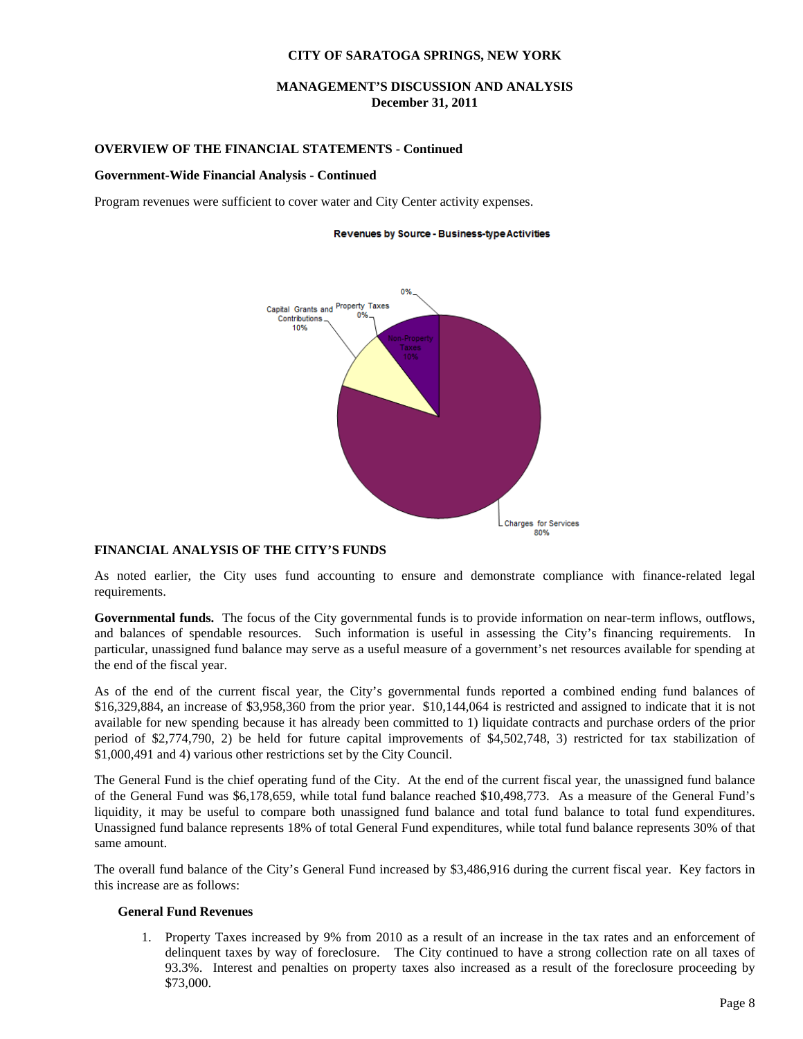**CITY OF SARATOGA SPRINGS, NEW YORK**

**MANAGEMENT'S DISCUSSION AND ANALYSIS**
**December 31, 2011**

### OVERVIEW OF THE FINANCIAL STATEMENTS - Continued

#### Government-Wide Financial Analysis - Continued

Program revenues were sufficient to cover water and City Center activity expenses.

**Revenues by Source - Business-type Activities**

Capital Grants and Contributions 10%
Property Taxes 0%
0%
Non-Property Taxes 10%
Charges for Services 80%

### FINANCIAL ANALYSIS OF THE CITY'S FUNDS

As noted earlier, the City uses fund accounting to ensure and demonstrate compliance with finance-related legal requirements.

**Governmental funds.** The focus of the City governmental funds is to provide information on near-term inflows, outflows, and balances of spendable resources. Such information is useful in assessing the City's financing requirements. In particular, unassigned fund balance may serve as a useful measure of a government's net resources available for spending at the end of the fiscal year.

As of the end of the current fiscal year, the City's governmental funds reported a combined ending fund balances of $16,329,884, an increase of $3,958,360 from the prior year. $10,144,064 is restricted and assigned to indicate that it is not available for new spending because it has already been committed to 1) liquidate contracts and purchase orders of the prior period of $2,774,790, 2) be held for future capital improvements of $4,502,748, 3) restricted for tax stabilization of $1,000,491 and 4) various other restrictions set by the City Council.

The General Fund is the chief operating fund of the City. At the end of the current fiscal year, the unassigned fund balance of the General Fund was $6,178,659, while total fund balance reached $10,498,773. As a measure of the General Fund's liquidity, it may be useful to compare both unassigned fund balance and total fund balance to total fund expenditures. Unassigned fund balance represents 18% of total General Fund expenditures, while total fund balance represents 30% of that same amount.

The overall fund balance of the City's General Fund increased by $3,486,916 during the current fiscal year. Key factors in this increase are as follows:

**General Fund Revenues**

1. Property Taxes increased by 9% from 2010 as a result of an increase in the tax rates and an enforcement of delinquent taxes by way of foreclosure. The City continued to have a strong collection rate on all taxes of 93.3%. Interest and penalties on property taxes also increased as a result of the foreclosure proceeding by $73,000.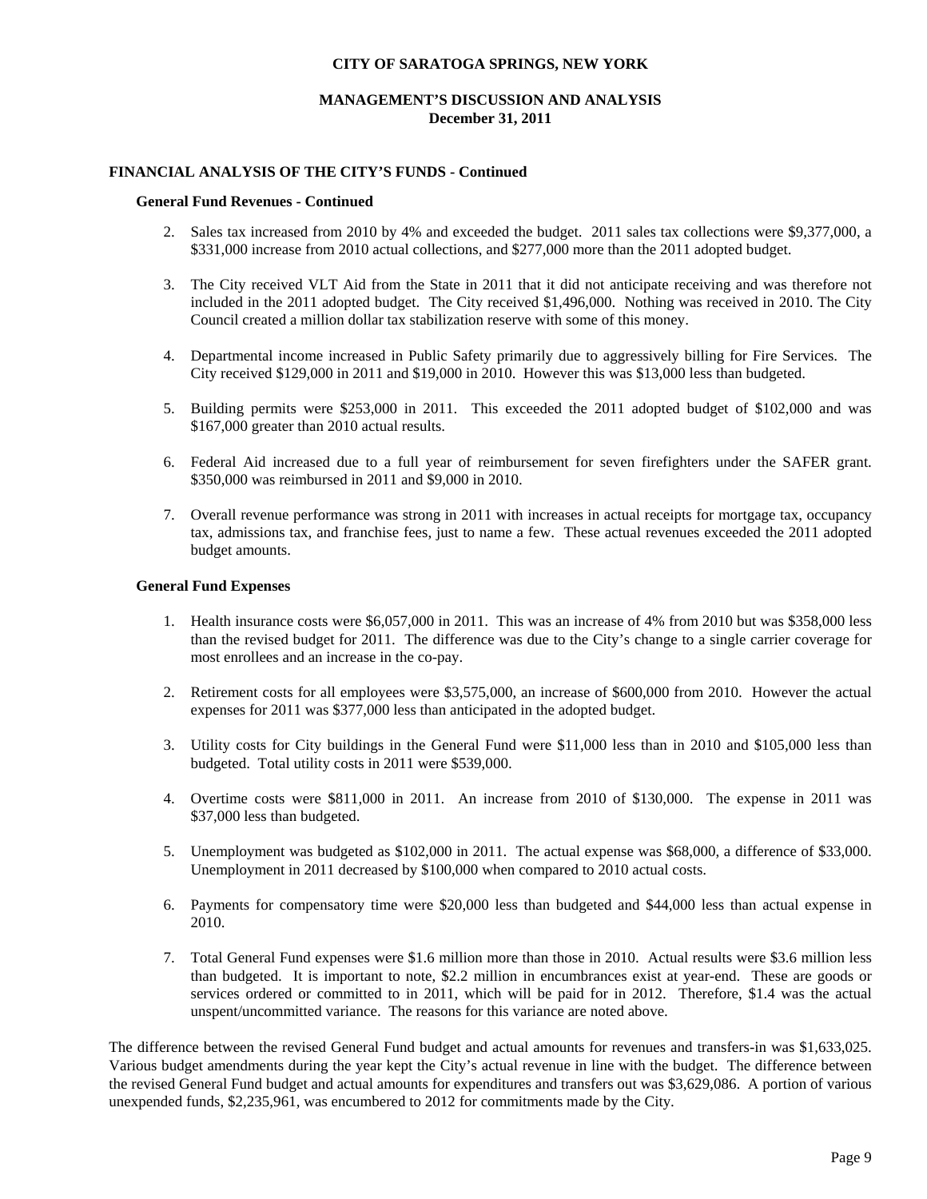# CITY OF SARATOGA SPRINGS, NEW YORK

## MANAGEMENT'S DISCUSSION AND ANALYSIS
### December 31, 2011

### FINANCIAL ANALYSIS OF THE CITY'S FUNDS - Continued

**General Fund Revenues - Continued**

2. Sales tax increased from 2010 by 4% and exceeded the budget. 2011 sales tax collections were $9,377,000, a $331,000 increase from 2010 actual collections, and $277,000 more than the 2011 adopted budget.

3. The City received VLT Aid from the State in 2011 that it did not anticipate receiving and was therefore not included in the 2011 adopted budget. The City received $1,496,000. Nothing was received in 2010. The City Council created a million dollar tax stabilization reserve with some of this money.

4. Departmental income increased in Public Safety primarily due to aggressively billing for Fire Services. The City received $129,000 in 2011 and $19,000 in 2010. However this was $13,000 less than budgeted.

5. Building permits were $253,000 in 2011. This exceeded the 2011 adopted budget of $102,000 and was $167,000 greater than 2010 actual results.

6. Federal Aid increased due to a full year of reimbursement for seven firefighters under the SAFER grant. $350,000 was reimbursed in 2011 and $9,000 in 2010.

7. Overall revenue performance was strong in 2011 with increases in actual receipts for mortgage tax, occupancy tax, admissions tax, and franchise fees, just to name a few. These actual revenues exceeded the 2011 adopted budget amounts.

**General Fund Expenses**

1. Health insurance costs were $6,057,000 in 2011. This was an increase of 4% from 2010 but was $358,000 less than the revised budget for 2011. The difference was due to the City's change to a single carrier coverage for most enrollees and an increase in the co-pay.

2. Retirement costs for all employees were $3,575,000, an increase of $600,000 from 2010. However the actual expenses for 2011 was $377,000 less than anticipated in the adopted budget.

3. Utility costs for City buildings in the General Fund were $11,000 less than in 2010 and $105,000 less than budgeted. Total utility costs in 2011 were $539,000.

4. Overtime costs were $811,000 in 2011. An increase from 2010 of $130,000. The expense in 2011 was $37,000 less than budgeted.

5. Unemployment was budgeted as $102,000 in 2011. The actual expense was $68,000, a difference of $33,000. Unemployment in 2011 decreased by $100,000 when compared to 2010 actual costs.

6. Payments for compensatory time were $20,000 less than budgeted and $44,000 less than actual expense in 2010.

7. Total General Fund expenses were $1.6 million more than those in 2010. Actual results were $3.6 million less than budgeted. It is important to note, $2.2 million in encumbrances exist at year-end. These are goods or services ordered or committed to in 2011, which will be paid for in 2012. Therefore, $1.4 was the actual unspent/uncommitted variance. The reasons for this variance are noted above.

The difference between the revised General Fund budget and actual amounts for revenues and transfers-in was $1,633,025. Various budget amendments during the year kept the City's actual revenue in line with the budget. The difference between the revised General Fund budget and actual amounts for expenditures and transfers out was $3,629,086. A portion of various unexpended funds, $2,235,961, was encumbered to 2012 for commitments made by the City.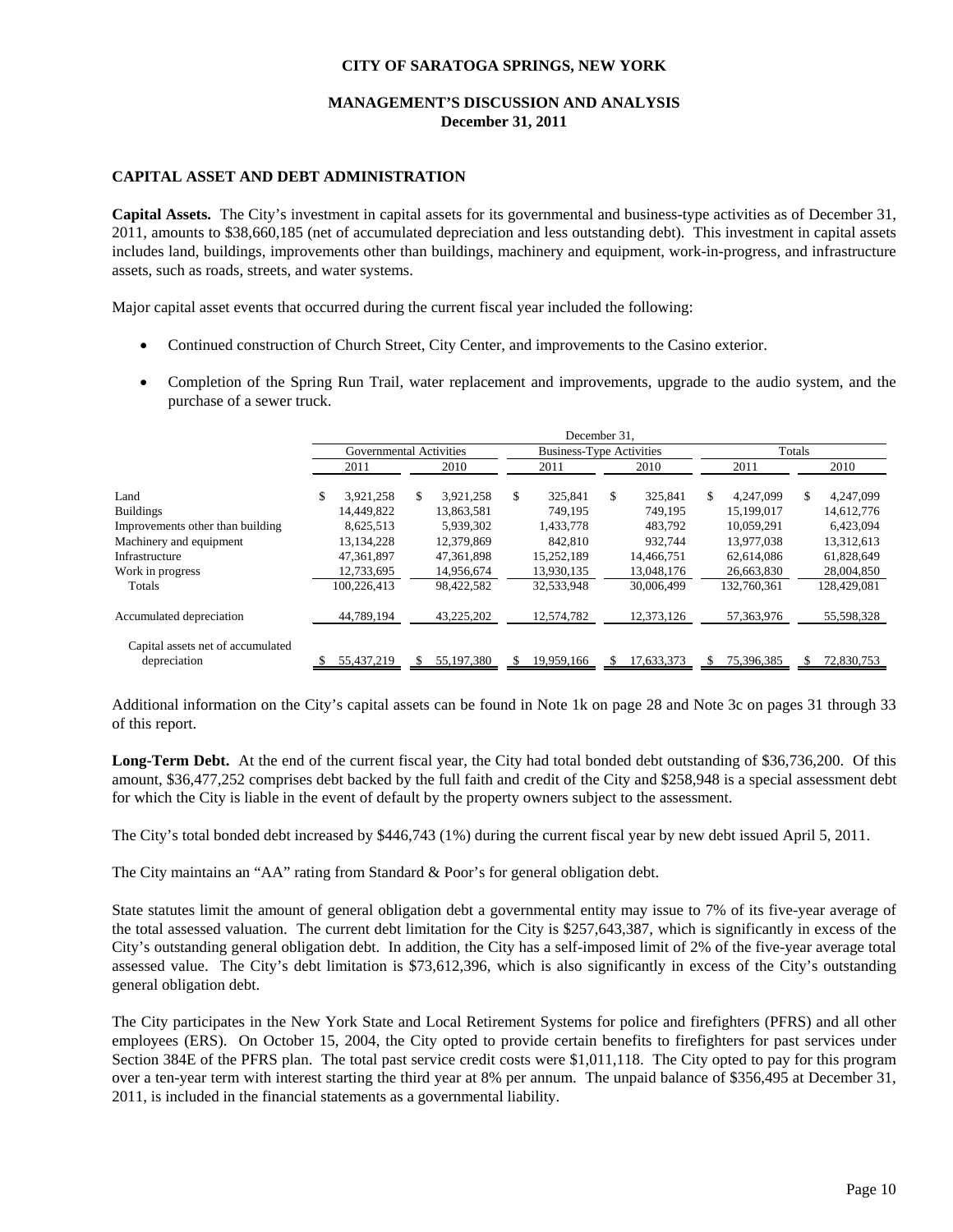# CITY OF SARATOGA SPRINGS, NEW YORK

## MANAGEMENT'S DISCUSSION AND ANALYSIS
**December 31, 2011**

### CAPITAL ASSET AND DEBT ADMINISTRATION

**Capital Assets.** The City's investment in capital assets for its governmental and business-type activities as of December 31, 2011, amounts to $38,660,185 (net of accumulated depreciation and less outstanding debt). This investment in capital assets includes land, buildings, improvements other than buildings, machinery and equipment, work-in-progress, and infrastructure assets, such as roads, streets, and water systems.

Major capital asset events that occurred during the current fiscal year included the following:

- Continued construction of Church Street, City Center, and improvements to the Casino exterior.
- Completion of the Spring Run Trail, water replacement and improvements, upgrade to the audio system, and the purchase of a sewer truck.

| | December 31, | | | | | |
|---|---|---|---|---|---|---|
| | Governmental Activities | | Business-Type Activities | | Totals | |
| | 2011 | 2010 | 2011 | 2010 | 2011 | 2010 |
| Land | $ 3,921,258 | $ 3,921,258 | $ 325,841 | $ 325,841 | $ 4,247,099 | $ 4,247,099 |
| Buildings | 14,449,822 | 13,863,581 | 749,195 | 749,195 | 15,199,017 | 14,612,776 |
| Improvements other than building | 8,625,513 | 5,939,302 | 1,433,778 | 483,792 | 10,059,291 | 6,423,094 |
| Machinery and equipment | 13,134,228 | 12,379,869 | 842,810 | 932,744 | 13,977,038 | 13,312,613 |
| Infrastructure | 47,361,897 | 47,361,898 | 15,252,189 | 14,466,751 | 62,614,086 | 61,828,649 |
| Work in progress | 12,733,695 | 14,956,674 | 13,930,135 | 13,048,176 | 26,663,830 | 28,004,850 |
| Totals | 100,226,413 | 98,422,582 | 32,533,948 | 30,006,499 | 132,760,361 | 128,429,081 |
| Accumulated depreciation | 44,789,194 | 43,225,202 | 12,574,782 | 12,373,126 | 57,363,976 | 55,598,328 |
| Capital assets net of accumulated depreciation | $ 55,437,219 | $ 55,197,380 | $ 19,959,166 | $ 17,633,373 | $ 75,396,385 | $ 72,830,753 |

Additional information on the City's capital assets can be found in Note 1k on page 28 and Note 3c on pages 31 through 33 of this report.

**Long-Term Debt.** At the end of the current fiscal year, the City had total bonded debt outstanding of $36,736,200. Of this amount, $36,477,252 comprises debt backed by the full faith and credit of the City and $258,948 is a special assessment debt for which the City is liable in the event of default by the property owners subject to the assessment.

The City's total bonded debt increased by $446,743 (1%) during the current fiscal year by new debt issued April 5, 2011.

The City maintains an "AA" rating from Standard & Poor's for general obligation debt.

State statutes limit the amount of general obligation debt a governmental entity may issue to 7% of its five-year average of the total assessed valuation. The current debt limitation for the City is $257,643,387, which is significantly in excess of the City's outstanding general obligation debt. In addition, the City has a self-imposed limit of 2% of the five-year average total assessed value. The City's debt limitation is $73,612,396, which is also significantly in excess of the City's outstanding general obligation debt.

The City participates in the New York State and Local Retirement Systems for police and firefighters (PFRS) and all other employees (ERS). On October 15, 2004, the City opted to provide certain benefits to firefighters for past services under Section 384E of the PFRS plan. The total past service credit costs were $1,011,118. The City opted to pay for this program over a ten-year term with interest starting the third year at 8% per annum. The unpaid balance of $356,495 at December 31, 2011, is included in the financial statements as a governmental liability.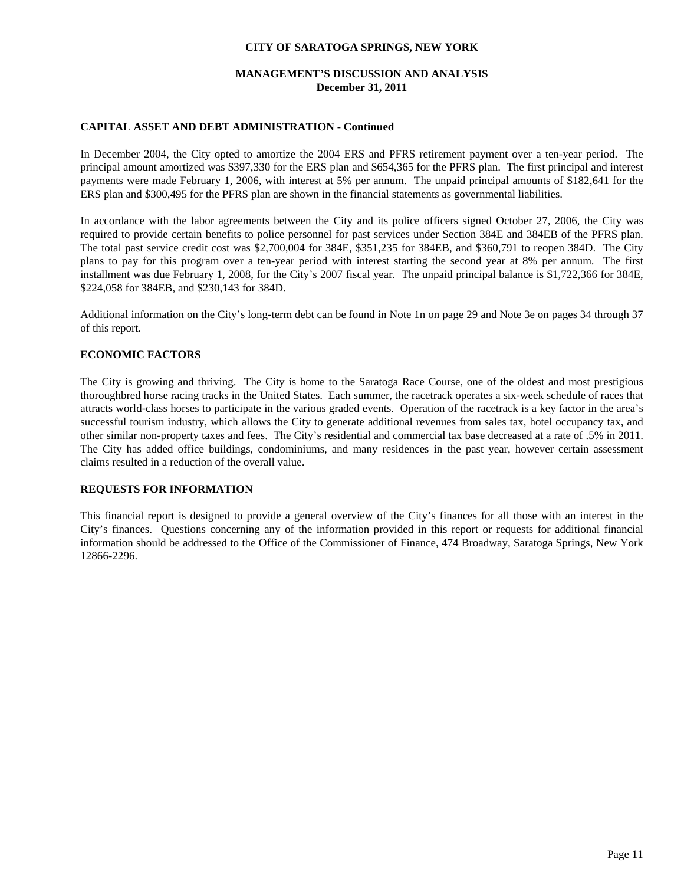## CAPITAL ASSET AND DEBT ADMINISTRATION - Continued

In December 2004, the City opted to amortize the 2004 ERS and PFRS retirement payment over a ten-year period. The principal amount amortized was $397,330 for the ERS plan and $654,365 for the PFRS plan. The first principal and interest payments were made February 1, 2006, with interest at 5% per annum. The unpaid principal amounts of $182,641 for the ERS plan and $300,495 for the PFRS plan are shown in the financial statements as governmental liabilities.

In accordance with the labor agreements between the City and its police officers signed October 27, 2006, the City was required to provide certain benefits to police personnel for past services under Section 384E and 384EB of the PFRS plan. The total past service credit cost was $2,700,004 for 384E, $351,235 for 384EB, and $360,791 to reopen 384D. The City plans to pay for this program over a ten-year period with interest starting the second year at 8% per annum. The first installment was due February 1, 2008, for the City's 2007 fiscal year. The unpaid principal balance is $1,722,366 for 384E, $224,058 for 384EB, and $230,143 for 384D.

Additional information on the City's long-term debt can be found in Note 1n on page 29 and Note 3e on pages 34 through 37 of this report.

## ECONOMIC FACTORS

The City is growing and thriving. The City is home to the Saratoga Race Course, one of the oldest and most prestigious thoroughbred horse racing tracks in the United States. Each summer, the racetrack operates a six-week schedule of races that attracts world-class horses to participate in the various graded events. Operation of the racetrack is a key factor in the area's successful tourism industry, which allows the City to generate additional revenues from sales tax, hotel occupancy tax, and other similar non-property taxes and fees. The City's residential and commercial tax base decreased at a rate of .5% in 2011. The City has added office buildings, condominiums, and many residences in the past year, however certain assessment claims resulted in a reduction of the overall value.

## REQUESTS FOR INFORMATION

This financial report is designed to provide a general overview of the City's finances for all those with an interest in the City's finances. Questions concerning any of the information provided in this report or requests for additional financial information should be addressed to the Office of the Commissioner of Finance, 474 Broadway, Saratoga Springs, New York 12866-2296.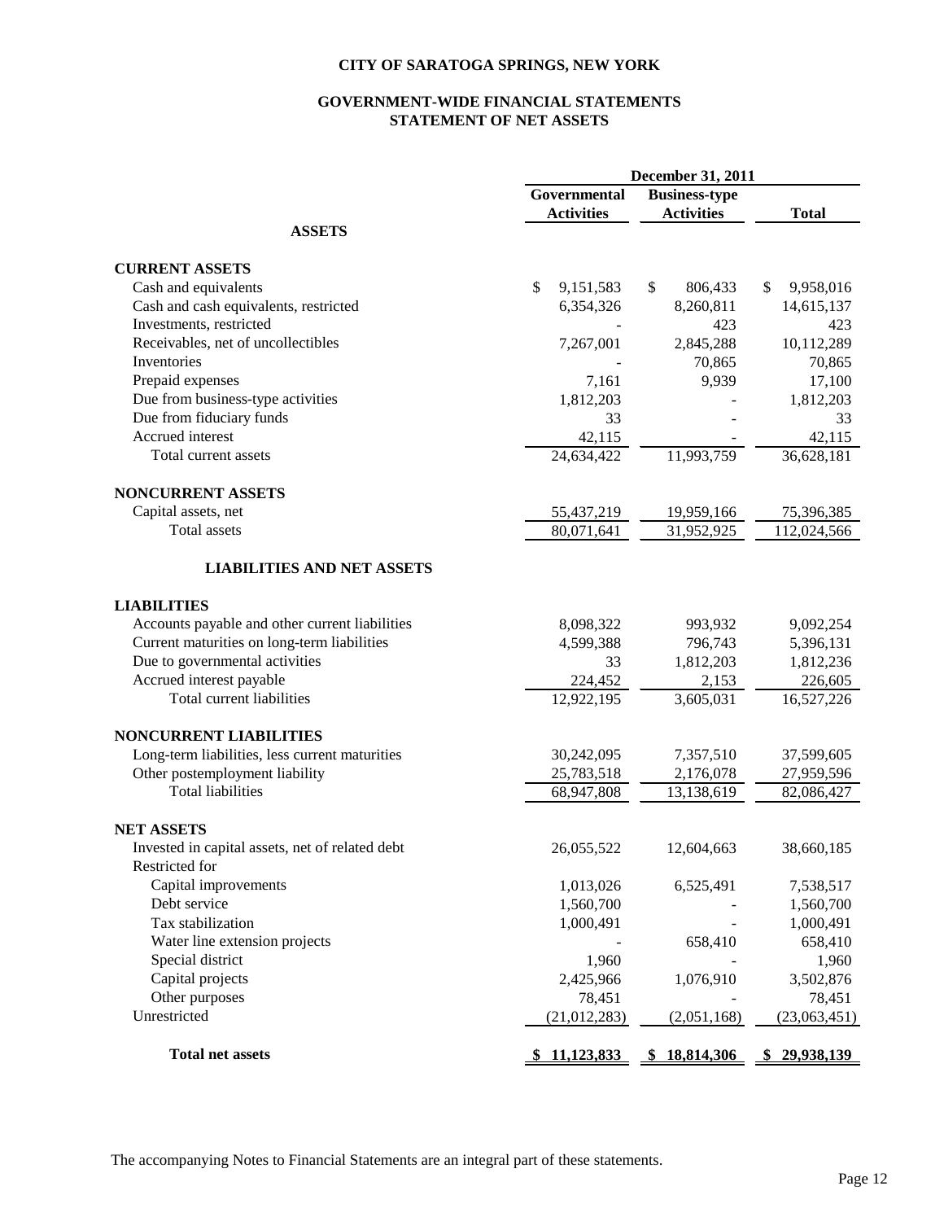# CITY OF SARATOGA SPRINGS, NEW YORK

## GOVERNMENT-WIDE FINANCIAL STATEMENTS
## STATEMENT OF NET ASSETS

| | December 31, 2011 | | |
|---|---|---|---|
| | Governmental Activities | Business-type Activities | Total |
| **ASSETS** | | | |
| **CURRENT ASSETS** | | | |
| Cash and equivalents | $ 9,151,583 | $ 806,433 | $ 9,958,016 |
| Cash and cash equivalents, restricted | 6,354,326 | 8,260,811 | 14,615,137 |
| Investments, restricted | - | 423 | 423 |
| Receivables, net of uncollectibles | 7,267,001 | 2,845,288 | 10,112,289 |
| Inventories | - | 70,865 | 70,865 |
| Prepaid expenses | 7,161 | 9,939 | 17,100 |
| Due from business-type activities | 1,812,203 | - | 1,812,203 |
| Due from fiduciary funds | 33 | - | 33 |
| Accrued interest | 42,115 | - | 42,115 |
| Total current assets | 24,634,422 | 11,993,759 | 36,628,181 |
| **NONCURRENT ASSETS** | | | |
| Capital assets, net | 55,437,219 | 19,959,166 | 75,396,385 |
| Total assets | 80,071,641 | 31,952,925 | 112,024,566 |
| **LIABILITIES AND NET ASSETS** | | | |
| **LIABILITIES** | | | |
| Accounts payable and other current liabilities | 8,098,322 | 993,932 | 9,092,254 |
| Current maturities on long-term liabilities | 4,599,388 | 796,743 | 5,396,131 |
| Due to governmental activities | 33 | 1,812,203 | 1,812,236 |
| Accrued interest payable | 224,452 | 2,153 | 226,605 |
| Total current liabilities | 12,922,195 | 3,605,031 | 16,527,226 |
| **NONCURRENT LIABILITIES** | | | |
| Long-term liabilities, less current maturities | 30,242,095 | 7,357,510 | 37,599,605 |
| Other postemployment liability | 25,783,518 | 2,176,078 | 27,959,596 |
| Total liabilities | 68,947,808 | 13,138,619 | 82,086,427 |
| **NET ASSETS** | | | |
| Invested in capital assets, net of related debt | 26,055,522 | 12,604,663 | 38,660,185 |
| Restricted for | | | |
| Capital improvements | 1,013,026 | 6,525,491 | 7,538,517 |
| Debt service | 1,560,700 | - | 1,560,700 |
| Tax stabilization | 1,000,491 | - | 1,000,491 |
| Water line extension projects | - | 658,410 | 658,410 |
| Special district | 1,960 | - | 1,960 |
| Capital projects | 2,425,966 | 1,076,910 | 3,502,876 |
| Other purposes | 78,451 | - | 78,451 |
| Unrestricted | (21,012,283) | (2,051,168) | (23,063,451) |
| **Total net assets** | **$ 11,123,833** | **$ 18,814,306** | **$ 29,938,139** |

The accompanying Notes to Financial Statements are an integral part of these statements.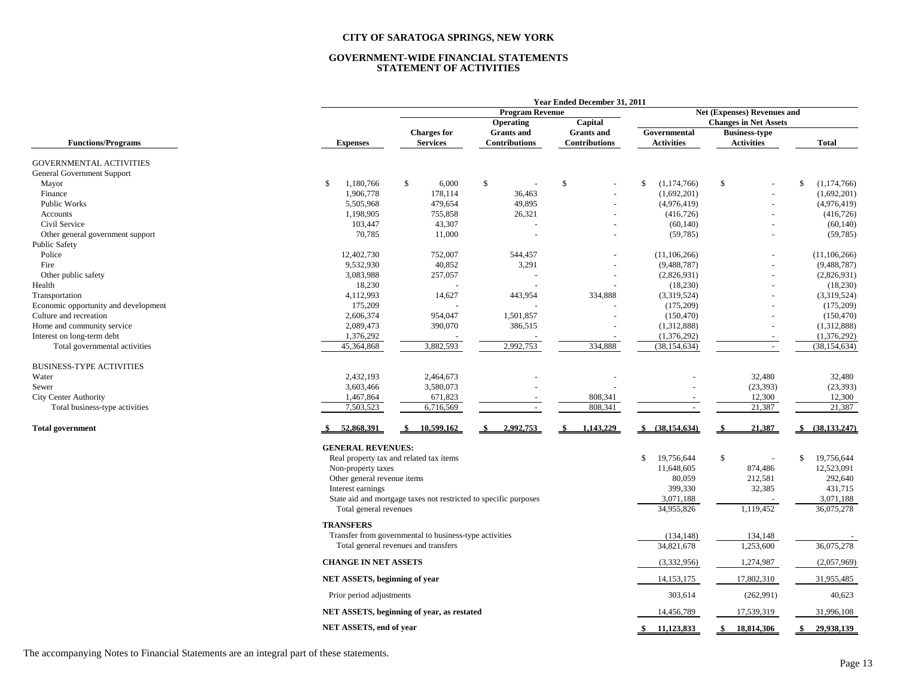# CITY OF SARATOGA SPRINGS, NEW YORK

## GOVERNMENT-WIDE FINANCIAL STATEMENTS
## STATEMENT OF ACTIVITIES

Year Ended December 31, 2011

| Functions/Programs | Expenses | Program Revenue | | | Net (Expenses) Revenues and Changes in Net Assets | | |
|---|---|---|---|---|---|---|---|
| | | Charges for Services | Operating Grants and Contributions | Capital Grants and Contributions | Governmental Activities | Business-type Activities | Total |
| **GOVERNMENTAL ACTIVITIES** | | | | | | | |
| General Government Support | | | | | | | |
| Mayor | $ 1,180,766 | $ 6,000 | $ - | $ - | $ (1,174,766) | $ - | $ (1,174,766) |
| Finance | 1,906,778 | 178,114 | 36,463 | - | (1,692,201) | - | (1,692,201) |
| Public Works | 5,505,968 | 479,654 | 49,895 | - | (4,976,419) | - | (4,976,419) |
| Accounts | 1,198,905 | 755,858 | 26,321 | - | (416,726) | - | (416,726) |
| Civil Service | 103,447 | 43,307 | - | - | (60,140) | - | (60,140) |
| Other general government support | 70,785 | 11,000 | - | - | (59,785) | - | (59,785) |
| Public Safety | | | | | | | |
| Police | 12,402,730 | 752,007 | 544,457 | - | (11,106,266) | - | (11,106,266) |
| Fire | 9,532,930 | 40,852 | 3,291 | - | (9,488,787) | - | (9,488,787) |
| Other public safety | 3,083,988 | 257,057 | - | - | (2,826,931) | - | (2,826,931) |
| Health | 18,230 | - | - | - | (18,230) | - | (18,230) |
| Transportation | 4,112,993 | 14,627 | 443,954 | 334,888 | (3,319,524) | - | (3,319,524) |
| Economic opportunity and development | 175,209 | - | - | - | (175,209) | - | (175,209) |
| Culture and recreation | 2,606,374 | 954,047 | 1,501,857 | - | (150,470) | - | (150,470) |
| Home and community service | 2,089,473 | 390,070 | 386,515 | - | (1,312,888) | - | (1,312,888) |
| Interest on long-term debt | 1,376,292 | - | - | - | (1,376,292) | - | (1,376,292) |
| Total governmental activities | 45,364,868 | 3,882,593 | 2,992,753 | 334,888 | (38,154,634) | - | (38,154,634) |
| **BUSINESS-TYPE ACTIVITIES** | | | | | | | |
| Water | 2,432,193 | 2,464,673 | - | - | - | 32,480 | 32,480 |
| Sewer | 3,603,466 | 3,580,073 | - | - | - | (23,393) | (23,393) |
| City Center Authority | 1,467,864 | 671,823 | - | 808,341 | - | 12,300 | 12,300 |
| Total business-type activities | 7,503,523 | 6,716,569 | - | 808,341 | - | 21,387 | 21,387 |
| **Total government** | **$ 52,868,391** | **$ 10,599,162** | **$ 2,992,753** | **$ 1,143,229** | **$ (38,154,634)** | **$ 21,387** | **$ (38,133,247)** |
| **GENERAL REVENUES:** | | | | | | | |
| Real property tax and related tax items | | | | | $ 19,756,644 | $ - | $ 19,756,644 |
| Non-property taxes | | | | | 11,648,605 | 874,486 | 12,523,091 |
| Other general revenue items | | | | | 80,059 | 212,581 | 292,640 |
| Interest earnings | | | | | 399,330 | 32,385 | 431,715 |
| State aid and mortgage taxes not restricted to specific purposes | | | | | 3,071,188 | - | 3,071,188 |
| Total general revenues | | | | | 34,955,826 | 1,119,452 | 36,075,278 |
| **TRANSFERS** | | | | | | | |
| Transfer from governmental to business-type activities | | | | | (134,148) | 134,148 | - |
| Total general revenues and transfers | | | | | 34,821,678 | 1,253,600 | 36,075,278 |
| **CHANGE IN NET ASSETS** | | | | | (3,332,956) | 1,274,987 | (2,057,969) |
| **NET ASSETS, beginning of year** | | | | | 14,153,175 | 17,802,310 | 31,955,485 |
| Prior period adjustments | | | | | 303,614 | (262,991) | 40,623 |
| **NET ASSETS, beginning of year, as restated** | | | | | 14,456,789 | 17,539,319 | 31,996,108 |
| **NET ASSETS, end of year** | | | | | $ 11,123,833 | $ 18,814,306 | $ 29,938,139 |

The accompanying Notes to Financial Statements are an integral part of these statements.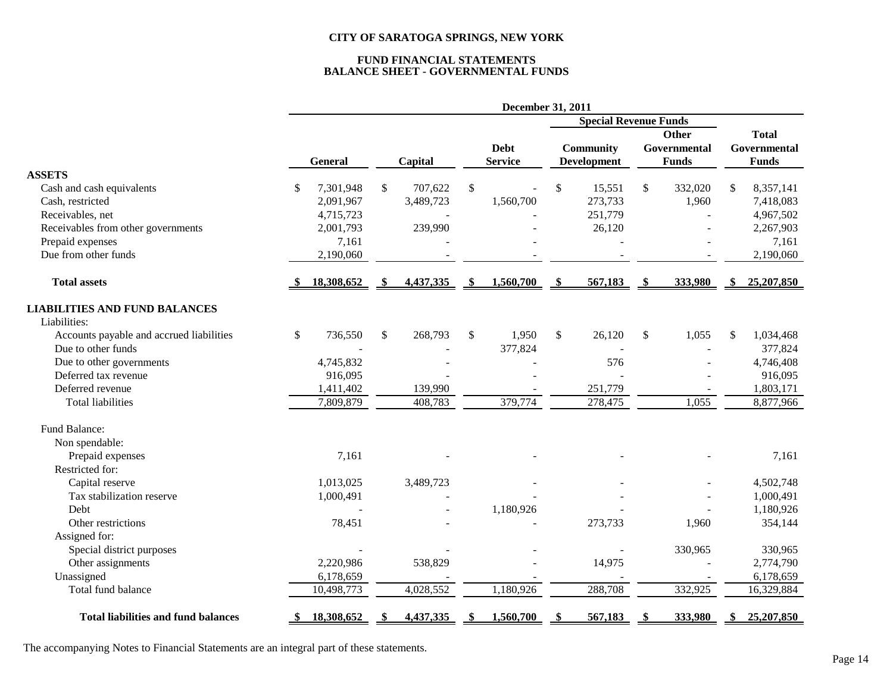# CITY OF SARATOGA SPRINGS, NEW YORK

## FUND FINANCIAL STATEMENTS
## BALANCE SHEET - GOVERNMENTAL FUNDS

| | December 31, 2011 | | | | | |
|---|---|---|---|---|---|---|
| | | | | Special Revenue Funds | | |
| | General | Capital | Debt Service | Community Development | Other Governmental Funds | Total Governmental Funds |
| **ASSETS** | | | | | | |
| Cash and cash equivalents | $ 7,301,948 | $ 707,622 | $ - | $ 15,551 | $ 332,020 | $ 8,357,141 |
| Cash, restricted | 2,091,967 | 3,489,723 | 1,560,700 | 273,733 | 1,960 | 7,418,083 |
| Receivables, net | 4,715,723 | - | - | 251,779 | - | 4,967,502 |
| Receivables from other governments | 2,001,793 | 239,990 | - | 26,120 | - | 2,267,903 |
| Prepaid expenses | 7,161 | - | - | - | - | 7,161 |
| Due from other funds | 2,190,060 | - | - | - | - | 2,190,060 |
| **Total assets** | **$ 18,308,652** | **$ 4,437,335** | **$ 1,560,700** | **$ 567,183** | **$ 333,980** | **$ 25,207,850** |
| **LIABILITIES AND FUND BALANCES** | | | | | | |
| Liabilities: | | | | | | |
| Accounts payable and accrued liabilities | $ 736,550 | $ 268,793 | $ 1,950 | $ 26,120 | $ 1,055 | $ 1,034,468 |
| Due to other funds | - | - | 377,824 | - | - | 377,824 |
| Due to other governments | 4,745,832 | - | - | 576 | - | 4,746,408 |
| Deferred tax revenue | 916,095 | - | - | - | - | 916,095 |
| Deferred revenue | 1,411,402 | 139,990 | - | 251,779 | - | 1,803,171 |
| Total liabilities | 7,809,879 | 408,783 | 379,774 | 278,475 | 1,055 | 8,877,966 |
| Fund Balance: | | | | | | |
| Non spendable: | | | | | | |
| Prepaid expenses | 7,161 | - | - | - | - | 7,161 |
| Restricted for: | | | | | | |
| Capital reserve | 1,013,025 | 3,489,723 | - | - | - | 4,502,748 |
| Tax stabilization reserve | 1,000,491 | - | - | - | - | 1,000,491 |
| Debt | - | - | 1,180,926 | - | - | 1,180,926 |
| Other restrictions | 78,451 | - | - | 273,733 | 1,960 | 354,144 |
| Assigned for: | | | | | | |
| Special district purposes | - | - | - | - | 330,965 | 330,965 |
| Other assignments | 2,220,986 | 538,829 | - | 14,975 | - | 2,774,790 |
| Unassigned | 6,178,659 | - | - | - | - | 6,178,659 |
| Total fund balance | 10,498,773 | 4,028,552 | 1,180,926 | 288,708 | 332,925 | 16,329,884 |
| **Total liabilities and fund balances** | **$ 18,308,652** | **$ 4,437,335** | **$ 1,560,700** | **$ 567,183** | **$ 333,980** | **$ 25,207,850** |

The accompanying Notes to Financial Statements are an integral part of these statements.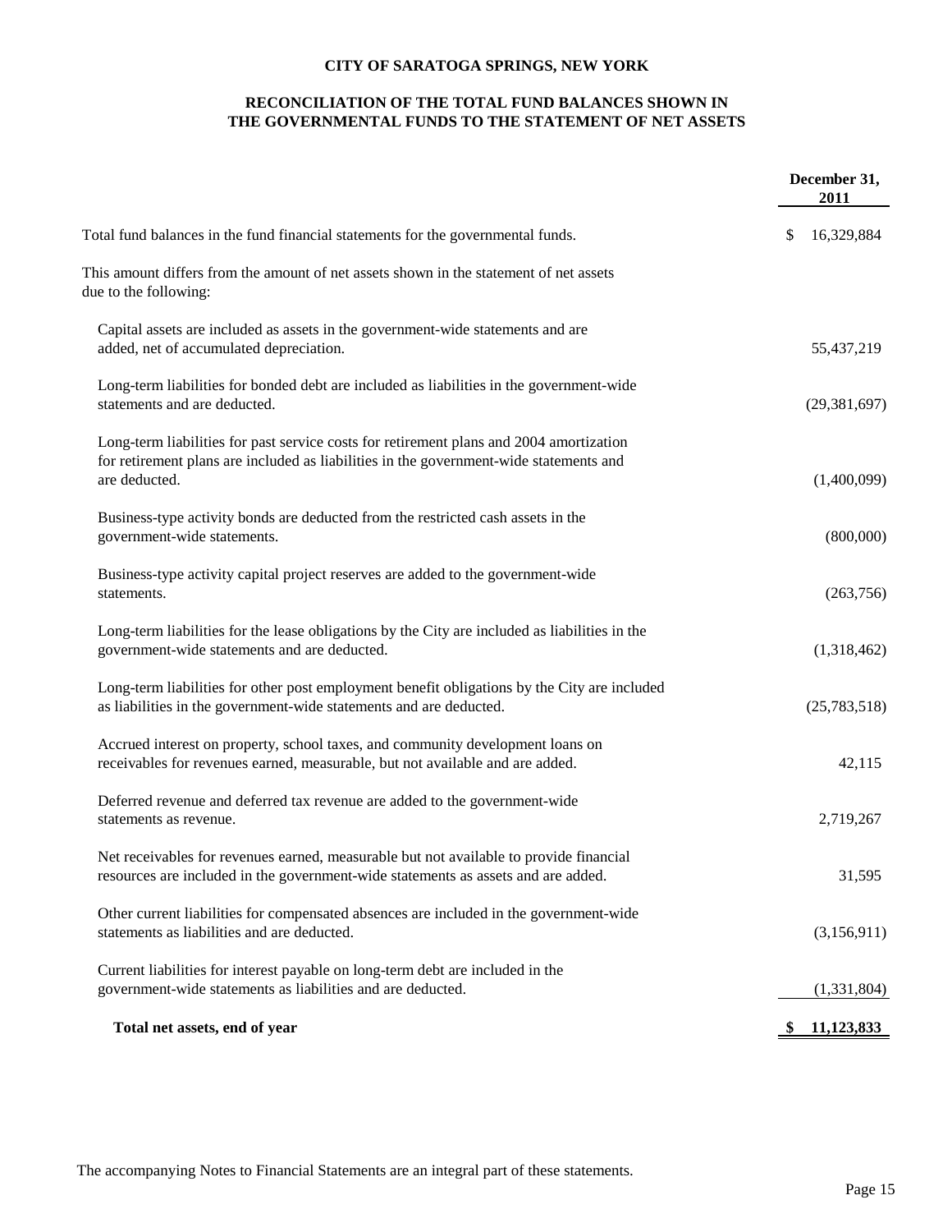**CITY OF SARATOGA SPRINGS, NEW YORK**

**RECONCILIATION OF THE TOTAL FUND BALANCES SHOWN IN THE GOVERNMENTAL FUNDS TO THE STATEMENT OF NET ASSETS**

| | December 31, 2011 |
|---|---|
| Total fund balances in the fund financial statements for the governmental funds. | $ 16,329,884 |
| This amount differs from the amount of net assets shown in the statement of net assets due to the following: | |
| Capital assets are included as assets in the government-wide statements and are added, net of accumulated depreciation. | 55,437,219 |
| Long-term liabilities for bonded debt are included as liabilities in the government-wide statements and are deducted. | (29,381,697) |
| Long-term liabilities for past service costs for retirement plans and 2004 amortization for retirement plans are included as liabilities in the government-wide statements and are deducted. | (1,400,099) |
| Business-type activity bonds are deducted from the restricted cash assets in the government-wide statements. | (800,000) |
| Business-type activity capital project reserves are added to the government-wide statements. | (263,756) |
| Long-term liabilities for the lease obligations by the City are included as liabilities in the government-wide statements and are deducted. | (1,318,462) |
| Long-term liabilities for other post employment benefit obligations by the City are included as liabilities in the government-wide statements and are deducted. | (25,783,518) |
| Accrued interest on property, school taxes, and community development loans on receivables for revenues earned, measurable, but not available and are added. | 42,115 |
| Deferred revenue and deferred tax revenue are added to the government-wide statements as revenue. | 2,719,267 |
| Net receivables for revenues earned, measurable but not available to provide financial resources are included in the government-wide statements as assets and are added. | 31,595 |
| Other current liabilities for compensated absences are included in the government-wide statements as liabilities and are deducted. | (3,156,911) |
| Current liabilities for interest payable on long-term debt are included in the government-wide statements as liabilities and are deducted. | (1,331,804) |
| **Total net assets, end of year** | **$ 11,123,833** |

The accompanying Notes to Financial Statements are an integral part of these statements.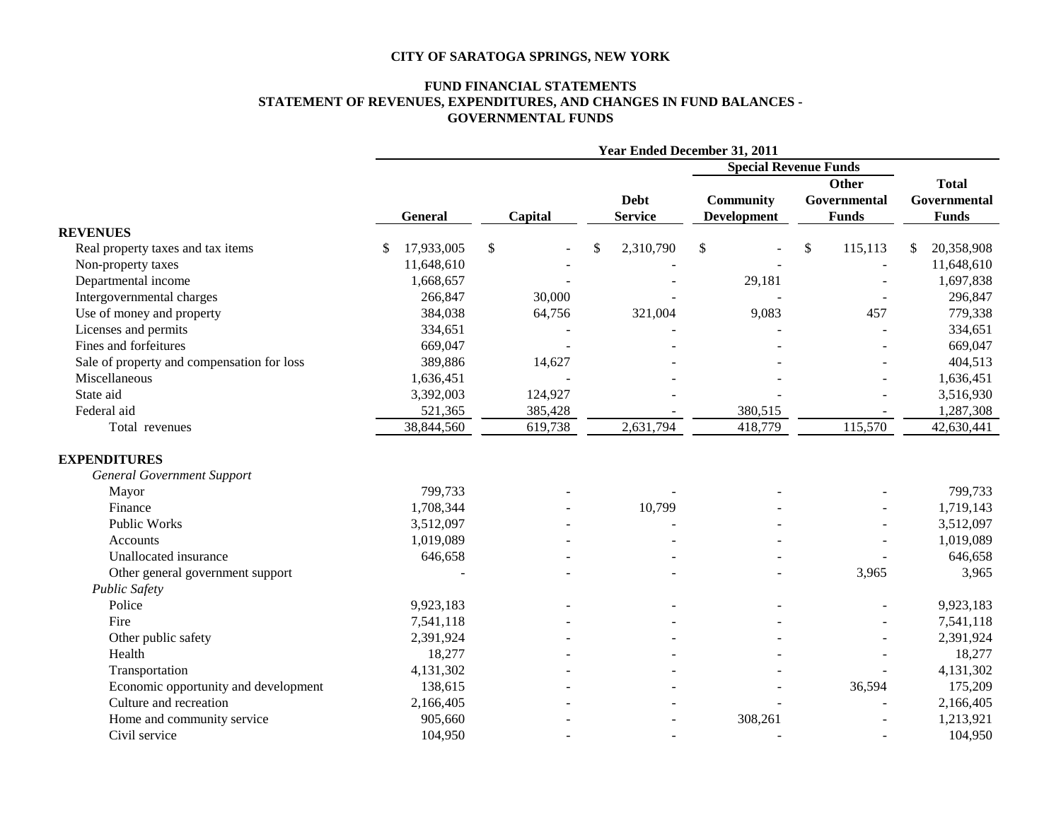**CITY OF SARATOGA SPRINGS, NEW YORK**

**FUND FINANCIAL STATEMENTS**
**STATEMENT OF REVENUES, EXPENDITURES, AND CHANGES IN FUND BALANCES - GOVERNMENTAL FUNDS**

| | Year Ended December 31, 2011 | | | | | |
|---|---|---|---|---|---|---|
| | | | | Special Revenue Funds | | |
| | General | Capital | Debt Service | Community Development | Other Governmental Funds | Total Governmental Funds |
| **REVENUES** | | | | | | |
| Real property taxes and tax items | $ 17,933,005 | $ - | $ 2,310,790 | $ - | $ 115,113 | $ 20,358,908 |
| Non-property taxes | 11,648,610 | - | - | - | - | 11,648,610 |
| Departmental income | 1,668,657 | - | - | 29,181 | - | 1,697,838 |
| Intergovernmental charges | 266,847 | 30,000 | - | - | - | 296,847 |
| Use of money and property | 384,038 | 64,756 | 321,004 | 9,083 | 457 | 779,338 |
| Licenses and permits | 334,651 | - | - | - | - | 334,651 |
| Fines and forfeitures | 669,047 | - | - | - | - | 669,047 |
| Sale of property and compensation for loss | 389,886 | 14,627 | - | - | - | 404,513 |
| Miscellaneous | 1,636,451 | - | - | - | - | 1,636,451 |
| State aid | 3,392,003 | 124,927 | - | - | - | 3,516,930 |
| Federal aid | 521,365 | 385,428 | - | 380,515 | - | 1,287,308 |
| Total revenues | 38,844,560 | 619,738 | 2,631,794 | 418,779 | 115,570 | 42,630,441 |
| **EXPENDITURES** | | | | | | |
| *General Government Support* | | | | | | |
| Mayor | 799,733 | - | - | - | - | 799,733 |
| Finance | 1,708,344 | - | 10,799 | - | - | 1,719,143 |
| Public Works | 3,512,097 | - | - | - | - | 3,512,097 |
| Accounts | 1,019,089 | - | - | - | - | 1,019,089 |
| Unallocated insurance | 646,658 | - | - | - | - | 646,658 |
| Other general government support | - | - | - | - | 3,965 | 3,965 |
| *Public Safety* | | | | | | |
| Police | 9,923,183 | - | - | - | - | 9,923,183 |
| Fire | 7,541,118 | - | - | - | - | 7,541,118 |
| Other public safety | 2,391,924 | - | - | - | - | 2,391,924 |
| Health | 18,277 | - | - | - | - | 18,277 |
| Transportation | 4,131,302 | - | - | - | - | 4,131,302 |
| Economic opportunity and development | 138,615 | - | - | - | 36,594 | 175,209 |
| Culture and recreation | 2,166,405 | - | - | - | - | 2,166,405 |
| Home and community service | 905,660 | - | - | 308,261 | - | 1,213,921 |
| Civil service | 104,950 | - | - | - | - | 104,950 |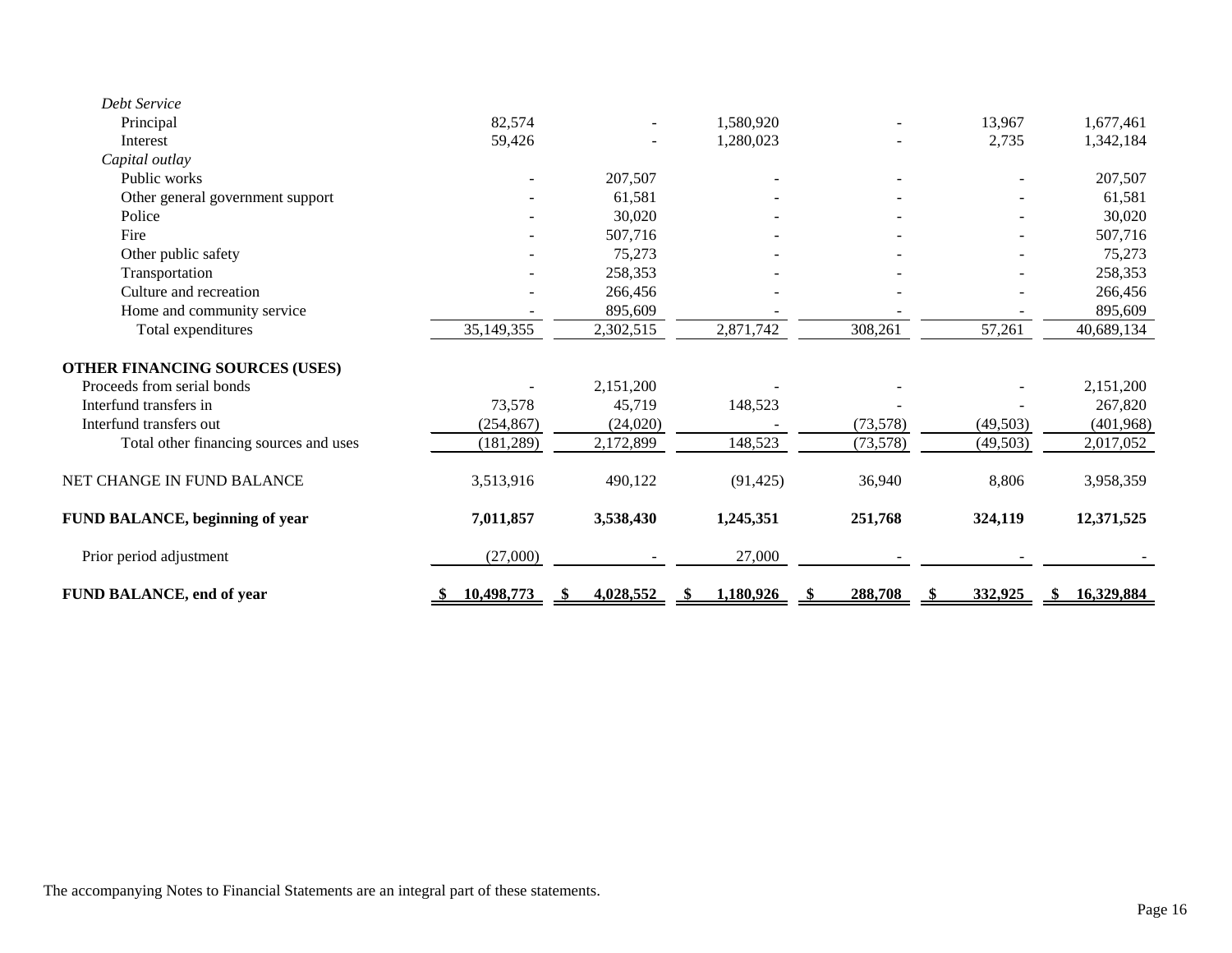| | | | | | | |
|---|---|---|---|---|---|---|
| *Debt Service* | | | | | | |
| Principal | 82,574 | - | 1,580,920 | - | 13,967 | 1,677,461 |
| Interest | 59,426 | - | 1,280,023 | - | 2,735 | 1,342,184 |
| *Capital outlay* | | | | | | |
| Public works | - | 207,507 | - | - | - | 207,507 |
| Other general government support | - | 61,581 | - | - | - | 61,581 |
| Police | - | 30,020 | - | - | - | 30,020 |
| Fire | - | 507,716 | - | - | - | 507,716 |
| Other public safety | - | 75,273 | - | - | - | 75,273 |
| Transportation | - | 258,353 | - | - | - | 258,353 |
| Culture and recreation | - | 266,456 | - | - | - | 266,456 |
| Home and community service | - | 895,609 | - | - | - | 895,609 |
| Total expenditures | 35,149,355 | 2,302,515 | 2,871,742 | 308,261 | 57,261 | 40,689,134 |
| **OTHER FINANCING SOURCES (USES)** | | | | | | |
| Proceeds from serial bonds | - | 2,151,200 | - | - | - | 2,151,200 |
| Interfund transfers in | 73,578 | 45,719 | 148,523 | - | - | 267,820 |
| Interfund transfers out | (254,867) | (24,020) | - | (73,578) | (49,503) | (401,968) |
| Total other financing sources and uses | (181,289) | 2,172,899 | 148,523 | (73,578) | (49,503) | 2,017,052 |
| NET CHANGE IN FUND BALANCE | 3,513,916 | 490,122 | (91,425) | 36,940 | 8,806 | 3,958,359 |
| **FUND BALANCE, beginning of year** | **7,011,857** | **3,538,430** | **1,245,351** | **251,768** | **324,119** | **12,371,525** |
| Prior period adjustment | (27,000) | - | 27,000 | - | - | - |
| **FUND BALANCE, end of year** | **$ 10,498,773** | **$ 4,028,552** | **$ 1,180,926** | **$ 288,708** | **$ 332,925** | **$ 16,329,884** |

The accompanying Notes to Financial Statements are an integral part of these statements.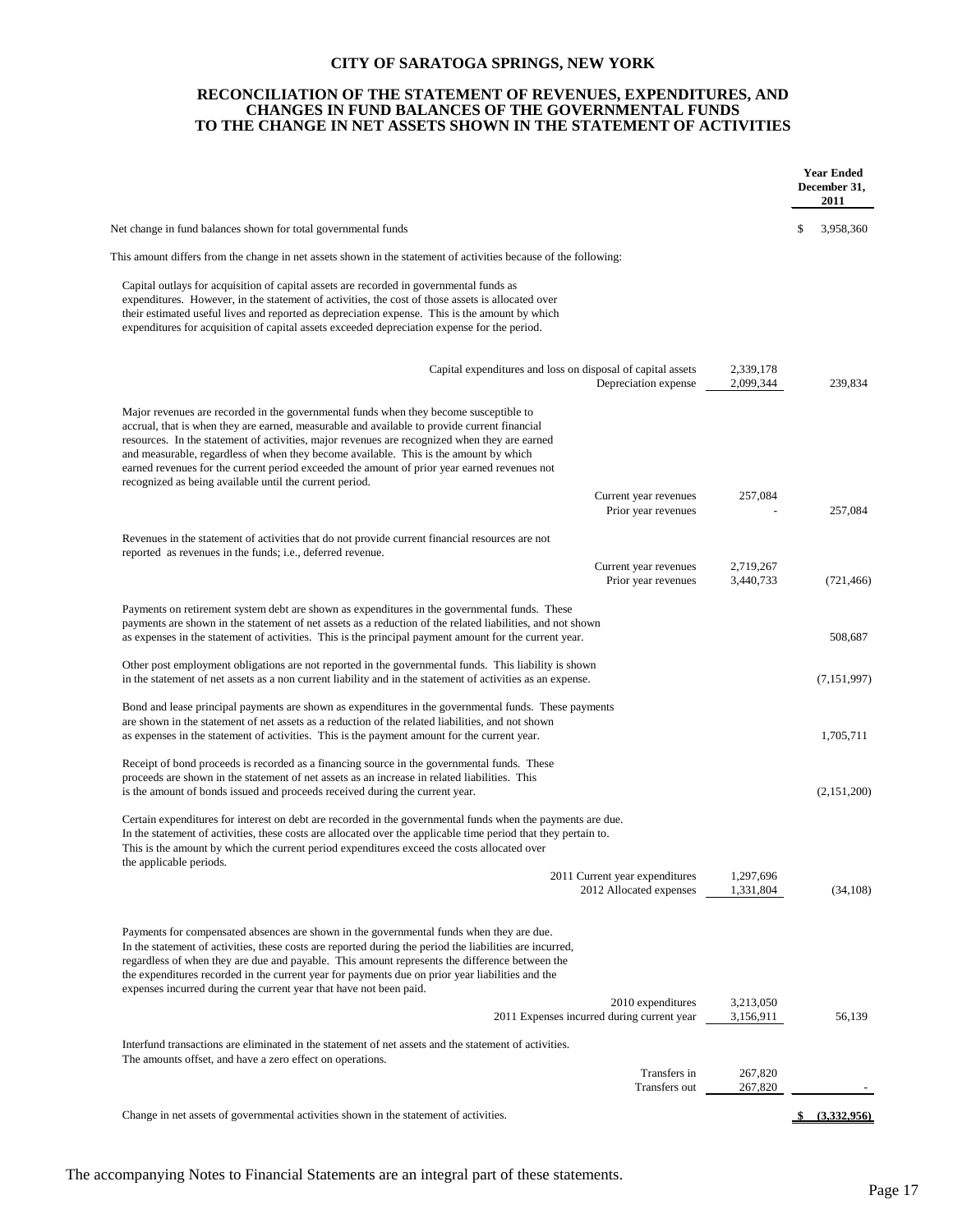# CITY OF SARATOGA SPRINGS, NEW YORK

## RECONCILIATION OF THE STATEMENT OF REVENUES, EXPENDITURES, AND CHANGES IN FUND BALANCES OF THE GOVERNMENTAL FUNDS TO THE CHANGE IN NET ASSETS SHOWN IN THE STATEMENT OF ACTIVITIES

| | | | Year Ended December 31, 2011 |
|---|---|---|---|
| Net change in fund balances shown for total governmental funds | | | $ 3,958,360 |
| This amount differs from the change in net assets shown in the statement of activities because of the following: | | | |
| Capital outlays for acquisition of capital assets are recorded in governmental funds as expenditures. However, in the statement of activities, the cost of those assets is allocated over their estimated useful lives and reported as depreciation expense. This is the amount by which expenditures for acquisition of capital assets exceeded depreciation expense for the period. | | | |
| | Capital expenditures and loss on disposal of capital assets | 2,339,178 | |
| | Depreciation expense | 2,099,344 | 239,834 |
| Major revenues are recorded in the governmental funds when they become susceptible to accrual, that is when they are earned, measurable and available to provide current financial resources. In the statement of activities, major revenues are recognized when they are earned and measurable, regardless of when they become available. This is the amount by which earned revenues for the current period exceeded the amount of prior year earned revenues not recognized as being available until the current period. | | | |
| | Current year revenues | 257,084 | |
| | Prior year revenues | - | 257,084 |
| Revenues in the statement of activities that do not provide current financial resources are not reported as revenues in the funds; i.e., deferred revenue. | | | |
| | Current year revenues | 2,719,267 | |
| | Prior year revenues | 3,440,733 | (721,466) |
| Payments on retirement system debt are shown as expenditures in the governmental funds. These payments are shown in the statement of net assets as a reduction of the related liabilities, and not shown as expenses in the statement of activities. This is the principal payment amount for the current year. | | | 508,687 |
| Other post employment obligations are not reported in the governmental funds. This liability is shown in the statement of net assets as a non current liability and in the statement of activities as an expense. | | | (7,151,997) |
| Bond and lease principal payments are shown as expenditures in the governmental funds. These payments are shown in the statement of net assets as a reduction of the related liabilities, and not shown as expenses in the statement of activities. This is the payment amount for the current year. | | | 1,705,711 |
| Receipt of bond proceeds is recorded as a financing source in the governmental funds. These proceeds are shown in the statement of net assets as an increase in related liabilities. This is the amount of bonds issued and proceeds received during the current year. | | | (2,151,200) |
| Certain expenditures for interest on debt are recorded in the governmental funds when the payments are due. In the statement of activities, these costs are allocated over the applicable time period that they pertain to. This is the amount by which the current period expenditures exceed the costs allocated over the applicable periods. | | | |
| | 2011 Current year expenditures | 1,297,696 | |
| | 2012 Allocated expenses | 1,331,804 | (34,108) |
| Payments for compensated absences are shown in the governmental funds when they are due. In the statement of activities, these costs are reported during the period the liabilities are incurred, regardless of when they are due and payable. This amount represents the difference between the the expenditures recorded in the current year for payments due on prior year liabilities and the expenses incurred during the current year that have not been paid. | | | |
| | 2010 expenditures | 3,213,050 | |
| | 2011 Expenses incurred during current year | 3,156,911 | 56,139 |
| Interfund transactions are eliminated in the statement of net assets and the statement of activities. The amounts offset, and have a zero effect on operations. | | | |
| | Transfers in | 267,820 | |
| | Transfers out | 267,820 | - |
| Change in net assets of governmental activities shown in the statement of activities. | | | **$ (3,332,956)** |

The accompanying Notes to Financial Statements are an integral part of these statements.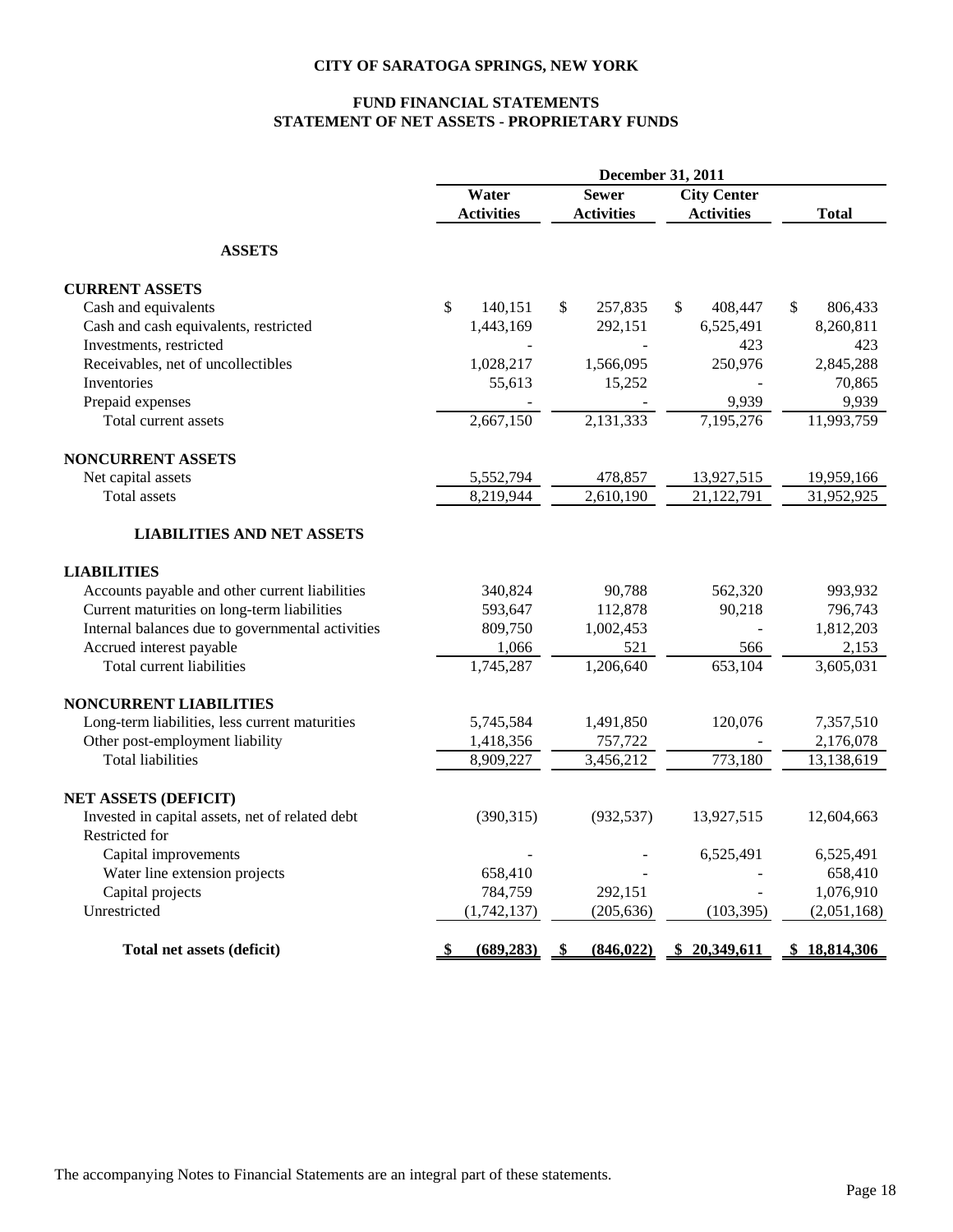# CITY OF SARATOGA SPRINGS, NEW YORK

## FUND FINANCIAL STATEMENTS
## STATEMENT OF NET ASSETS - PROPRIETARY FUNDS

| | December 31, 2011 | | | |
|---|---|---|---|---|
| | Water Activities | Sewer Activities | City Center Activities | Total |
| **ASSETS** | | | | |
| **CURRENT ASSETS** | | | | |
| Cash and equivalents | $ 140,151 | $ 257,835 | $ 408,447 | $ 806,433 |
| Cash and cash equivalents, restricted | 1,443,169 | 292,151 | 6,525,491 | 8,260,811 |
| Investments, restricted | - | - | 423 | 423 |
| Receivables, net of uncollectibles | 1,028,217 | 1,566,095 | 250,976 | 2,845,288 |
| Inventories | 55,613 | 15,252 | - | 70,865 |
| Prepaid expenses | - | - | 9,939 | 9,939 |
| Total current assets | 2,667,150 | 2,131,333 | 7,195,276 | 11,993,759 |
| **NONCURRENT ASSETS** | | | | |
| Net capital assets | 5,552,794 | 478,857 | 13,927,515 | 19,959,166 |
| Total assets | 8,219,944 | 2,610,190 | 21,122,791 | 31,952,925 |
| **LIABILITIES AND NET ASSETS** | | | | |
| **LIABILITIES** | | | | |
| Accounts payable and other current liabilities | 340,824 | 90,788 | 562,320 | 993,932 |
| Current maturities on long-term liabilities | 593,647 | 112,878 | 90,218 | 796,743 |
| Internal balances due to governmental activities | 809,750 | 1,002,453 | - | 1,812,203 |
| Accrued interest payable | 1,066 | 521 | 566 | 2,153 |
| Total current liabilities | 1,745,287 | 1,206,640 | 653,104 | 3,605,031 |
| **NONCURRENT LIABILITIES** | | | | |
| Long-term liabilities, less current maturities | 5,745,584 | 1,491,850 | 120,076 | 7,357,510 |
| Other post-employment liability | 1,418,356 | 757,722 | - | 2,176,078 |
| Total liabilities | 8,909,227 | 3,456,212 | 773,180 | 13,138,619 |
| **NET ASSETS (DEFICIT)** | | | | |
| Invested in capital assets, net of related debt | (390,315) | (932,537) | 13,927,515 | 12,604,663 |
| Restricted for | | | | |
| Capital improvements | - | - | 6,525,491 | 6,525,491 |
| Water line extension projects | 658,410 | - | - | 658,410 |
| Capital projects | 784,759 | 292,151 | - | 1,076,910 |
| Unrestricted | (1,742,137) | (205,636) | (103,395) | (2,051,168) |
| **Total net assets (deficit)** | **$ (689,283)** | **$ (846,022)** | **$ 20,349,611** | **$ 18,814,306** |

The accompanying Notes to Financial Statements are an integral part of these statements.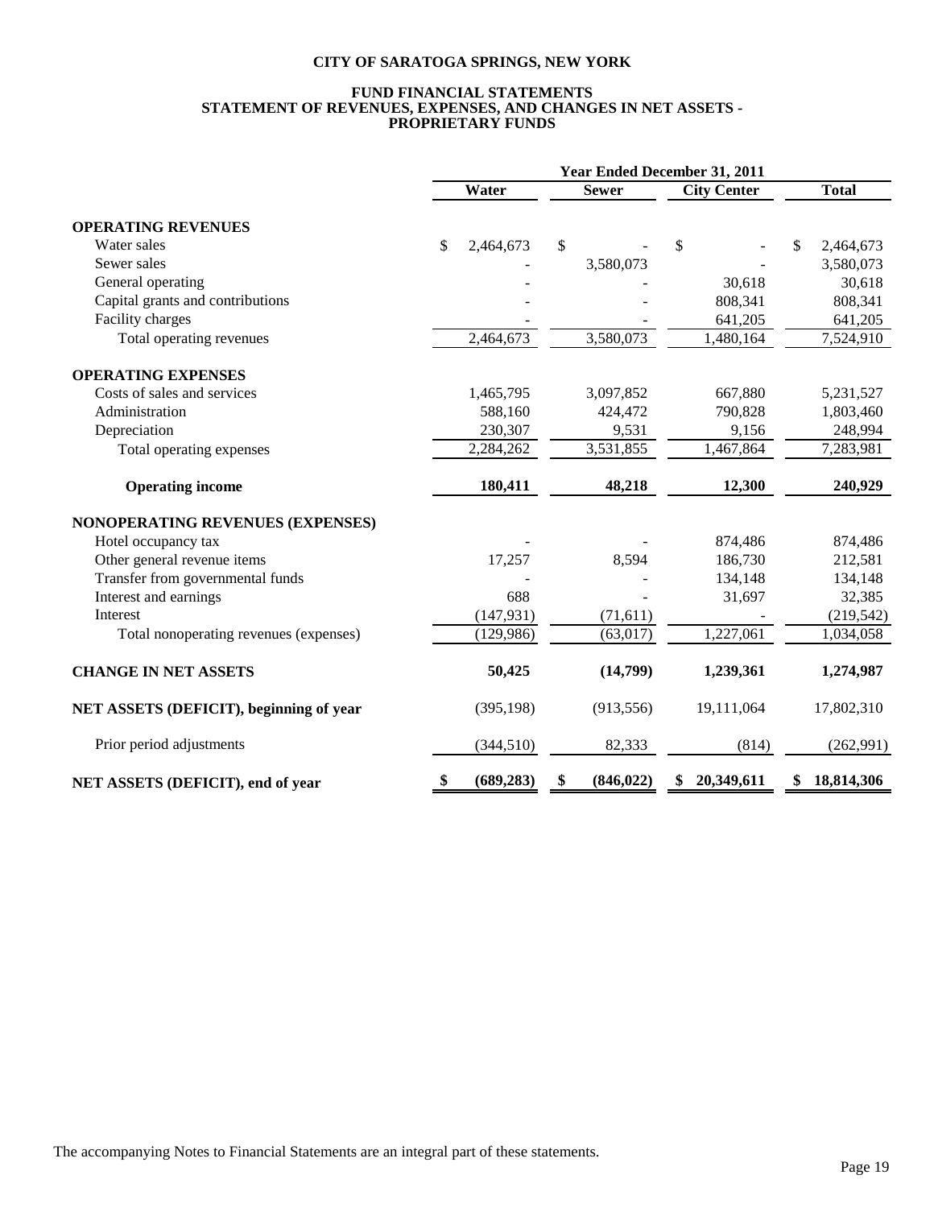# CITY OF SARATOGA SPRINGS, NEW YORK

## FUND FINANCIAL STATEMENTS
## STATEMENT OF REVENUES, EXPENSES, AND CHANGES IN NET ASSETS - PROPRIETARY FUNDS

| | Year Ended December 31, 2011 | | | |
|---|---|---|---|---|
| | **Water** | **Sewer** | **City Center** | **Total** |
| **OPERATING REVENUES** | | | | |
| Water sales | $ 2,464,673 | $ - | $ - | $ 2,464,673 |
| Sewer sales | - | 3,580,073 | - | 3,580,073 |
| General operating | - | - | 30,618 | 30,618 |
| Capital grants and contributions | - | - | 808,341 | 808,341 |
| Facility charges | - | - | 641,205 | 641,205 |
| Total operating revenues | 2,464,673 | 3,580,073 | 1,480,164 | 7,524,910 |
| **OPERATING EXPENSES** | | | | |
| Costs of sales and services | 1,465,795 | 3,097,852 | 667,880 | 5,231,527 |
| Administration | 588,160 | 424,472 | 790,828 | 1,803,460 |
| Depreciation | 230,307 | 9,531 | 9,156 | 248,994 |
| Total operating expenses | 2,284,262 | 3,531,855 | 1,467,864 | 7,283,981 |
| **Operating income** | **180,411** | **48,218** | **12,300** | **240,929** |
| **NONOPERATING REVENUES (EXPENSES)** | | | | |
| Hotel occupancy tax | - | - | 874,486 | 874,486 |
| Other general revenue items | 17,257 | 8,594 | 186,730 | 212,581 |
| Transfer from governmental funds | - | - | 134,148 | 134,148 |
| Interest and earnings | 688 | - | 31,697 | 32,385 |
| Interest | (147,931) | (71,611) | - | (219,542) |
| Total nonoperating revenues (expenses) | (129,986) | (63,017) | 1,227,061 | 1,034,058 |
| **CHANGE IN NET ASSETS** | **50,425** | **(14,799)** | **1,239,361** | **1,274,987** |
| **NET ASSETS (DEFICIT), beginning of year** | (395,198) | (913,556) | 19,111,064 | 17,802,310 |
| Prior period adjustments | (344,510) | 82,333 | (814) | (262,991) |
| **NET ASSETS (DEFICIT), end of year** | **$ (689,283)** | **$ (846,022)** | **$ 20,349,611** | **$ 18,814,306** |

The accompanying Notes to Financial Statements are an integral part of these statements.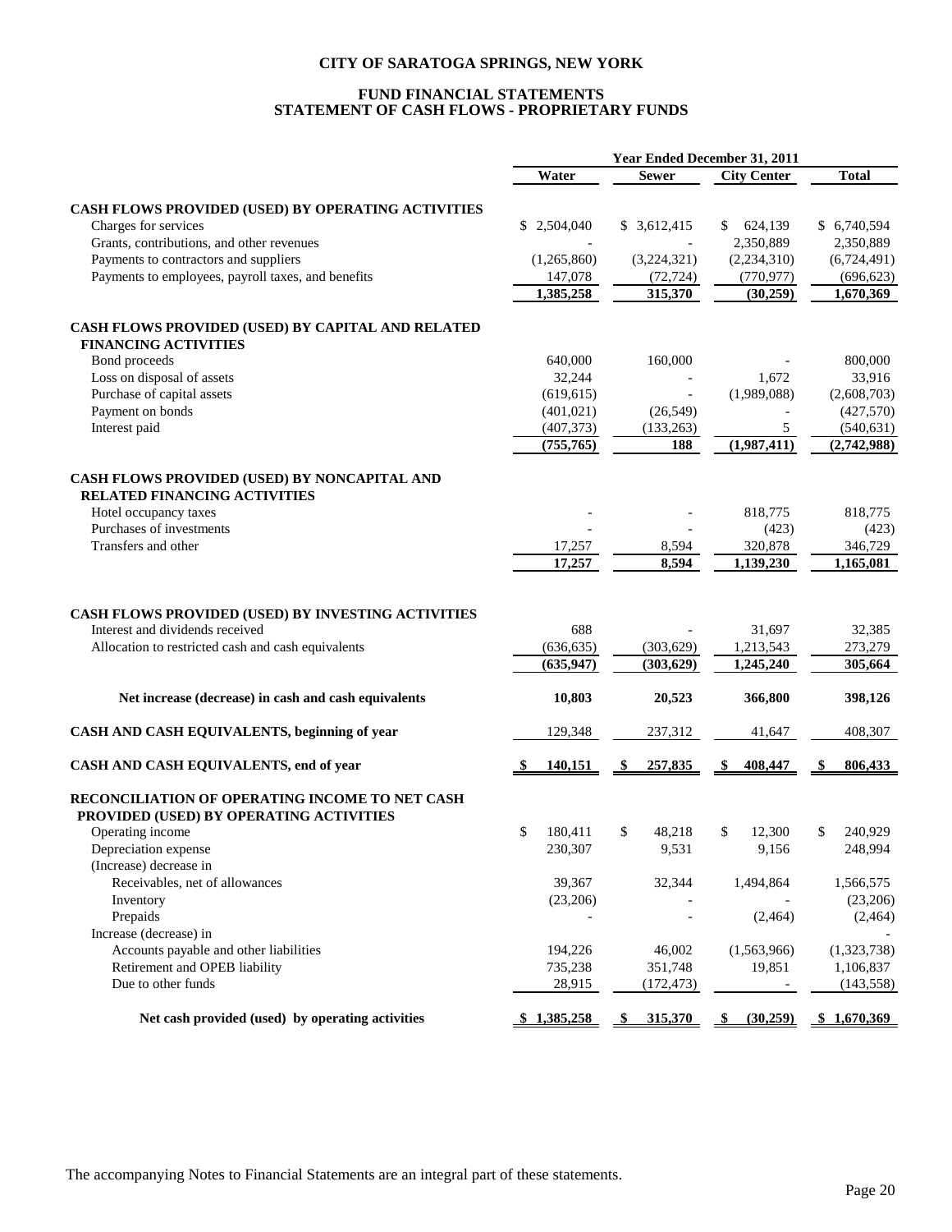# CITY OF SARATOGA SPRINGS, NEW YORK

## FUND FINANCIAL STATEMENTS
## STATEMENT OF CASH FLOWS - PROPRIETARY FUNDS

| | Year Ended December 31, 2011 | | | |
|---|---|---|---|---|
| | Water | Sewer | City Center | Total |
| **CASH FLOWS PROVIDED (USED) BY OPERATING ACTIVITIES** | | | | |
| Charges for services | $ 2,504,040 | $ 3,612,415 | $ 624,139 | $ 6,740,594 |
| Grants, contributions, and other revenues | - | - | 2,350,889 | 2,350,889 |
| Payments to contractors and suppliers | (1,265,860) | (3,224,321) | (2,234,310) | (6,724,491) |
| Payments to employees, payroll taxes, and benefits | 147,078 | (72,724) | (770,977) | (696,623) |
| | **1,385,258** | **315,370** | **(30,259)** | **1,670,369** |
| **CASH FLOWS PROVIDED (USED) BY CAPITAL AND RELATED FINANCING ACTIVITIES** | | | | |
| Bond proceeds | 640,000 | 160,000 | - | 800,000 |
| Loss on disposal of assets | 32,244 | - | 1,672 | 33,916 |
| Purchase of capital assets | (619,615) | - | (1,989,088) | (2,608,703) |
| Payment on bonds | (401,021) | (26,549) | - | (427,570) |
| Interest paid | (407,373) | (133,263) | 5 | (540,631) |
| | **(755,765)** | **188** | **(1,987,411)** | **(2,742,988)** |
| **CASH FLOWS PROVIDED (USED) BY NONCAPITAL AND RELATED FINANCING ACTIVITIES** | | | | |
| Hotel occupancy taxes | - | - | 818,775 | 818,775 |
| Purchases of investments | - | - | (423) | (423) |
| Transfers and other | 17,257 | 8,594 | 320,878 | 346,729 |
| | **17,257** | **8,594** | **1,139,230** | **1,165,081** |
| **CASH FLOWS PROVIDED (USED) BY INVESTING ACTIVITIES** | | | | |
| Interest and dividends received | 688 | - | 31,697 | 32,385 |
| Allocation to restricted cash and cash equivalents | (636,635) | (303,629) | 1,213,543 | 273,279 |
| | **(635,947)** | **(303,629)** | **1,245,240** | **305,664** |
| **Net increase (decrease) in cash and cash equivalents** | **10,803** | **20,523** | **366,800** | **398,126** |
| **CASH AND CASH EQUIVALENTS, beginning of year** | 129,348 | 237,312 | 41,647 | 408,307 |
| **CASH AND CASH EQUIVALENTS, end of year** | **$ 140,151** | **$ 257,835** | **$ 408,447** | **$ 806,433** |
| **RECONCILIATION OF OPERATING INCOME TO NET CASH PROVIDED (USED) BY OPERATING ACTIVITIES** | | | | |
| Operating income | $ 180,411 | $ 48,218 | $ 12,300 | $ 240,929 |
| Depreciation expense | 230,307 | 9,531 | 9,156 | 248,994 |
| (Increase) decrease in | | | | |
| Receivables, net of allowances | 39,367 | 32,344 | 1,494,864 | 1,566,575 |
| Inventory | (23,206) | - | - | (23,206) |
| Prepaids | - | - | (2,464) | (2,464) |
| Increase (decrease) in | | | | - |
| Accounts payable and other liabilities | 194,226 | 46,002 | (1,563,966) | (1,323,738) |
| Retirement and OPEB liability | 735,238 | 351,748 | 19,851 | 1,106,837 |
| Due to other funds | 28,915 | (172,473) | - | (143,558) |
| **Net cash provided (used) by operating activities** | **$ 1,385,258** | **$ 315,370** | **$ (30,259)** | **$ 1,670,369** |

The accompanying Notes to Financial Statements are an integral part of these statements.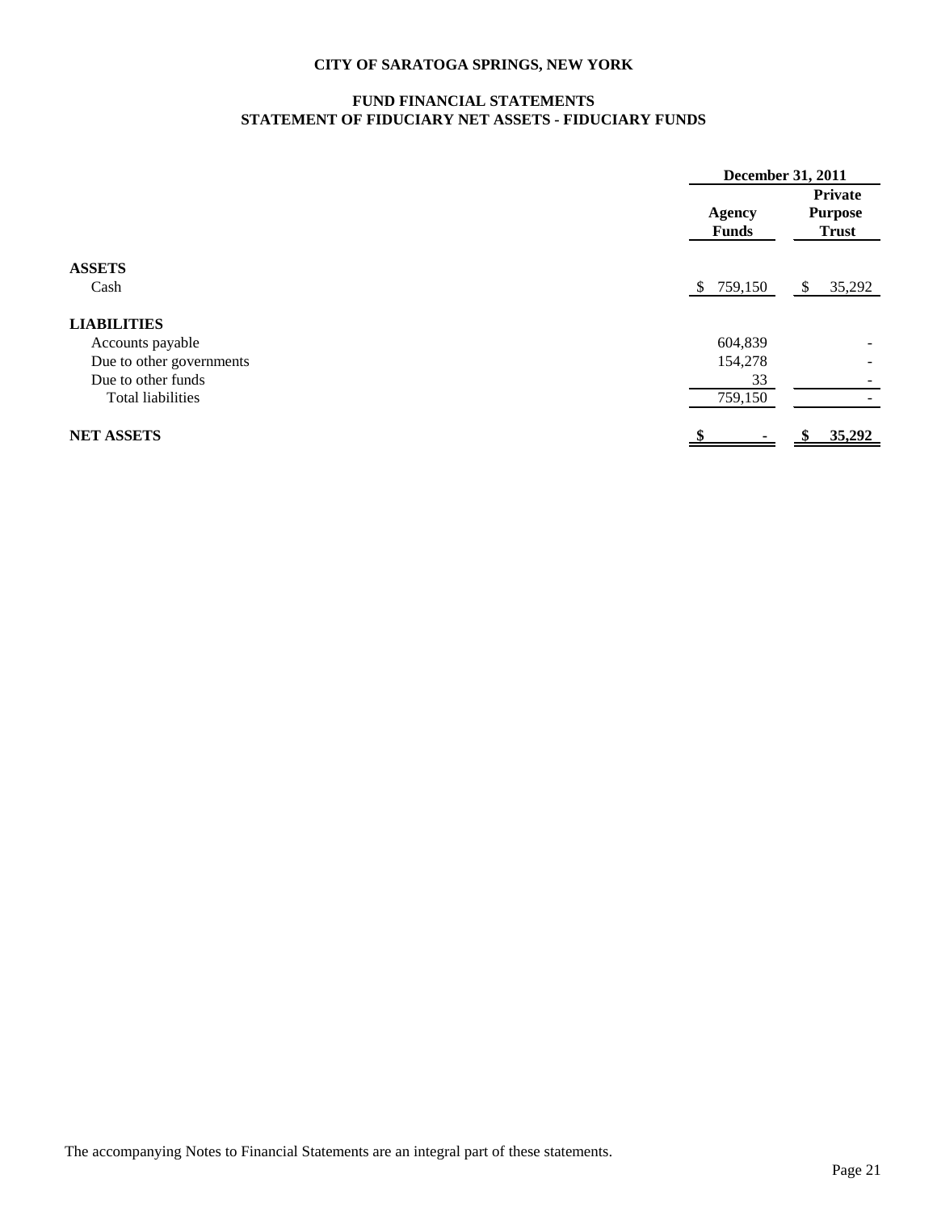**CITY OF SARATOGA SPRINGS, NEW YORK**

**FUND FINANCIAL STATEMENTS**
**STATEMENT OF FIDUCIARY NET ASSETS - FIDUCIARY FUNDS**

| | December 31, 2011 | |
|---|---|---|
| | **Agency Funds** | **Private Purpose Trust** |
| **ASSETS** | | |
| Cash | $ 759,150 | $ 35,292 |
| **LIABILITIES** | | |
| Accounts payable | 604,839 | - |
| Due to other governments | 154,278 | - |
| Due to other funds | 33 | - |
| Total liabilities | 759,150 | - |
| **NET ASSETS** | **$ -** | **$ 35,292** |

The accompanying Notes to Financial Statements are an integral part of these statements.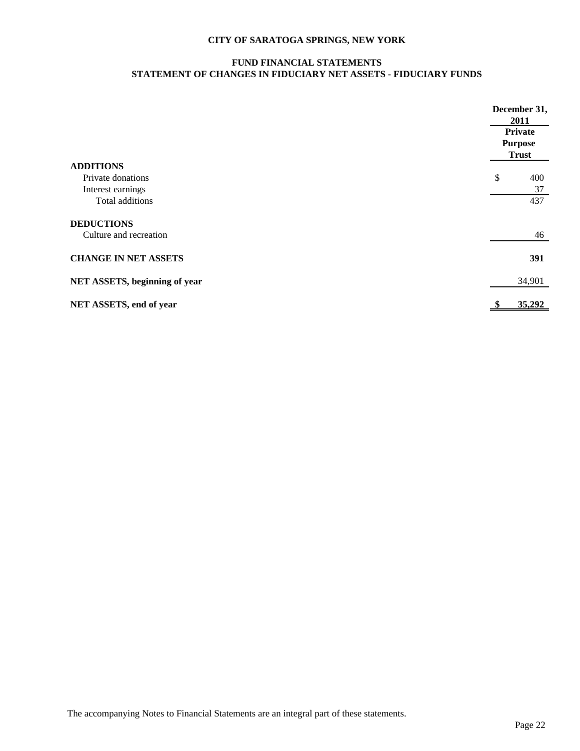**CITY OF SARATOGA SPRINGS, NEW YORK**

**FUND FINANCIAL STATEMENTS**
**STATEMENT OF CHANGES IN FIDUCIARY NET ASSETS - FIDUCIARY FUNDS**

| | December 31, 2011 |
|---|---|
| | **Private Purpose Trust** |
| **ADDITIONS** | |
| Private donations | $ 400 |
| Interest earnings | 37 |
| Total additions | 437 |
| **DEDUCTIONS** | |
| Culture and recreation | 46 |
| **CHANGE IN NET ASSETS** | **391** |
| **NET ASSETS, beginning of year** | 34,901 |
| **NET ASSETS, end of year** | **$ 35,292** |

The accompanying Notes to Financial Statements are an integral part of these statements.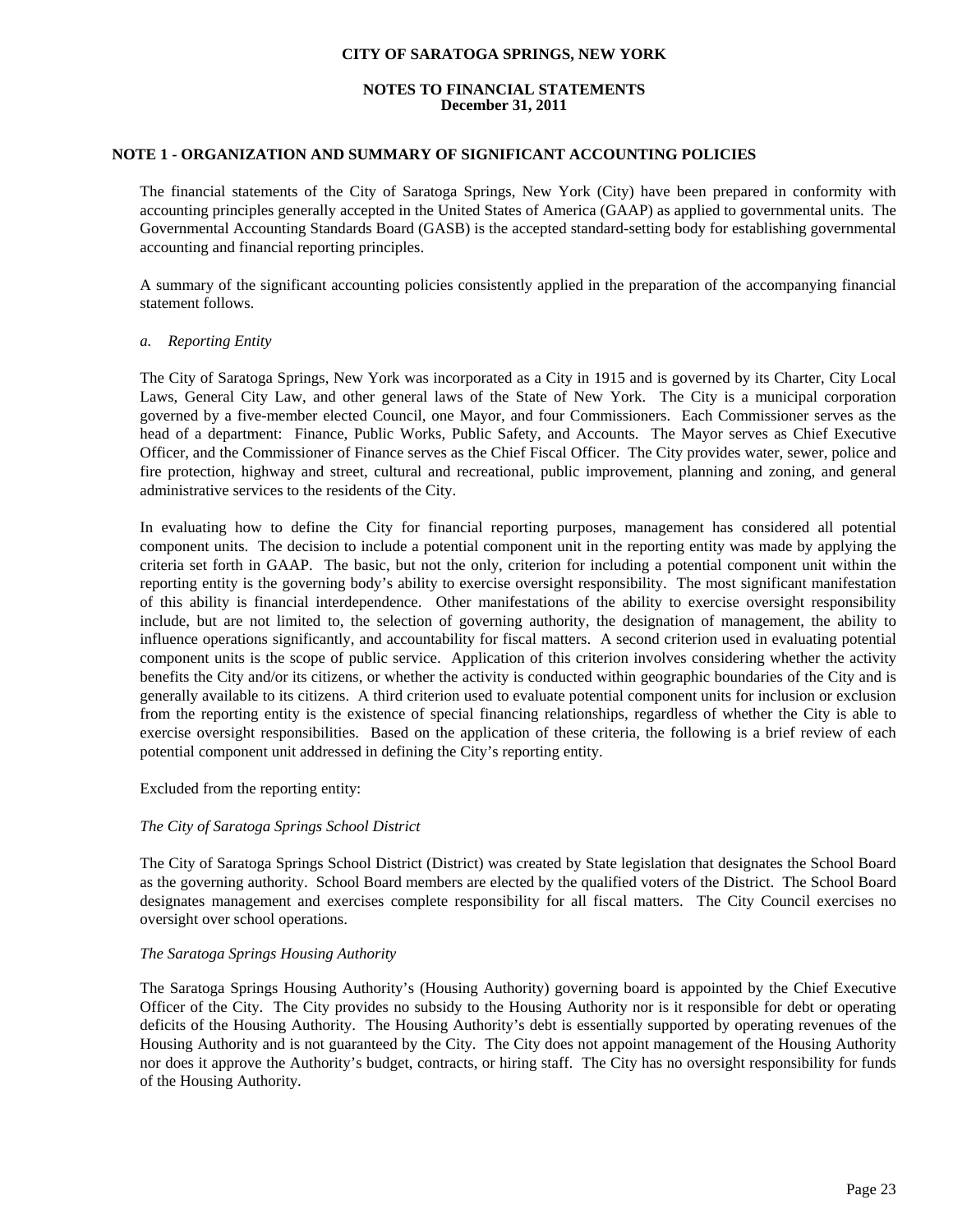**CITY OF SARATOGA SPRINGS, NEW YORK**

**NOTES TO FINANCIAL STATEMENTS**
**December 31, 2011**

## NOTE 1 - ORGANIZATION AND SUMMARY OF SIGNIFICANT ACCOUNTING POLICIES

The financial statements of the City of Saratoga Springs, New York (City) have been prepared in conformity with accounting principles generally accepted in the United States of America (GAAP) as applied to governmental units. The Governmental Accounting Standards Board (GASB) is the accepted standard-setting body for establishing governmental accounting and financial reporting principles.

A summary of the significant accounting policies consistently applied in the preparation of the accompanying financial statement follows.

*a. Reporting Entity*

The City of Saratoga Springs, New York was incorporated as a City in 1915 and is governed by its Charter, City Local Laws, General City Law, and other general laws of the State of New York. The City is a municipal corporation governed by a five-member elected Council, one Mayor, and four Commissioners. Each Commissioner serves as the head of a department: Finance, Public Works, Public Safety, and Accounts. The Mayor serves as Chief Executive Officer, and the Commissioner of Finance serves as the Chief Fiscal Officer. The City provides water, sewer, police and fire protection, highway and street, cultural and recreational, public improvement, planning and zoning, and general administrative services to the residents of the City.

In evaluating how to define the City for financial reporting purposes, management has considered all potential component units. The decision to include a potential component unit in the reporting entity was made by applying the criteria set forth in GAAP. The basic, but not the only, criterion for including a potential component unit within the reporting entity is the governing body's ability to exercise oversight responsibility. The most significant manifestation of this ability is financial interdependence. Other manifestations of the ability to exercise oversight responsibility include, but are not limited to, the selection of governing authority, the designation of management, the ability to influence operations significantly, and accountability for fiscal matters. A second criterion used in evaluating potential component units is the scope of public service. Application of this criterion involves considering whether the activity benefits the City and/or its citizens, or whether the activity is conducted within geographic boundaries of the City and is generally available to its citizens. A third criterion used to evaluate potential component units for inclusion or exclusion from the reporting entity is the existence of special financing relationships, regardless of whether the City is able to exercise oversight responsibilities. Based on the application of these criteria, the following is a brief review of each potential component unit addressed in defining the City's reporting entity.

Excluded from the reporting entity:

*The City of Saratoga Springs School District*

The City of Saratoga Springs School District (District) was created by State legislation that designates the School Board as the governing authority. School Board members are elected by the qualified voters of the District. The School Board designates management and exercises complete responsibility for all fiscal matters. The City Council exercises no oversight over school operations.

*The Saratoga Springs Housing Authority*

The Saratoga Springs Housing Authority's (Housing Authority) governing board is appointed by the Chief Executive Officer of the City. The City provides no subsidy to the Housing Authority nor is it responsible for debt or operating deficits of the Housing Authority. The Housing Authority's debt is essentially supported by operating revenues of the Housing Authority and is not guaranteed by the City. The City does not appoint management of the Housing Authority nor does it approve the Authority's budget, contracts, or hiring staff. The City has no oversight responsibility for funds of the Housing Authority.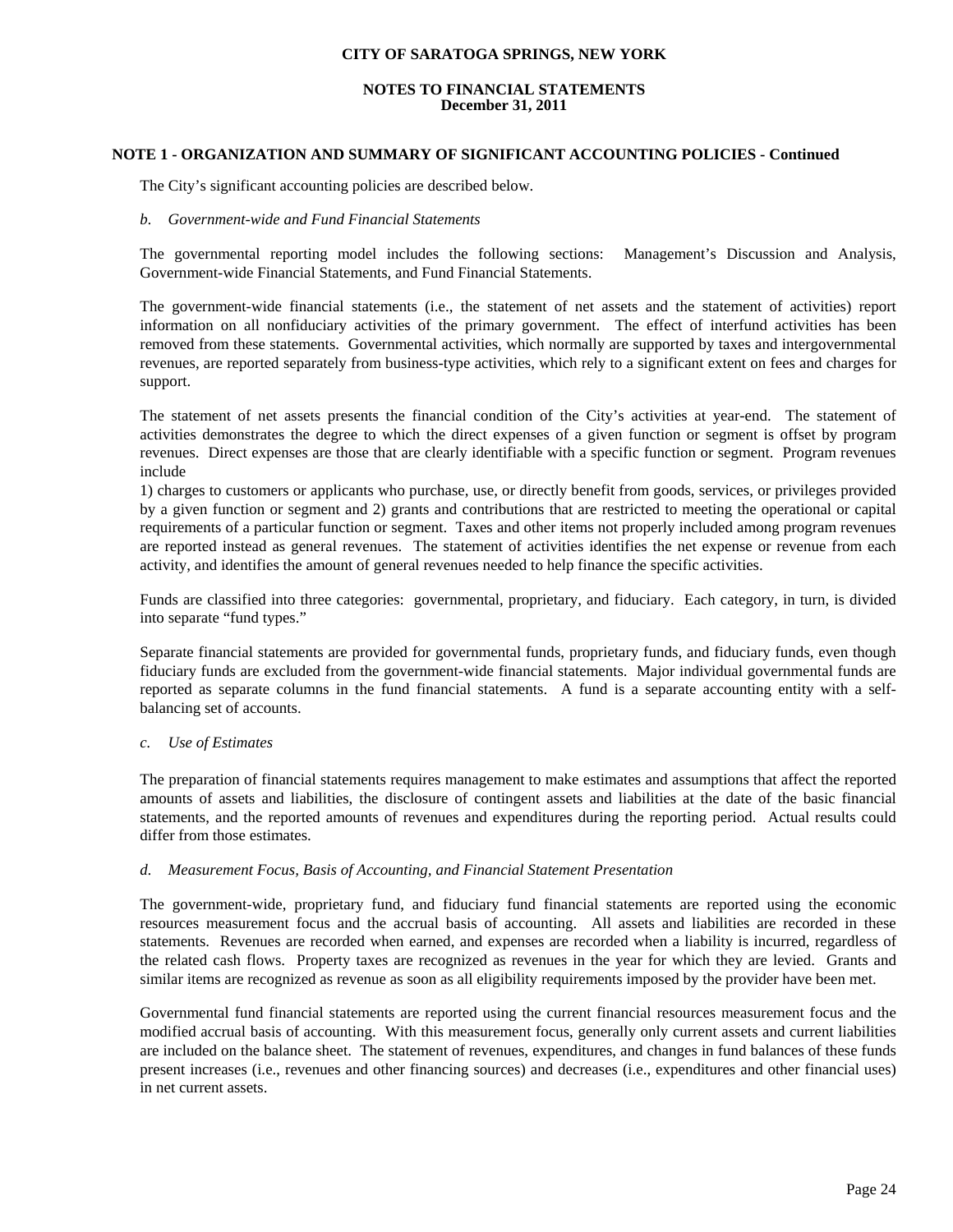## NOTE 1 - ORGANIZATION AND SUMMARY OF SIGNIFICANT ACCOUNTING POLICIES - Continued

The City's significant accounting policies are described below.

*b. Government-wide and Fund Financial Statements*

The governmental reporting model includes the following sections: Management's Discussion and Analysis, Government-wide Financial Statements, and Fund Financial Statements.

The government-wide financial statements (i.e., the statement of net assets and the statement of activities) report information on all nonfiduciary activities of the primary government. The effect of interfund activities has been removed from these statements. Governmental activities, which normally are supported by taxes and intergovernmental revenues, are reported separately from business-type activities, which rely to a significant extent on fees and charges for support.

The statement of net assets presents the financial condition of the City's activities at year-end. The statement of activities demonstrates the degree to which the direct expenses of a given function or segment is offset by program revenues. Direct expenses are those that are clearly identifiable with a specific function or segment. Program revenues include
1) charges to customers or applicants who purchase, use, or directly benefit from goods, services, or privileges provided by a given function or segment and 2) grants and contributions that are restricted to meeting the operational or capital requirements of a particular function or segment. Taxes and other items not properly included among program revenues are reported instead as general revenues. The statement of activities identifies the net expense or revenue from each activity, and identifies the amount of general revenues needed to help finance the specific activities.

Funds are classified into three categories: governmental, proprietary, and fiduciary. Each category, in turn, is divided into separate "fund types."

Separate financial statements are provided for governmental funds, proprietary funds, and fiduciary funds, even though fiduciary funds are excluded from the government-wide financial statements. Major individual governmental funds are reported as separate columns in the fund financial statements. A fund is a separate accounting entity with a self-balancing set of accounts.

*c. Use of Estimates*

The preparation of financial statements requires management to make estimates and assumptions that affect the reported amounts of assets and liabilities, the disclosure of contingent assets and liabilities at the date of the basic financial statements, and the reported amounts of revenues and expenditures during the reporting period. Actual results could differ from those estimates.

*d. Measurement Focus, Basis of Accounting, and Financial Statement Presentation*

The government-wide, proprietary fund, and fiduciary fund financial statements are reported using the economic resources measurement focus and the accrual basis of accounting. All assets and liabilities are recorded in these statements. Revenues are recorded when earned, and expenses are recorded when a liability is incurred, regardless of the related cash flows. Property taxes are recognized as revenues in the year for which they are levied. Grants and similar items are recognized as revenue as soon as all eligibility requirements imposed by the provider have been met.

Governmental fund financial statements are reported using the current financial resources measurement focus and the modified accrual basis of accounting. With this measurement focus, generally only current assets and current liabilities are included on the balance sheet. The statement of revenues, expenditures, and changes in fund balances of these funds present increases (i.e., revenues and other financing sources) and decreases (i.e., expenditures and other financial uses) in net current assets.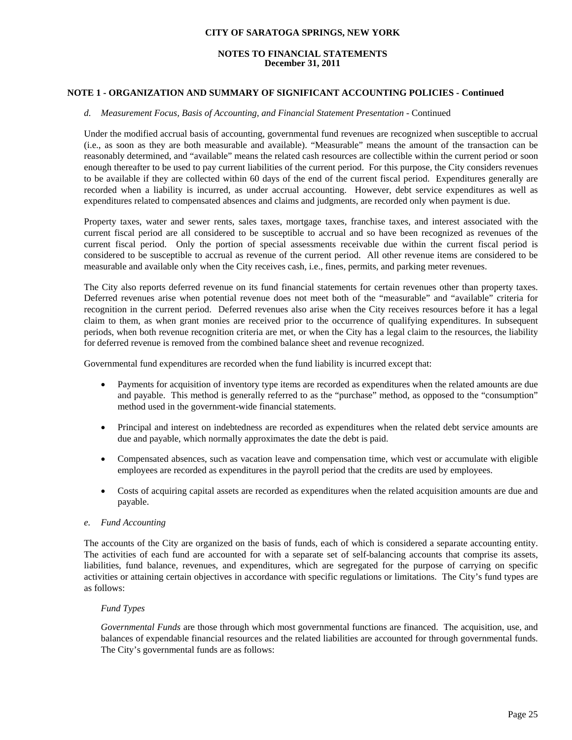### NOTE 1 - ORGANIZATION AND SUMMARY OF SIGNIFICANT ACCOUNTING POLICIES - Continued

*d. Measurement Focus, Basis of Accounting, and Financial Statement Presentation* - Continued

Under the modified accrual basis of accounting, governmental fund revenues are recognized when susceptible to accrual (i.e., as soon as they are both measurable and available). "Measurable" means the amount of the transaction can be reasonably determined, and "available" means the related cash resources are collectible within the current period or soon enough thereafter to be used to pay current liabilities of the current period. For this purpose, the City considers revenues to be available if they are collected within 60 days of the end of the current fiscal period. Expenditures generally are recorded when a liability is incurred, as under accrual accounting. However, debt service expenditures as well as expenditures related to compensated absences and claims and judgments, are recorded only when payment is due.

Property taxes, water and sewer rents, sales taxes, mortgage taxes, franchise taxes, and interest associated with the current fiscal period are all considered to be susceptible to accrual and so have been recognized as revenues of the current fiscal period. Only the portion of special assessments receivable due within the current fiscal period is considered to be susceptible to accrual as revenue of the current period. All other revenue items are considered to be measurable and available only when the City receives cash, i.e., fines, permits, and parking meter revenues.

The City also reports deferred revenue on its fund financial statements for certain revenues other than property taxes. Deferred revenues arise when potential revenue does not meet both of the "measurable" and "available" criteria for recognition in the current period. Deferred revenues also arise when the City receives resources before it has a legal claim to them, as when grant monies are received prior to the occurrence of qualifying expenditures. In subsequent periods, when both revenue recognition criteria are met, or when the City has a legal claim to the resources, the liability for deferred revenue is removed from the combined balance sheet and revenue recognized.

Governmental fund expenditures are recorded when the fund liability is incurred except that:

- Payments for acquisition of inventory type items are recorded as expenditures when the related amounts are due and payable. This method is generally referred to as the "purchase" method, as opposed to the "consumption" method used in the government-wide financial statements.
- Principal and interest on indebtedness are recorded as expenditures when the related debt service amounts are due and payable, which normally approximates the date the debt is paid.
- Compensated absences, such as vacation leave and compensation time, which vest or accumulate with eligible employees are recorded as expenditures in the payroll period that the credits are used by employees.
- Costs of acquiring capital assets are recorded as expenditures when the related acquisition amounts are due and payable.

*e. Fund Accounting*

The accounts of the City are organized on the basis of funds, each of which is considered a separate accounting entity. The activities of each fund are accounted for with a separate set of self-balancing accounts that comprise its assets, liabilities, fund balance, revenues, and expenditures, which are segregated for the purpose of carrying on specific activities or attaining certain objectives in accordance with specific regulations or limitations. The City's fund types are as follows:

*Fund Types*

*Governmental Funds* are those through which most governmental functions are financed. The acquisition, use, and balances of expendable financial resources and the related liabilities are accounted for through governmental funds. The City's governmental funds are as follows: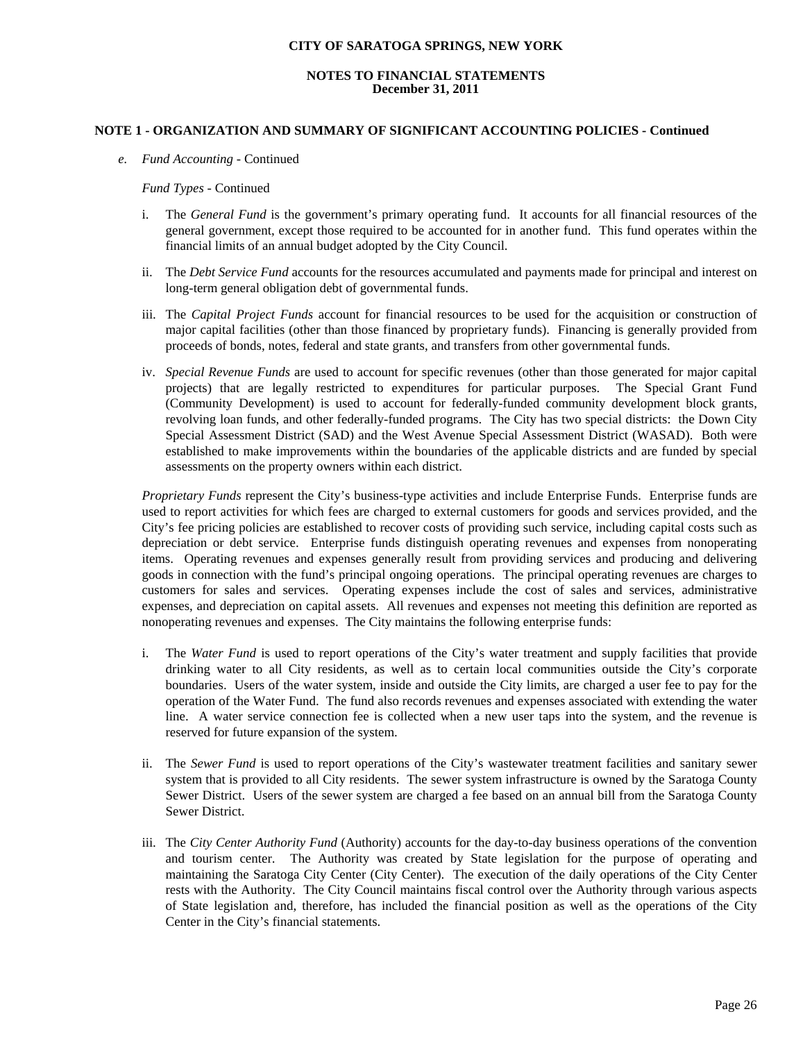## NOTE 1 - ORGANIZATION AND SUMMARY OF SIGNIFICANT ACCOUNTING POLICIES - Continued

*e. Fund Accounting* - Continued

*Fund Types* - Continued

i. The *General Fund* is the government's primary operating fund. It accounts for all financial resources of the general government, except those required to be accounted for in another fund. This fund operates within the financial limits of an annual budget adopted by the City Council.

ii. The *Debt Service Fund* accounts for the resources accumulated and payments made for principal and interest on long-term general obligation debt of governmental funds.

iii. The *Capital Project Funds* account for financial resources to be used for the acquisition or construction of major capital facilities (other than those financed by proprietary funds). Financing is generally provided from proceeds of bonds, notes, federal and state grants, and transfers from other governmental funds.

iv. *Special Revenue Funds* are used to account for specific revenues (other than those generated for major capital projects) that are legally restricted to expenditures for particular purposes. The Special Grant Fund (Community Development) is used to account for federally-funded community development block grants, revolving loan funds, and other federally-funded programs. The City has two special districts: the Down City Special Assessment District (SAD) and the West Avenue Special Assessment District (WASAD). Both were established to make improvements within the boundaries of the applicable districts and are funded by special assessments on the property owners within each district.

*Proprietary Funds* represent the City's business-type activities and include Enterprise Funds. Enterprise funds are used to report activities for which fees are charged to external customers for goods and services provided, and the City's fee pricing policies are established to recover costs of providing such service, including capital costs such as depreciation or debt service. Enterprise funds distinguish operating revenues and expenses from nonoperating items. Operating revenues and expenses generally result from providing services and producing and delivering goods in connection with the fund's principal ongoing operations. The principal operating revenues are charges to customers for sales and services. Operating expenses include the cost of sales and services, administrative expenses, and depreciation on capital assets. All revenues and expenses not meeting this definition are reported as nonoperating revenues and expenses. The City maintains the following enterprise funds:

i. The *Water Fund* is used to report operations of the City's water treatment and supply facilities that provide drinking water to all City residents, as well as to certain local communities outside the City's corporate boundaries. Users of the water system, inside and outside the City limits, are charged a user fee to pay for the operation of the Water Fund. The fund also records revenues and expenses associated with extending the water line. A water service connection fee is collected when a new user taps into the system, and the revenue is reserved for future expansion of the system.

ii. The *Sewer Fund* is used to report operations of the City's wastewater treatment facilities and sanitary sewer system that is provided to all City residents. The sewer system infrastructure is owned by the Saratoga County Sewer District. Users of the sewer system are charged a fee based on an annual bill from the Saratoga County Sewer District.

iii. The *City Center Authority Fund* (Authority) accounts for the day-to-day business operations of the convention and tourism center. The Authority was created by State legislation for the purpose of operating and maintaining the Saratoga City Center (City Center). The execution of the daily operations of the City Center rests with the Authority. The City Council maintains fiscal control over the Authority through various aspects of State legislation and, therefore, has included the financial position as well as the operations of the City Center in the City's financial statements.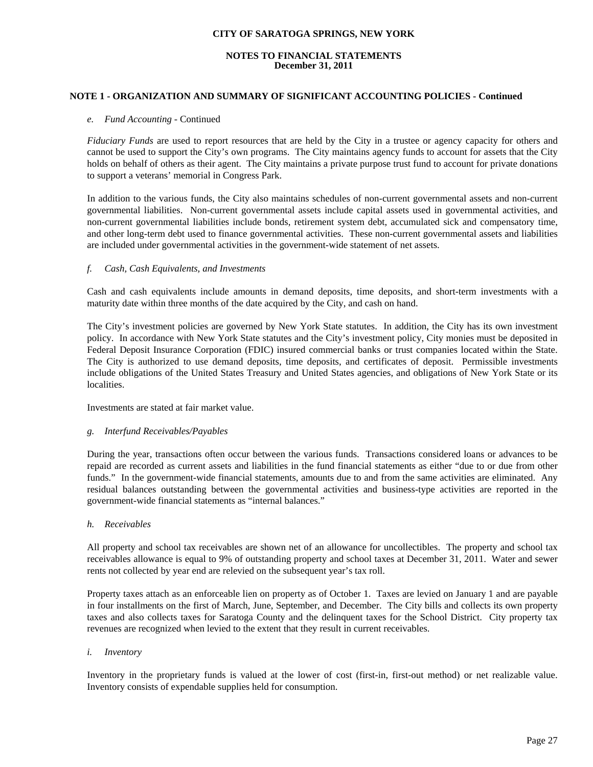## NOTE 1 - ORGANIZATION AND SUMMARY OF SIGNIFICANT ACCOUNTING POLICIES - Continued

*e. Fund Accounting* - Continued

*Fiduciary Funds* are used to report resources that are held by the City in a trustee or agency capacity for others and cannot be used to support the City's own programs. The City maintains agency funds to account for assets that the City holds on behalf of others as their agent. The City maintains a private purpose trust fund to account for private donations to support a veterans' memorial in Congress Park.

In addition to the various funds, the City also maintains schedules of non-current governmental assets and non-current governmental liabilities. Non-current governmental assets include capital assets used in governmental activities, and non-current governmental liabilities include bonds, retirement system debt, accumulated sick and compensatory time, and other long-term debt used to finance governmental activities. These non-current governmental assets and liabilities are included under governmental activities in the government-wide statement of net assets.

*f. Cash, Cash Equivalents, and Investments*

Cash and cash equivalents include amounts in demand deposits, time deposits, and short-term investments with a maturity date within three months of the date acquired by the City, and cash on hand.

The City's investment policies are governed by New York State statutes. In addition, the City has its own investment policy. In accordance with New York State statutes and the City's investment policy, City monies must be deposited in Federal Deposit Insurance Corporation (FDIC) insured commercial banks or trust companies located within the State. The City is authorized to use demand deposits, time deposits, and certificates of deposit. Permissible investments include obligations of the United States Treasury and United States agencies, and obligations of New York State or its localities.

Investments are stated at fair market value.

*g. Interfund Receivables/Payables*

During the year, transactions often occur between the various funds. Transactions considered loans or advances to be repaid are recorded as current assets and liabilities in the fund financial statements as either "due to or due from other funds." In the government-wide financial statements, amounts due to and from the same activities are eliminated. Any residual balances outstanding between the governmental activities and business-type activities are reported in the government-wide financial statements as "internal balances."

*h. Receivables*

All property and school tax receivables are shown net of an allowance for uncollectibles. The property and school tax receivables allowance is equal to 9% of outstanding property and school taxes at December 31, 2011. Water and sewer rents not collected by year end are relevied on the subsequent year's tax roll.

Property taxes attach as an enforceable lien on property as of October 1. Taxes are levied on January 1 and are payable in four installments on the first of March, June, September, and December. The City bills and collects its own property taxes and also collects taxes for Saratoga County and the delinquent taxes for the School District. City property tax revenues are recognized when levied to the extent that they result in current receivables.

*i. Inventory*

Inventory in the proprietary funds is valued at the lower of cost (first-in, first-out method) or net realizable value. Inventory consists of expendable supplies held for consumption.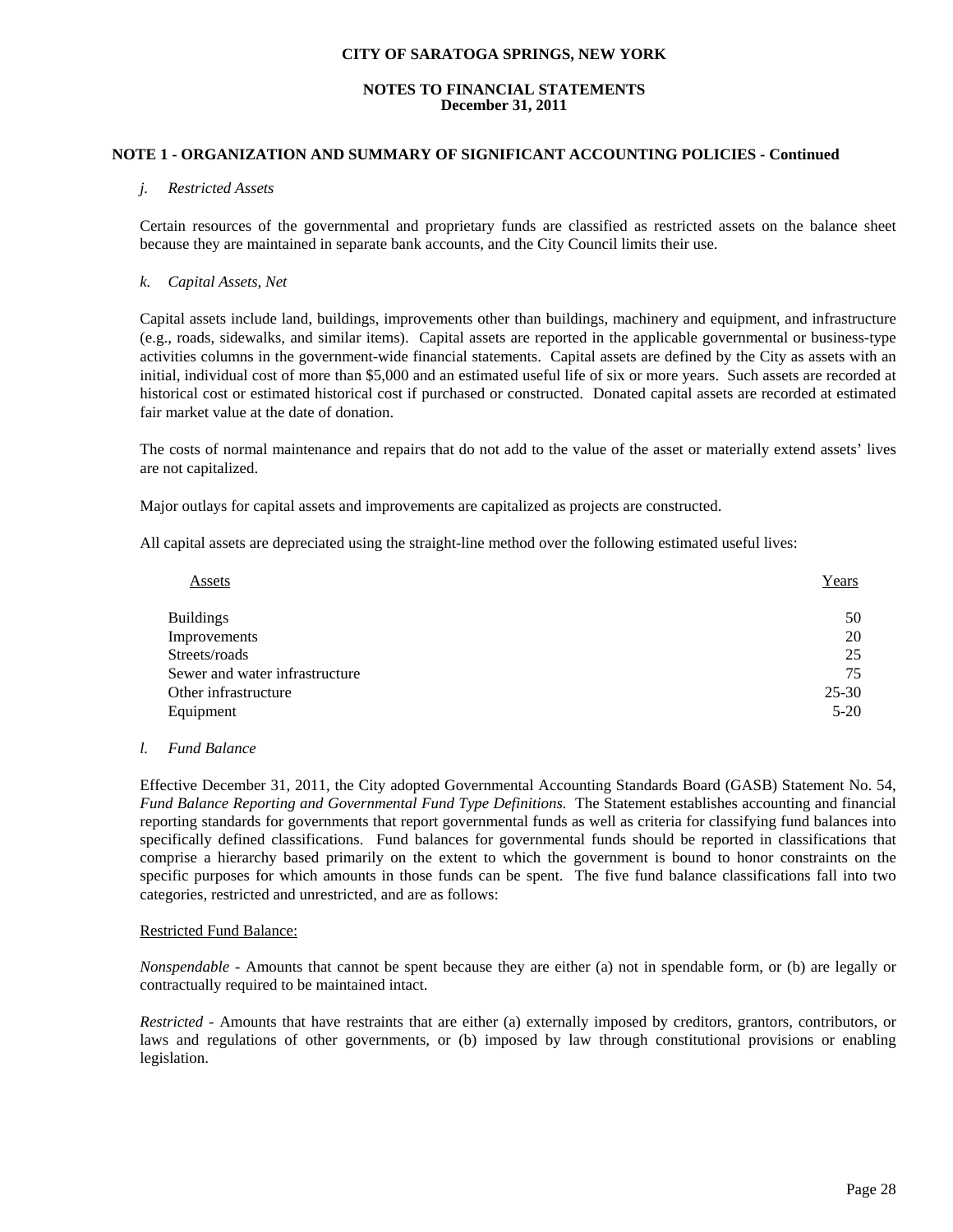## NOTE 1 - ORGANIZATION AND SUMMARY OF SIGNIFICANT ACCOUNTING POLICIES - Continued

*j. Restricted Assets*

Certain resources of the governmental and proprietary funds are classified as restricted assets on the balance sheet because they are maintained in separate bank accounts, and the City Council limits their use.

*k. Capital Assets, Net*

Capital assets include land, buildings, improvements other than buildings, machinery and equipment, and infrastructure (e.g., roads, sidewalks, and similar items). Capital assets are reported in the applicable governmental or business-type activities columns in the government-wide financial statements. Capital assets are defined by the City as assets with an initial, individual cost of more than $5,000 and an estimated useful life of six or more years. Such assets are recorded at historical cost or estimated historical cost if purchased or constructed. Donated capital assets are recorded at estimated fair market value at the date of donation.

The costs of normal maintenance and repairs that do not add to the value of the asset or materially extend assets' lives are not capitalized.

Major outlays for capital assets and improvements are capitalized as projects are constructed.

All capital assets are depreciated using the straight-line method over the following estimated useful lives:

| Assets | Years |
|---|---|
| Buildings | 50 |
| Improvements | 20 |
| Streets/roads | 25 |
| Sewer and water infrastructure | 75 |
| Other infrastructure | 25-30 |
| Equipment | 5-20 |

*l. Fund Balance*

Effective December 31, 2011, the City adopted Governmental Accounting Standards Board (GASB) Statement No. 54, *Fund Balance Reporting and Governmental Fund Type Definitions.* The Statement establishes accounting and financial reporting standards for governments that report governmental funds as well as criteria for classifying fund balances into specifically defined classifications. Fund balances for governmental funds should be reported in classifications that comprise a hierarchy based primarily on the extent to which the government is bound to honor constraints on the specific purposes for which amounts in those funds can be spent. The five fund balance classifications fall into two categories, restricted and unrestricted, and are as follows:

Restricted Fund Balance:

*Nonspendable* - Amounts that cannot be spent because they are either (a) not in spendable form, or (b) are legally or contractually required to be maintained intact.

*Restricted* - Amounts that have restraints that are either (a) externally imposed by creditors, grantors, contributors, or laws and regulations of other governments, or (b) imposed by law through constitutional provisions or enabling legislation.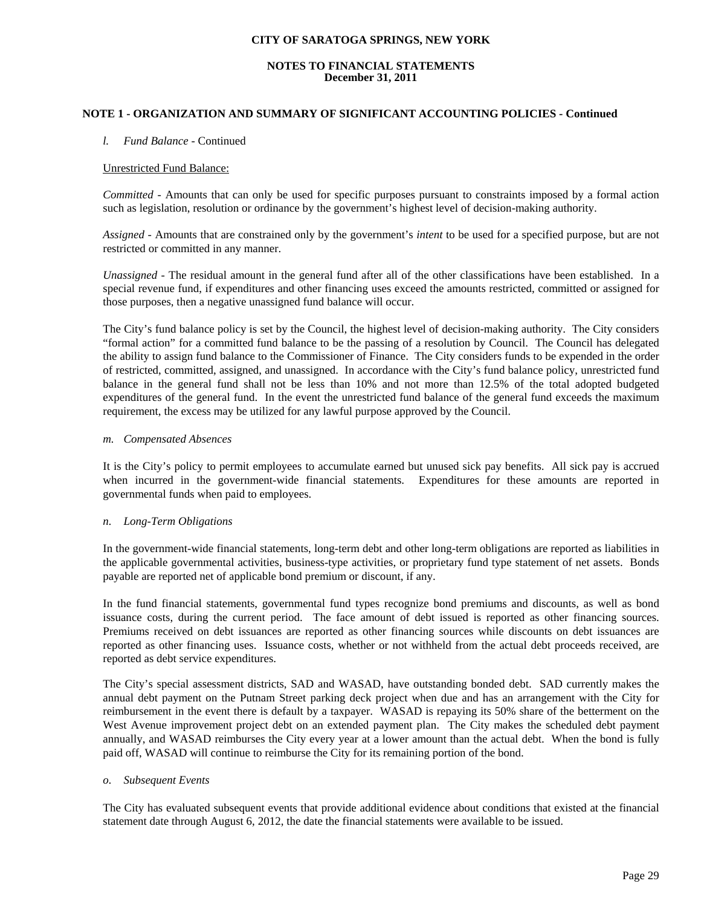## NOTE 1 - ORGANIZATION AND SUMMARY OF SIGNIFICANT ACCOUNTING POLICIES - Continued

*l. Fund Balance* - Continued

Unrestricted Fund Balance:

*Committed* - Amounts that can only be used for specific purposes pursuant to constraints imposed by a formal action such as legislation, resolution or ordinance by the government's highest level of decision-making authority.

*Assigned* - Amounts that are constrained only by the government's *intent* to be used for a specified purpose, but are not restricted or committed in any manner.

*Unassigned* - The residual amount in the general fund after all of the other classifications have been established. In a special revenue fund, if expenditures and other financing uses exceed the amounts restricted, committed or assigned for those purposes, then a negative unassigned fund balance will occur.

The City's fund balance policy is set by the Council, the highest level of decision-making authority. The City considers "formal action" for a committed fund balance to be the passing of a resolution by Council. The Council has delegated the ability to assign fund balance to the Commissioner of Finance. The City considers funds to be expended in the order of restricted, committed, assigned, and unassigned. In accordance with the City's fund balance policy, unrestricted fund balance in the general fund shall not be less than 10% and not more than 12.5% of the total adopted budgeted expenditures of the general fund. In the event the unrestricted fund balance of the general fund exceeds the maximum requirement, the excess may be utilized for any lawful purpose approved by the Council.

*m. Compensated Absences*

It is the City's policy to permit employees to accumulate earned but unused sick pay benefits. All sick pay is accrued when incurred in the government-wide financial statements. Expenditures for these amounts are reported in governmental funds when paid to employees.

*n. Long-Term Obligations*

In the government-wide financial statements, long-term debt and other long-term obligations are reported as liabilities in the applicable governmental activities, business-type activities, or proprietary fund type statement of net assets. Bonds payable are reported net of applicable bond premium or discount, if any.

In the fund financial statements, governmental fund types recognize bond premiums and discounts, as well as bond issuance costs, during the current period. The face amount of debt issued is reported as other financing sources. Premiums received on debt issuances are reported as other financing sources while discounts on debt issuances are reported as other financing uses. Issuance costs, whether or not withheld from the actual debt proceeds received, are reported as debt service expenditures.

The City's special assessment districts, SAD and WASAD, have outstanding bonded debt. SAD currently makes the annual debt payment on the Putnam Street parking deck project when due and has an arrangement with the City for reimbursement in the event there is default by a taxpayer. WASAD is repaying its 50% share of the betterment on the West Avenue improvement project debt on an extended payment plan. The City makes the scheduled debt payment annually, and WASAD reimburses the City every year at a lower amount than the actual debt. When the bond is fully paid off, WASAD will continue to reimburse the City for its remaining portion of the bond.

*o. Subsequent Events*

The City has evaluated subsequent events that provide additional evidence about conditions that existed at the financial statement date through August 6, 2012, the date the financial statements were available to be issued.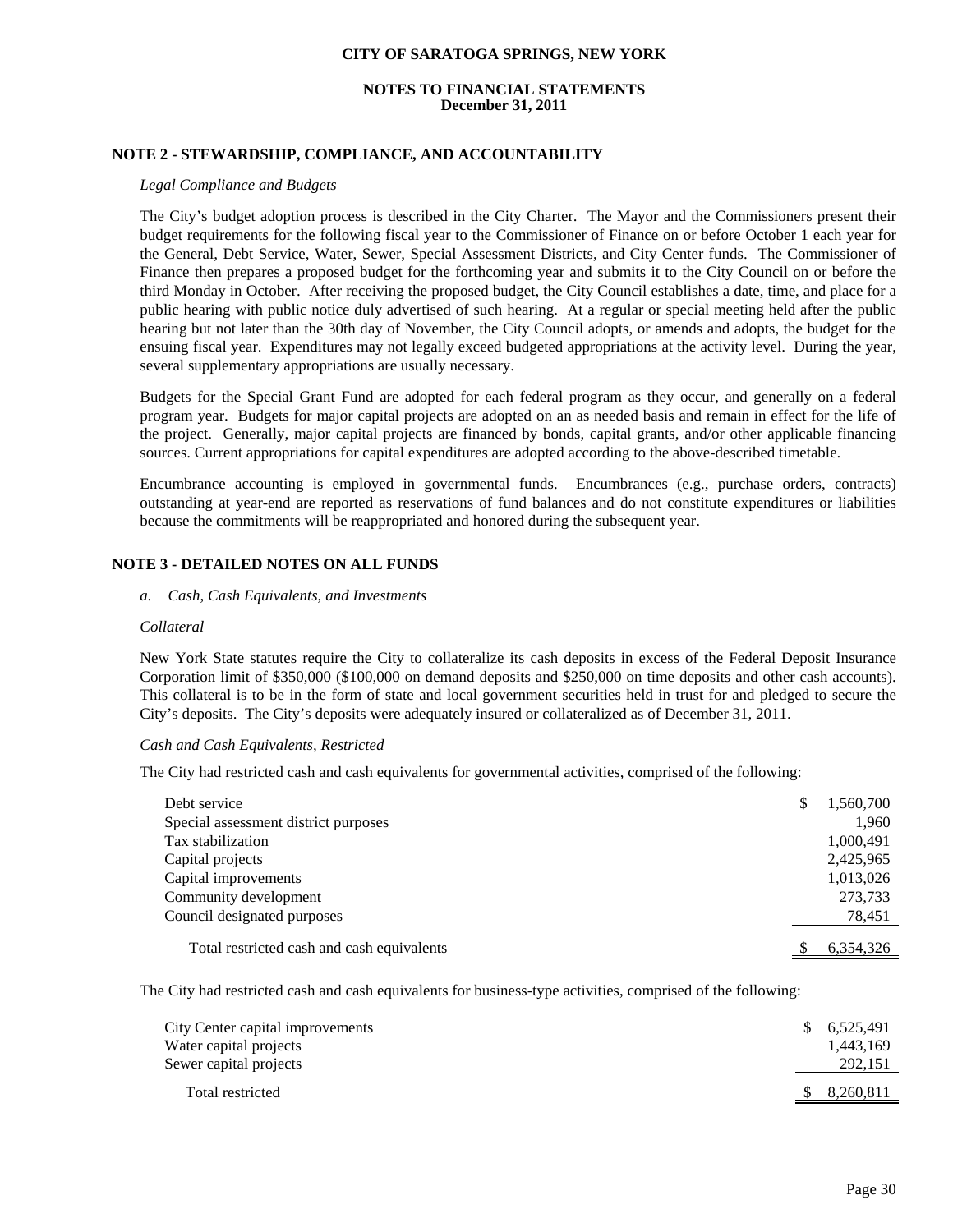## NOTE 2 - STEWARDSHIP, COMPLIANCE, AND ACCOUNTABILITY

*Legal Compliance and Budgets*

The City's budget adoption process is described in the City Charter. The Mayor and the Commissioners present their budget requirements for the following fiscal year to the Commissioner of Finance on or before October 1 each year for the General, Debt Service, Water, Sewer, Special Assessment Districts, and City Center funds. The Commissioner of Finance then prepares a proposed budget for the forthcoming year and submits it to the City Council on or before the third Monday in October. After receiving the proposed budget, the City Council establishes a date, time, and place for a public hearing with public notice duly advertised of such hearing. At a regular or special meeting held after the public hearing but not later than the 30th day of November, the City Council adopts, or amends and adopts, the budget for the ensuing fiscal year. Expenditures may not legally exceed budgeted appropriations at the activity level. During the year, several supplementary appropriations are usually necessary.

Budgets for the Special Grant Fund are adopted for each federal program as they occur, and generally on a federal program year. Budgets for major capital projects are adopted on an as needed basis and remain in effect for the life of the project. Generally, major capital projects are financed by bonds, capital grants, and/or other applicable financing sources. Current appropriations for capital expenditures are adopted according to the above-described timetable.

Encumbrance accounting is employed in governmental funds. Encumbrances (e.g., purchase orders, contracts) outstanding at year-end are reported as reservations of fund balances and do not constitute expenditures or liabilities because the commitments will be reappropriated and honored during the subsequent year.

## NOTE 3 - DETAILED NOTES ON ALL FUNDS

*a. Cash, Cash Equivalents, and Investments*

*Collateral*

New York State statutes require the City to collateralize its cash deposits in excess of the Federal Deposit Insurance Corporation limit of $350,000 ($100,000 on demand deposits and $250,000 on time deposits and other cash accounts). This collateral is to be in the form of state and local government securities held in trust for and pledged to secure the City's deposits. The City's deposits were adequately insured or collateralized as of December 31, 2011.

*Cash and Cash Equivalents, Restricted*

The City had restricted cash and cash equivalents for governmental activities, comprised of the following:

| | |
|---|---|
| Debt service | $ 1,560,700 |
| Special assessment district purposes | 1,960 |
| Tax stabilization | 1,000,491 |
| Capital projects | 2,425,965 |
| Capital improvements | 1,013,026 |
| Community development | 273,733 |
| Council designated purposes | 78,451 |
| Total restricted cash and cash equivalents | $ 6,354,326 |

The City had restricted cash and cash equivalents for business-type activities, comprised of the following:

| | |
|---|---|
| City Center capital improvements | $ 6,525,491 |
| Water capital projects | 1,443,169 |
| Sewer capital projects | 292,151 |
| Total restricted | $ 8,260,811 |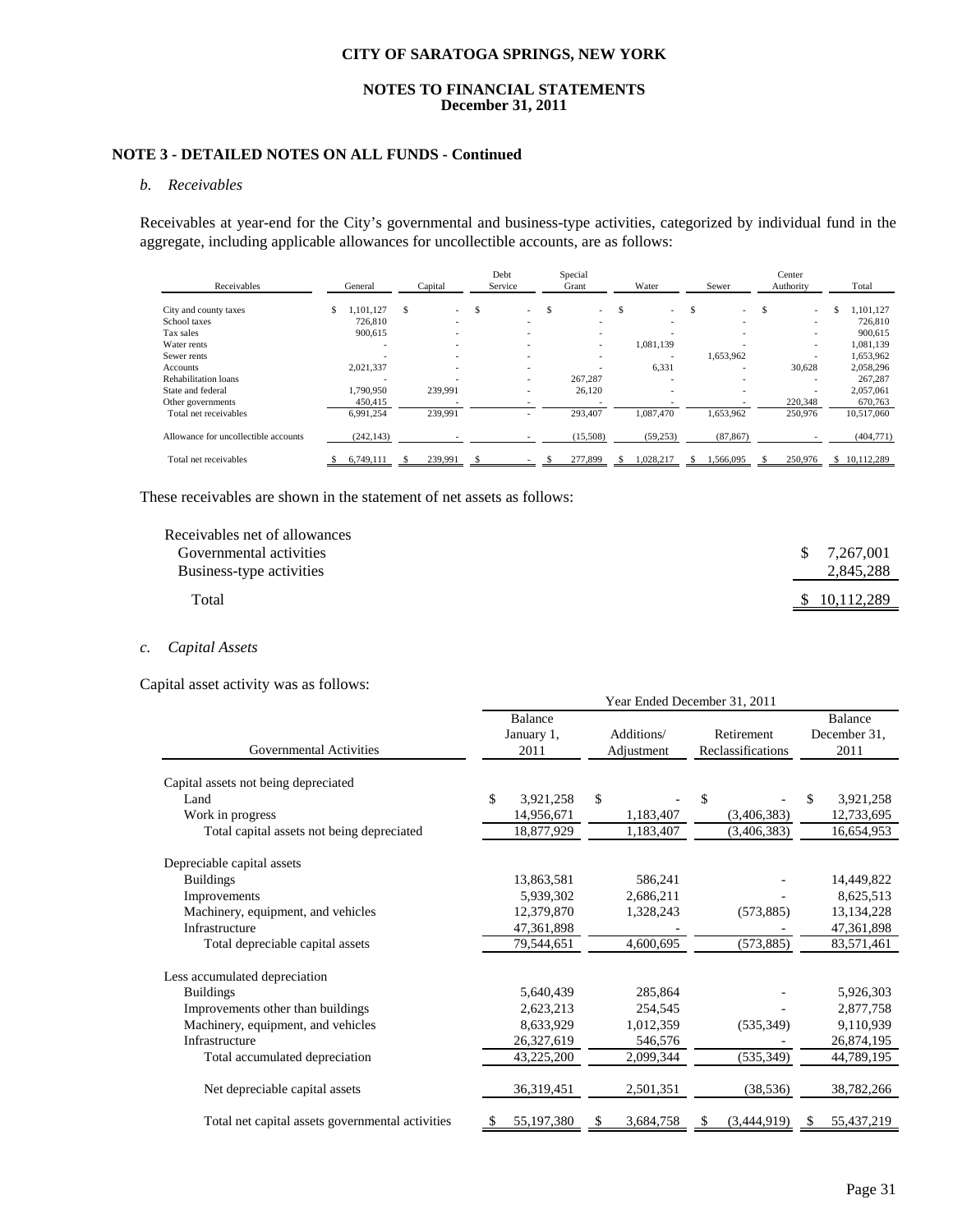**CITY OF SARATOGA SPRINGS, NEW YORK**

**NOTES TO FINANCIAL STATEMENTS**
**December 31, 2011**

**NOTE 3 - DETAILED NOTES ON ALL FUNDS - Continued**

*b. Receivables*

Receivables at year-end for the City's governmental and business-type activities, categorized by individual fund in the aggregate, including applicable allowances for uncollectible accounts, are as follows:

| Receivables | General | Capital | Debt Service | Special Grant | Water | Sewer | Center Authority | Total |
|---|---|---|---|---|---|---|---|---|
| City and county taxes | $ 1,101,127 | $ - | $ - | $ - | $ - | $ - | $ - | $ 1,101,127 |
| School taxes | 726,810 | - | - | - | - | - | - | 726,810 |
| Tax sales | 900,615 | - | - | - | - | - | - | 900,615 |
| Water rents | - | - | - | - | 1,081,139 | - | - | 1,081,139 |
| Sewer rents | - | - | - | - | - | 1,653,962 | - | 1,653,962 |
| Accounts | 2,021,337 | - | - | - | 6,331 | - | 30,628 | 2,058,296 |
| Rehabilitation loans | - | - | - | 267,287 | - | - | - | 267,287 |
| State and federal | 1,790,950 | 239,991 | - | 26,120 | - | - | - | 2,057,061 |
| Other governments | 450,415 | - | - | - | - | - | 220,348 | 670,763 |
| Total net receivables | 6,991,254 | 239,991 | - | 293,407 | 1,087,470 | 1,653,962 | 250,976 | 10,517,060 |
| Allowance for uncollectible accounts | (242,143) | - | - | (15,508) | (59,253) | (87,867) | - | (404,771) |
| Total net receivables | $ 6,749,111 | $ 239,991 | $ - | $ 277,899 | $ 1,028,217 | $ 1,566,095 | $ 250,976 | $ 10,112,289 |

These receivables are shown in the statement of net assets as follows:

| | |
|---|---|
| Receivables net of allowances | |
| Governmental activities | $ 7,267,001 |
| Business-type activities | 2,845,288 |
| Total | $ 10,112,289 |

*c. Capital Assets*

Capital asset activity was as follows:

| Governmental Activities | Balance January 1, 2011 | Additions/ Adjustment | Retirement Reclassifications | Balance December 31, 2011 |
|---|---|---|---|---|
| | Year Ended December 31, 2011 | | | |
| Capital assets not being depreciated | | | | |
| Land | $ 3,921,258 | $ - | $ - | $ 3,921,258 |
| Work in progress | 14,956,671 | 1,183,407 | (3,406,383) | 12,733,695 |
| Total capital assets not being depreciated | 18,877,929 | 1,183,407 | (3,406,383) | 16,654,953 |
| Depreciable capital assets | | | | |
| Buildings | 13,863,581 | 586,241 | - | 14,449,822 |
| Improvements | 5,939,302 | 2,686,211 | - | 8,625,513 |
| Machinery, equipment, and vehicles | 12,379,870 | 1,328,243 | (573,885) | 13,134,228 |
| Infrastructure | 47,361,898 | - | - | 47,361,898 |
| Total depreciable capital assets | 79,544,651 | 4,600,695 | (573,885) | 83,571,461 |
| Less accumulated depreciation | | | | |
| Buildings | 5,640,439 | 285,864 | - | 5,926,303 |
| Improvements other than buildings | 2,623,213 | 254,545 | - | 2,877,758 |
| Machinery, equipment, and vehicles | 8,633,929 | 1,012,359 | (535,349) | 9,110,939 |
| Infrastructure | 26,327,619 | 546,576 | - | 26,874,195 |
| Total accumulated depreciation | 43,225,200 | 2,099,344 | (535,349) | 44,789,195 |
| Net depreciable capital assets | 36,319,451 | 2,501,351 | (38,536) | 38,782,266 |
| Total net capital assets governmental activities | $ 55,197,380 | $ 3,684,758 | $ (3,444,919) | $ 55,437,219 |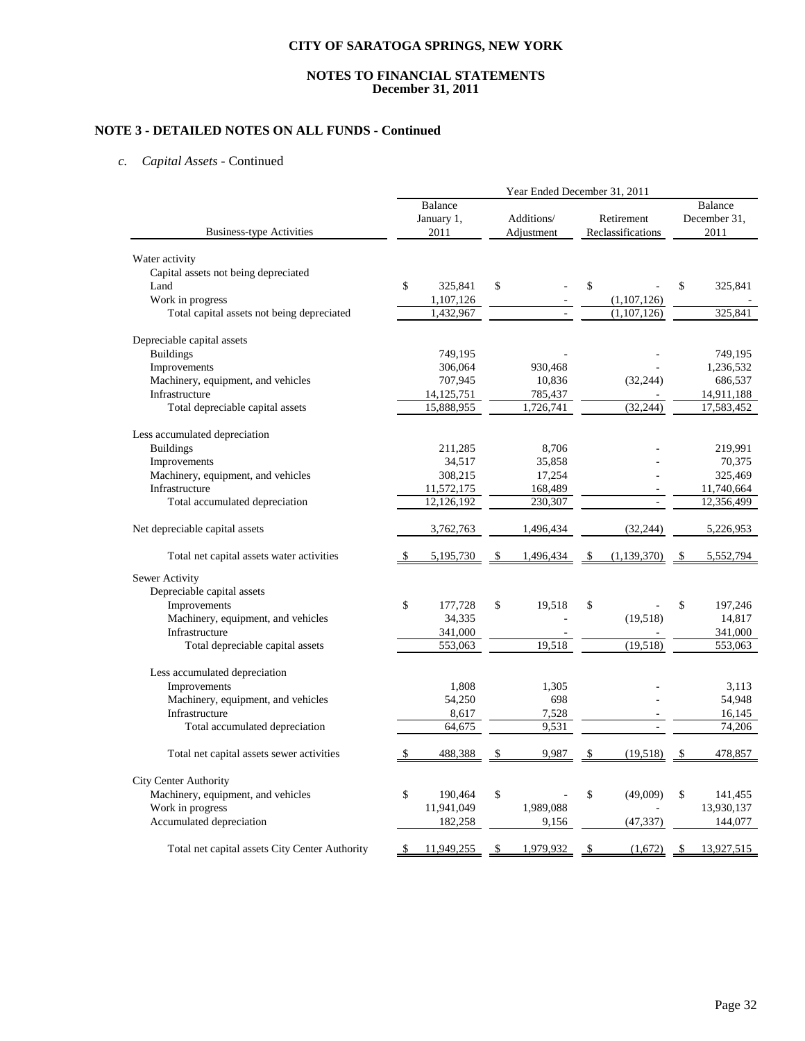**CITY OF SARATOGA SPRINGS, NEW YORK**

**NOTES TO FINANCIAL STATEMENTS**
**December 31, 2011**

## NOTE 3 - DETAILED NOTES ON ALL FUNDS - Continued

### *c. Capital Assets* - Continued

| | Year Ended December 31, 2011 | | | |
|---|---|---|---|---|
| Business-type Activities | Balance January 1, 2011 | Additions/ Adjustment | Retirement Reclassifications | Balance December 31, 2011 |
| Water activity | | | | |
| Capital assets not being depreciated | | | | |
| Land | $ 325,841 | $ - | $ - | $ 325,841 |
| Work in progress | 1,107,126 | - | (1,107,126) | - |
| Total capital assets not being depreciated | 1,432,967 | - | (1,107,126) | 325,841 |
| Depreciable capital assets | | | | |
| Buildings | 749,195 | - | - | 749,195 |
| Improvements | 306,064 | 930,468 | - | 1,236,532 |
| Machinery, equipment, and vehicles | 707,945 | 10,836 | (32,244) | 686,537 |
| Infrastructure | 14,125,751 | 785,437 | - | 14,911,188 |
| Total depreciable capital assets | 15,888,955 | 1,726,741 | (32,244) | 17,583,452 |
| Less accumulated depreciation | | | | |
| Buildings | 211,285 | 8,706 | - | 219,991 |
| Improvements | 34,517 | 35,858 | - | 70,375 |
| Machinery, equipment, and vehicles | 308,215 | 17,254 | - | 325,469 |
| Infrastructure | 11,572,175 | 168,489 | - | 11,740,664 |
| Total accumulated depreciation | 12,126,192 | 230,307 | - | 12,356,499 |
| Net depreciable capital assets | 3,762,763 | 1,496,434 | (32,244) | 5,226,953 |
| Total net capital assets water activities | $ 5,195,730 | $ 1,496,434 | $ (1,139,370) | $ 5,552,794 |
| Sewer Activity | | | | |
| Depreciable capital assets | | | | |
| Improvements | $ 177,728 | $ 19,518 | $ - | $ 197,246 |
| Machinery, equipment, and vehicles | 34,335 | - | (19,518) | 14,817 |
| Infrastructure | 341,000 | - | - | 341,000 |
| Total depreciable capital assets | 553,063 | 19,518 | (19,518) | 553,063 |
| Less accumulated depreciation | | | | |
| Improvements | 1,808 | 1,305 | - | 3,113 |
| Machinery, equipment, and vehicles | 54,250 | 698 | - | 54,948 |
| Infrastructure | 8,617 | 7,528 | - | 16,145 |
| Total accumulated depreciation | 64,675 | 9,531 | - | 74,206 |
| Total net capital assets sewer activities | $ 488,388 | $ 9,987 | $ (19,518) | $ 478,857 |
| City Center Authority | | | | |
| Machinery, equipment, and vehicles | $ 190,464 | $ - | $ (49,009) | $ 141,455 |
| Work in progress | 11,941,049 | 1,989,088 | - | 13,930,137 |
| Accumulated depreciation | 182,258 | 9,156 | (47,337) | 144,077 |
| Total net capital assets City Center Authority | $ 11,949,255 | $ 1,979,932 | $ (1,672) | $ 13,927,515 |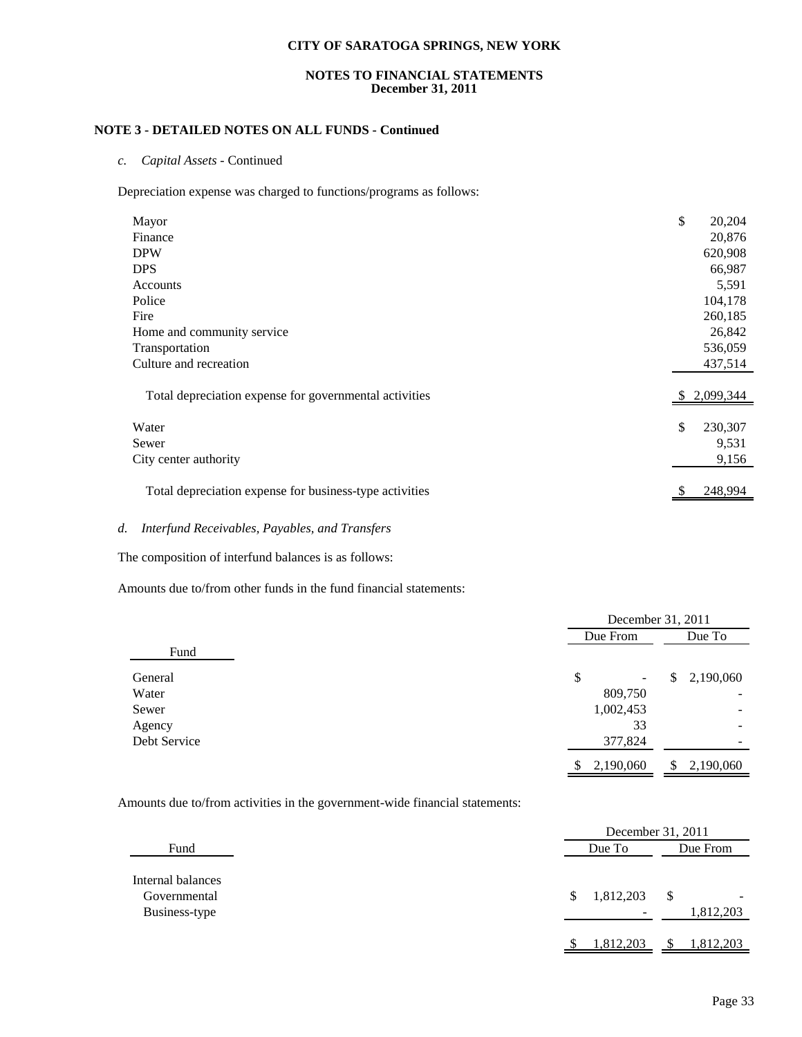**CITY OF SARATOGA SPRINGS, NEW YORK**

**NOTES TO FINANCIAL STATEMENTS**
**December 31, 2011**

## NOTE 3 - DETAILED NOTES ON ALL FUNDS - Continued

*c. Capital Assets* - Continued

Depreciation expense was charged to functions/programs as follows:

| | |
|---|---|
| Mayor | $ 20,204 |
| Finance | 20,876 |
| DPW | 620,908 |
| DPS | 66,987 |
| Accounts | 5,591 |
| Police | 104,178 |
| Fire | 260,185 |
| Home and community service | 26,842 |
| Transportation | 536,059 |
| Culture and recreation | 437,514 |
| Total depreciation expense for governmental activities | $ 2,099,344 |
| Water | $ 230,307 |
| Sewer | 9,531 |
| City center authority | 9,156 |
| Total depreciation expense for business-type activities | $ 248,994 |

*d. Interfund Receivables, Payables, and Transfers*

The composition of interfund balances is as follows:

Amounts due to/from other funds in the fund financial statements:

| | December 31, 2011 | |
|---|---|---|
| Fund | Due From | Due To |
| General | $ - | $ 2,190,060 |
| Water | 809,750 | - |
| Sewer | 1,002,453 | - |
| Agency | 33 | - |
| Debt Service | 377,824 | - |
| | $ 2,190,060 | $ 2,190,060 |

Amounts due to/from activities in the government-wide financial statements:

| | December 31, 2011 | |
|---|---|---|
| Fund | Due To | Due From |
| Internal balances | | |
| Governmental | $ 1,812,203 | $ - |
| Business-type | - | 1,812,203 |
| | $ 1,812,203 | $ 1,812,203 |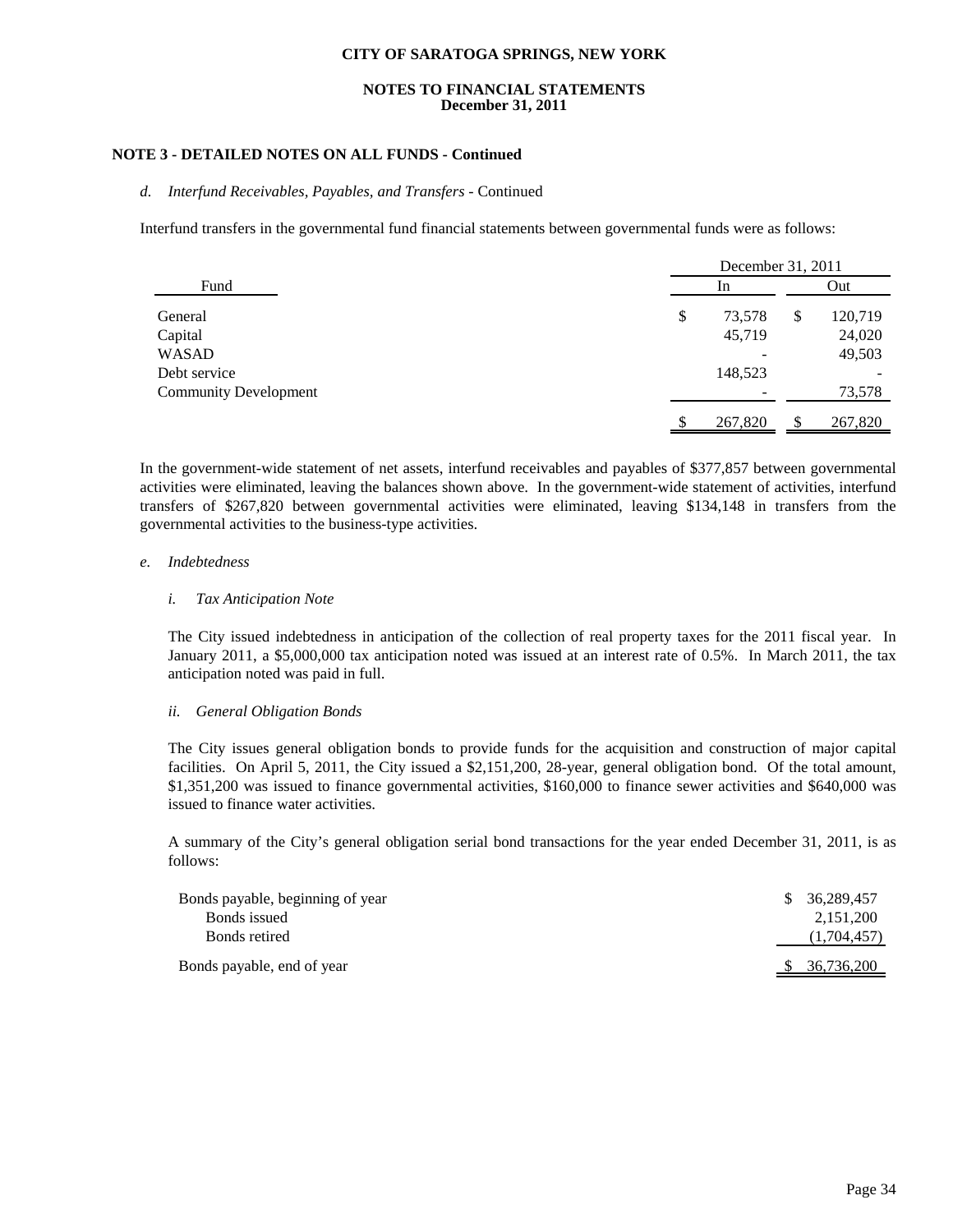**CITY OF SARATOGA SPRINGS, NEW YORK**

**NOTES TO FINANCIAL STATEMENTS**
**December 31, 2011**

## NOTE 3 - DETAILED NOTES ON ALL FUNDS - Continued

*d. Interfund Receivables, Payables, and Transfers* - Continued

Interfund transfers in the governmental fund financial statements between governmental funds were as follows:

| Fund | December 31, 2011 In | December 31, 2011 Out |
|---|---|---|
| General | $ 73,578 | $ 120,719 |
| Capital | 45,719 | 24,020 |
| WASAD | - | 49,503 |
| Debt service | 148,523 | - |
| Community Development | - | 73,578 |
| | $ 267,820 | $ 267,820 |

In the government-wide statement of net assets, interfund receivables and payables of $377,857 between governmental activities were eliminated, leaving the balances shown above. In the government-wide statement of activities, interfund transfers of $267,820 between governmental activities were eliminated, leaving $134,148 in transfers from the governmental activities to the business-type activities.

*e. Indebtedness*

*i. Tax Anticipation Note*

The City issued indebtedness in anticipation of the collection of real property taxes for the 2011 fiscal year. In January 2011, a $5,000,000 tax anticipation noted was issued at an interest rate of 0.5%. In March 2011, the tax anticipation noted was paid in full.

*ii. General Obligation Bonds*

The City issues general obligation bonds to provide funds for the acquisition and construction of major capital facilities. On April 5, 2011, the City issued a $2,151,200, 28-year, general obligation bond. Of the total amount, $1,351,200 was issued to finance governmental activities, $160,000 to finance sewer activities and $640,000 was issued to finance water activities.

A summary of the City's general obligation serial bond transactions for the year ended December 31, 2011, is as follows:

| | |
|---|---|
| Bonds payable, beginning of year | $ 36,289,457 |
| Bonds issued | 2,151,200 |
| Bonds retired | (1,704,457) |
| Bonds payable, end of year | $ 36,736,200 |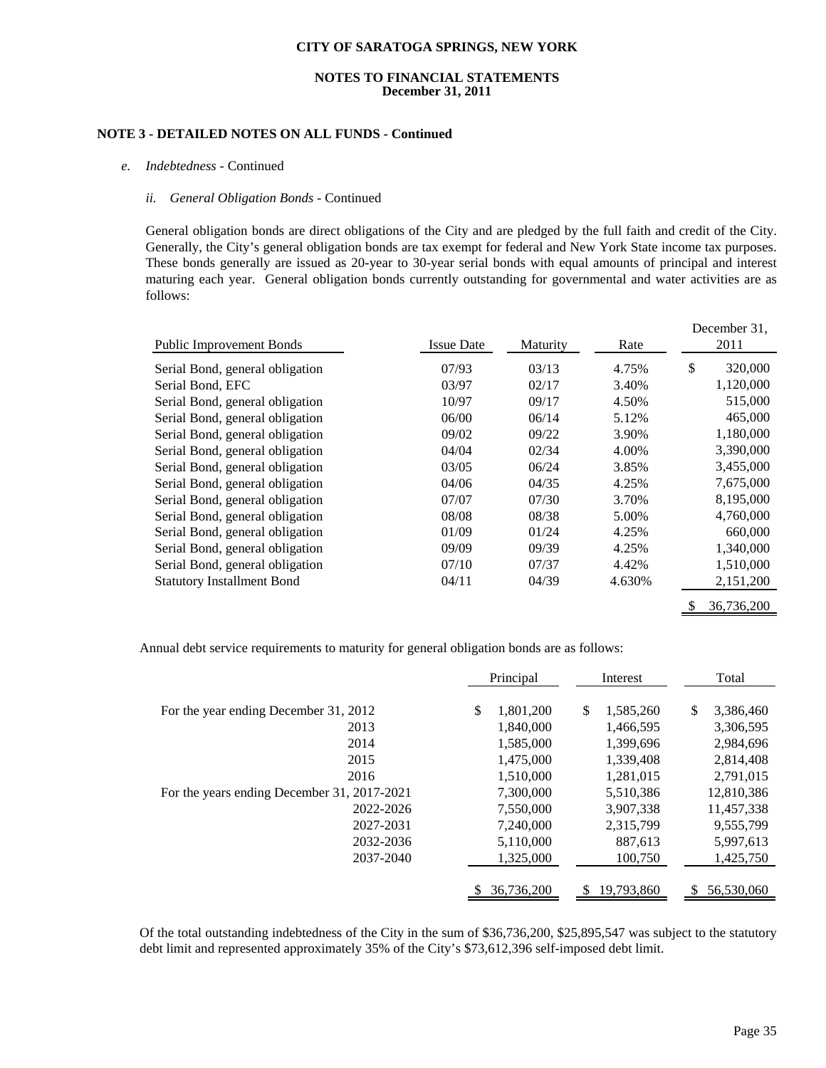**CITY OF SARATOGA SPRINGS, NEW YORK**

**NOTES TO FINANCIAL STATEMENTS**
**December 31, 2011**

**NOTE 3 - DETAILED NOTES ON ALL FUNDS - Continued**

*e. Indebtedness* - Continued

*ii. General Obligation Bonds* - Continued

General obligation bonds are direct obligations of the City and are pledged by the full faith and credit of the City. Generally, the City's general obligation bonds are tax exempt for federal and New York State income tax purposes. These bonds generally are issued as 20-year to 30-year serial bonds with equal amounts of principal and interest maturing each year. General obligation bonds currently outstanding for governmental and water activities are as follows:

| Public Improvement Bonds | Issue Date | Maturity | Rate | December 31, 2011 |
|---|---|---|---|---|
| Serial Bond, general obligation | 07/93 | 03/13 | 4.75% | $ 320,000 |
| Serial Bond, EFC | 03/97 | 02/17 | 3.40% | 1,120,000 |
| Serial Bond, general obligation | 10/97 | 09/17 | 4.50% | 515,000 |
| Serial Bond, general obligation | 06/00 | 06/14 | 5.12% | 465,000 |
| Serial Bond, general obligation | 09/02 | 09/22 | 3.90% | 1,180,000 |
| Serial Bond, general obligation | 04/04 | 02/34 | 4.00% | 3,390,000 |
| Serial Bond, general obligation | 03/05 | 06/24 | 3.85% | 3,455,000 |
| Serial Bond, general obligation | 04/06 | 04/35 | 4.25% | 7,675,000 |
| Serial Bond, general obligation | 07/07 | 07/30 | 3.70% | 8,195,000 |
| Serial Bond, general obligation | 08/08 | 08/38 | 5.00% | 4,760,000 |
| Serial Bond, general obligation | 01/09 | 01/24 | 4.25% | 660,000 |
| Serial Bond, general obligation | 09/09 | 09/39 | 4.25% | 1,340,000 |
| Serial Bond, general obligation | 07/10 | 07/37 | 4.42% | 1,510,000 |
| Statutory Installment Bond | 04/11 | 04/39 | 4.630% | 2,151,200 |
| | | | | $ 36,736,200 |

Annual debt service requirements to maturity for general obligation bonds are as follows:

| | Principal | Interest | Total |
|---|---|---|---|
| For the year ending December 31, 2012 | $ 1,801,200 | $ 1,585,260 | $ 3,386,460 |
| 2013 | 1,840,000 | 1,466,595 | 3,306,595 |
| 2014 | 1,585,000 | 1,399,696 | 2,984,696 |
| 2015 | 1,475,000 | 1,339,408 | 2,814,408 |
| 2016 | 1,510,000 | 1,281,015 | 2,791,015 |
| For the years ending December 31, 2017-2021 | 7,300,000 | 5,510,386 | 12,810,386 |
| 2022-2026 | 7,550,000 | 3,907,338 | 11,457,338 |
| 2027-2031 | 7,240,000 | 2,315,799 | 9,555,799 |
| 2032-2036 | 5,110,000 | 887,613 | 5,997,613 |
| 2037-2040 | 1,325,000 | 100,750 | 1,425,750 |
| | $ 36,736,200 | $ 19,793,860 | $ 56,530,060 |

Of the total outstanding indebtedness of the City in the sum of $36,736,200, $25,895,547 was subject to the statutory debt limit and represented approximately 35% of the City's $73,612,396 self-imposed debt limit.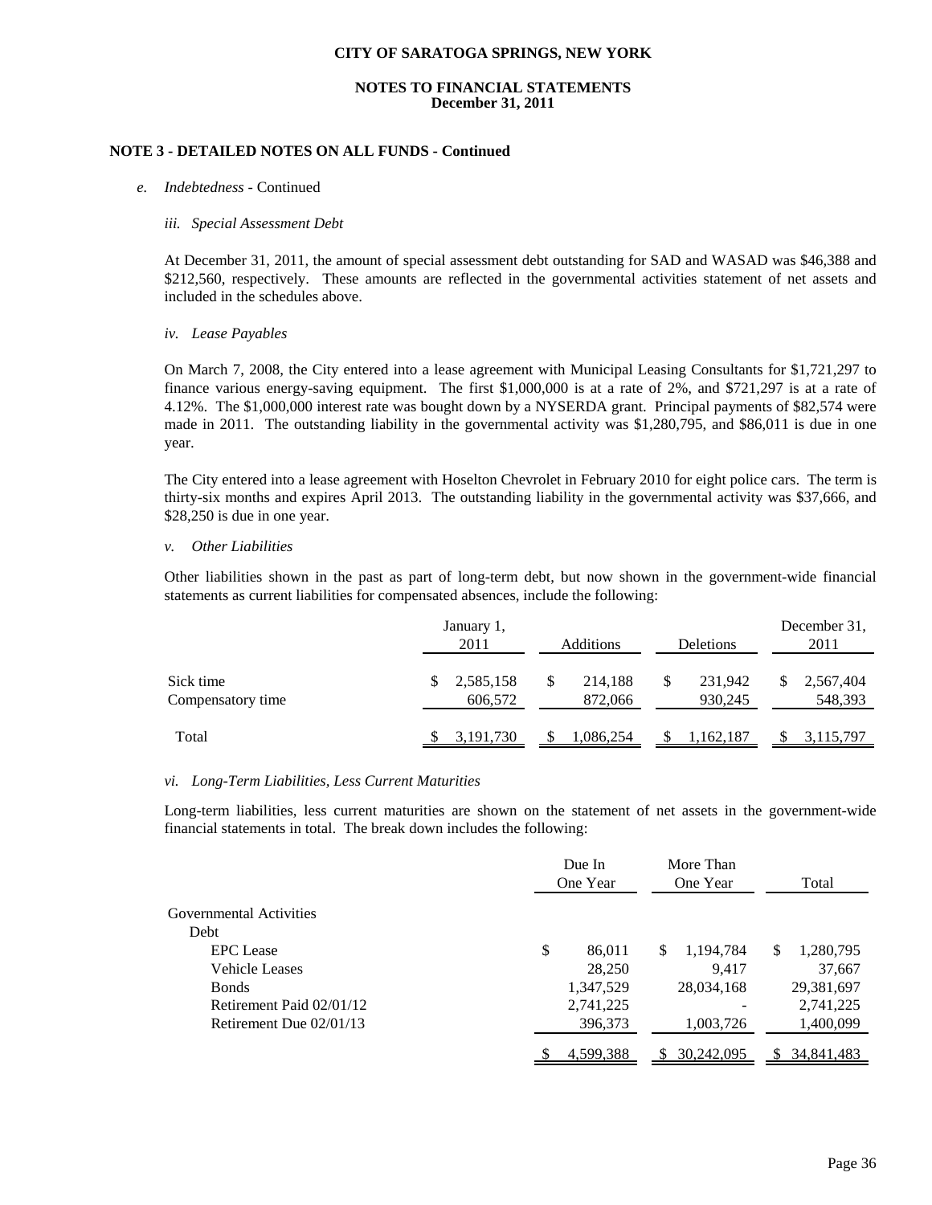## NOTE 3 - DETAILED NOTES ON ALL FUNDS - Continued

*e. Indebtedness* - Continued

*iii. Special Assessment Debt*

At December 31, 2011, the amount of special assessment debt outstanding for SAD and WASAD was $46,388 and $212,560, respectively. These amounts are reflected in the governmental activities statement of net assets and included in the schedules above.

*iv. Lease Payables*

On March 7, 2008, the City entered into a lease agreement with Municipal Leasing Consultants for $1,721,297 to finance various energy-saving equipment. The first $1,000,000 is at a rate of 2%, and $721,297 is at a rate of 4.12%. The $1,000,000 interest rate was bought down by a NYSERDA grant. Principal payments of $82,574 were made in 2011. The outstanding liability in the governmental activity was $1,280,795, and $86,011 is due in one year.

The City entered into a lease agreement with Hoselton Chevrolet in February 2010 for eight police cars. The term is thirty-six months and expires April 2013. The outstanding liability in the governmental activity was $37,666, and $28,250 is due in one year.

*v. Other Liabilities*

Other liabilities shown in the past as part of long-term debt, but now shown in the government-wide financial statements as current liabilities for compensated absences, include the following:

| | January 1, 2011 | Additions | Deletions | December 31, 2011 |
|---|---|---|---|---|
| Sick time | $ 2,585,158 | $ 214,188 | $ 231,942 | $ 2,567,404 |
| Compensatory time | 606,572 | 872,066 | 930,245 | 548,393 |
| Total | $ 3,191,730 | $ 1,086,254 | $ 1,162,187 | $ 3,115,797 |

*vi. Long-Term Liabilities, Less Current Maturities*

Long-term liabilities, less current maturities are shown on the statement of net assets in the government-wide financial statements in total. The break down includes the following:

| | Due In One Year | More Than One Year | Total |
|---|---|---|---|
| Governmental Activities | | | |
| Debt | | | |
| EPC Lease | $ 86,011 | $ 1,194,784 | $ 1,280,795 |
| Vehicle Leases | 28,250 | 9,417 | 37,667 |
| Bonds | 1,347,529 | 28,034,168 | 29,381,697 |
| Retirement Paid 02/01/12 | 2,741,225 | - | 2,741,225 |
| Retirement Due 02/01/13 | 396,373 | 1,003,726 | 1,400,099 |
| | $ 4,599,388 | $ 30,242,095 | $ 34,841,483 |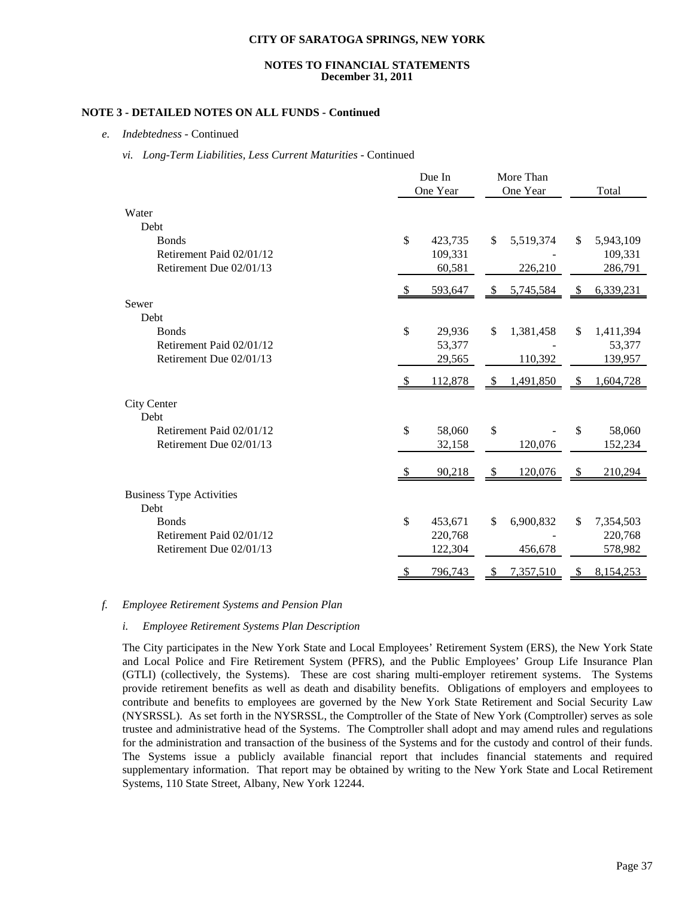**NOTE 3 - DETAILED NOTES ON ALL FUNDS - Continued**

*e. Indebtedness* - Continued

*vi. Long-Term Liabilities, Less Current Maturities* - Continued

| | Due In One Year | More Than One Year | Total |
|---|---|---|---|
| Water | | | |
| Debt | | | |
| Bonds | $ 423,735 | $ 5,519,374 | $ 5,943,109 |
| Retirement Paid 02/01/12 | 109,331 | - | 109,331 |
| Retirement Due 02/01/13 | 60,581 | 226,210 | 286,791 |
| | $ 593,647 | $ 5,745,584 | $ 6,339,231 |
| Sewer | | | |
| Debt | | | |
| Bonds | $ 29,936 | $ 1,381,458 | $ 1,411,394 |
| Retirement Paid 02/01/12 | 53,377 | - | 53,377 |
| Retirement Due 02/01/13 | 29,565 | 110,392 | 139,957 |
| | $ 112,878 | $ 1,491,850 | $ 1,604,728 |
| City Center | | | |
| Debt | | | |
| Retirement Paid 02/01/12 | $ 58,060 | $ - | $ 58,060 |
| Retirement Due 02/01/13 | 32,158 | 120,076 | 152,234 |
| | $ 90,218 | $ 120,076 | $ 210,294 |
| Business Type Activities | | | |
| Debt | | | |
| Bonds | $ 453,671 | $ 6,900,832 | $ 7,354,503 |
| Retirement Paid 02/01/12 | 220,768 | - | 220,768 |
| Retirement Due 02/01/13 | 122,304 | 456,678 | 578,982 |
| | $ 796,743 | $ 7,357,510 | $ 8,154,253 |

*f. Employee Retirement Systems and Pension Plan*

*i. Employee Retirement Systems Plan Description*

The City participates in the New York State and Local Employees' Retirement System (ERS), the New York State and Local Police and Fire Retirement System (PFRS), and the Public Employees' Group Life Insurance Plan (GTLI) (collectively, the Systems). These are cost sharing multi-employer retirement systems. The Systems provide retirement benefits as well as death and disability benefits. Obligations of employers and employees to contribute and benefits to employees are governed by the New York State Retirement and Social Security Law (NYSRSSL). As set forth in the NYSRSSL, the Comptroller of the State of New York (Comptroller) serves as sole trustee and administrative head of the Systems. The Comptroller shall adopt and may amend rules and regulations for the administration and transaction of the business of the Systems and for the custody and control of their funds. The Systems issue a publicly available financial report that includes financial statements and required supplementary information. That report may be obtained by writing to the New York State and Local Retirement Systems, 110 State Street, Albany, New York 12244.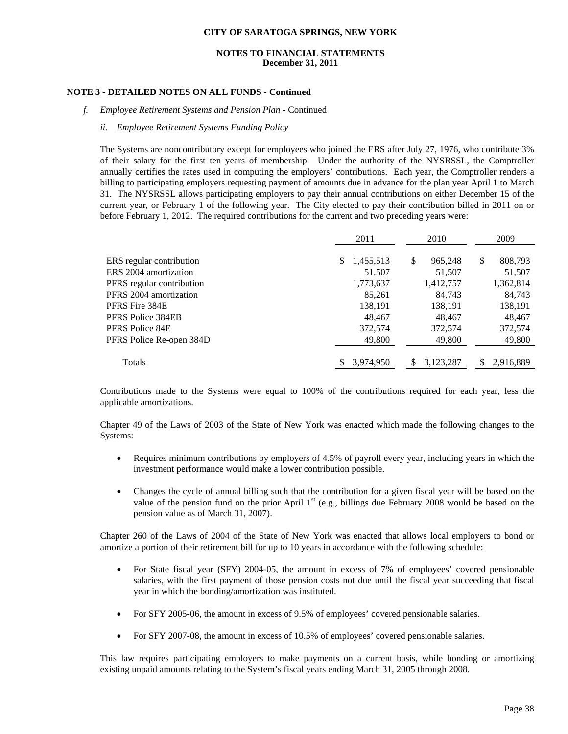**CITY OF SARATOGA SPRINGS, NEW YORK**

**NOTES TO FINANCIAL STATEMENTS**
**December 31, 2011**

**NOTE 3 - DETAILED NOTES ON ALL FUNDS - Continued**

*f. Employee Retirement Systems and Pension Plan* - Continued

*ii. Employee Retirement Systems Funding Policy*

The Systems are noncontributory except for employees who joined the ERS after July 27, 1976, who contribute 3% of their salary for the first ten years of membership. Under the authority of the NYSRSSL, the Comptroller annually certifies the rates used in computing the employers' contributions. Each year, the Comptroller renders a billing to participating employers requesting payment of amounts due in advance for the plan year April 1 to March 31. The NYSRSSL allows participating employers to pay their annual contributions on either December 15 of the current year, or February 1 of the following year. The City elected to pay their contribution billed in 2011 on or before February 1, 2012. The required contributions for the current and two preceding years were:

| | 2011 | 2010 | 2009 |
|---|---|---|---|
| ERS regular contribution | $ 1,455,513 | $ 965,248 | $ 808,793 |
| ERS 2004 amortization | 51,507 | 51,507 | 51,507 |
| PFRS regular contribution | 1,773,637 | 1,412,757 | 1,362,814 |
| PFRS 2004 amortization | 85,261 | 84,743 | 84,743 |
| PFRS Fire 384E | 138,191 | 138,191 | 138,191 |
| PFRS Police 384EB | 48,467 | 48,467 | 48,467 |
| PFRS Police 84E | 372,574 | 372,574 | 372,574 |
| PFRS Police Re-open 384D | 49,800 | 49,800 | 49,800 |
| Totals | $ 3,974,950 | $ 3,123,287 | $ 2,916,889 |

Contributions made to the Systems were equal to 100% of the contributions required for each year, less the applicable amortizations.

Chapter 49 of the Laws of 2003 of the State of New York was enacted which made the following changes to the Systems:

- Requires minimum contributions by employers of 4.5% of payroll every year, including years in which the investment performance would make a lower contribution possible.
- Changes the cycle of annual billing such that the contribution for a given fiscal year will be based on the value of the pension fund on the prior April 1st (e.g., billings due February 2008 would be based on the pension value as of March 31, 2007).

Chapter 260 of the Laws of 2004 of the State of New York was enacted that allows local employers to bond or amortize a portion of their retirement bill for up to 10 years in accordance with the following schedule:

- For State fiscal year (SFY) 2004-05, the amount in excess of 7% of employees' covered pensionable salaries, with the first payment of those pension costs not due until the fiscal year succeeding that fiscal year in which the bonding/amortization was instituted.
- For SFY 2005-06, the amount in excess of 9.5% of employees' covered pensionable salaries.
- For SFY 2007-08, the amount in excess of 10.5% of employees' covered pensionable salaries.

This law requires participating employers to make payments on a current basis, while bonding or amortizing existing unpaid amounts relating to the System's fiscal years ending March 31, 2005 through 2008.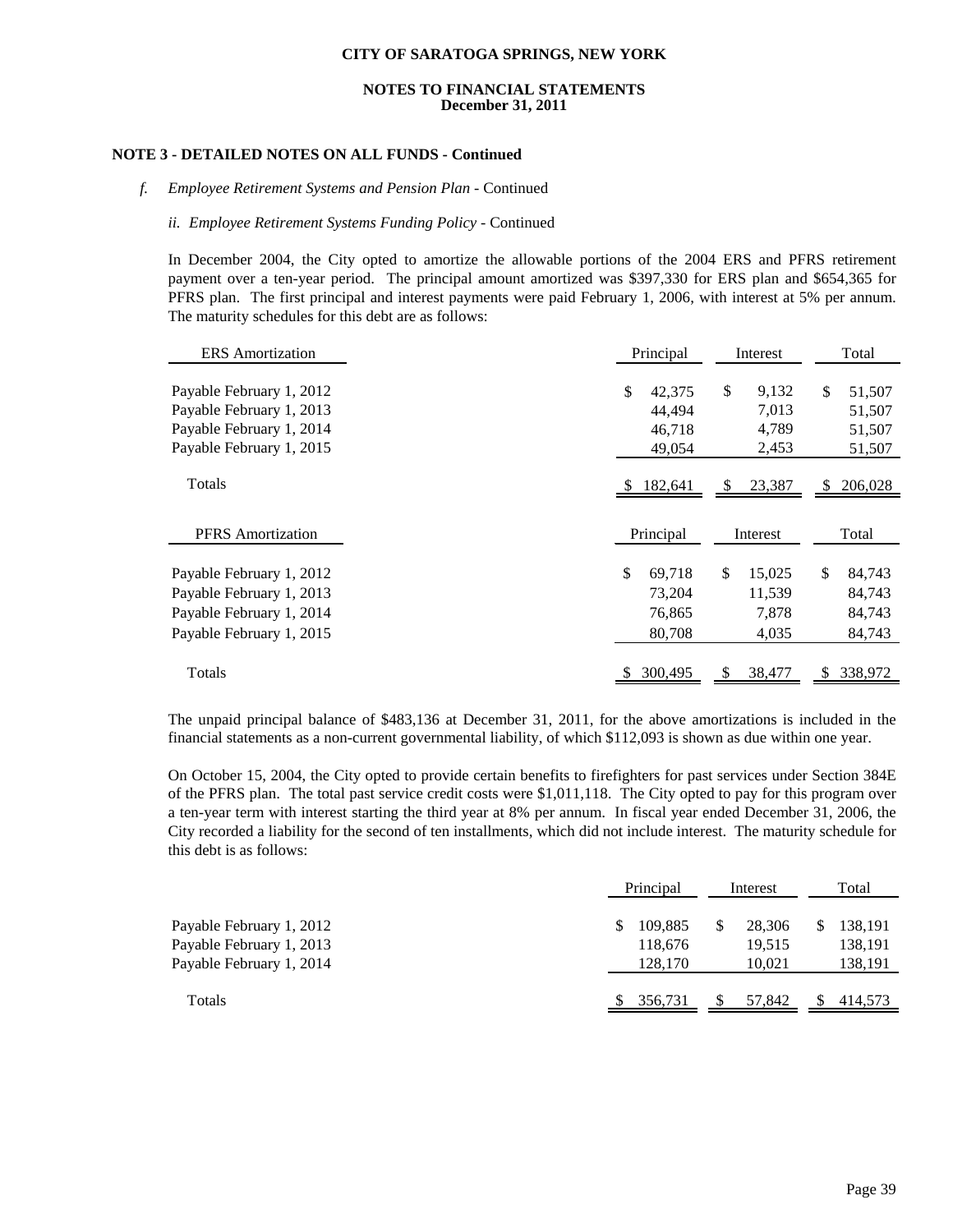**NOTE 3 - DETAILED NOTES ON ALL FUNDS - Continued**

*f. Employee Retirement Systems and Pension Plan* - Continued

*ii. Employee Retirement Systems Funding Policy* - Continued

In December 2004, the City opted to amortize the allowable portions of the 2004 ERS and PFRS retirement payment over a ten-year period. The principal amount amortized was $397,330 for ERS plan and $654,365 for PFRS plan. The first principal and interest payments were paid February 1, 2006, with interest at 5% per annum. The maturity schedules for this debt are as follows:

| ERS Amortization | Principal | Interest | Total |
|---|---|---|---|
| Payable February 1, 2012 | $ 42,375 | $ 9,132 | $ 51,507 |
| Payable February 1, 2013 | 44,494 | 7,013 | 51,507 |
| Payable February 1, 2014 | 46,718 | 4,789 | 51,507 |
| Payable February 1, 2015 | 49,054 | 2,453 | 51,507 |
| Totals | $ 182,641 | $ 23,387 | $ 206,028 |

| PFRS Amortization | Principal | Interest | Total |
|---|---|---|---|
| Payable February 1, 2012 | $ 69,718 | $ 15,025 | $ 84,743 |
| Payable February 1, 2013 | 73,204 | 11,539 | 84,743 |
| Payable February 1, 2014 | 76,865 | 7,878 | 84,743 |
| Payable February 1, 2015 | 80,708 | 4,035 | 84,743 |
| Totals | $ 300,495 | $ 38,477 | $ 338,972 |

The unpaid principal balance of $483,136 at December 31, 2011, for the above amortizations is included in the financial statements as a non-current governmental liability, of which $112,093 is shown as due within one year.

On October 15, 2004, the City opted to provide certain benefits to firefighters for past services under Section 384E of the PFRS plan. The total past service credit costs were $1,011,118. The City opted to pay for this program over a ten-year term with interest starting the third year at 8% per annum. In fiscal year ended December 31, 2006, the City recorded a liability for the second of ten installments, which did not include interest. The maturity schedule for this debt is as follows:

| | Principal | Interest | Total |
|---|---|---|---|
| Payable February 1, 2012 | $ 109,885 | $ 28,306 | $ 138,191 |
| Payable February 1, 2013 | 118,676 | 19,515 | 138,191 |
| Payable February 1, 2014 | 128,170 | 10,021 | 138,191 |
| Totals | $ 356,731 | $ 57,842 | $ 414,573 |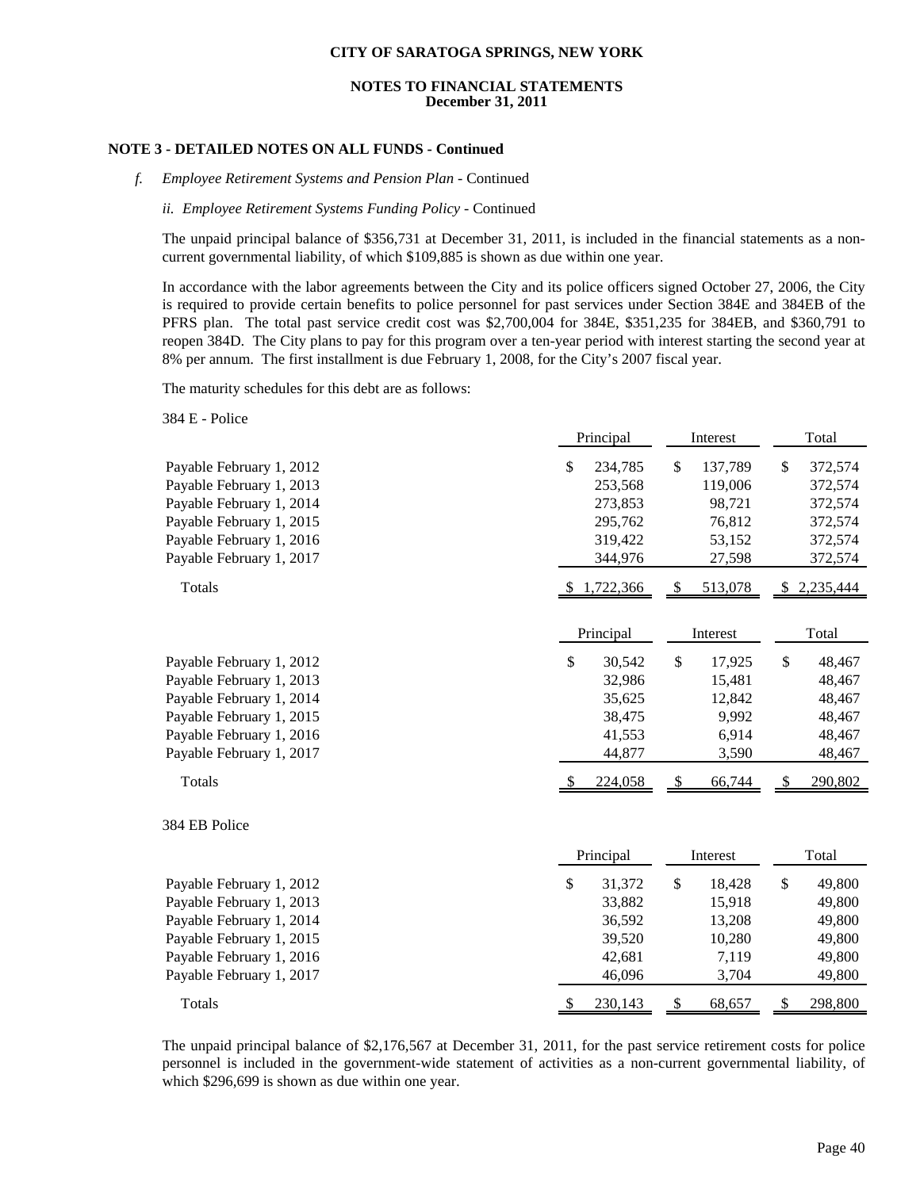## NOTE 3 - DETAILED NOTES ON ALL FUNDS - Continued

*f. Employee Retirement Systems and Pension Plan* - Continued

*ii. Employee Retirement Systems Funding Policy* - Continued

The unpaid principal balance of $356,731 at December 31, 2011, is included in the financial statements as a non-current governmental liability, of which $109,885 is shown as due within one year.

In accordance with the labor agreements between the City and its police officers signed October 27, 2006, the City is required to provide certain benefits to police personnel for past services under Section 384E and 384EB of the PFRS plan. The total past service credit cost was $2,700,004 for 384E, $351,235 for 384EB, and $360,791 to reopen 384D. The City plans to pay for this program over a ten-year period with interest starting the second year at 8% per annum. The first installment is due February 1, 2008, for the City's 2007 fiscal year.

The maturity schedules for this debt are as follows:

384 E - Police

| | Principal | Interest | Total |
|---|---|---|---|
| Payable February 1, 2012 | $ 234,785 | $ 137,789 | $ 372,574 |
| Payable February 1, 2013 | 253,568 | 119,006 | 372,574 |
| Payable February 1, 2014 | 273,853 | 98,721 | 372,574 |
| Payable February 1, 2015 | 295,762 | 76,812 | 372,574 |
| Payable February 1, 2016 | 319,422 | 53,152 | 372,574 |
| Payable February 1, 2017 | 344,976 | 27,598 | 372,574 |
| Totals | $ 1,722,366 | $ 513,078 | $ 2,235,444 |

| | Principal | Interest | Total |
|---|---|---|---|
| Payable February 1, 2012 | $ 30,542 | $ 17,925 | $ 48,467 |
| Payable February 1, 2013 | 32,986 | 15,481 | 48,467 |
| Payable February 1, 2014 | 35,625 | 12,842 | 48,467 |
| Payable February 1, 2015 | 38,475 | 9,992 | 48,467 |
| Payable February 1, 2016 | 41,553 | 6,914 | 48,467 |
| Payable February 1, 2017 | 44,877 | 3,590 | 48,467 |
| Totals | $ 224,058 | $ 66,744 | $ 290,802 |

384 EB Police

| | Principal | Interest | Total |
|---|---|---|---|
| Payable February 1, 2012 | $ 31,372 | $ 18,428 | $ 49,800 |
| Payable February 1, 2013 | 33,882 | 15,918 | 49,800 |
| Payable February 1, 2014 | 36,592 | 13,208 | 49,800 |
| Payable February 1, 2015 | 39,520 | 10,280 | 49,800 |
| Payable February 1, 2016 | 42,681 | 7,119 | 49,800 |
| Payable February 1, 2017 | 46,096 | 3,704 | 49,800 |
| Totals | $ 230,143 | $ 68,657 | $ 298,800 |

The unpaid principal balance of $2,176,567 at December 31, 2011, for the past service retirement costs for police personnel is included in the government-wide statement of activities as a non-current governmental liability, of which $296,699 is shown as due within one year.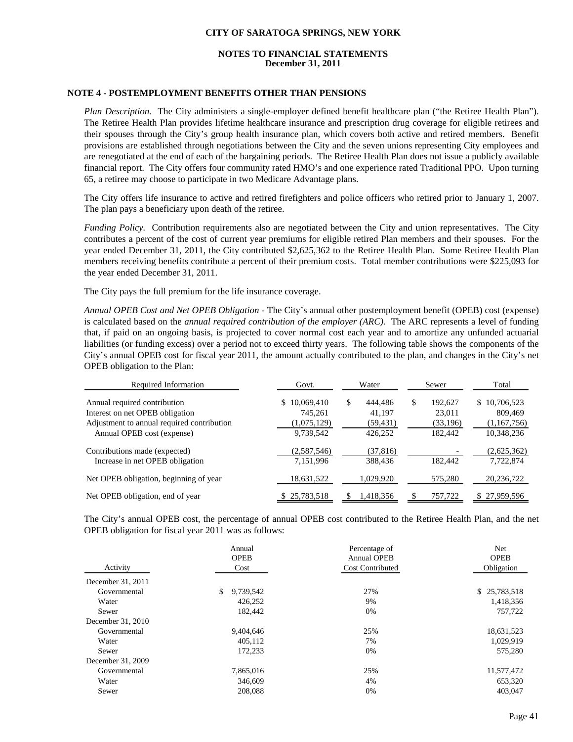## NOTE 4 - POSTEMPLOYMENT BENEFITS OTHER THAN PENSIONS

*Plan Description.* The City administers a single-employer defined benefit healthcare plan ("the Retiree Health Plan"). The Retiree Health Plan provides lifetime healthcare insurance and prescription drug coverage for eligible retirees and their spouses through the City's group health insurance plan, which covers both active and retired members. Benefit provisions are established through negotiations between the City and the seven unions representing City employees and are renegotiated at the end of each of the bargaining periods. The Retiree Health Plan does not issue a publicly available financial report. The City offers four community rated HMO's and one experience rated Traditional PPO. Upon turning 65, a retiree may choose to participate in two Medicare Advantage plans.

The City offers life insurance to active and retired firefighters and police officers who retired prior to January 1, 2007. The plan pays a beneficiary upon death of the retiree.

*Funding Policy.* Contribution requirements also are negotiated between the City and union representatives. The City contributes a percent of the cost of current year premiums for eligible retired Plan members and their spouses. For the year ended December 31, 2011, the City contributed $2,625,362 to the Retiree Health Plan. Some Retiree Health Plan members receiving benefits contribute a percent of their premium costs. Total member contributions were $225,093 for the year ended December 31, 2011.

The City pays the full premium for the life insurance coverage.

*Annual OPEB Cost and Net OPEB Obligation* - The City's annual other postemployment benefit (OPEB) cost (expense) is calculated based on the *annual required contribution of the employer (ARC).* The ARC represents a level of funding that, if paid on an ongoing basis, is projected to cover normal cost each year and to amortize any unfunded actuarial liabilities (or funding excess) over a period not to exceed thirty years. The following table shows the components of the City's annual OPEB cost for fiscal year 2011, the amount actually contributed to the plan, and changes in the City's net OPEB obligation to the Plan:

| Required Information | Govt. | Water | Sewer | Total |
|---|---|---|---|---|
| Annual required contribution | $ 10,069,410 | $ 444,486 | $ 192,627 | $ 10,706,523 |
| Interest on net OPEB obligation | 745,261 | 41,197 | 23,011 | 809,469 |
| Adjustment to annual required contribution | (1,075,129) | (59,431) | (33,196) | (1,167,756) |
| Annual OPEB cost (expense) | 9,739,542 | 426,252 | 182,442 | 10,348,236 |
| Contributions made (expected) | (2,587,546) | (37,816) | - | (2,625,362) |
| Increase in net OPEB obligation | 7,151,996 | 388,436 | 182,442 | 7,722,874 |
| Net OPEB obligation, beginning of year | 18,631,522 | 1,029,920 | 575,280 | 20,236,722 |
| Net OPEB obligation, end of year | $ 25,783,518 | $ 1,418,356 | $ 757,722 | $ 27,959,596 |

The City's annual OPEB cost, the percentage of annual OPEB cost contributed to the Retiree Health Plan, and the net OPEB obligation for fiscal year 2011 was as follows:

| Activity | Annual OPEB Cost | Percentage of Annual OPEB Cost Contributed | Net OPEB Obligation |
|---|---|---|---|
| December 31, 2011 | | | |
| Governmental | $ 9,739,542 | 27% | $ 25,783,518 |
| Water | 426,252 | 9% | 1,418,356 |
| Sewer | 182,442 | 0% | 757,722 |
| December 31, 2010 | | | |
| Governmental | 9,404,646 | 25% | 18,631,523 |
| Water | 405,112 | 7% | 1,029,919 |
| Sewer | 172,233 | 0% | 575,280 |
| December 31, 2009 | | | |
| Governmental | 7,865,016 | 25% | 11,577,472 |
| Water | 346,609 | 4% | 653,320 |
| Sewer | 208,088 | 0% | 403,047 |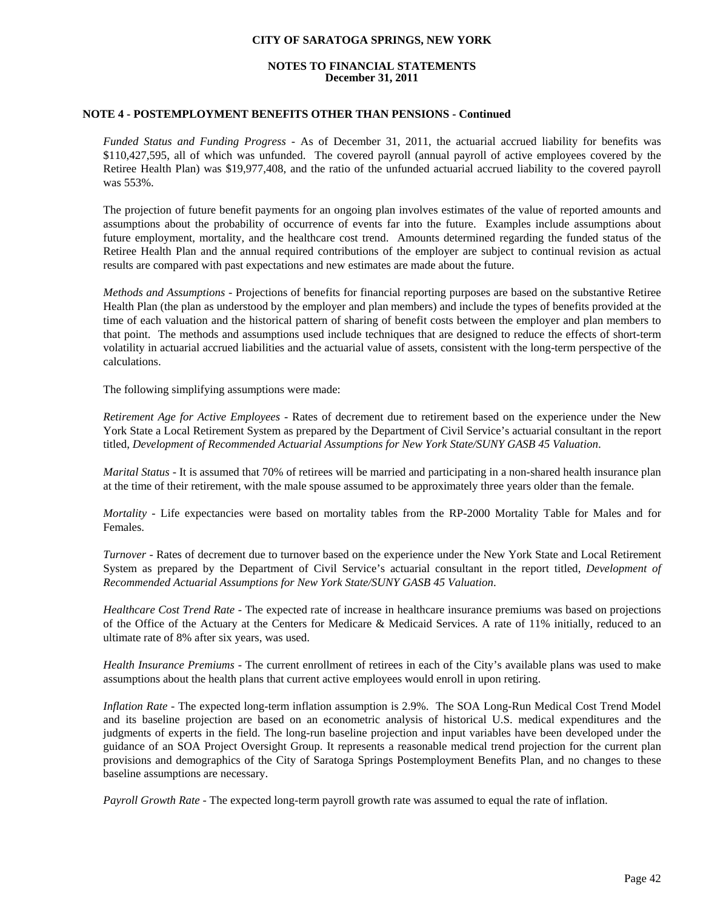### NOTE 4 - POSTEMPLOYMENT BENEFITS OTHER THAN PENSIONS - Continued

*Funded Status and Funding Progress* - As of December 31, 2011, the actuarial accrued liability for benefits was $110,427,595, all of which was unfunded. The covered payroll (annual payroll of active employees covered by the Retiree Health Plan) was $19,977,408, and the ratio of the unfunded actuarial accrued liability to the covered payroll was 553%.

The projection of future benefit payments for an ongoing plan involves estimates of the value of reported amounts and assumptions about the probability of occurrence of events far into the future. Examples include assumptions about future employment, mortality, and the healthcare cost trend. Amounts determined regarding the funded status of the Retiree Health Plan and the annual required contributions of the employer are subject to continual revision as actual results are compared with past expectations and new estimates are made about the future.

*Methods and Assumptions* - Projections of benefits for financial reporting purposes are based on the substantive Retiree Health Plan (the plan as understood by the employer and plan members) and include the types of benefits provided at the time of each valuation and the historical pattern of sharing of benefit costs between the employer and plan members to that point. The methods and assumptions used include techniques that are designed to reduce the effects of short-term volatility in actuarial accrued liabilities and the actuarial value of assets, consistent with the long-term perspective of the calculations.

The following simplifying assumptions were made:

*Retirement Age for Active Employees* - Rates of decrement due to retirement based on the experience under the New York State a Local Retirement System as prepared by the Department of Civil Service's actuarial consultant in the report titled, *Development of Recommended Actuarial Assumptions for New York State/SUNY GASB 45 Valuation*.

*Marital Status* - It is assumed that 70% of retirees will be married and participating in a non-shared health insurance plan at the time of their retirement, with the male spouse assumed to be approximately three years older than the female.

*Mortality* - Life expectancies were based on mortality tables from the RP-2000 Mortality Table for Males and for Females.

*Turnover* - Rates of decrement due to turnover based on the experience under the New York State and Local Retirement System as prepared by the Department of Civil Service's actuarial consultant in the report titled, *Development of Recommended Actuarial Assumptions for New York State/SUNY GASB 45 Valuation*.

*Healthcare Cost Trend Rate* - The expected rate of increase in healthcare insurance premiums was based on projections of the Office of the Actuary at the Centers for Medicare & Medicaid Services. A rate of 11% initially, reduced to an ultimate rate of 8% after six years, was used.

*Health Insurance Premiums* - The current enrollment of retirees in each of the City's available plans was used to make assumptions about the health plans that current active employees would enroll in upon retiring.

*Inflation Rate* - The expected long-term inflation assumption is 2.9%. The SOA Long-Run Medical Cost Trend Model and its baseline projection are based on an econometric analysis of historical U.S. medical expenditures and the judgments of experts in the field. The long-run baseline projection and input variables have been developed under the guidance of an SOA Project Oversight Group. It represents a reasonable medical trend projection for the current plan provisions and demographics of the City of Saratoga Springs Postemployment Benefits Plan, and no changes to these baseline assumptions are necessary.

*Payroll Growth Rate* - The expected long-term payroll growth rate was assumed to equal the rate of inflation.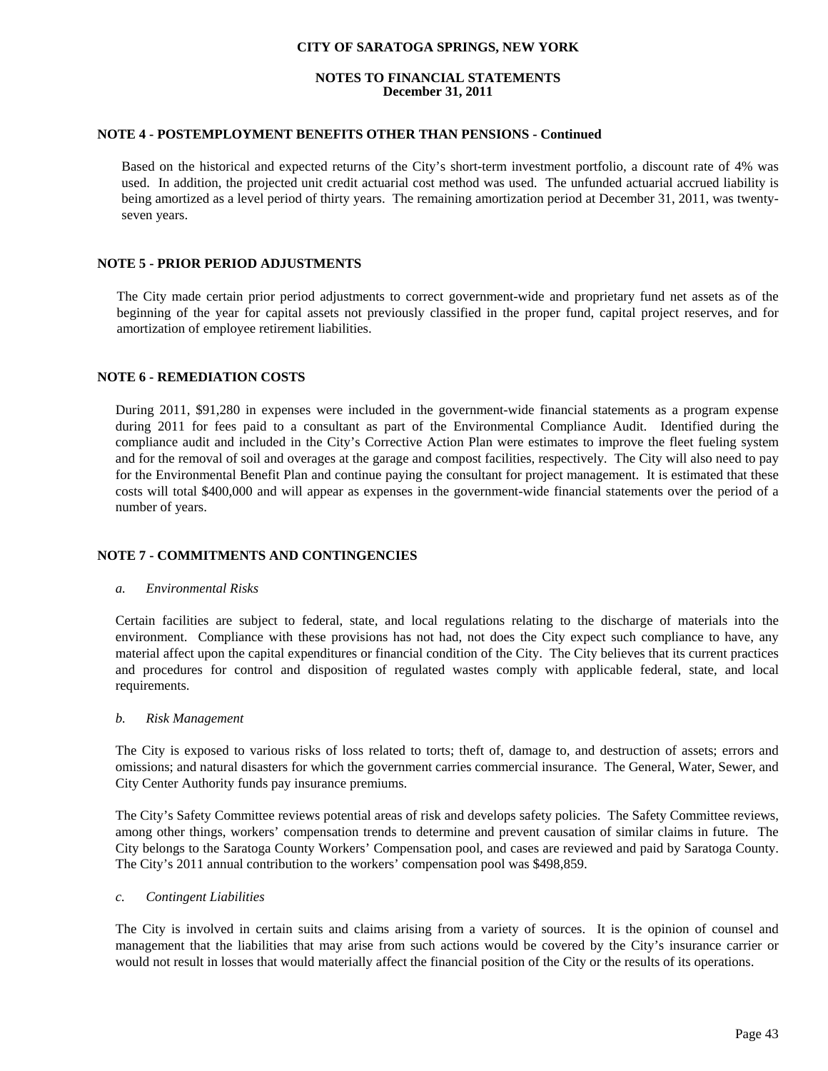**CITY OF SARATOGA SPRINGS, NEW YORK**

**NOTES TO FINANCIAL STATEMENTS**
**December 31, 2011**

## NOTE 4 - POSTEMPLOYMENT BENEFITS OTHER THAN PENSIONS - Continued

Based on the historical and expected returns of the City's short-term investment portfolio, a discount rate of 4% was used. In addition, the projected unit credit actuarial cost method was used. The unfunded actuarial accrued liability is being amortized as a level period of thirty years. The remaining amortization period at December 31, 2011, was twenty-seven years.

## NOTE 5 - PRIOR PERIOD ADJUSTMENTS

The City made certain prior period adjustments to correct government-wide and proprietary fund net assets as of the beginning of the year for capital assets not previously classified in the proper fund, capital project reserves, and for amortization of employee retirement liabilities.

## NOTE 6 - REMEDIATION COSTS

During 2011, $91,280 in expenses were included in the government-wide financial statements as a program expense during 2011 for fees paid to a consultant as part of the Environmental Compliance Audit. Identified during the compliance audit and included in the City's Corrective Action Plan were estimates to improve the fleet fueling system and for the removal of soil and overages at the garage and compost facilities, respectively. The City will also need to pay for the Environmental Benefit Plan and continue paying the consultant for project management. It is estimated that these costs will total $400,000 and will appear as expenses in the government-wide financial statements over the period of a number of years.

## NOTE 7 - COMMITMENTS AND CONTINGENCIES

*a. Environmental Risks*

Certain facilities are subject to federal, state, and local regulations relating to the discharge of materials into the environment. Compliance with these provisions has not had, not does the City expect such compliance to have, any material affect upon the capital expenditures or financial condition of the City. The City believes that its current practices and procedures for control and disposition of regulated wastes comply with applicable federal, state, and local requirements.

*b. Risk Management*

The City is exposed to various risks of loss related to torts; theft of, damage to, and destruction of assets; errors and omissions; and natural disasters for which the government carries commercial insurance. The General, Water, Sewer, and City Center Authority funds pay insurance premiums.

The City's Safety Committee reviews potential areas of risk and develops safety policies. The Safety Committee reviews, among other things, workers' compensation trends to determine and prevent causation of similar claims in future. The City belongs to the Saratoga County Workers' Compensation pool, and cases are reviewed and paid by Saratoga County. The City's 2011 annual contribution to the workers' compensation pool was $498,859.

*c. Contingent Liabilities*

The City is involved in certain suits and claims arising from a variety of sources. It is the opinion of counsel and management that the liabilities that may arise from such actions would be covered by the City's insurance carrier or would not result in losses that would materially affect the financial position of the City or the results of its operations.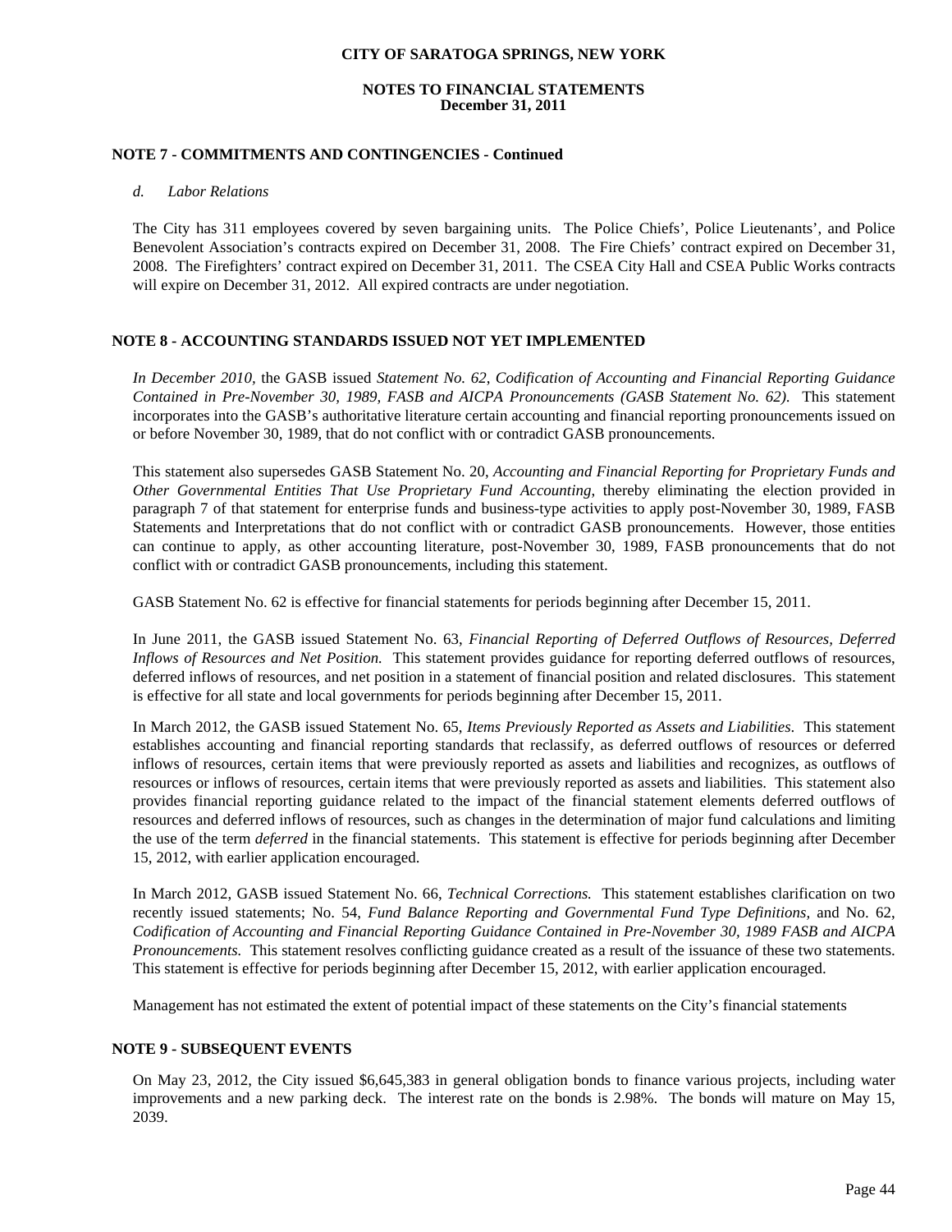## NOTE 7 - COMMITMENTS AND CONTINGENCIES - Continued

*d. Labor Relations*

The City has 311 employees covered by seven bargaining units. The Police Chiefs', Police Lieutenants', and Police Benevolent Association's contracts expired on December 31, 2008. The Fire Chiefs' contract expired on December 31, 2008. The Firefighters' contract expired on December 31, 2011. The CSEA City Hall and CSEA Public Works contracts will expire on December 31, 2012. All expired contracts are under negotiation.

## NOTE 8 - ACCOUNTING STANDARDS ISSUED NOT YET IMPLEMENTED

*In December 2010,* the GASB issued *Statement No. 62, Codification of Accounting and Financial Reporting Guidance Contained in Pre-November 30, 1989, FASB and AICPA Pronouncements (GASB Statement No. 62).* This statement incorporates into the GASB's authoritative literature certain accounting and financial reporting pronouncements issued on or before November 30, 1989, that do not conflict with or contradict GASB pronouncements.

This statement also supersedes GASB Statement No. 20, *Accounting and Financial Reporting for Proprietary Funds and Other Governmental Entities That Use Proprietary Fund Accounting,* thereby eliminating the election provided in paragraph 7 of that statement for enterprise funds and business-type activities to apply post-November 30, 1989, FASB Statements and Interpretations that do not conflict with or contradict GASB pronouncements. However, those entities can continue to apply, as other accounting literature, post-November 30, 1989, FASB pronouncements that do not conflict with or contradict GASB pronouncements, including this statement.

GASB Statement No. 62 is effective for financial statements for periods beginning after December 15, 2011.

In June 2011, the GASB issued Statement No. 63, *Financial Reporting of Deferred Outflows of Resources, Deferred Inflows of Resources and Net Position.* This statement provides guidance for reporting deferred outflows of resources, deferred inflows of resources, and net position in a statement of financial position and related disclosures. This statement is effective for all state and local governments for periods beginning after December 15, 2011.

In March 2012, the GASB issued Statement No. 65, *Items Previously Reported as Assets and Liabilities.* This statement establishes accounting and financial reporting standards that reclassify, as deferred outflows of resources or deferred inflows of resources, certain items that were previously reported as assets and liabilities and recognizes, as outflows of resources or inflows of resources, certain items that were previously reported as assets and liabilities. This statement also provides financial reporting guidance related to the impact of the financial statement elements deferred outflows of resources and deferred inflows of resources, such as changes in the determination of major fund calculations and limiting the use of the term *deferred* in the financial statements. This statement is effective for periods beginning after December 15, 2012, with earlier application encouraged.

In March 2012, GASB issued Statement No. 66, *Technical Corrections.* This statement establishes clarification on two recently issued statements; No. 54, *Fund Balance Reporting and Governmental Fund Type Definitions,* and No. 62, *Codification of Accounting and Financial Reporting Guidance Contained in Pre-November 30, 1989 FASB and AICPA Pronouncements.* This statement resolves conflicting guidance created as a result of the issuance of these two statements. This statement is effective for periods beginning after December 15, 2012, with earlier application encouraged.

Management has not estimated the extent of potential impact of these statements on the City's financial statements

## NOTE 9 - SUBSEQUENT EVENTS

On May 23, 2012, the City issued $6,645,383 in general obligation bonds to finance various projects, including water improvements and a new parking deck. The interest rate on the bonds is 2.98%. The bonds will mature on May 15, 2039.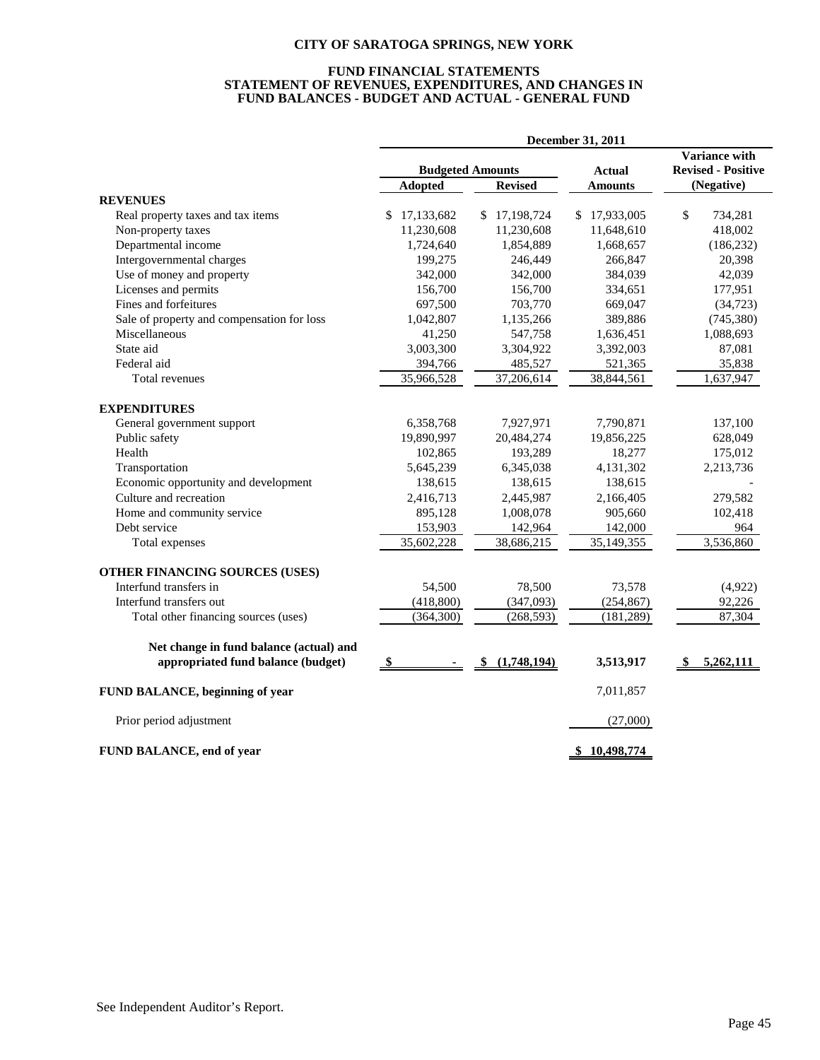# CITY OF SARATOGA SPRINGS, NEW YORK

## FUND FINANCIAL STATEMENTS
## STATEMENT OF REVENUES, EXPENDITURES, AND CHANGES IN FUND BALANCES - BUDGET AND ACTUAL - GENERAL FUND

| | December 31, 2011 | | | |
|---|---|---|---|---|
| | Budgeted Amounts | | Actual | Variance with Revised - Positive |
| | Adopted | Revised | Amounts | (Negative) |
| **REVENUES** | | | | |
| Real property taxes and tax items | $ 17,133,682 | $ 17,198,724 | $ 17,933,005 | $ 734,281 |
| Non-property taxes | 11,230,608 | 11,230,608 | 11,648,610 | 418,002 |
| Departmental income | 1,724,640 | 1,854,889 | 1,668,657 | (186,232) |
| Intergovernmental charges | 199,275 | 246,449 | 266,847 | 20,398 |
| Use of money and property | 342,000 | 342,000 | 384,039 | 42,039 |
| Licenses and permits | 156,700 | 156,700 | 334,651 | 177,951 |
| Fines and forfeitures | 697,500 | 703,770 | 669,047 | (34,723) |
| Sale of property and compensation for loss | 1,042,807 | 1,135,266 | 389,886 | (745,380) |
| Miscellaneous | 41,250 | 547,758 | 1,636,451 | 1,088,693 |
| State aid | 3,003,300 | 3,304,922 | 3,392,003 | 87,081 |
| Federal aid | 394,766 | 485,527 | 521,365 | 35,838 |
| Total revenues | 35,966,528 | 37,206,614 | 38,844,561 | 1,637,947 |
| **EXPENDITURES** | | | | |
| General government support | 6,358,768 | 7,927,971 | 7,790,871 | 137,100 |
| Public safety | 19,890,997 | 20,484,274 | 19,856,225 | 628,049 |
| Health | 102,865 | 193,289 | 18,277 | 175,012 |
| Transportation | 5,645,239 | 6,345,038 | 4,131,302 | 2,213,736 |
| Economic opportunity and development | 138,615 | 138,615 | 138,615 | - |
| Culture and recreation | 2,416,713 | 2,445,987 | 2,166,405 | 279,582 |
| Home and community service | 895,128 | 1,008,078 | 905,660 | 102,418 |
| Debt service | 153,903 | 142,964 | 142,000 | 964 |
| Total expenses | 35,602,228 | 38,686,215 | 35,149,355 | 3,536,860 |
| **OTHER FINANCING SOURCES (USES)** | | | | |
| Interfund transfers in | 54,500 | 78,500 | 73,578 | (4,922) |
| Interfund transfers out | (418,800) | (347,093) | (254,867) | 92,226 |
| Total other financing sources (uses) | (364,300) | (268,593) | (181,289) | 87,304 |
| **Net change in fund balance (actual) and appropriated fund balance (budget)** | **$ -** | **$ (1,748,194)** | **3,513,917** | **$ 5,262,111** |
| **FUND BALANCE, beginning of year** | | | 7,011,857 | |
| Prior period adjustment | | | (27,000) | |
| **FUND BALANCE, end of year** | | | **$ 10,498,774** | |

See Independent Auditor's Report.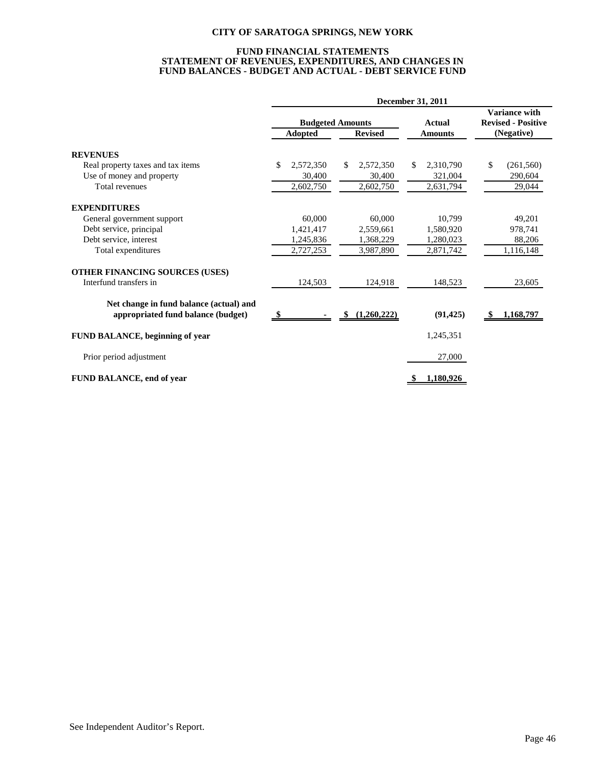# CITY OF SARATOGA SPRINGS, NEW YORK

## FUND FINANCIAL STATEMENTS
## STATEMENT OF REVENUES, EXPENDITURES, AND CHANGES IN FUND BALANCES - BUDGET AND ACTUAL - DEBT SERVICE FUND

| | December 31, 2011 | | | |
|---|---|---|---|---|
| | Budgeted Amounts | | Actual | Variance with Revised - Positive |
| | Adopted | Revised | Amounts | (Negative) |
| **REVENUES** | | | | |
| Real property taxes and tax items | $ 2,572,350 | $ 2,572,350 | $ 2,310,790 | $ (261,560) |
| Use of money and property | 30,400 | 30,400 | 321,004 | 290,604 |
| Total revenues | 2,602,750 | 2,602,750 | 2,631,794 | 29,044 |
| **EXPENDITURES** | | | | |
| General government support | 60,000 | 60,000 | 10,799 | 49,201 |
| Debt service, principal | 1,421,417 | 2,559,661 | 1,580,920 | 978,741 |
| Debt service, interest | 1,245,836 | 1,368,229 | 1,280,023 | 88,206 |
| Total expenditures | 2,727,253 | 3,987,890 | 2,871,742 | 1,116,148 |
| **OTHER FINANCING SOURCES (USES)** | | | | |
| Interfund transfers in | 124,503 | 124,918 | 148,523 | 23,605 |
| **Net change in fund balance (actual) and appropriated fund balance (budget)** | **$ -** | **$ (1,260,222)** | **(91,425)** | **$ 1,168,797** |
| **FUND BALANCE, beginning of year** | | | 1,245,351 | |
| Prior period adjustment | | | 27,000 | |
| **FUND BALANCE, end of year** | | | **$ 1,180,926** | |

See Independent Auditor's Report.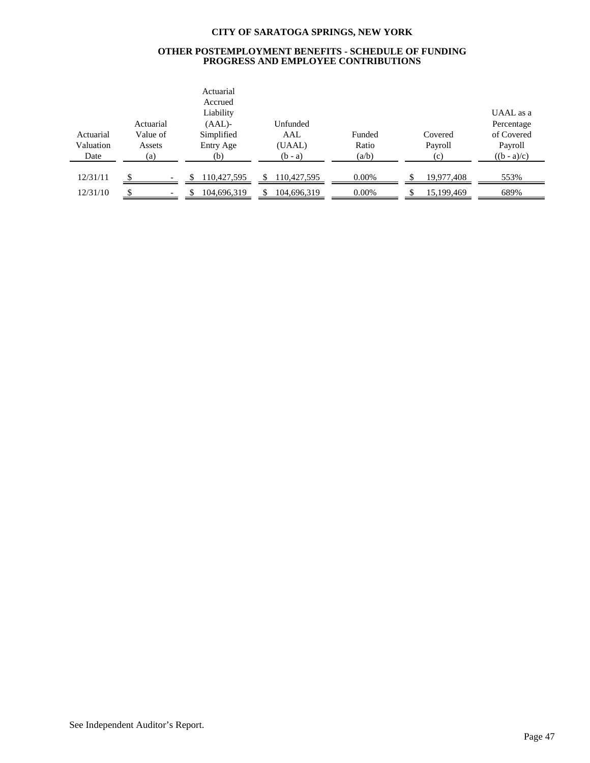# CITY OF SARATOGA SPRINGS, NEW YORK

## OTHER POSTEMPLOYMENT BENEFITS - SCHEDULE OF FUNDING PROGRESS AND EMPLOYEE CONTRIBUTIONS

| Actuarial Valuation Date | Actuarial Value of Assets (a) | Actuarial Accrued Liability (AAL)- Simplified Entry Age (b) | Unfunded AAL (UAAL) (b - a) | Funded Ratio (a/b) | Covered Payroll (c) | UAAL as a Percentage of Covered Payroll ((b - a)/c) |
|---|---|---|---|---|---|---|
| 12/31/11 | $ - | $ 110,427,595 | $ 110,427,595 | 0.00% | $ 19,977,408 | 553% |
| 12/31/10 | $ - | $ 104,696,319 | $ 104,696,319 | 0.00% | $ 15,199,469 | 689% |

See Independent Auditor's Report.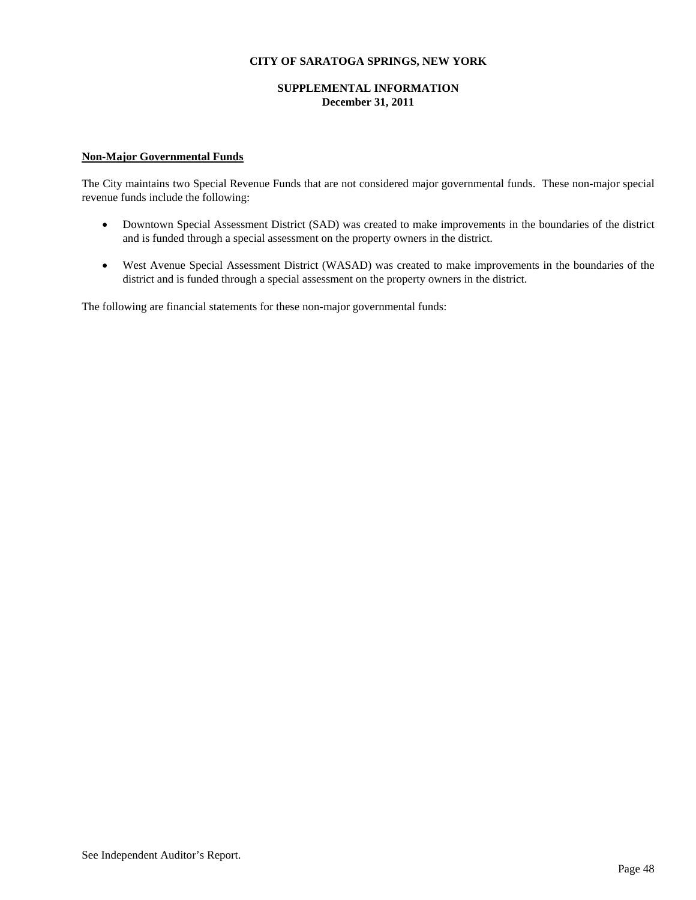**CITY OF SARATOGA SPRINGS, NEW YORK**

**SUPPLEMENTAL INFORMATION**
**December 31, 2011**

## Non-Major Governmental Funds

The City maintains two Special Revenue Funds that are not considered major governmental funds. These non-major special revenue funds include the following:

- Downtown Special Assessment District (SAD) was created to make improvements in the boundaries of the district and is funded through a special assessment on the property owners in the district.
- West Avenue Special Assessment District (WASAD) was created to make improvements in the boundaries of the district and is funded through a special assessment on the property owners in the district.

The following are financial statements for these non-major governmental funds:

See Independent Auditor's Report.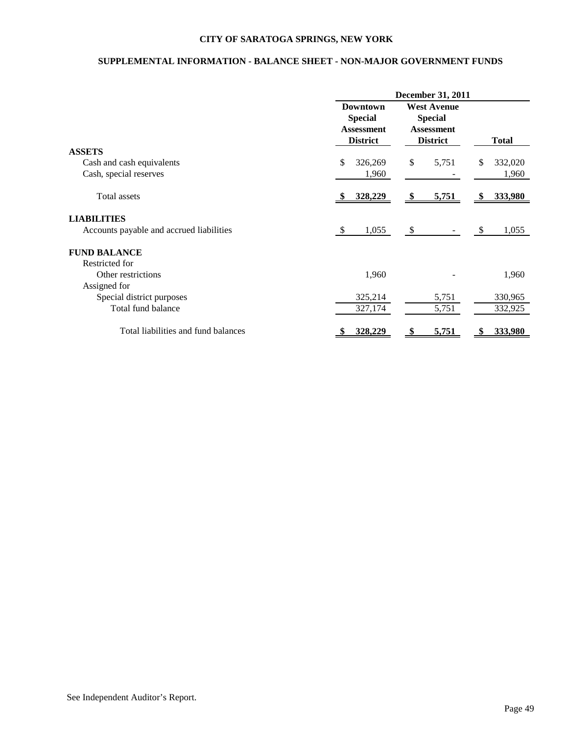# CITY OF SARATOGA SPRINGS, NEW YORK

## SUPPLEMENTAL INFORMATION - BALANCE SHEET - NON-MAJOR GOVERNMENT FUNDS

| | December 31, 2011 | | |
|---|---|---|---|
| | Downtown Special Assessment District | West Avenue Special Assessment District | Total |
| **ASSETS** | | | |
| Cash and cash equivalents | $ 326,269 | $ 5,751 | $ 332,020 |
| Cash, special reserves | 1,960 | - | 1,960 |
| Total assets | **$ 328,229** | **$ 5,751** | **$ 333,980** |
| **LIABILITIES** | | | |
| Accounts payable and accrued liabilities | $ 1,055 | $ - | $ 1,055 |
| **FUND BALANCE** | | | |
| Restricted for | | | |
| Other restrictions | 1,960 | - | 1,960 |
| Assigned for | | | |
| Special district purposes | 325,214 | 5,751 | 330,965 |
| Total fund balance | 327,174 | 5,751 | 332,925 |
| Total liabilities and fund balances | **$ 328,229** | **$ 5,751** | **$ 333,980** |

See Independent Auditor's Report.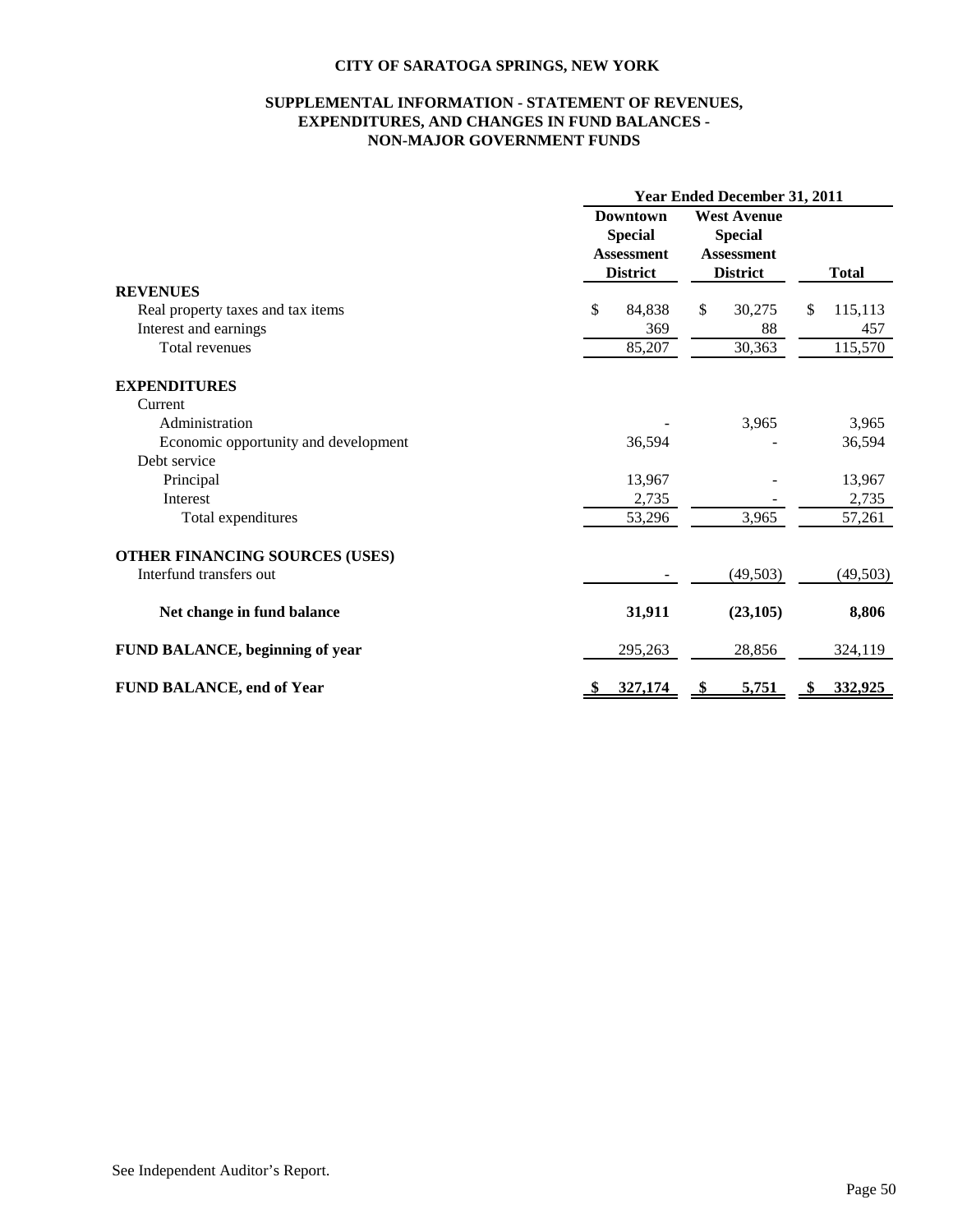**CITY OF SARATOGA SPRINGS, NEW YORK**

**SUPPLEMENTAL INFORMATION - STATEMENT OF REVENUES, EXPENDITURES, AND CHANGES IN FUND BALANCES - NON-MAJOR GOVERNMENT FUNDS**

| | Year Ended December 31, 2011 | | |
|---|---|---|---|
| | Downtown Special Assessment District | West Avenue Special Assessment District | Total |
| **REVENUES** | | | |
| Real property taxes and tax items | $ 84,838 | $ 30,275 | $ 115,113 |
| Interest and earnings | 369 | 88 | 457 |
| Total revenues | 85,207 | 30,363 | 115,570 |
| **EXPENDITURES** | | | |
| Current | | | |
| Administration | - | 3,965 | 3,965 |
| Economic opportunity and development | 36,594 | - | 36,594 |
| Debt service | | | |
| Principal | 13,967 | - | 13,967 |
| Interest | 2,735 | - | 2,735 |
| Total expenditures | 53,296 | 3,965 | 57,261 |
| **OTHER FINANCING SOURCES (USES)** | | | |
| Interfund transfers out | - | (49,503) | (49,503) |
| **Net change in fund balance** | **31,911** | **(23,105)** | **8,806** |
| **FUND BALANCE, beginning of year** | 295,263 | 28,856 | 324,119 |
| **FUND BALANCE, end of Year** | **$ 327,174** | **$ 5,751** | **$ 332,925** |

See Independent Auditor's Report.